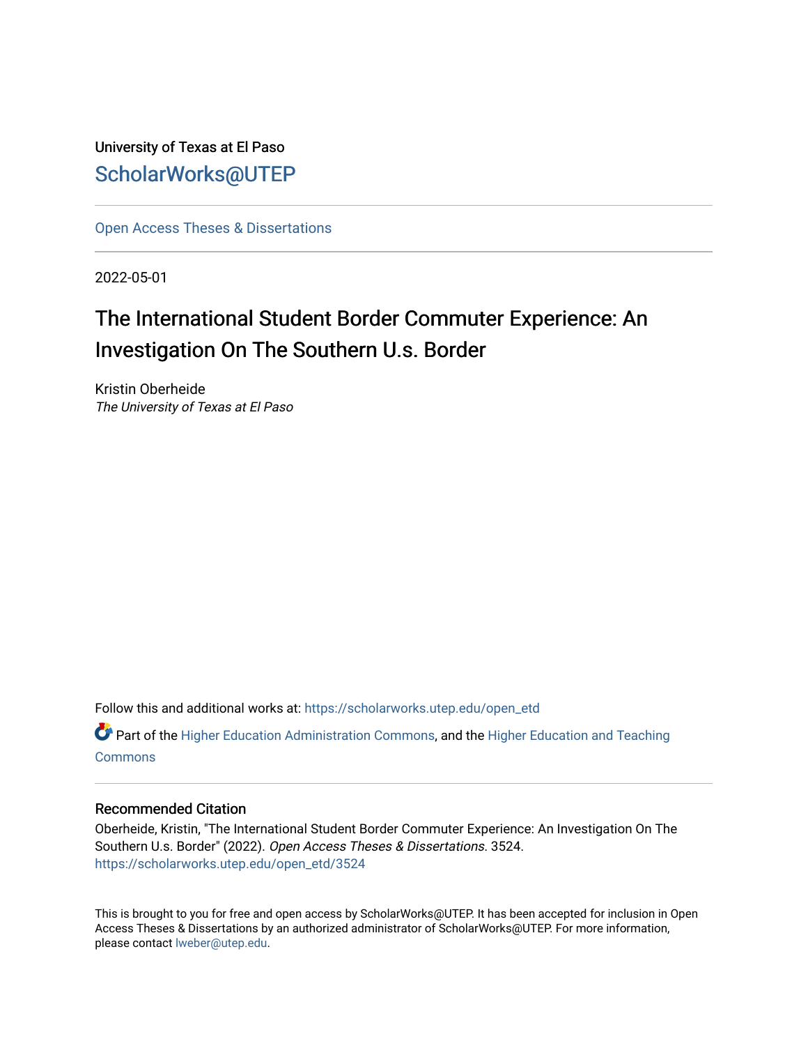University of Texas at El Paso

ScholarWorks@UTEP

Open Access Theses & Dissertations

2022-05-01

# The International Student Border Commuter Experience: An Investigation On The Southern U.s. Border

Kristin Oberheide
*The University of Texas at El Paso*

Follow this and additional works at: https://scholarworks.utep.edu/open_etd

Part of the Higher Education Administration Commons, and the Higher Education and Teaching Commons

## Recommended Citation

Oberheide, Kristin, "The International Student Border Commuter Experience: An Investigation On The Southern U.s. Border" (2022). *Open Access Theses & Dissertations*. 3524.
https://scholarworks.utep.edu/open_etd/3524

This is brought to you for free and open access by ScholarWorks@UTEP. It has been accepted for inclusion in Open Access Theses & Dissertations by an authorized administrator of ScholarWorks@UTEP. For more information, please contact lweber@utep.edu.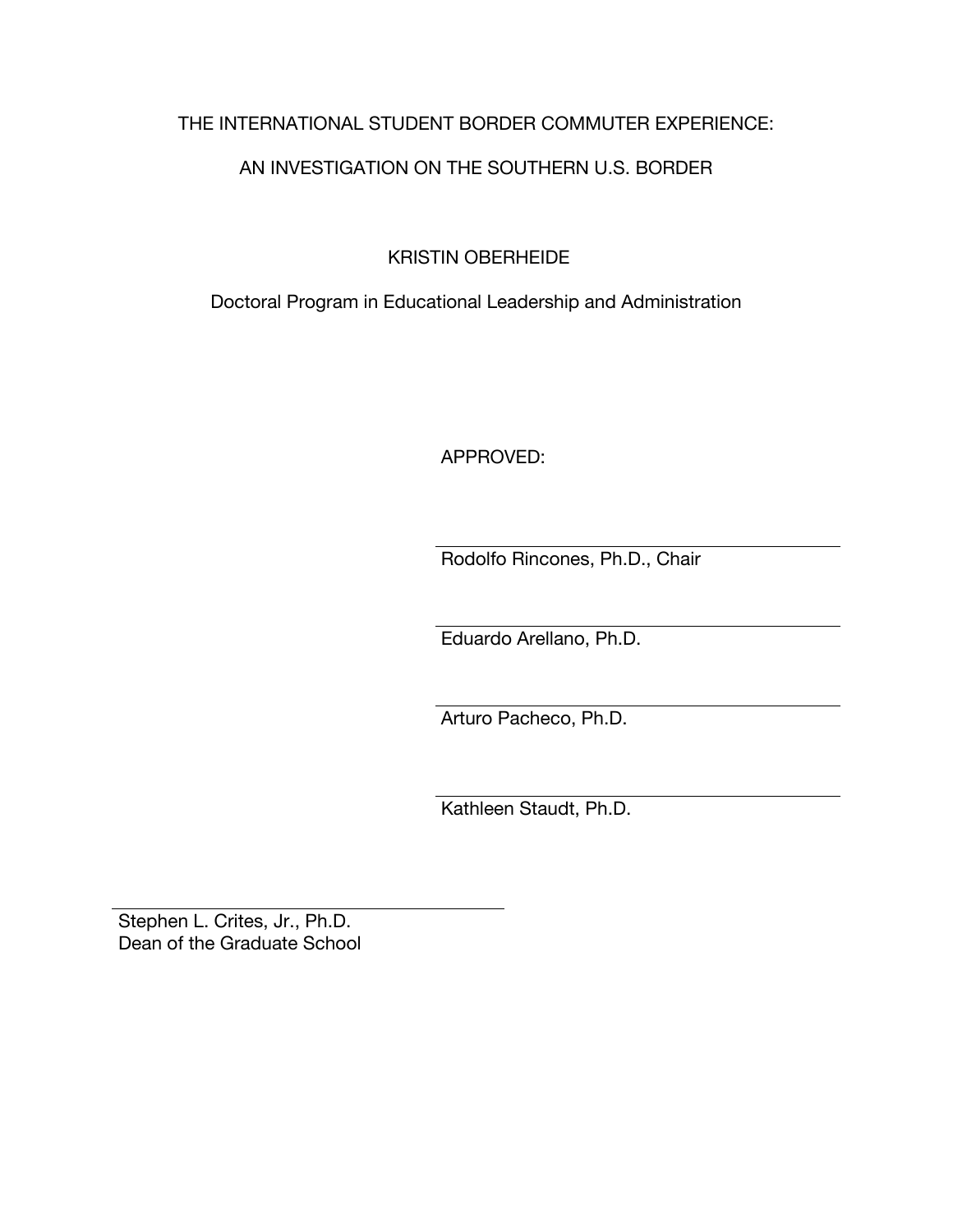THE INTERNATIONAL STUDENT BORDER COMMUTER EXPERIENCE:

AN INVESTIGATION ON THE SOUTHERN U.S. BORDER

KRISTIN OBERHEIDE

Doctoral Program in Educational Leadership and Administration

APPROVED:

Rodolfo Rincones, Ph.D., Chair

Eduardo Arellano, Ph.D.

Arturo Pacheco, Ph.D.

Kathleen Staudt, Ph.D.

Stephen L. Crites, Jr., Ph.D.
Dean of the Graduate School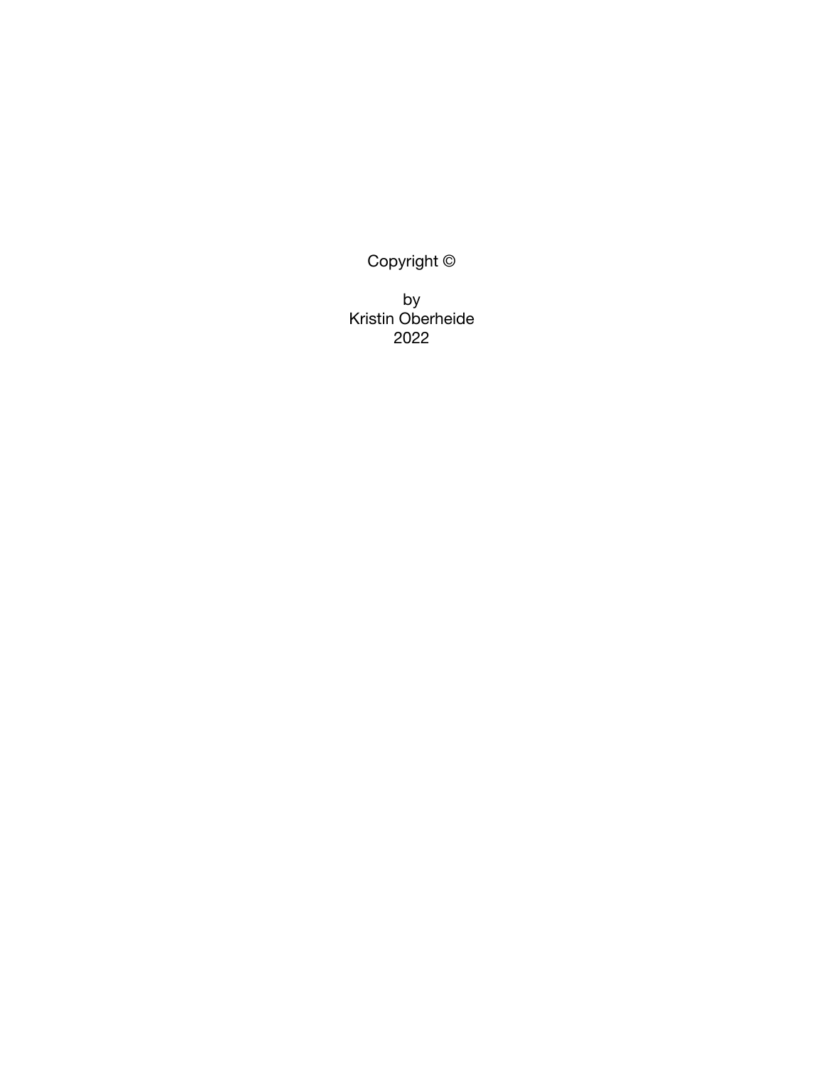Copyright ©

by
Kristin Oberheide
2022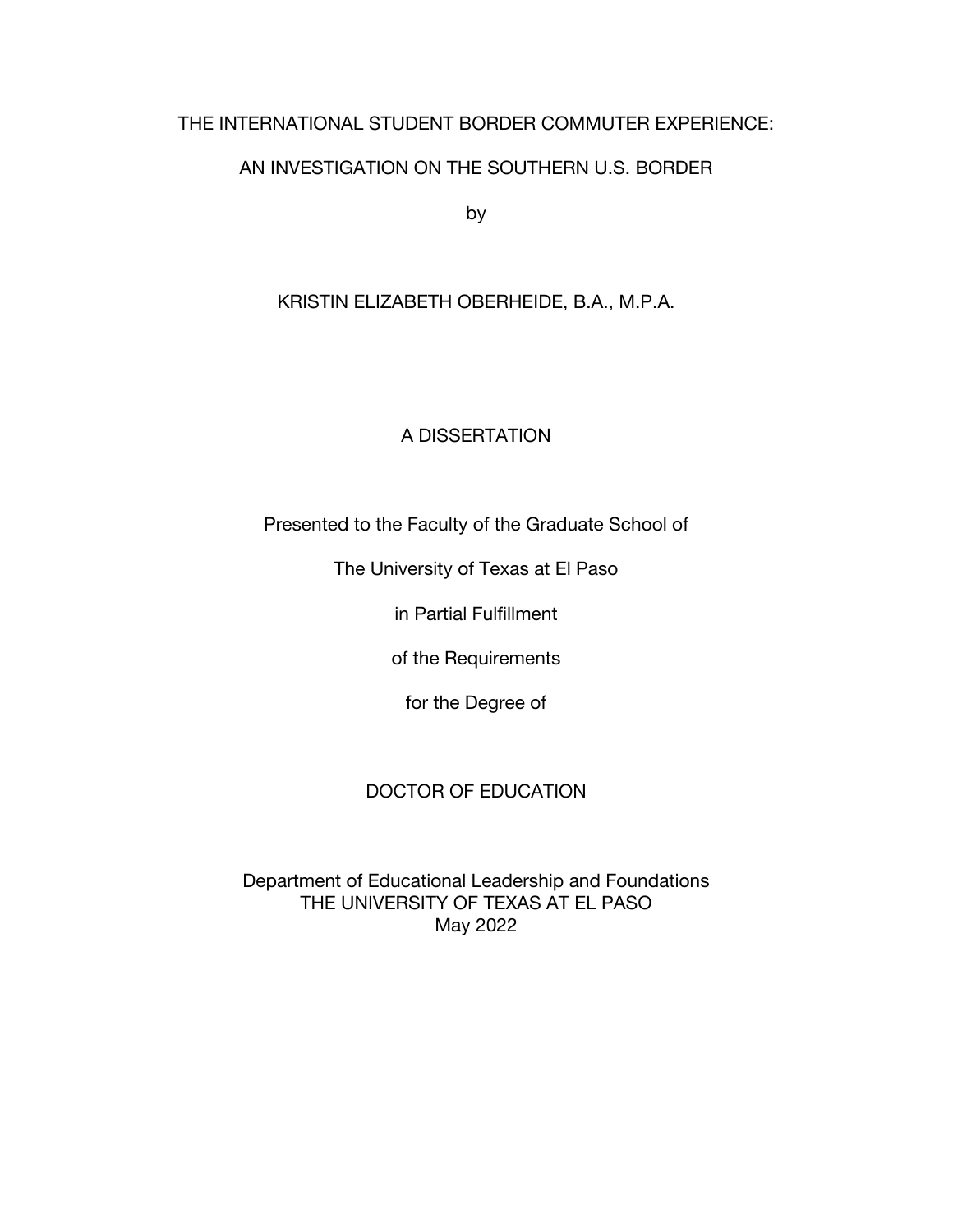THE INTERNATIONAL STUDENT BORDER COMMUTER EXPERIENCE:

AN INVESTIGATION ON THE SOUTHERN U.S. BORDER

by

KRISTIN ELIZABETH OBERHEIDE, B.A., M.P.A.

A DISSERTATION

Presented to the Faculty of the Graduate School of

The University of Texas at El Paso

in Partial Fulfillment

of the Requirements

for the Degree of

DOCTOR OF EDUCATION

Department of Educational Leadership and Foundations
THE UNIVERSITY OF TEXAS AT EL PASO
May 2022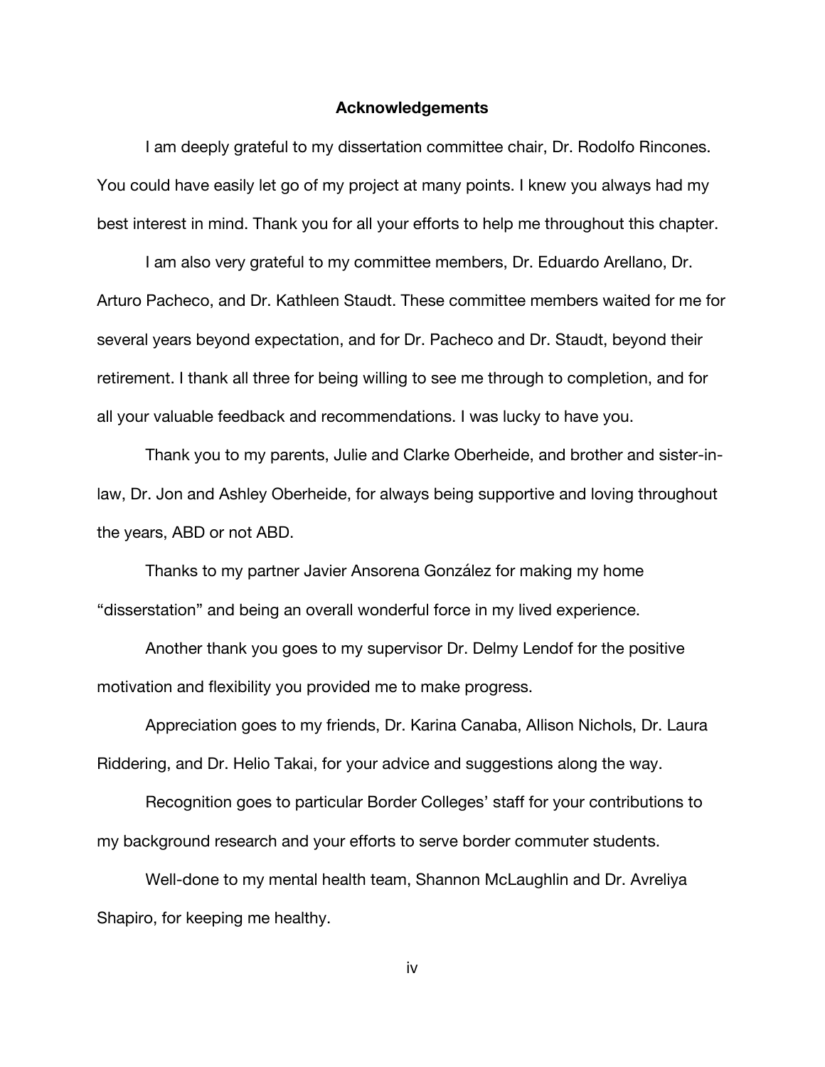## Acknowledgements

I am deeply grateful to my dissertation committee chair, Dr. Rodolfo Rincones. You could have easily let go of my project at many points. I knew you always had my best interest in mind. Thank you for all your efforts to help me throughout this chapter.

I am also very grateful to my committee members, Dr. Eduardo Arellano, Dr. Arturo Pacheco, and Dr. Kathleen Staudt. These committee members waited for me for several years beyond expectation, and for Dr. Pacheco and Dr. Staudt, beyond their retirement. I thank all three for being willing to see me through to completion, and for all your valuable feedback and recommendations. I was lucky to have you.

Thank you to my parents, Julie and Clarke Oberheide, and brother and sister-in-law, Dr. Jon and Ashley Oberheide, for always being supportive and loving throughout the years, ABD or not ABD.

Thanks to my partner Javier Ansorena González for making my home "disserstation" and being an overall wonderful force in my lived experience.

Another thank you goes to my supervisor Dr. Delmy Lendof for the positive motivation and flexibility you provided me to make progress.

Appreciation goes to my friends, Dr. Karina Canaba, Allison Nichols, Dr. Laura Riddering, and Dr. Helio Takai, for your advice and suggestions along the way.

Recognition goes to particular Border Colleges' staff for your contributions to my background research and your efforts to serve border commuter students.

Well-done to my mental health team, Shannon McLaughlin and Dr. Avreliya Shapiro, for keeping me healthy.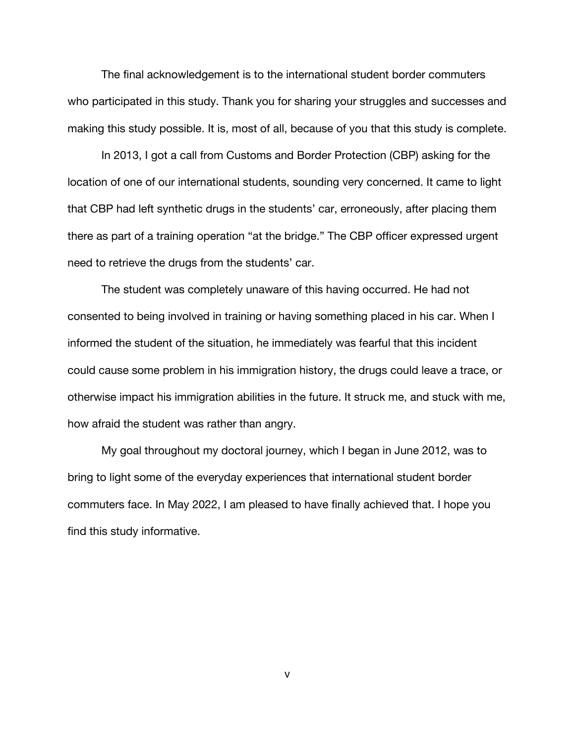The final acknowledgement is to the international student border commuters who participated in this study. Thank you for sharing your struggles and successes and making this study possible. It is, most of all, because of you that this study is complete.

In 2013, I got a call from Customs and Border Protection (CBP) asking for the location of one of our international students, sounding very concerned. It came to light that CBP had left synthetic drugs in the students' car, erroneously, after placing them there as part of a training operation "at the bridge." The CBP officer expressed urgent need to retrieve the drugs from the students' car.

The student was completely unaware of this having occurred. He had not consented to being involved in training or having something placed in his car. When I informed the student of the situation, he immediately was fearful that this incident could cause some problem in his immigration history, the drugs could leave a trace, or otherwise impact his immigration abilities in the future. It struck me, and stuck with me, how afraid the student was rather than angry.

My goal throughout my doctoral journey, which I began in June 2012, was to bring to light some of the everyday experiences that international student border commuters face. In May 2022, I am pleased to have finally achieved that. I hope you find this study informative.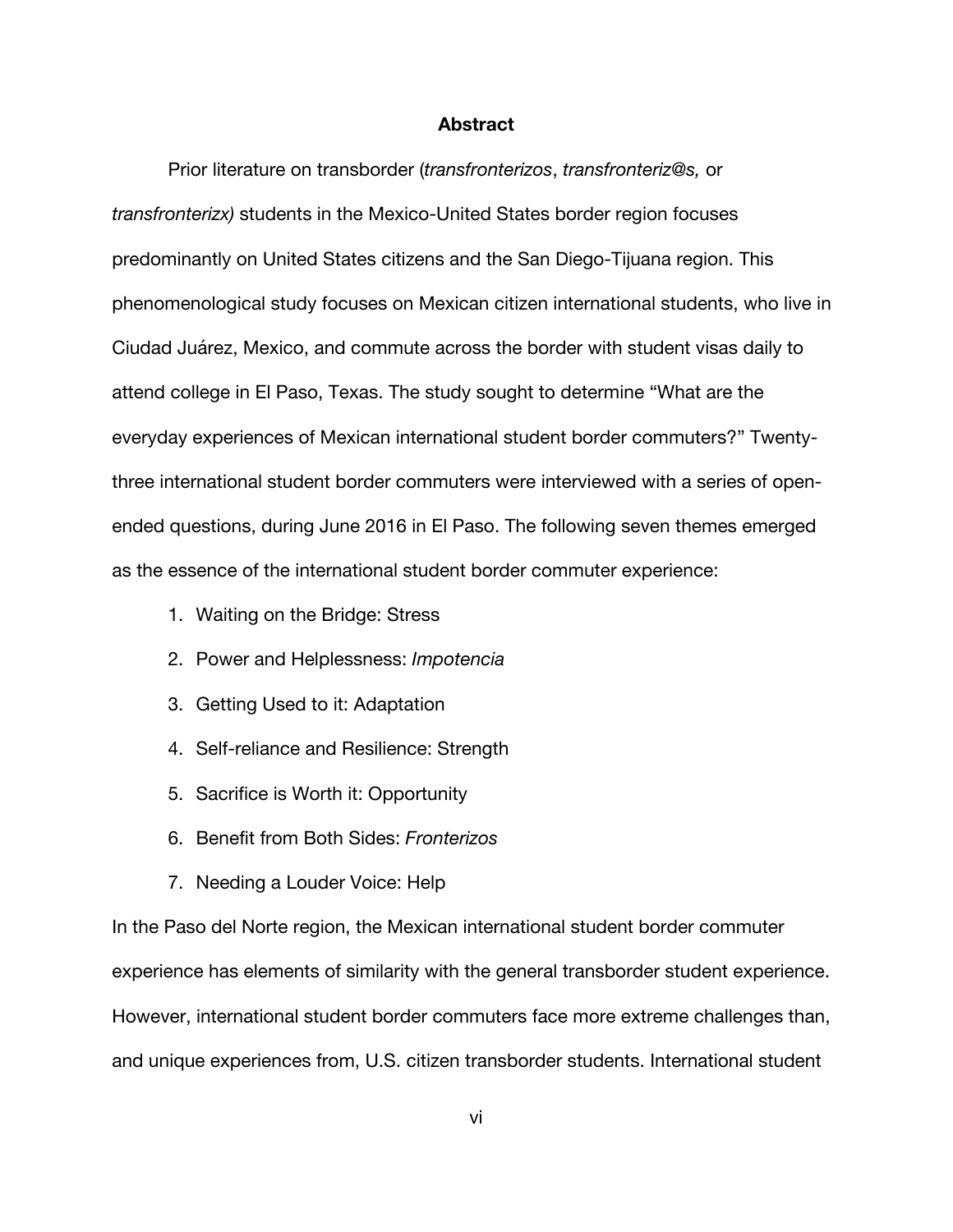# Abstract

Prior literature on transborder (*transfronterizos*, *transfronteriz@s,* or *transfronterizx)* students in the Mexico-United States border region focuses predominantly on United States citizens and the San Diego-Tijuana region. This phenomenological study focuses on Mexican citizen international students, who live in Ciudad Juárez, Mexico, and commute across the border with student visas daily to attend college in El Paso, Texas. The study sought to determine "What are the everyday experiences of Mexican international student border commuters?" Twenty-three international student border commuters were interviewed with a series of open-ended questions, during June 2016 in El Paso. The following seven themes emerged as the essence of the international student border commuter experience:

1. Waiting on the Bridge: Stress
2. Power and Helplessness: *Impotencia*
3. Getting Used to it: Adaptation
4. Self-reliance and Resilience: Strength
5. Sacrifice is Worth it: Opportunity
6. Benefit from Both Sides: *Fronterizos*
7. Needing a Louder Voice: Help

In the Paso del Norte region, the Mexican international student border commuter experience has elements of similarity with the general transborder student experience. However, international student border commuters face more extreme challenges than, and unique experiences from, U.S. citizen transborder students. International student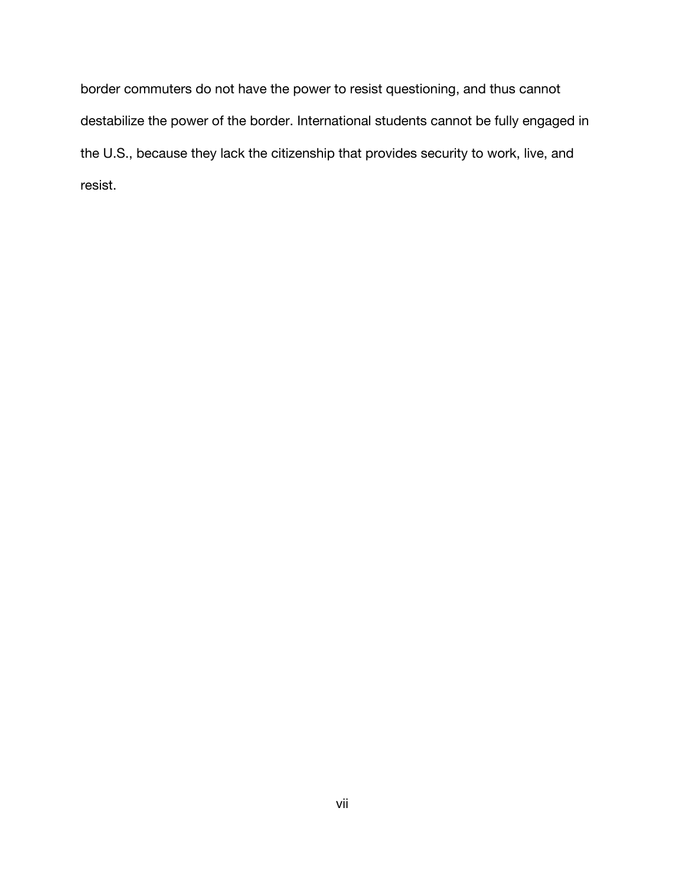border commuters do not have the power to resist questioning, and thus cannot destabilize the power of the border. International students cannot be fully engaged in the U.S., because they lack the citizenship that provides security to work, live, and resist.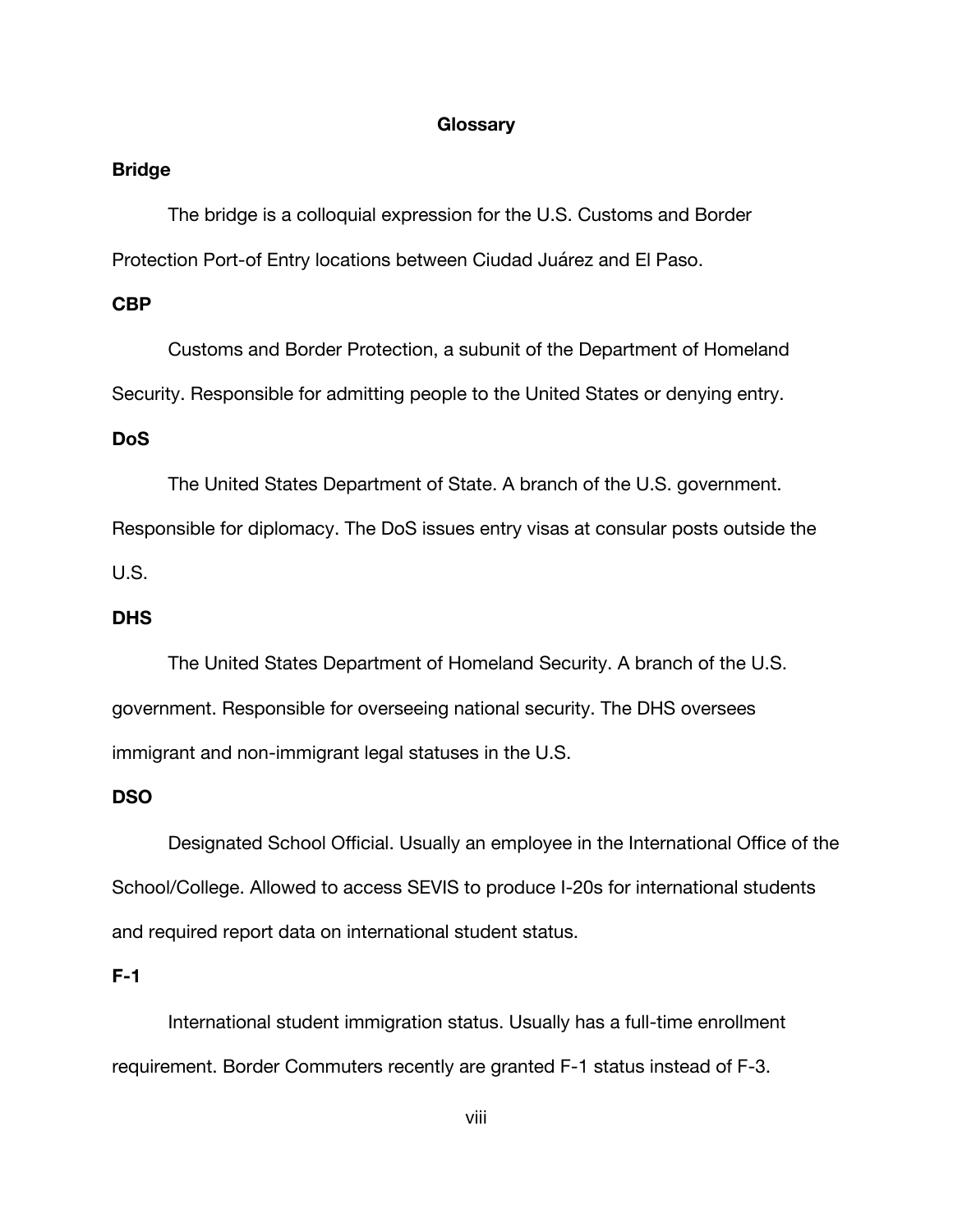# Glossary

**Bridge**

The bridge is a colloquial expression for the U.S. Customs and Border Protection Port-of Entry locations between Ciudad Juárez and El Paso.

**CBP**

Customs and Border Protection, a subunit of the Department of Homeland Security. Responsible for admitting people to the United States or denying entry.

**DoS**

The United States Department of State. A branch of the U.S. government. Responsible for diplomacy. The DoS issues entry visas at consular posts outside the U.S.

**DHS**

The United States Department of Homeland Security. A branch of the U.S. government. Responsible for overseeing national security. The DHS oversees immigrant and non-immigrant legal statuses in the U.S.

**DSO**

Designated School Official. Usually an employee in the International Office of the School/College. Allowed to access SEVIS to produce I-20s for international students and required report data on international student status.

**F-1**

International student immigration status. Usually has a full-time enrollment requirement. Border Commuters recently are granted F-1 status instead of F-3.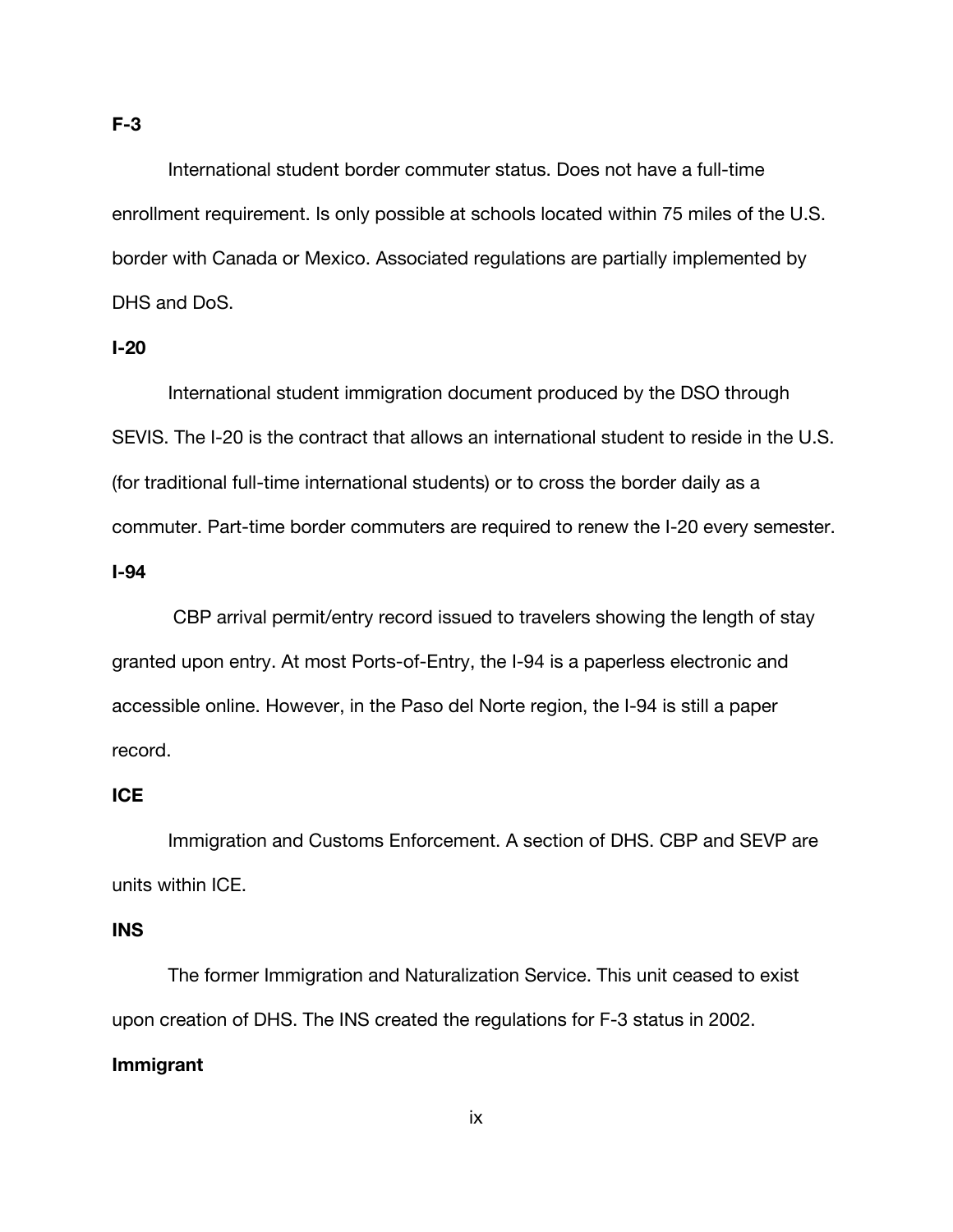**F-3**

International student border commuter status. Does not have a full-time enrollment requirement. Is only possible at schools located within 75 miles of the U.S. border with Canada or Mexico. Associated regulations are partially implemented by DHS and DoS.

**I-20**

International student immigration document produced by the DSO through SEVIS. The I-20 is the contract that allows an international student to reside in the U.S. (for traditional full-time international students) or to cross the border daily as a commuter. Part-time border commuters are required to renew the I-20 every semester.

**I-94**

CBP arrival permit/entry record issued to travelers showing the length of stay granted upon entry. At most Ports-of-Entry, the I-94 is a paperless electronic and accessible online. However, in the Paso del Norte region, the I-94 is still a paper record.

**ICE**

Immigration and Customs Enforcement. A section of DHS. CBP and SEVP are units within ICE.

**INS**

The former Immigration and Naturalization Service. This unit ceased to exist upon creation of DHS. The INS created the regulations for F-3 status in 2002.

**Immigrant**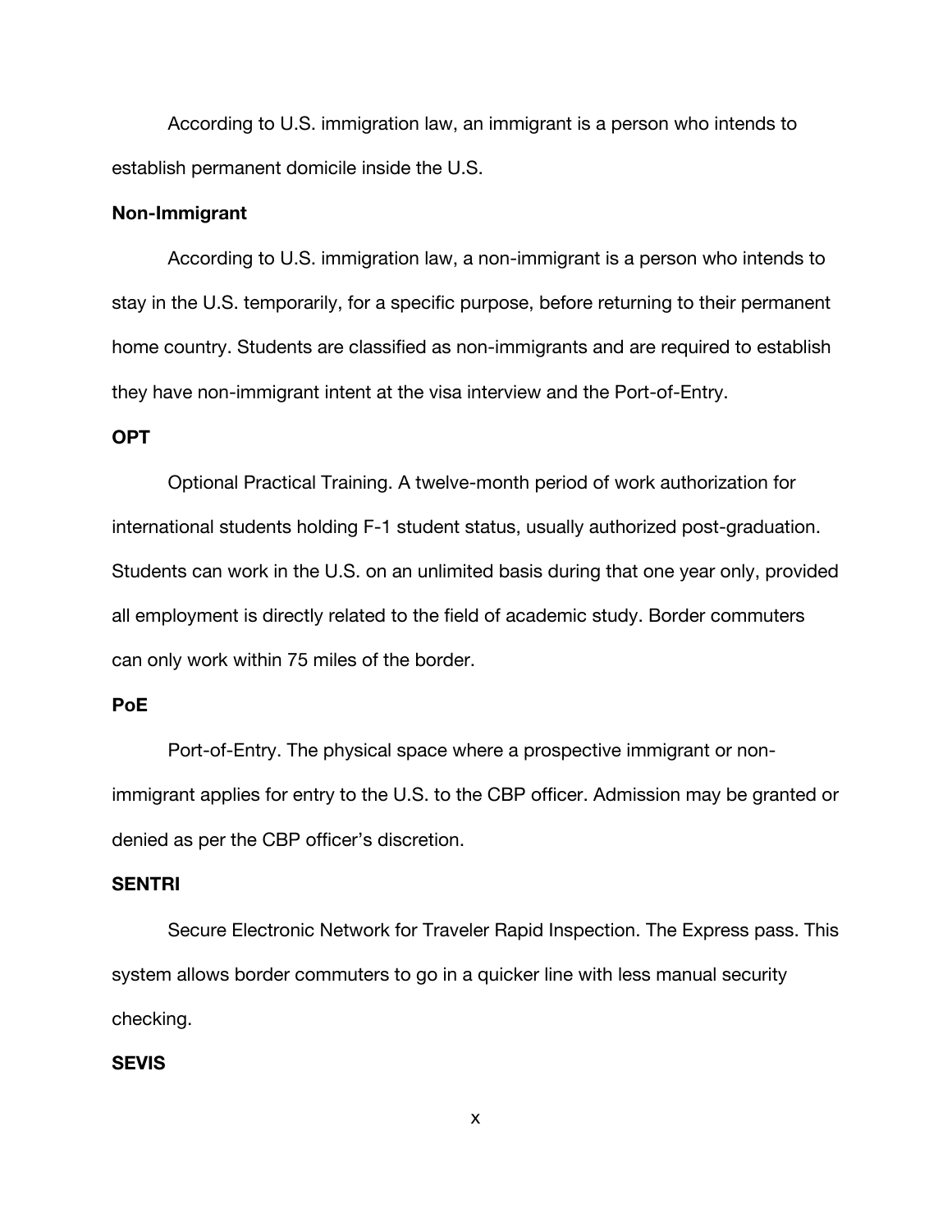According to U.S. immigration law, an immigrant is a person who intends to establish permanent domicile inside the U.S.

**Non-Immigrant**

According to U.S. immigration law, a non-immigrant is a person who intends to stay in the U.S. temporarily, for a specific purpose, before returning to their permanent home country. Students are classified as non-immigrants and are required to establish they have non-immigrant intent at the visa interview and the Port-of-Entry.

**OPT**

Optional Practical Training. A twelve-month period of work authorization for international students holding F-1 student status, usually authorized post-graduation. Students can work in the U.S. on an unlimited basis during that one year only, provided all employment is directly related to the field of academic study. Border commuters can only work within 75 miles of the border.

**PoE**

Port-of-Entry. The physical space where a prospective immigrant or non-immigrant applies for entry to the U.S. to the CBP officer. Admission may be granted or denied as per the CBP officer's discretion.

**SENTRI**

Secure Electronic Network for Traveler Rapid Inspection. The Express pass. This system allows border commuters to go in a quicker line with less manual security checking.

**SEVIS**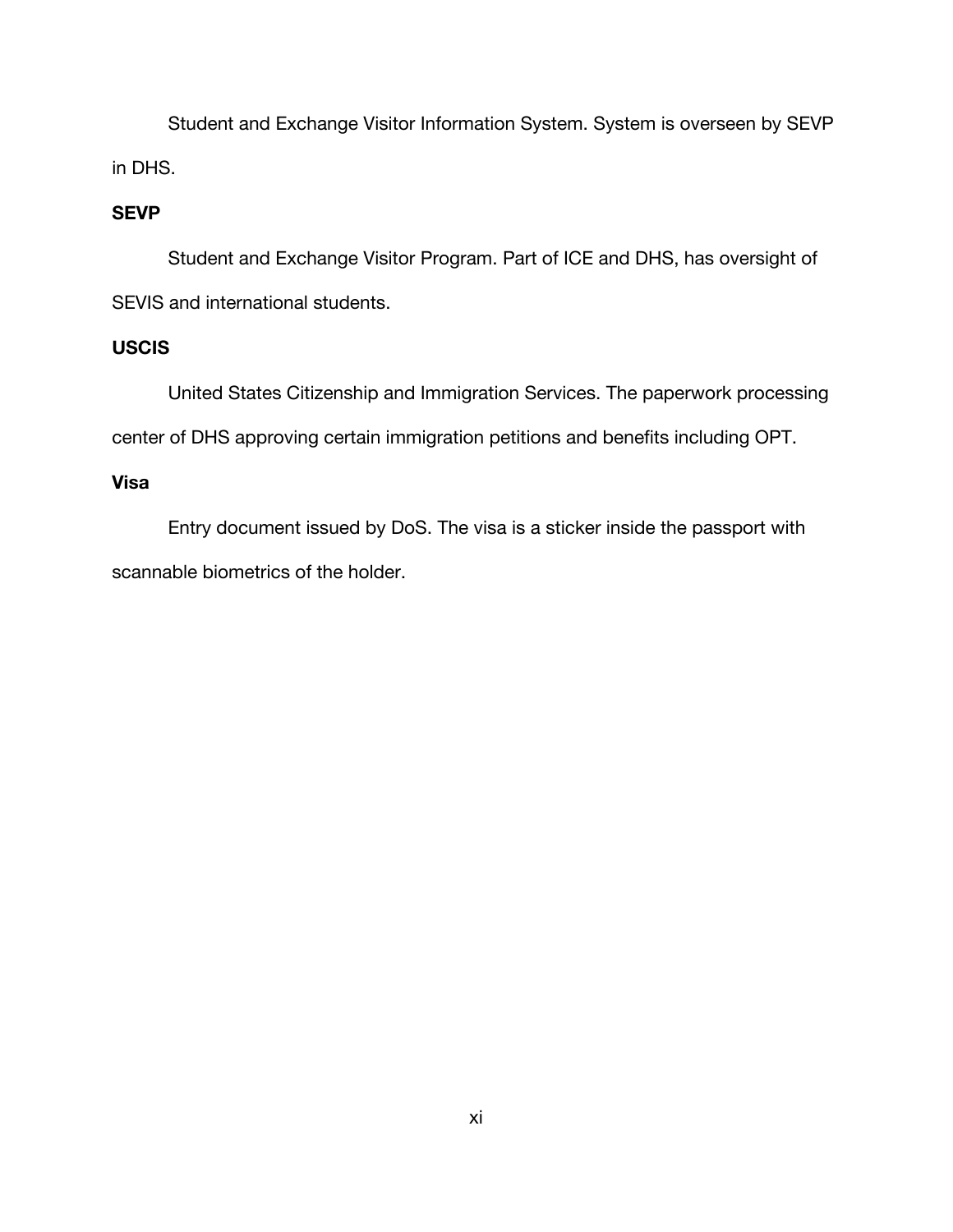Student and Exchange Visitor Information System. System is overseen by SEVP in DHS.

**SEVP**

Student and Exchange Visitor Program. Part of ICE and DHS, has oversight of SEVIS and international students.

**USCIS**

United States Citizenship and Immigration Services. The paperwork processing center of DHS approving certain immigration petitions and benefits including OPT.

**Visa**

Entry document issued by DoS. The visa is a sticker inside the passport with scannable biometrics of the holder.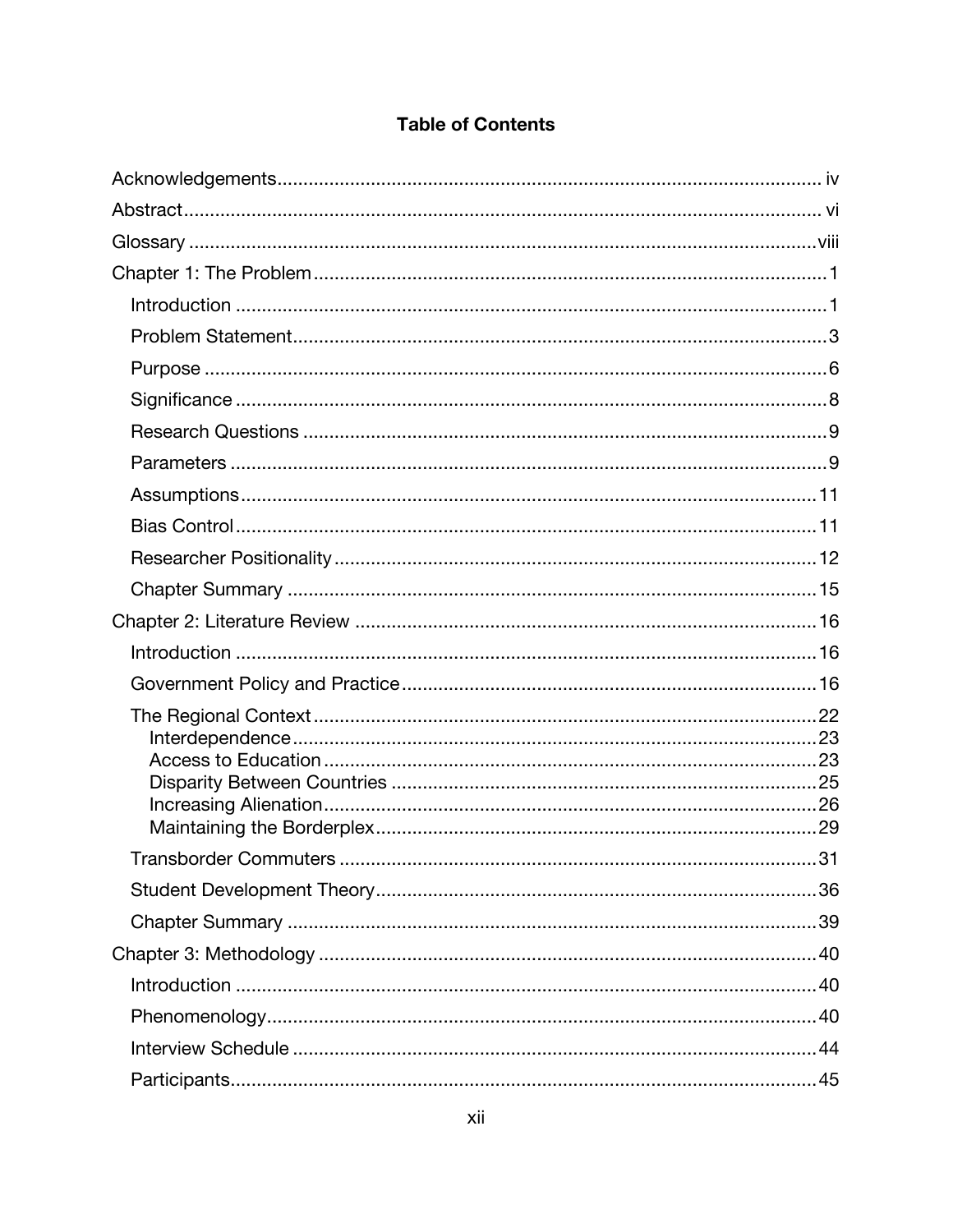# Table of Contents

Acknowledgements ........................................................................................................ iv

Abstract ........................................................................................................................ vi

Glossary ..................................................................................................................... viii

Chapter 1: The Problem ................................................................................................. 1

- Introduction ................................................................................................................ 1
- Problem Statement ...................................................................................................... 3
- Purpose ...................................................................................................................... 6
- Significance ................................................................................................................ 8
- Research Questions .................................................................................................... 9
- Parameters ................................................................................................................. 9
- Assumptions ............................................................................................................. 11
- Bias Control ............................................................................................................... 11
- Researcher Positionality ............................................................................................ 12
- Chapter Summary ..................................................................................................... 15

Chapter 2: Literature Review ........................................................................................ 16

- Introduction ............................................................................................................... 16
- Government Policy and Practice ............................................................................... 16
- The Regional Context ................................................................................................ 22
  - Interdependence ................................................................................................... 23
  - Access to Education ............................................................................................. 23
  - Disparity Between Countries ................................................................................ 25
  - Increasing Alienation ............................................................................................. 26
  - Maintaining the Borderplex ................................................................................... 29
- Transborder Commuters ........................................................................................... 31
- Student Development Theory .................................................................................... 36
- Chapter Summary ..................................................................................................... 39

Chapter 3: Methodology .............................................................................................. 40

- Introduction ............................................................................................................... 40
- Phenomenology ......................................................................................................... 40
- Interview Schedule .................................................................................................... 44
- Participants ................................................................................................................ 45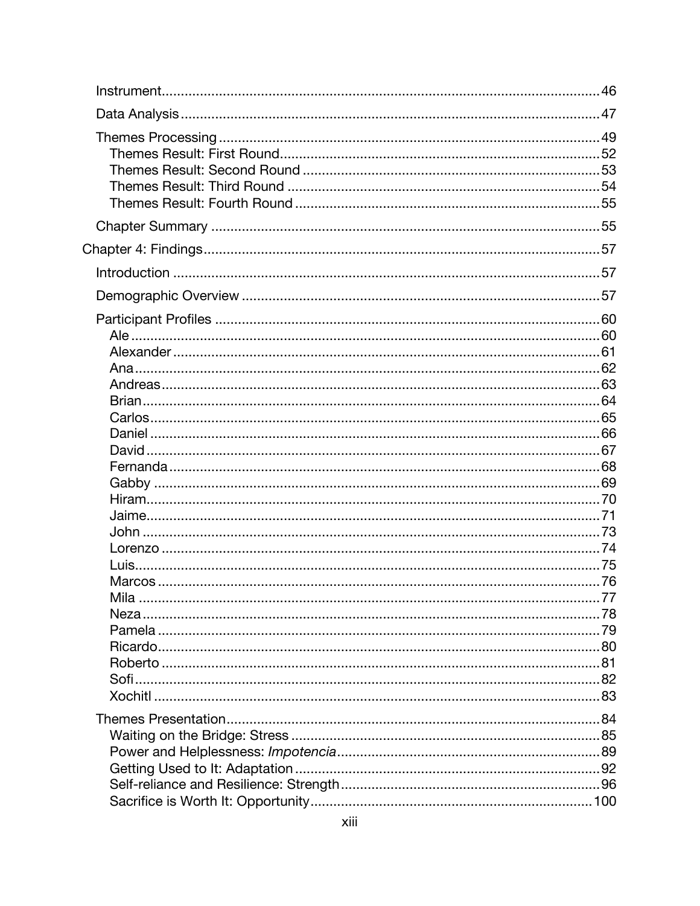Instrument ........................................................................................................ 46

Data Analysis ..................................................................................................... 47

Themes Processing ........................................................................................... 49

Themes Result: First Round ........................................................................... 52

Themes Result: Second Round ...................................................................... 53

Themes Result: Third Round ......................................................................... 54

Themes Result: Fourth Round ....................................................................... 55

Chapter Summary ............................................................................................. 55

Chapter 4: Findings ............................................................................................... 57

Introduction ....................................................................................................... 57

Demographic Overview ..................................................................................... 57

Participant Profiles ............................................................................................ 60

Ale .................................................................................................................. 60

Alexander ........................................................................................................ 61

Ana ................................................................................................................. 62

Andreas ........................................................................................................... 63

Brian ............................................................................................................... 64

Carlos ............................................................................................................. 65

Daniel ............................................................................................................. 66

David .............................................................................................................. 67

Fernanda ......................................................................................................... 68

Gabby ............................................................................................................. 69

Hiram .............................................................................................................. 70

Jaime .............................................................................................................. 71

John ................................................................................................................ 73

Lorenzo ........................................................................................................... 74

Luis ................................................................................................................. 75

Marcos ............................................................................................................ 76

Mila ................................................................................................................. 77

Neza ............................................................................................................... 78

Pamela ............................................................................................................ 79

Ricardo ............................................................................................................ 80

Roberto ........................................................................................................... 81

Sofi ................................................................................................................. 82

Xochitl ............................................................................................................. 83

Themes Presentation ........................................................................................ 84

Waiting on the Bridge: Stress ........................................................................ 85

Power and Helplessness: *Impotencia* ............................................................ 89

Getting Used to It: Adaptation ....................................................................... 92

Self-reliance and Resilience: Strength ........................................................... 96

Sacrifice is Worth It: Opportunity ................................................................. 100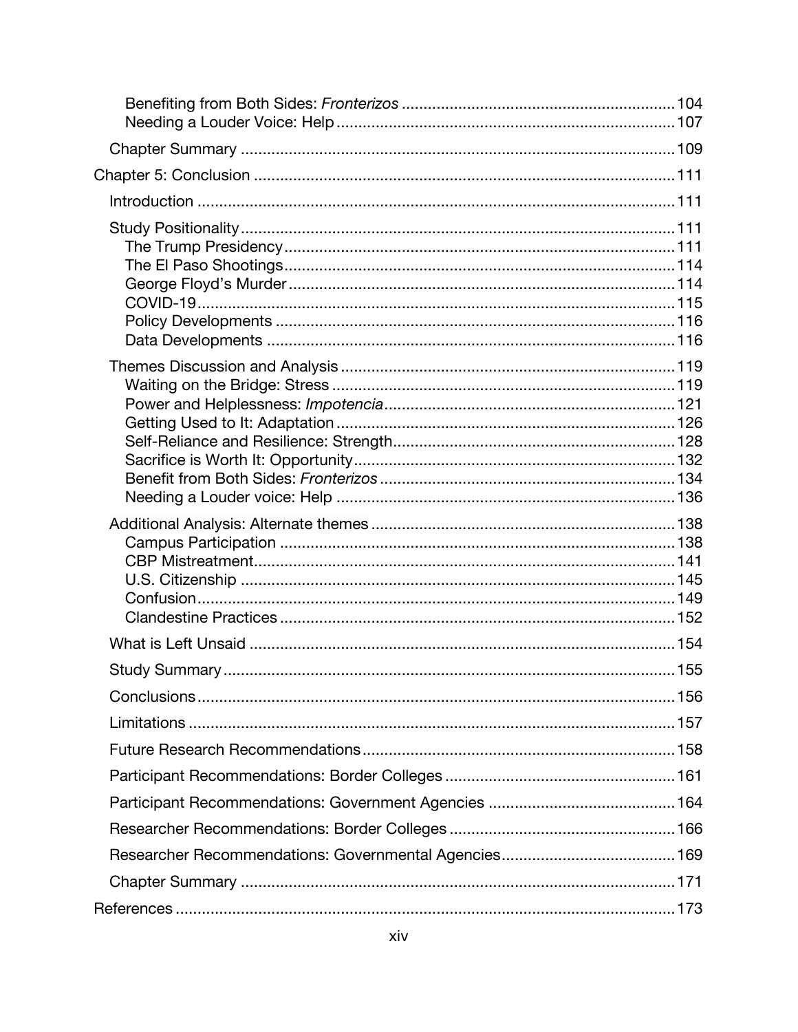Benefiting from Both Sides: *Fronterizos* .......... 104
Needing a Louder Voice: Help .......... 107

Chapter Summary .......... 109

Chapter 5: Conclusion .......... 111

Introduction .......... 111

Study Positionality .......... 111
The Trump Presidency .......... 111
The El Paso Shootings .......... 114
George Floyd's Murder .......... 114
COVID-19 .......... 115
Policy Developments .......... 116
Data Developments .......... 116

Themes Discussion and Analysis .......... 119
Waiting on the Bridge: Stress .......... 119
Power and Helplessness: *Impotencia* .......... 121
Getting Used to It: Adaptation .......... 126
Self-Reliance and Resilience: Strength .......... 128
Sacrifice is Worth It: Opportunity .......... 132
Benefit from Both Sides: *Fronterizos* .......... 134
Needing a Louder voice: Help .......... 136

Additional Analysis: Alternate themes .......... 138
Campus Participation .......... 138
CBP Mistreatment .......... 141
U.S. Citizenship .......... 145
Confusion .......... 149
Clandestine Practices .......... 152

What is Left Unsaid .......... 154

Study Summary .......... 155

Conclusions .......... 156

Limitations .......... 157

Future Research Recommendations .......... 158

Participant Recommendations: Border Colleges .......... 161

Participant Recommendations: Government Agencies .......... 164

Researcher Recommendations: Border Colleges .......... 166

Researcher Recommendations: Governmental Agencies .......... 169

Chapter Summary .......... 171

References .......... 173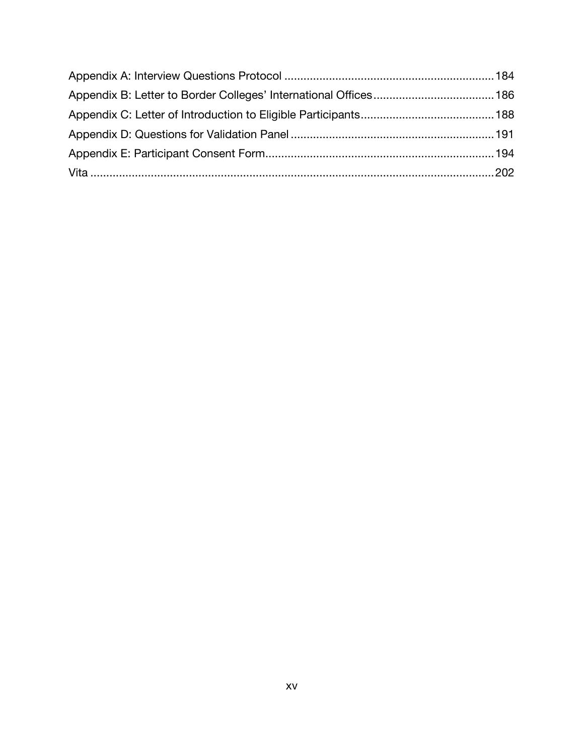Appendix A: Interview Questions Protocol ................................................................. 184
Appendix B: Letter to Border Colleges' International Offices ...................................... 186
Appendix C: Letter of Introduction to Eligible Participants.......................................... 188
Appendix D: Questions for Validation Panel ............................................................... 191
Appendix E: Participant Consent Form ....................................................................... 194
Vita ................................................................................................................................ 202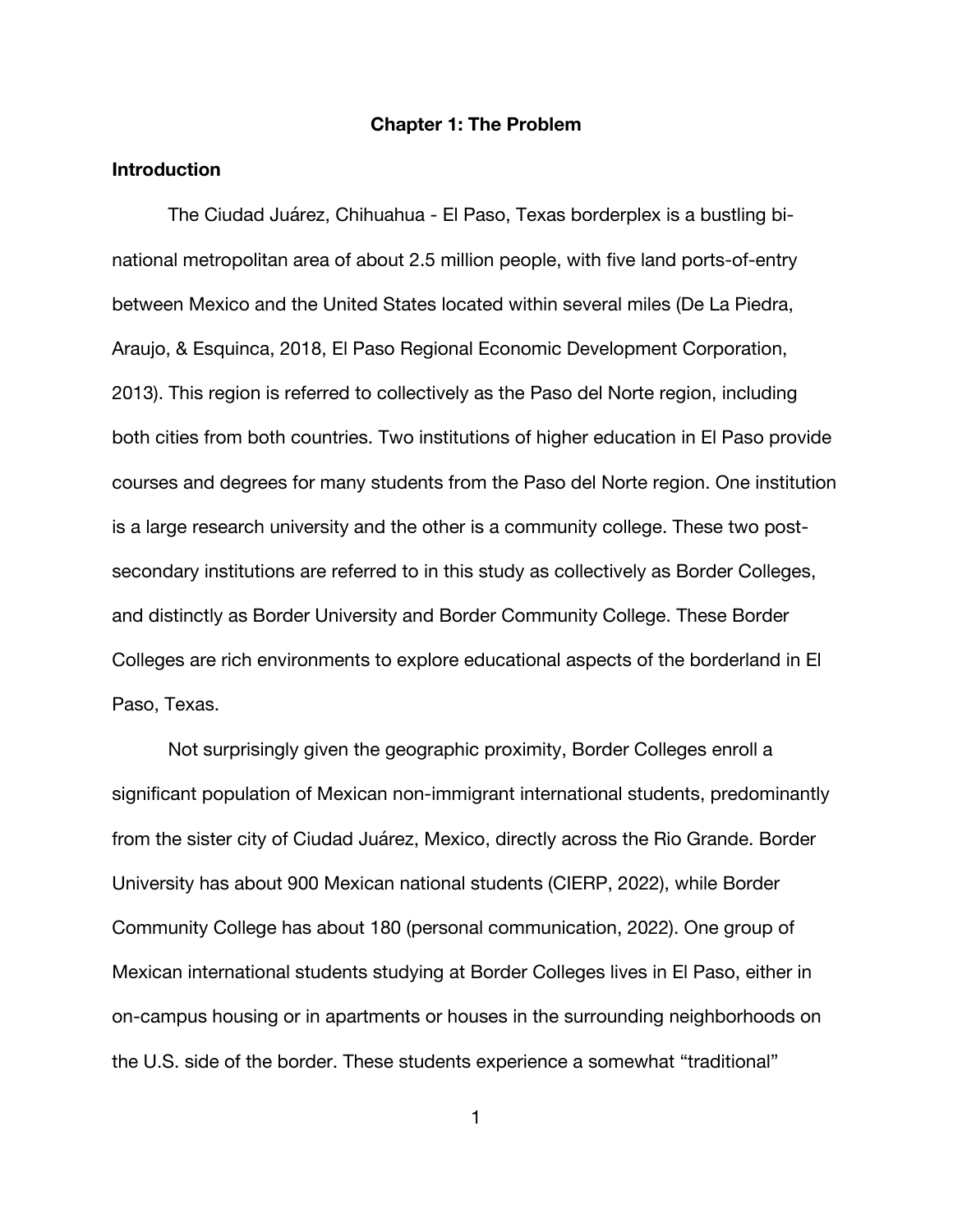# Chapter 1: The Problem

## Introduction

The Ciudad Juárez, Chihuahua - El Paso, Texas borderplex is a bustling bi-national metropolitan area of about 2.5 million people, with five land ports-of-entry between Mexico and the United States located within several miles (De La Piedra, Araujo, & Esquinca, 2018, El Paso Regional Economic Development Corporation, 2013). This region is referred to collectively as the Paso del Norte region, including both cities from both countries. Two institutions of higher education in El Paso provide courses and degrees for many students from the Paso del Norte region. One institution is a large research university and the other is a community college. These two post-secondary institutions are referred to in this study as collectively as Border Colleges, and distinctly as Border University and Border Community College. These Border Colleges are rich environments to explore educational aspects of the borderland in El Paso, Texas.

Not surprisingly given the geographic proximity, Border Colleges enroll a significant population of Mexican non-immigrant international students, predominantly from the sister city of Ciudad Juárez, Mexico, directly across the Rio Grande. Border University has about 900 Mexican national students (CIERP, 2022), while Border Community College has about 180 (personal communication, 2022). One group of Mexican international students studying at Border Colleges lives in El Paso, either in on-campus housing or in apartments or houses in the surrounding neighborhoods on the U.S. side of the border. These students experience a somewhat "traditional"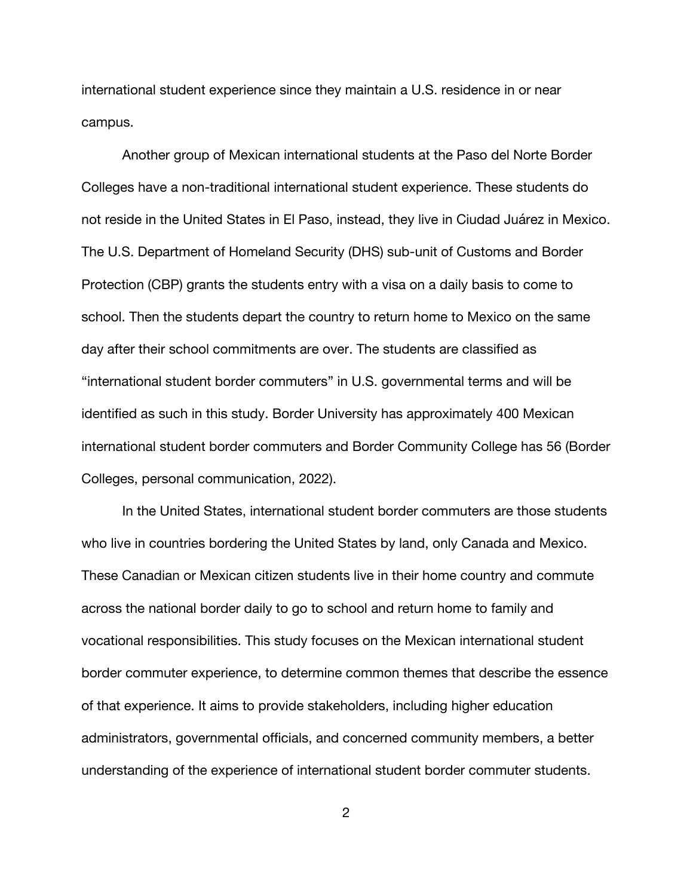international student experience since they maintain a U.S. residence in or near campus.

Another group of Mexican international students at the Paso del Norte Border Colleges have a non-traditional international student experience. These students do not reside in the United States in El Paso, instead, they live in Ciudad Juárez in Mexico. The U.S. Department of Homeland Security (DHS) sub-unit of Customs and Border Protection (CBP) grants the students entry with a visa on a daily basis to come to school. Then the students depart the country to return home to Mexico on the same day after their school commitments are over. The students are classified as "international student border commuters" in U.S. governmental terms and will be identified as such in this study. Border University has approximately 400 Mexican international student border commuters and Border Community College has 56 (Border Colleges, personal communication, 2022).

In the United States, international student border commuters are those students who live in countries bordering the United States by land, only Canada and Mexico. These Canadian or Mexican citizen students live in their home country and commute across the national border daily to go to school and return home to family and vocational responsibilities. This study focuses on the Mexican international student border commuter experience, to determine common themes that describe the essence of that experience. It aims to provide stakeholders, including higher education administrators, governmental officials, and concerned community members, a better understanding of the experience of international student border commuter students.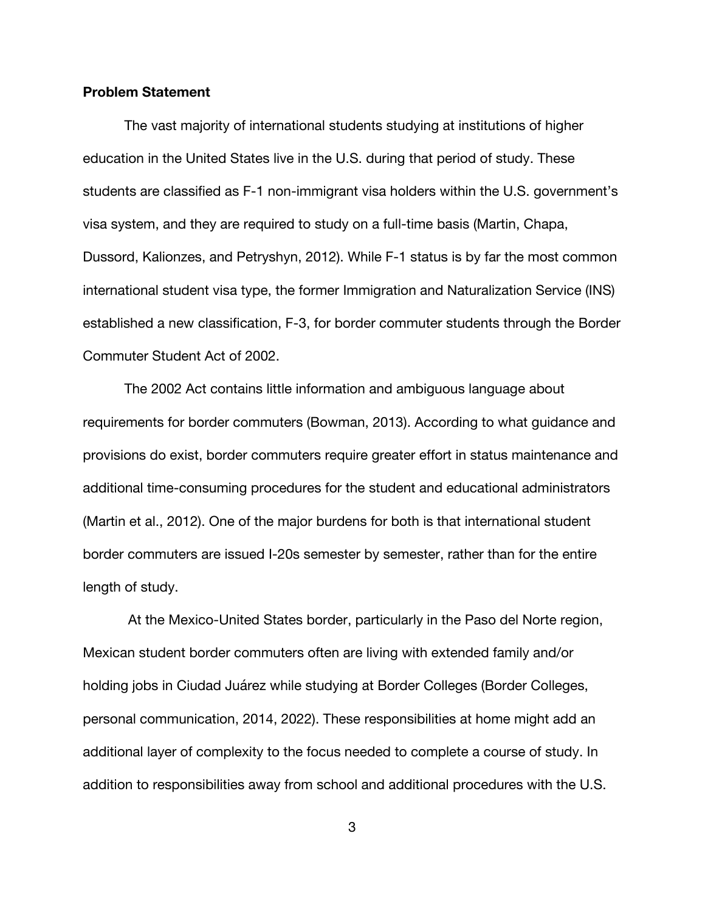**Problem Statement**

The vast majority of international students studying at institutions of higher education in the United States live in the U.S. during that period of study. These students are classified as F-1 non-immigrant visa holders within the U.S. government's visa system, and they are required to study on a full-time basis (Martin, Chapa, Dussord, Kalionzes, and Petryshyn, 2012). While F-1 status is by far the most common international student visa type, the former Immigration and Naturalization Service (INS) established a new classification, F-3, for border commuter students through the Border Commuter Student Act of 2002.

The 2002 Act contains little information and ambiguous language about requirements for border commuters (Bowman, 2013). According to what guidance and provisions do exist, border commuters require greater effort in status maintenance and additional time-consuming procedures for the student and educational administrators (Martin et al., 2012). One of the major burdens for both is that international student border commuters are issued I-20s semester by semester, rather than for the entire length of study.

At the Mexico-United States border, particularly in the Paso del Norte region, Mexican student border commuters often are living with extended family and/or holding jobs in Ciudad Juárez while studying at Border Colleges (Border Colleges, personal communication, 2014, 2022). These responsibilities at home might add an additional layer of complexity to the focus needed to complete a course of study. In addition to responsibilities away from school and additional procedures with the U.S.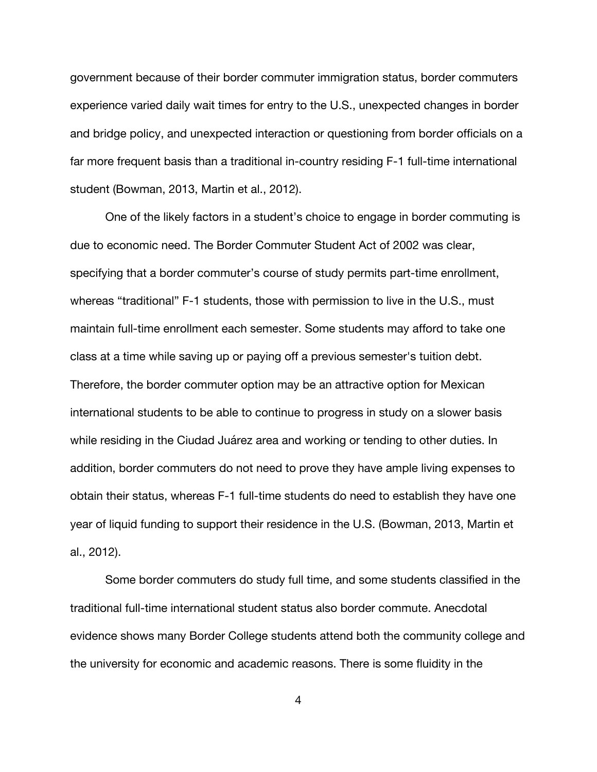government because of their border commuter immigration status, border commuters experience varied daily wait times for entry to the U.S., unexpected changes in border and bridge policy, and unexpected interaction or questioning from border officials on a far more frequent basis than a traditional in-country residing F-1 full-time international student (Bowman, 2013, Martin et al., 2012).

One of the likely factors in a student's choice to engage in border commuting is due to economic need. The Border Commuter Student Act of 2002 was clear, specifying that a border commuter's course of study permits part-time enrollment, whereas "traditional" F-1 students, those with permission to live in the U.S., must maintain full-time enrollment each semester. Some students may afford to take one class at a time while saving up or paying off a previous semester's tuition debt. Therefore, the border commuter option may be an attractive option for Mexican international students to be able to continue to progress in study on a slower basis while residing in the Ciudad Juárez area and working or tending to other duties. In addition, border commuters do not need to prove they have ample living expenses to obtain their status, whereas F-1 full-time students do need to establish they have one year of liquid funding to support their residence in the U.S. (Bowman, 2013, Martin et al., 2012).

Some border commuters do study full time, and some students classified in the traditional full-time international student status also border commute. Anecdotal evidence shows many Border College students attend both the community college and the university for economic and academic reasons. There is some fluidity in the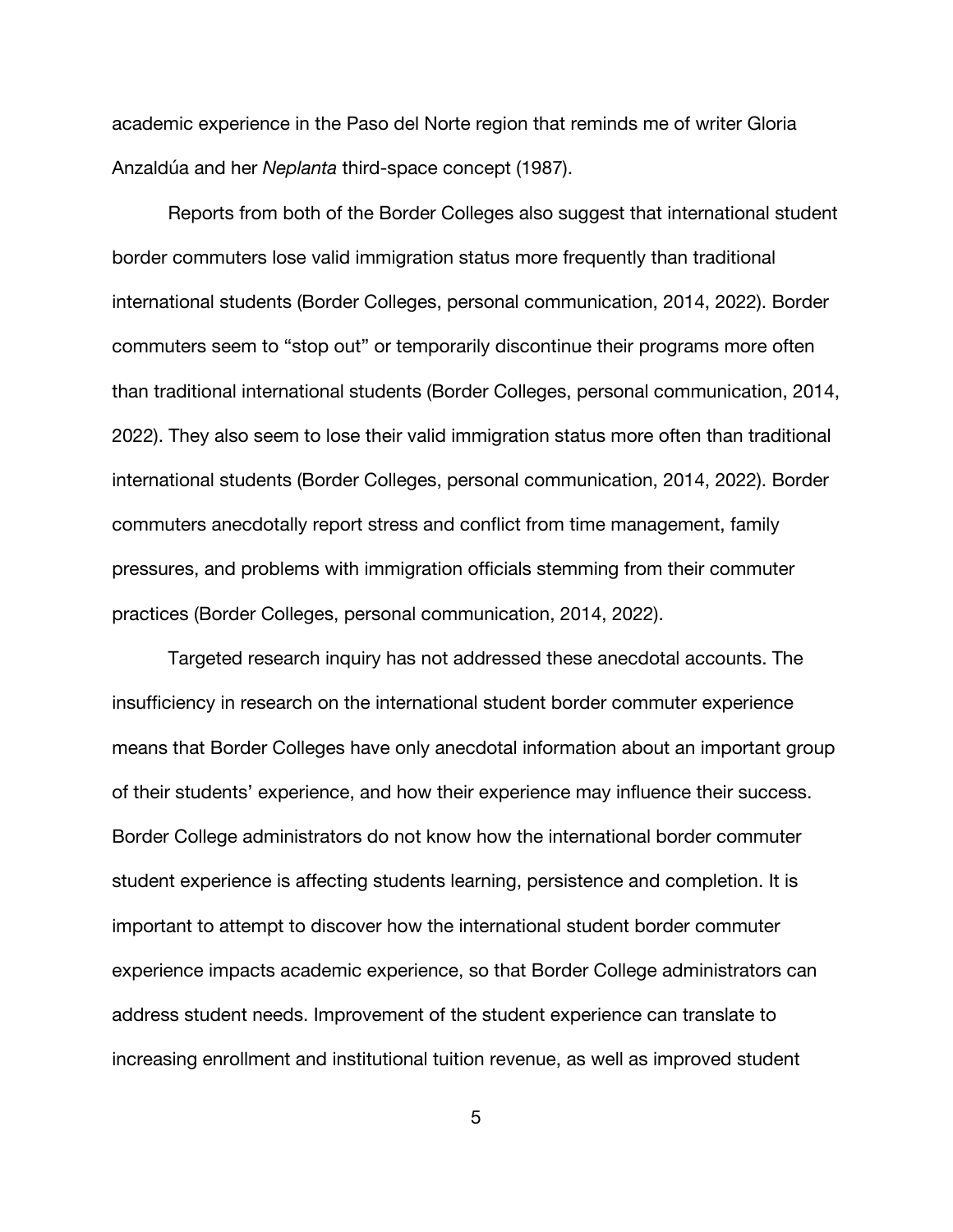academic experience in the Paso del Norte region that reminds me of writer Gloria Anzaldúa and her *Neplanta* third-space concept (1987).

Reports from both of the Border Colleges also suggest that international student border commuters lose valid immigration status more frequently than traditional international students (Border Colleges, personal communication, 2014, 2022). Border commuters seem to "stop out" or temporarily discontinue their programs more often than traditional international students (Border Colleges, personal communication, 2014, 2022). They also seem to lose their valid immigration status more often than traditional international students (Border Colleges, personal communication, 2014, 2022). Border commuters anecdotally report stress and conflict from time management, family pressures, and problems with immigration officials stemming from their commuter practices (Border Colleges, personal communication, 2014, 2022).

Targeted research inquiry has not addressed these anecdotal accounts. The insufficiency in research on the international student border commuter experience means that Border Colleges have only anecdotal information about an important group of their students' experience, and how their experience may influence their success. Border College administrators do not know how the international border commuter student experience is affecting students learning, persistence and completion. It is important to attempt to discover how the international student border commuter experience impacts academic experience, so that Border College administrators can address student needs. Improvement of the student experience can translate to increasing enrollment and institutional tuition revenue, as well as improved student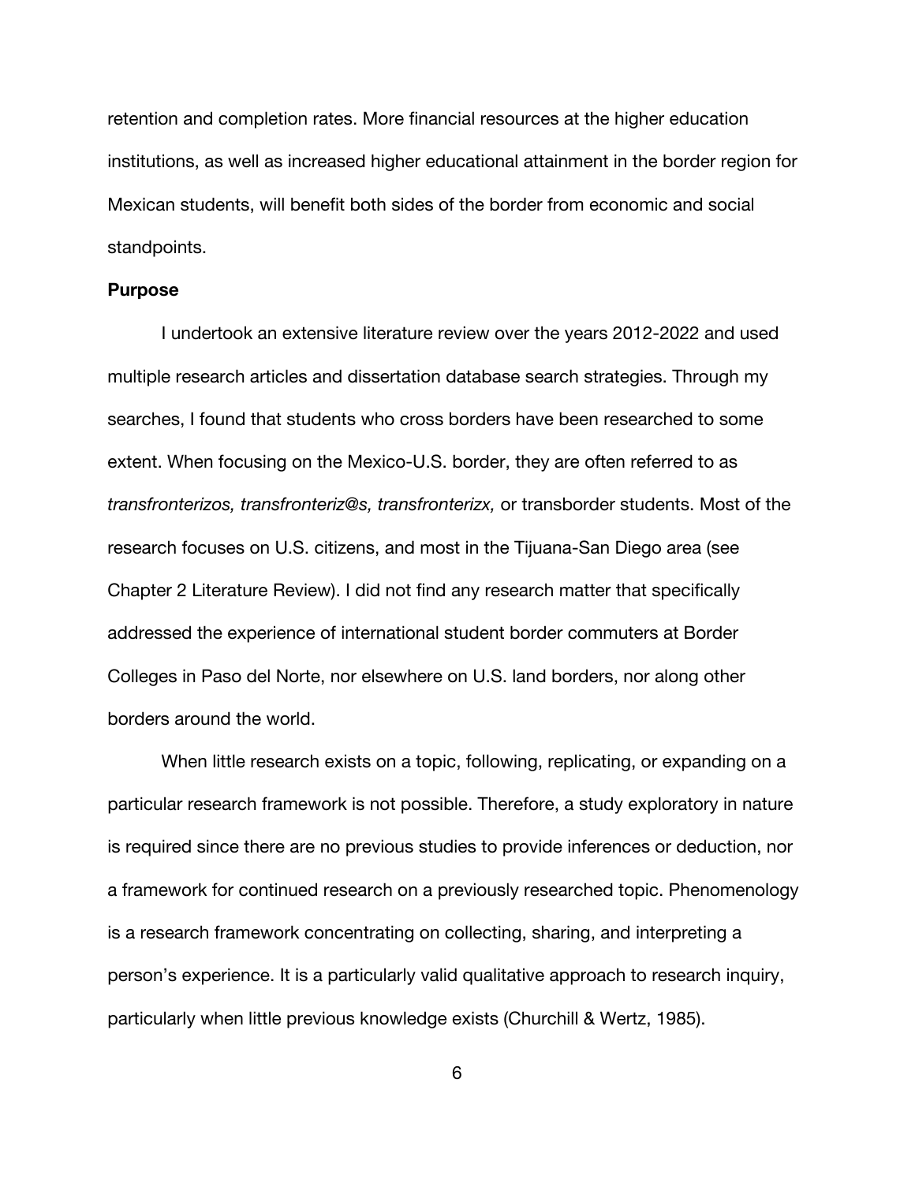retention and completion rates. More financial resources at the higher education institutions, as well as increased higher educational attainment in the border region for Mexican students, will benefit both sides of the border from economic and social standpoints.

**Purpose**

I undertook an extensive literature review over the years 2012-2022 and used multiple research articles and dissertation database search strategies. Through my searches, I found that students who cross borders have been researched to some extent. When focusing on the Mexico-U.S. border, they are often referred to as *transfronterizos, transfronteriz@s, transfronterizx,* or transborder students. Most of the research focuses on U.S. citizens, and most in the Tijuana-San Diego area (see Chapter 2 Literature Review). I did not find any research matter that specifically addressed the experience of international student border commuters at Border Colleges in Paso del Norte, nor elsewhere on U.S. land borders, nor along other borders around the world.

When little research exists on a topic, following, replicating, or expanding on a particular research framework is not possible. Therefore, a study exploratory in nature is required since there are no previous studies to provide inferences or deduction, nor a framework for continued research on a previously researched topic. Phenomenology is a research framework concentrating on collecting, sharing, and interpreting a person's experience. It is a particularly valid qualitative approach to research inquiry, particularly when little previous knowledge exists (Churchill & Wertz, 1985).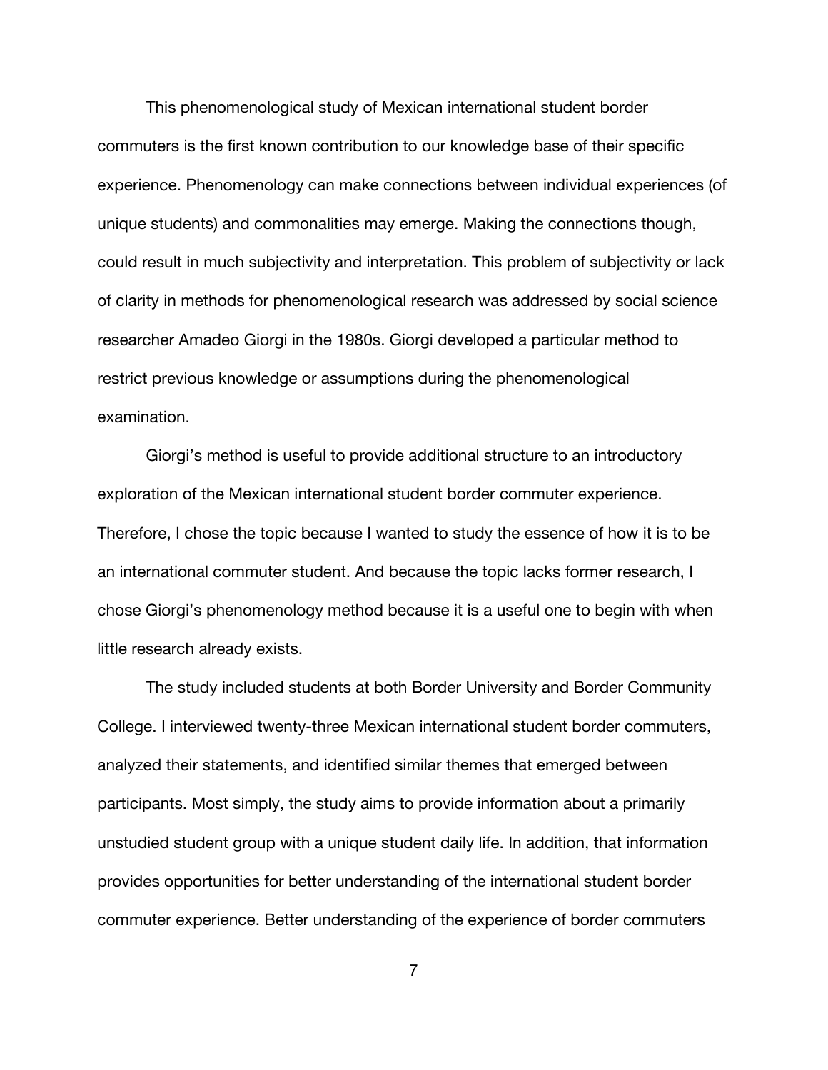This phenomenological study of Mexican international student border commuters is the first known contribution to our knowledge base of their specific experience. Phenomenology can make connections between individual experiences (of unique students) and commonalities may emerge. Making the connections though, could result in much subjectivity and interpretation. This problem of subjectivity or lack of clarity in methods for phenomenological research was addressed by social science researcher Amadeo Giorgi in the 1980s. Giorgi developed a particular method to restrict previous knowledge or assumptions during the phenomenological examination.

Giorgi's method is useful to provide additional structure to an introductory exploration of the Mexican international student border commuter experience. Therefore, I chose the topic because I wanted to study the essence of how it is to be an international commuter student. And because the topic lacks former research, I chose Giorgi's phenomenology method because it is a useful one to begin with when little research already exists.

The study included students at both Border University and Border Community College. I interviewed twenty-three Mexican international student border commuters, analyzed their statements, and identified similar themes that emerged between participants. Most simply, the study aims to provide information about a primarily unstudied student group with a unique student daily life. In addition, that information provides opportunities for better understanding of the international student border commuter experience. Better understanding of the experience of border commuters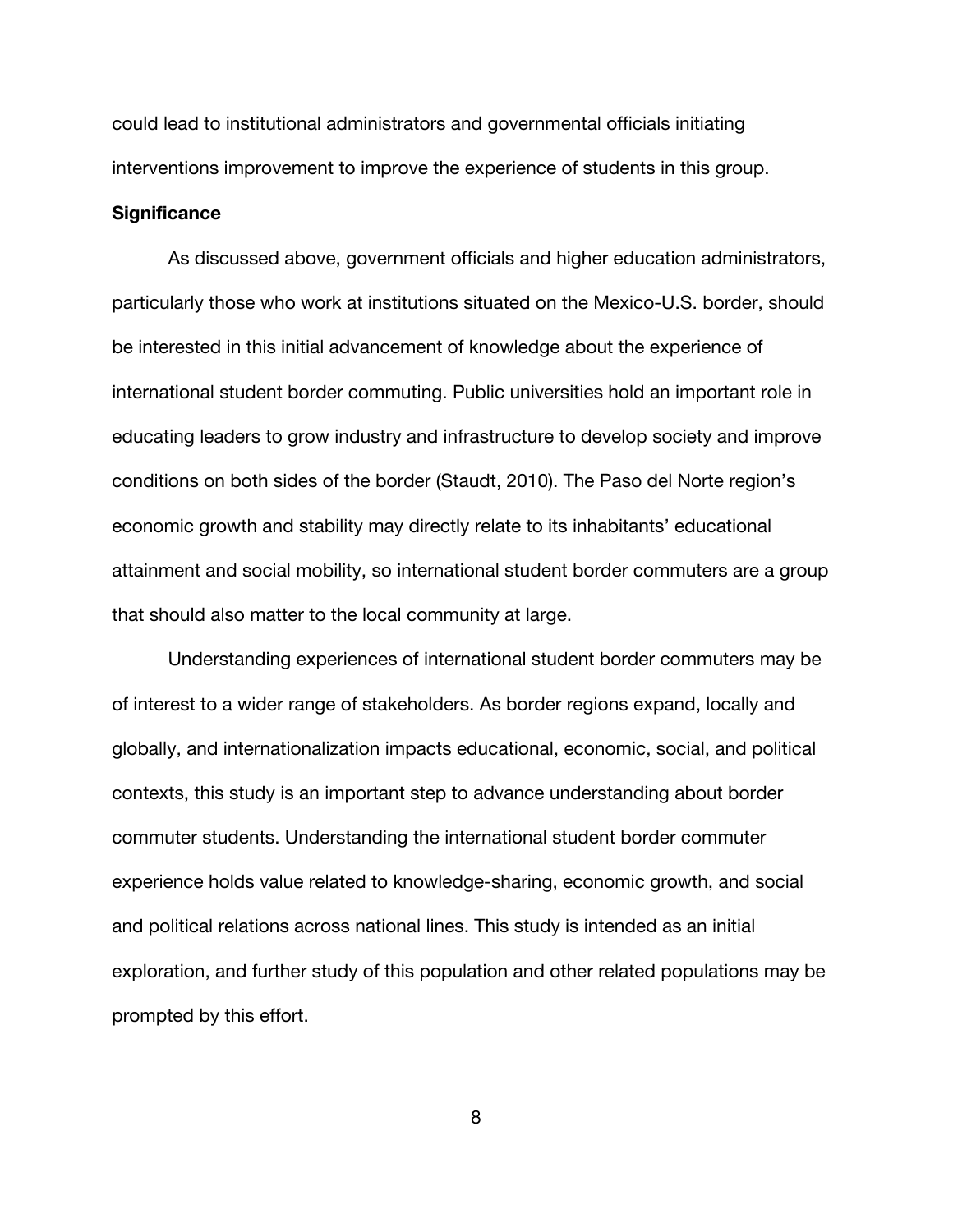could lead to institutional administrators and governmental officials initiating interventions improvement to improve the experience of students in this group.

### Significance

As discussed above, government officials and higher education administrators, particularly those who work at institutions situated on the Mexico-U.S. border, should be interested in this initial advancement of knowledge about the experience of international student border commuting. Public universities hold an important role in educating leaders to grow industry and infrastructure to develop society and improve conditions on both sides of the border (Staudt, 2010). The Paso del Norte region's economic growth and stability may directly relate to its inhabitants' educational attainment and social mobility, so international student border commuters are a group that should also matter to the local community at large.

Understanding experiences of international student border commuters may be of interest to a wider range of stakeholders. As border regions expand, locally and globally, and internationalization impacts educational, economic, social, and political contexts, this study is an important step to advance understanding about border commuter students. Understanding the international student border commuter experience holds value related to knowledge-sharing, economic growth, and social and political relations across national lines. This study is intended as an initial exploration, and further study of this population and other related populations may be prompted by this effort.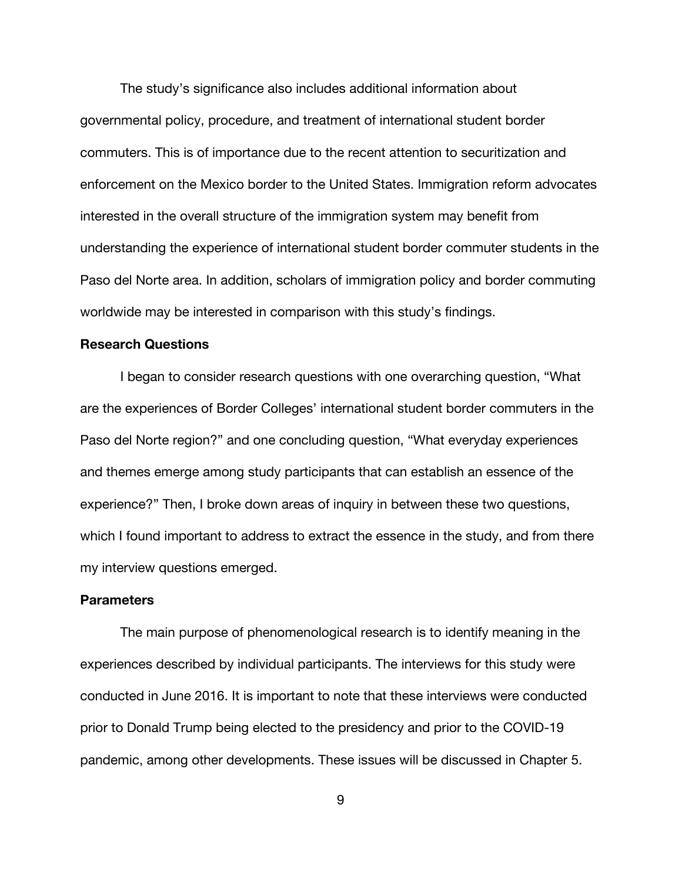The study's significance also includes additional information about governmental policy, procedure, and treatment of international student border commuters. This is of importance due to the recent attention to securitization and enforcement on the Mexico border to the United States. Immigration reform advocates interested in the overall structure of the immigration system may benefit from understanding the experience of international student border commuter students in the Paso del Norte area. In addition, scholars of immigration policy and border commuting worldwide may be interested in comparison with this study's findings.

### Research Questions

I began to consider research questions with one overarching question, "What are the experiences of Border Colleges' international student border commuters in the Paso del Norte region?" and one concluding question, "What everyday experiences and themes emerge among study participants that can establish an essence of the experience?" Then, I broke down areas of inquiry in between these two questions, which I found important to address to extract the essence in the study, and from there my interview questions emerged.

### Parameters

The main purpose of phenomenological research is to identify meaning in the experiences described by individual participants. The interviews for this study were conducted in June 2016. It is important to note that these interviews were conducted prior to Donald Trump being elected to the presidency and prior to the COVID-19 pandemic, among other developments. These issues will be discussed in Chapter 5.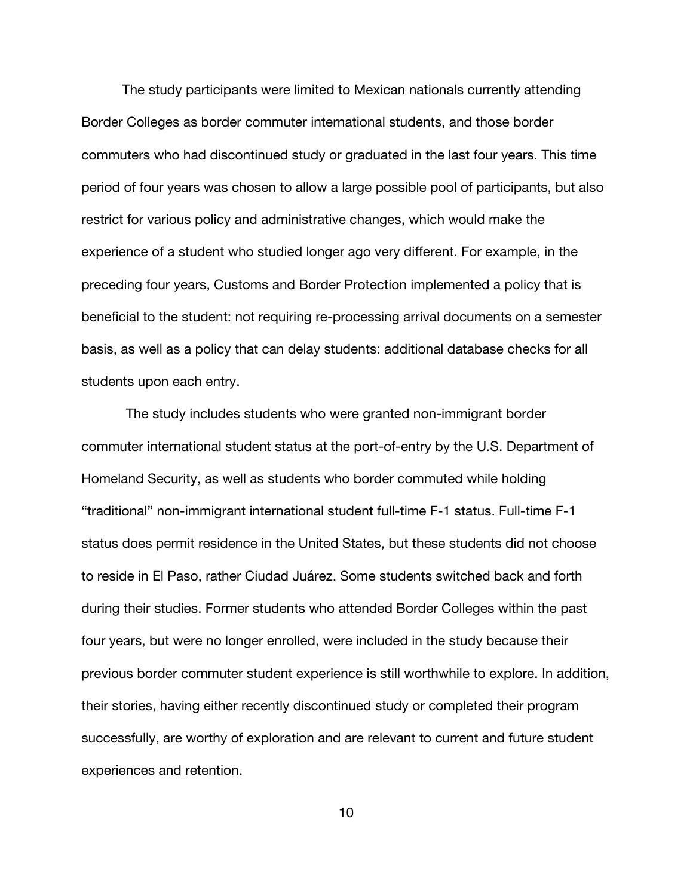The study participants were limited to Mexican nationals currently attending Border Colleges as border commuter international students, and those border commuters who had discontinued study or graduated in the last four years. This time period of four years was chosen to allow a large possible pool of participants, but also restrict for various policy and administrative changes, which would make the experience of a student who studied longer ago very different. For example, in the preceding four years, Customs and Border Protection implemented a policy that is beneficial to the student: not requiring re-processing arrival documents on a semester basis, as well as a policy that can delay students: additional database checks for all students upon each entry.

The study includes students who were granted non-immigrant border commuter international student status at the port-of-entry by the U.S. Department of Homeland Security, as well as students who border commuted while holding "traditional" non-immigrant international student full-time F-1 status. Full-time F-1 status does permit residence in the United States, but these students did not choose to reside in El Paso, rather Ciudad Juárez. Some students switched back and forth during their studies. Former students who attended Border Colleges within the past four years, but were no longer enrolled, were included in the study because their previous border commuter student experience is still worthwhile to explore. In addition, their stories, having either recently discontinued study or completed their program successfully, are worthy of exploration and are relevant to current and future student experiences and retention.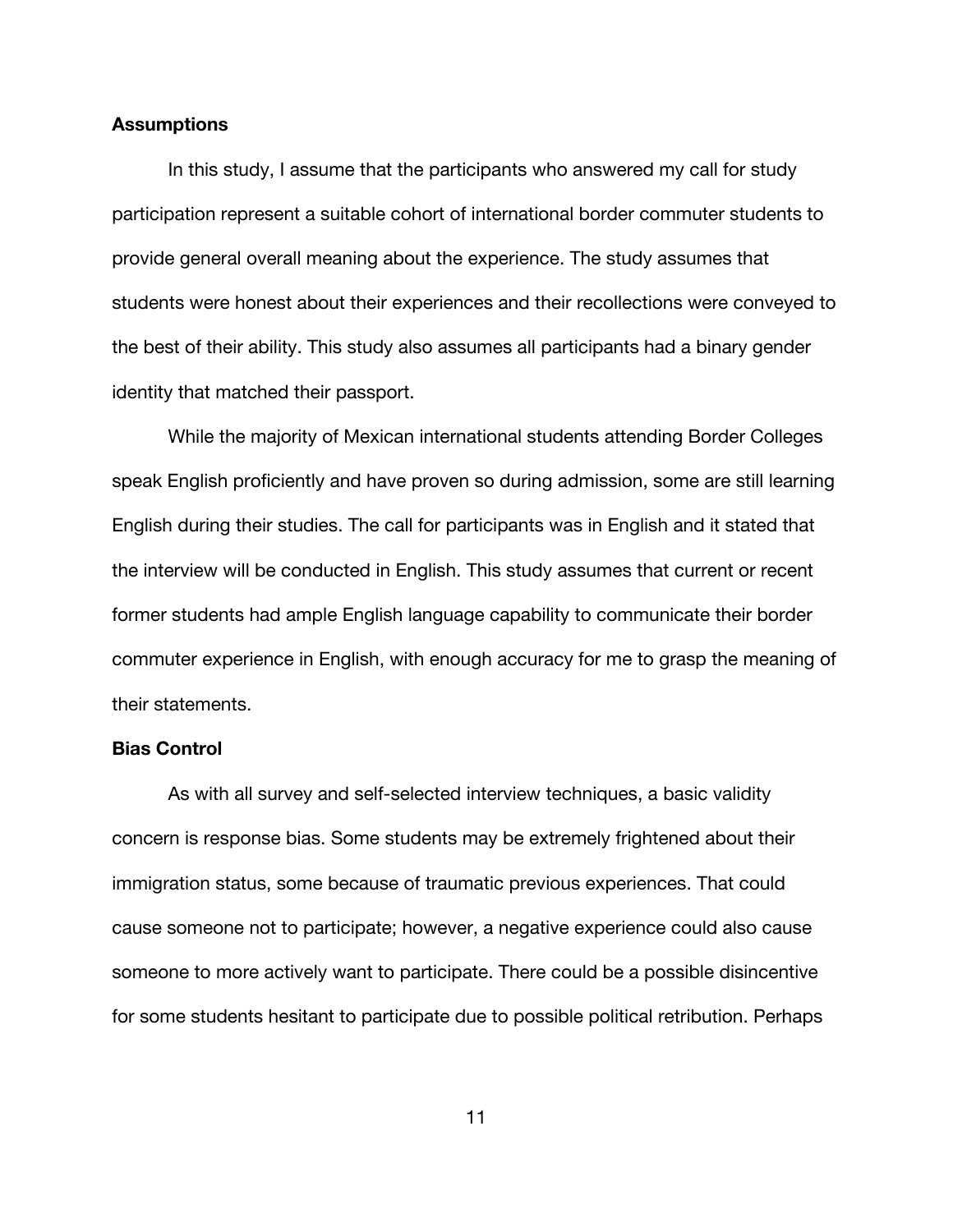**Assumptions**

In this study, I assume that the participants who answered my call for study participation represent a suitable cohort of international border commuter students to provide general overall meaning about the experience. The study assumes that students were honest about their experiences and their recollections were conveyed to the best of their ability. This study also assumes all participants had a binary gender identity that matched their passport.

While the majority of Mexican international students attending Border Colleges speak English proficiently and have proven so during admission, some are still learning English during their studies. The call for participants was in English and it stated that the interview will be conducted in English. This study assumes that current or recent former students had ample English language capability to communicate their border commuter experience in English, with enough accuracy for me to grasp the meaning of their statements.

**Bias Control**

As with all survey and self-selected interview techniques, a basic validity concern is response bias. Some students may be extremely frightened about their immigration status, some because of traumatic previous experiences. That could cause someone not to participate; however, a negative experience could also cause someone to more actively want to participate. There could be a possible disincentive for some students hesitant to participate due to possible political retribution. Perhaps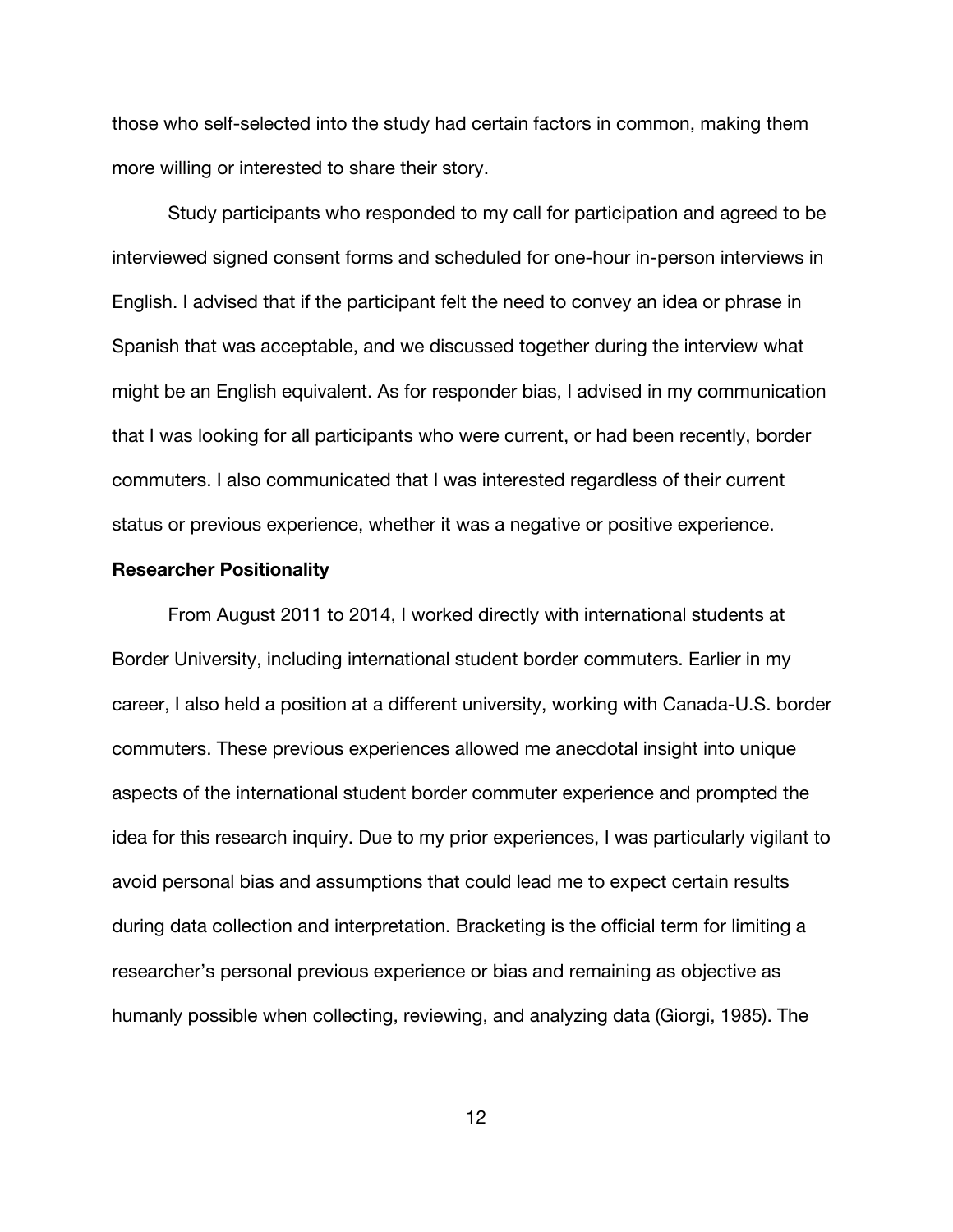those who self-selected into the study had certain factors in common, making them more willing or interested to share their story.

Study participants who responded to my call for participation and agreed to be interviewed signed consent forms and scheduled for one-hour in-person interviews in English. I advised that if the participant felt the need to convey an idea or phrase in Spanish that was acceptable, and we discussed together during the interview what might be an English equivalent. As for responder bias, I advised in my communication that I was looking for all participants who were current, or had been recently, border commuters. I also communicated that I was interested regardless of their current status or previous experience, whether it was a negative or positive experience.

**Researcher Positionality**

From August 2011 to 2014, I worked directly with international students at Border University, including international student border commuters. Earlier in my career, I also held a position at a different university, working with Canada-U.S. border commuters. These previous experiences allowed me anecdotal insight into unique aspects of the international student border commuter experience and prompted the idea for this research inquiry. Due to my prior experiences, I was particularly vigilant to avoid personal bias and assumptions that could lead me to expect certain results during data collection and interpretation. Bracketing is the official term for limiting a researcher's personal previous experience or bias and remaining as objective as humanly possible when collecting, reviewing, and analyzing data (Giorgi, 1985). The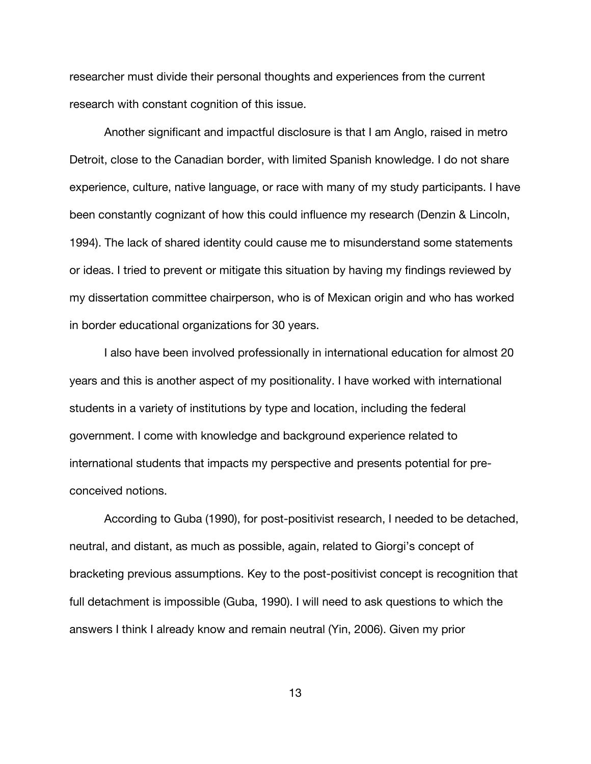researcher must divide their personal thoughts and experiences from the current research with constant cognition of this issue.

Another significant and impactful disclosure is that I am Anglo, raised in metro Detroit, close to the Canadian border, with limited Spanish knowledge. I do not share experience, culture, native language, or race with many of my study participants. I have been constantly cognizant of how this could influence my research (Denzin & Lincoln, 1994). The lack of shared identity could cause me to misunderstand some statements or ideas. I tried to prevent or mitigate this situation by having my findings reviewed by my dissertation committee chairperson, who is of Mexican origin and who has worked in border educational organizations for 30 years.

I also have been involved professionally in international education for almost 20 years and this is another aspect of my positionality. I have worked with international students in a variety of institutions by type and location, including the federal government. I come with knowledge and background experience related to international students that impacts my perspective and presents potential for pre-conceived notions.

According to Guba (1990), for post-positivist research, I needed to be detached, neutral, and distant, as much as possible, again, related to Giorgi's concept of bracketing previous assumptions. Key to the post-positivist concept is recognition that full detachment is impossible (Guba, 1990). I will need to ask questions to which the answers I think I already know and remain neutral (Yin, 2006). Given my prior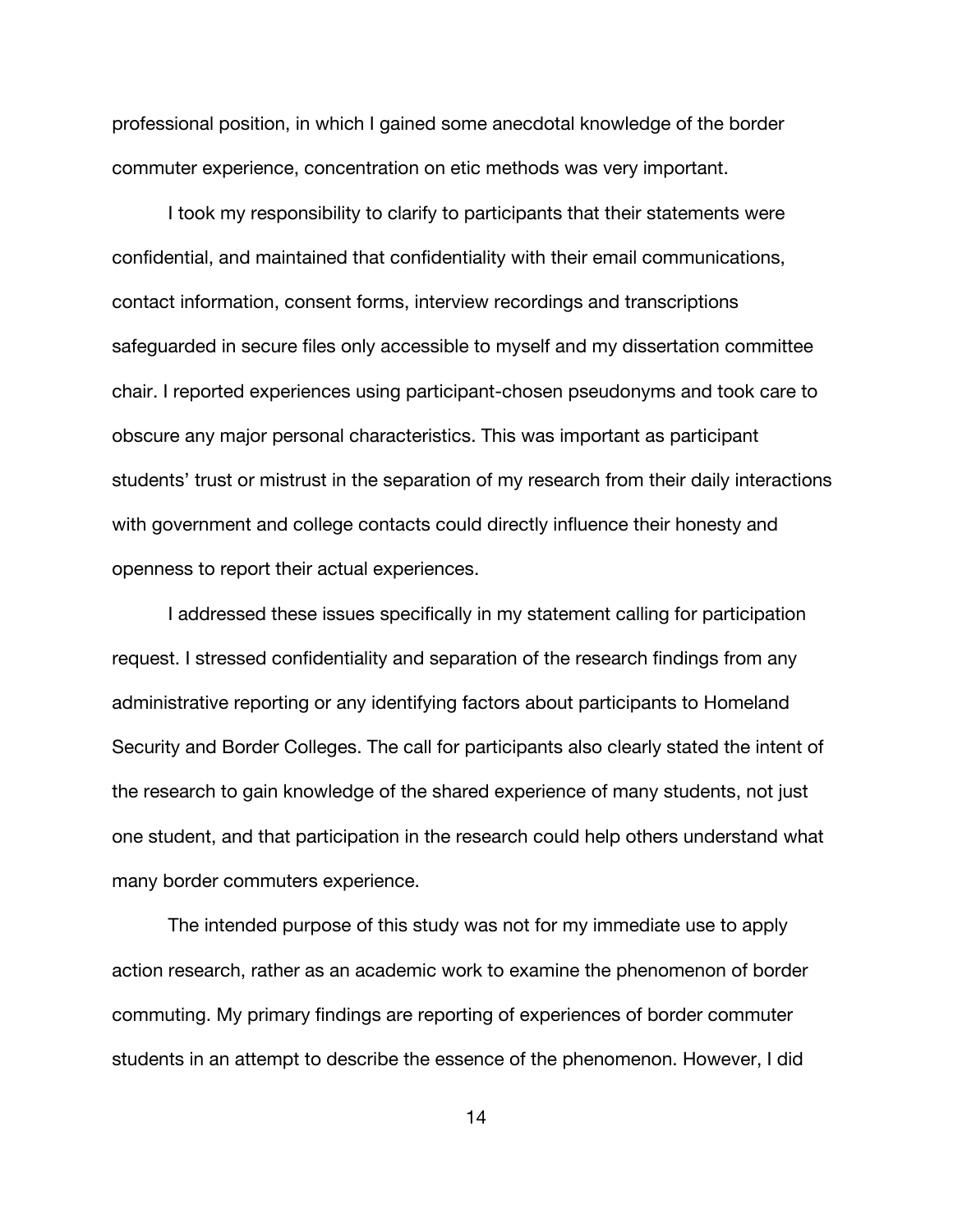professional position, in which I gained some anecdotal knowledge of the border commuter experience, concentration on etic methods was very important.

I took my responsibility to clarify to participants that their statements were confidential, and maintained that confidentiality with their email communications, contact information, consent forms, interview recordings and transcriptions safeguarded in secure files only accessible to myself and my dissertation committee chair. I reported experiences using participant-chosen pseudonyms and took care to obscure any major personal characteristics. This was important as participant students' trust or mistrust in the separation of my research from their daily interactions with government and college contacts could directly influence their honesty and openness to report their actual experiences.

I addressed these issues specifically in my statement calling for participation request. I stressed confidentiality and separation of the research findings from any administrative reporting or any identifying factors about participants to Homeland Security and Border Colleges. The call for participants also clearly stated the intent of the research to gain knowledge of the shared experience of many students, not just one student, and that participation in the research could help others understand what many border commuters experience.

The intended purpose of this study was not for my immediate use to apply action research, rather as an academic work to examine the phenomenon of border commuting. My primary findings are reporting of experiences of border commuter students in an attempt to describe the essence of the phenomenon. However, I did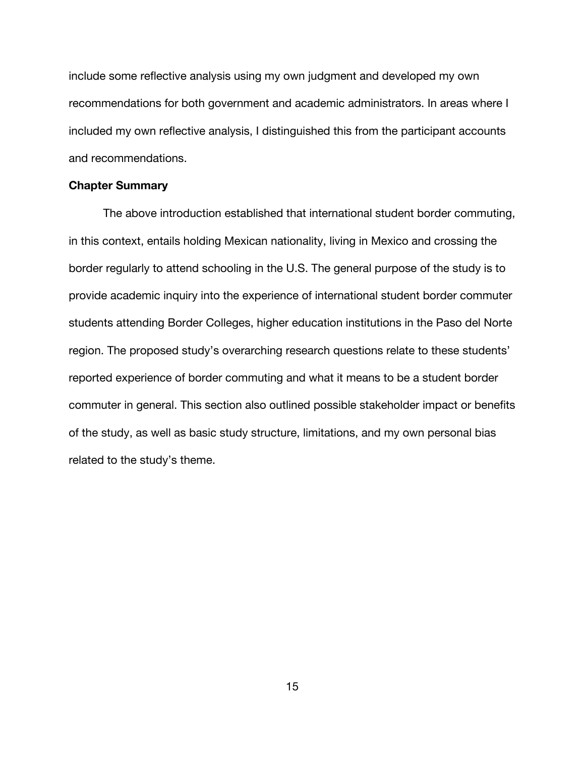include some reflective analysis using my own judgment and developed my own recommendations for both government and academic administrators. In areas where I included my own reflective analysis, I distinguished this from the participant accounts and recommendations.

### Chapter Summary

The above introduction established that international student border commuting, in this context, entails holding Mexican nationality, living in Mexico and crossing the border regularly to attend schooling in the U.S. The general purpose of the study is to provide academic inquiry into the experience of international student border commuter students attending Border Colleges, higher education institutions in the Paso del Norte region. The proposed study's overarching research questions relate to these students' reported experience of border commuting and what it means to be a student border commuter in general. This section also outlined possible stakeholder impact or benefits of the study, as well as basic study structure, limitations, and my own personal bias related to the study's theme.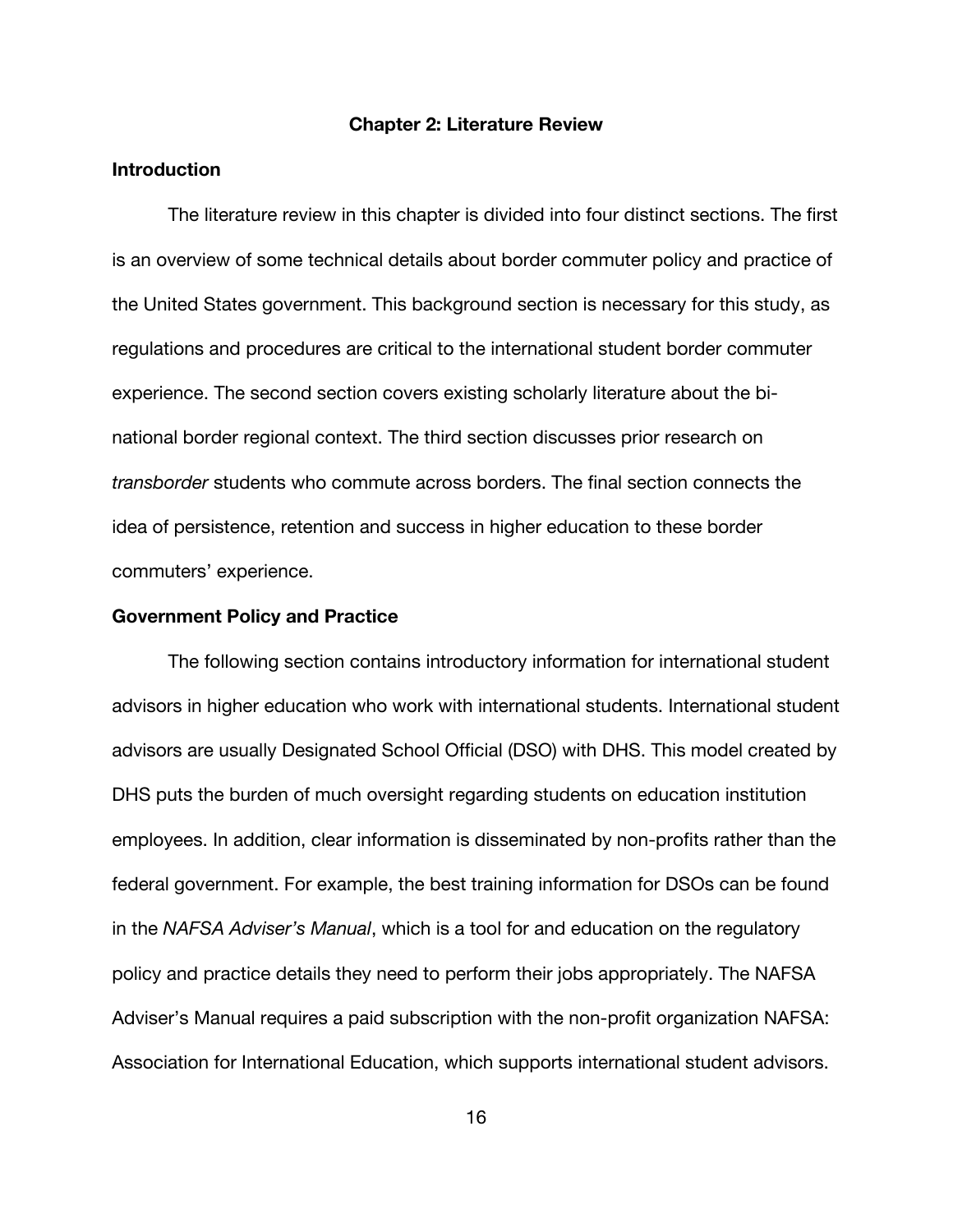## Chapter 2: Literature Review

### Introduction

The literature review in this chapter is divided into four distinct sections. The first is an overview of some technical details about border commuter policy and practice of the United States government. This background section is necessary for this study, as regulations and procedures are critical to the international student border commuter experience. The second section covers existing scholarly literature about the bi-national border regional context. The third section discusses prior research on *transborder* students who commute across borders. The final section connects the idea of persistence, retention and success in higher education to these border commuters' experience.

### Government Policy and Practice

The following section contains introductory information for international student advisors in higher education who work with international students. International student advisors are usually Designated School Official (DSO) with DHS. This model created by DHS puts the burden of much oversight regarding students on education institution employees. In addition, clear information is disseminated by non-profits rather than the federal government. For example, the best training information for DSOs can be found in the *NAFSA Adviser's Manual*, which is a tool for and education on the regulatory policy and practice details they need to perform their jobs appropriately. The NAFSA Adviser's Manual requires a paid subscription with the non-profit organization NAFSA: Association for International Education, which supports international student advisors.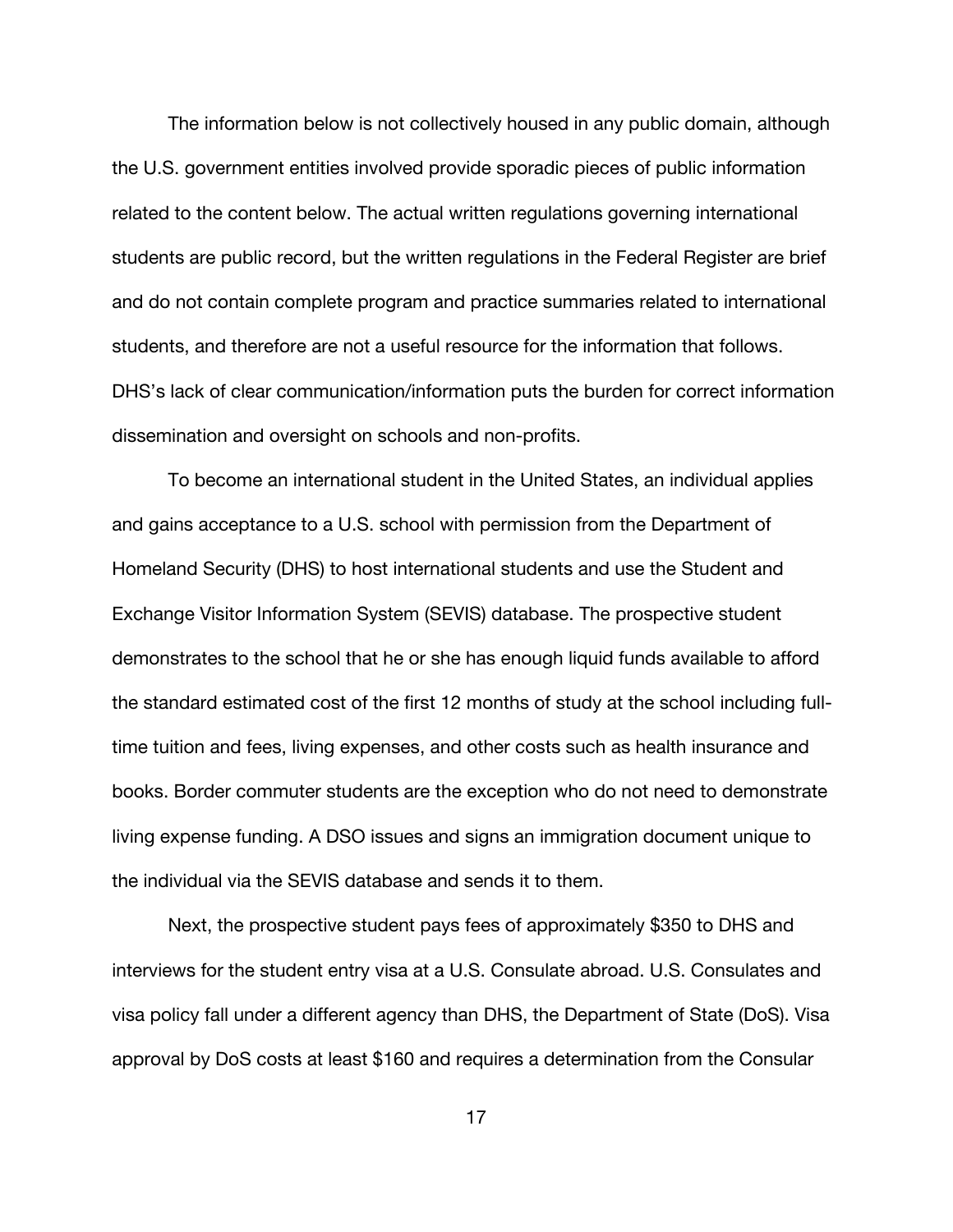The information below is not collectively housed in any public domain, although the U.S. government entities involved provide sporadic pieces of public information related to the content below. The actual written regulations governing international students are public record, but the written regulations in the Federal Register are brief and do not contain complete program and practice summaries related to international students, and therefore are not a useful resource for the information that follows. DHS's lack of clear communication/information puts the burden for correct information dissemination and oversight on schools and non-profits.

To become an international student in the United States, an individual applies and gains acceptance to a U.S. school with permission from the Department of Homeland Security (DHS) to host international students and use the Student and Exchange Visitor Information System (SEVIS) database. The prospective student demonstrates to the school that he or she has enough liquid funds available to afford the standard estimated cost of the first 12 months of study at the school including full-time tuition and fees, living expenses, and other costs such as health insurance and books. Border commuter students are the exception who do not need to demonstrate living expense funding. A DSO issues and signs an immigration document unique to the individual via the SEVIS database and sends it to them.

Next, the prospective student pays fees of approximately $350 to DHS and interviews for the student entry visa at a U.S. Consulate abroad. U.S. Consulates and visa policy fall under a different agency than DHS, the Department of State (DoS). Visa approval by DoS costs at least $160 and requires a determination from the Consular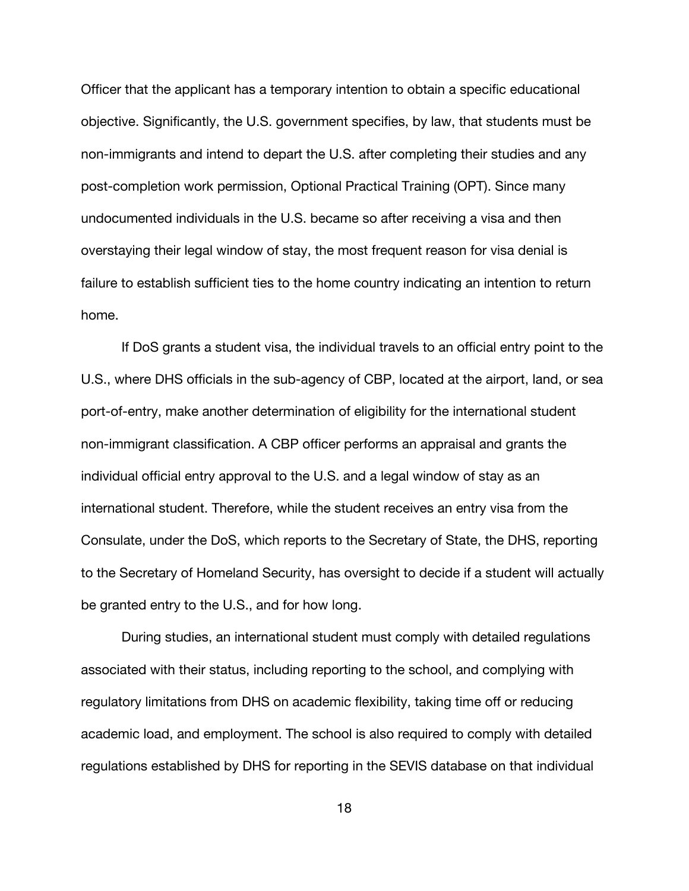Officer that the applicant has a temporary intention to obtain a specific educational objective. Significantly, the U.S. government specifies, by law, that students must be non-immigrants and intend to depart the U.S. after completing their studies and any post-completion work permission, Optional Practical Training (OPT). Since many undocumented individuals in the U.S. became so after receiving a visa and then overstaying their legal window of stay, the most frequent reason for visa denial is failure to establish sufficient ties to the home country indicating an intention to return home.

If DoS grants a student visa, the individual travels to an official entry point to the U.S., where DHS officials in the sub-agency of CBP, located at the airport, land, or sea port-of-entry, make another determination of eligibility for the international student non-immigrant classification. A CBP officer performs an appraisal and grants the individual official entry approval to the U.S. and a legal window of stay as an international student. Therefore, while the student receives an entry visa from the Consulate, under the DoS, which reports to the Secretary of State, the DHS, reporting to the Secretary of Homeland Security, has oversight to decide if a student will actually be granted entry to the U.S., and for how long.

During studies, an international student must comply with detailed regulations associated with their status, including reporting to the school, and complying with regulatory limitations from DHS on academic flexibility, taking time off or reducing academic load, and employment. The school is also required to comply with detailed regulations established by DHS for reporting in the SEVIS database on that individual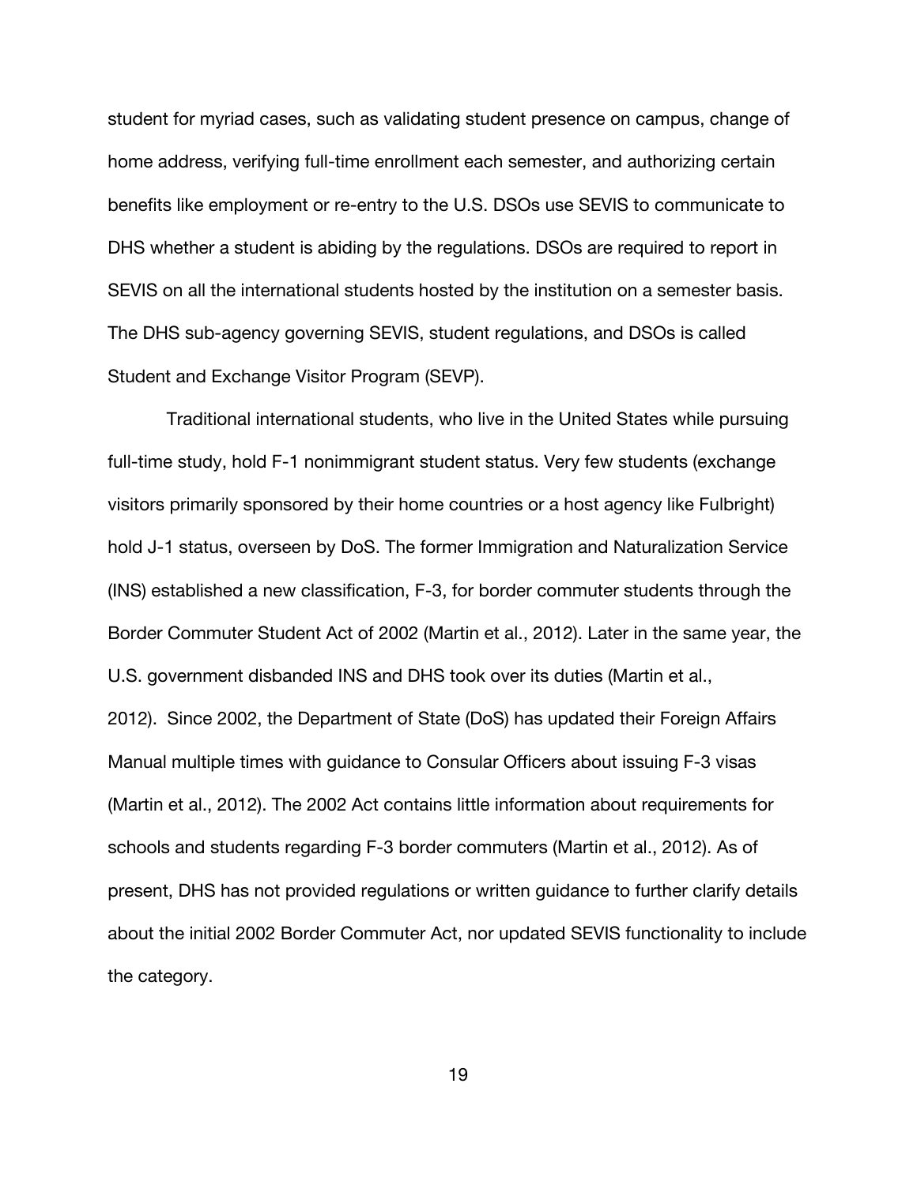student for myriad cases, such as validating student presence on campus, change of home address, verifying full-time enrollment each semester, and authorizing certain benefits like employment or re-entry to the U.S. DSOs use SEVIS to communicate to DHS whether a student is abiding by the regulations. DSOs are required to report in SEVIS on all the international students hosted by the institution on a semester basis. The DHS sub-agency governing SEVIS, student regulations, and DSOs is called Student and Exchange Visitor Program (SEVP).

Traditional international students, who live in the United States while pursuing full-time study, hold F-1 nonimmigrant student status. Very few students (exchange visitors primarily sponsored by their home countries or a host agency like Fulbright) hold J-1 status, overseen by DoS. The former Immigration and Naturalization Service (INS) established a new classification, F-3, for border commuter students through the Border Commuter Student Act of 2002 (Martin et al., 2012). Later in the same year, the U.S. government disbanded INS and DHS took over its duties (Martin et al., 2012). Since 2002, the Department of State (DoS) has updated their Foreign Affairs Manual multiple times with guidance to Consular Officers about issuing F-3 visas (Martin et al., 2012). The 2002 Act contains little information about requirements for schools and students regarding F-3 border commuters (Martin et al., 2012). As of present, DHS has not provided regulations or written guidance to further clarify details about the initial 2002 Border Commuter Act, nor updated SEVIS functionality to include the category.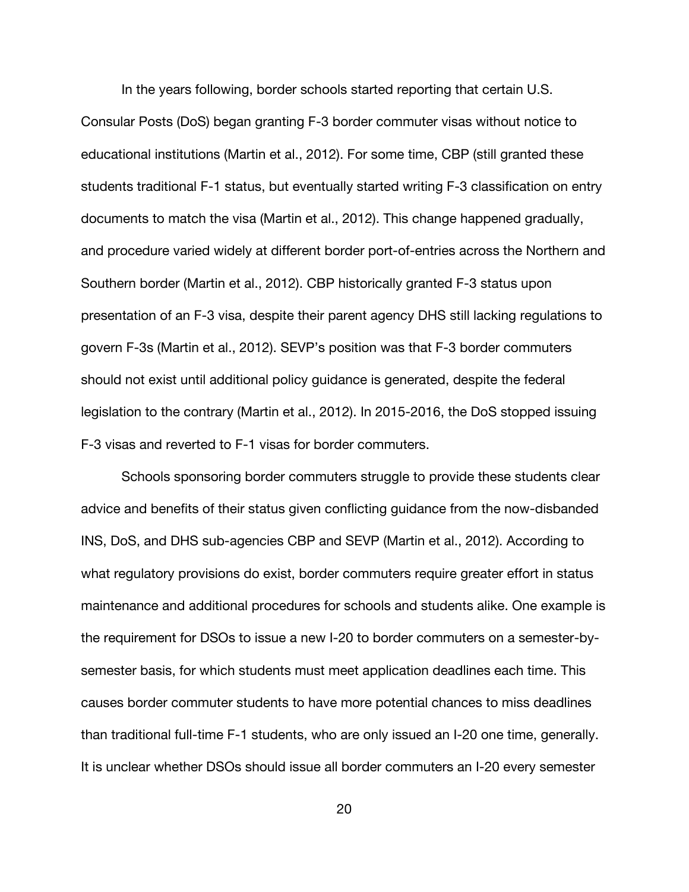In the years following, border schools started reporting that certain U.S. Consular Posts (DoS) began granting F-3 border commuter visas without notice to educational institutions (Martin et al., 2012). For some time, CBP (still granted these students traditional F-1 status, but eventually started writing F-3 classification on entry documents to match the visa (Martin et al., 2012). This change happened gradually, and procedure varied widely at different border port-of-entries across the Northern and Southern border (Martin et al., 2012). CBP historically granted F-3 status upon presentation of an F-3 visa, despite their parent agency DHS still lacking regulations to govern F-3s (Martin et al., 2012). SEVP's position was that F-3 border commuters should not exist until additional policy guidance is generated, despite the federal legislation to the contrary (Martin et al., 2012). In 2015-2016, the DoS stopped issuing F-3 visas and reverted to F-1 visas for border commuters.

Schools sponsoring border commuters struggle to provide these students clear advice and benefits of their status given conflicting guidance from the now-disbanded INS, DoS, and DHS sub-agencies CBP and SEVP (Martin et al., 2012). According to what regulatory provisions do exist, border commuters require greater effort in status maintenance and additional procedures for schools and students alike. One example is the requirement for DSOs to issue a new I-20 to border commuters on a semester-by-semester basis, for which students must meet application deadlines each time. This causes border commuter students to have more potential chances to miss deadlines than traditional full-time F-1 students, who are only issued an I-20 one time, generally. It is unclear whether DSOs should issue all border commuters an I-20 every semester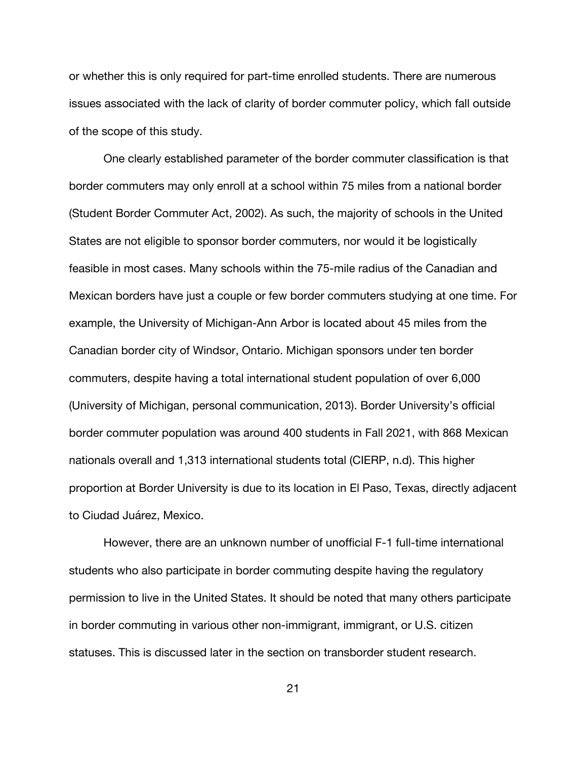or whether this is only required for part-time enrolled students. There are numerous issues associated with the lack of clarity of border commuter policy, which fall outside of the scope of this study.

One clearly established parameter of the border commuter classification is that border commuters may only enroll at a school within 75 miles from a national border (Student Border Commuter Act, 2002). As such, the majority of schools in the United States are not eligible to sponsor border commuters, nor would it be logistically feasible in most cases. Many schools within the 75-mile radius of the Canadian and Mexican borders have just a couple or few border commuters studying at one time. For example, the University of Michigan-Ann Arbor is located about 45 miles from the Canadian border city of Windsor, Ontario. Michigan sponsors under ten border commuters, despite having a total international student population of over 6,000 (University of Michigan, personal communication, 2013). Border University's official border commuter population was around 400 students in Fall 2021, with 868 Mexican nationals overall and 1,313 international students total (CIERP, n.d). This higher proportion at Border University is due to its location in El Paso, Texas, directly adjacent to Ciudad Juárez, Mexico.

However, there are an unknown number of unofficial F-1 full-time international students who also participate in border commuting despite having the regulatory permission to live in the United States. It should be noted that many others participate in border commuting in various other non-immigrant, immigrant, or U.S. citizen statuses. This is discussed later in the section on transborder student research.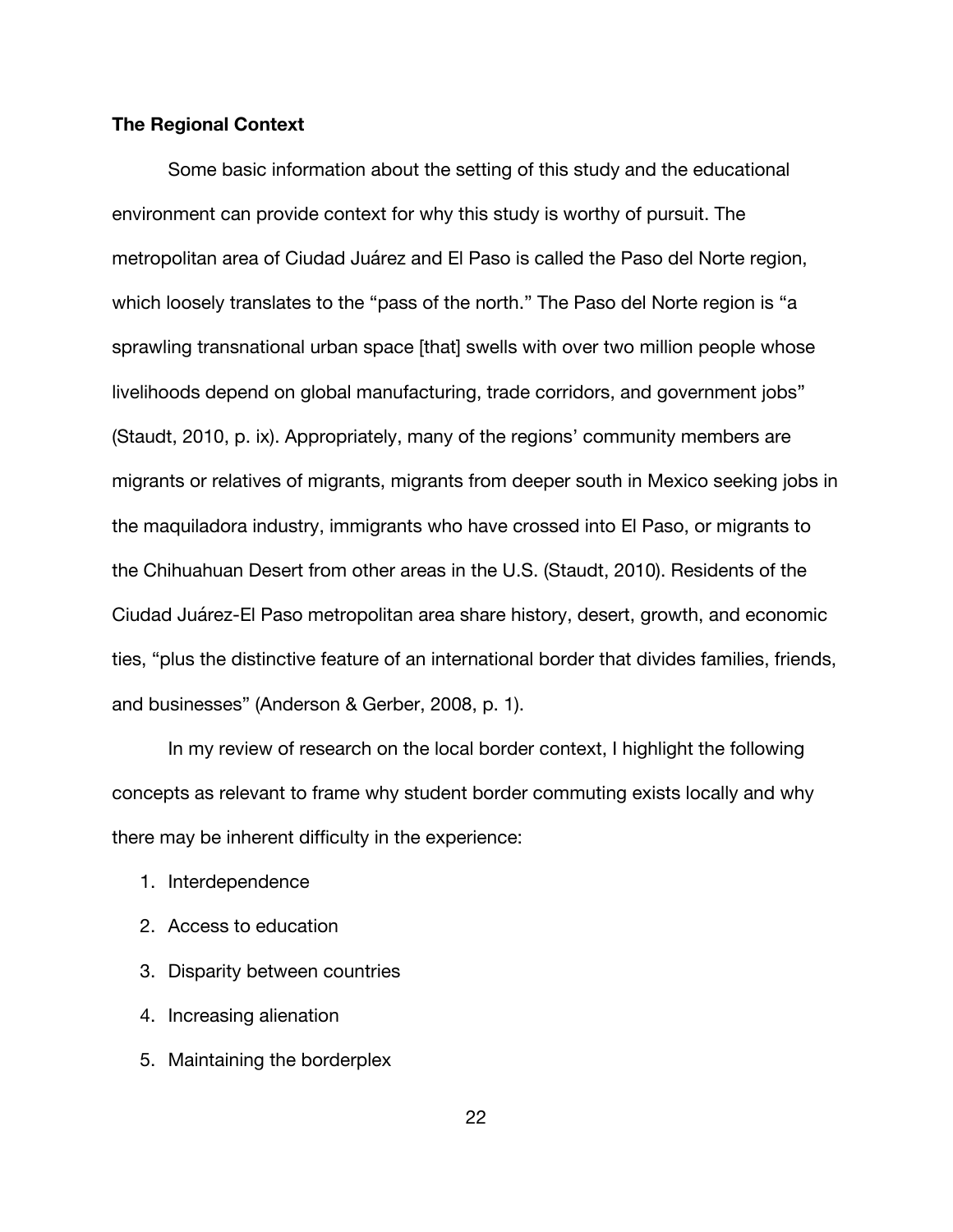**The Regional Context**

Some basic information about the setting of this study and the educational environment can provide context for why this study is worthy of pursuit. The metropolitan area of Ciudad Juárez and El Paso is called the Paso del Norte region, which loosely translates to the "pass of the north." The Paso del Norte region is "a sprawling transnational urban space [that] swells with over two million people whose livelihoods depend on global manufacturing, trade corridors, and government jobs" (Staudt, 2010, p. ix). Appropriately, many of the regions' community members are migrants or relatives of migrants, migrants from deeper south in Mexico seeking jobs in the maquiladora industry, immigrants who have crossed into El Paso, or migrants to the Chihuahuan Desert from other areas in the U.S. (Staudt, 2010). Residents of the Ciudad Juárez-El Paso metropolitan area share history, desert, growth, and economic ties, "plus the distinctive feature of an international border that divides families, friends, and businesses" (Anderson & Gerber, 2008, p. 1).

In my review of research on the local border context, I highlight the following concepts as relevant to frame why student border commuting exists locally and why there may be inherent difficulty in the experience:

1. Interdependence
2. Access to education
3. Disparity between countries
4. Increasing alienation
5. Maintaining the borderplex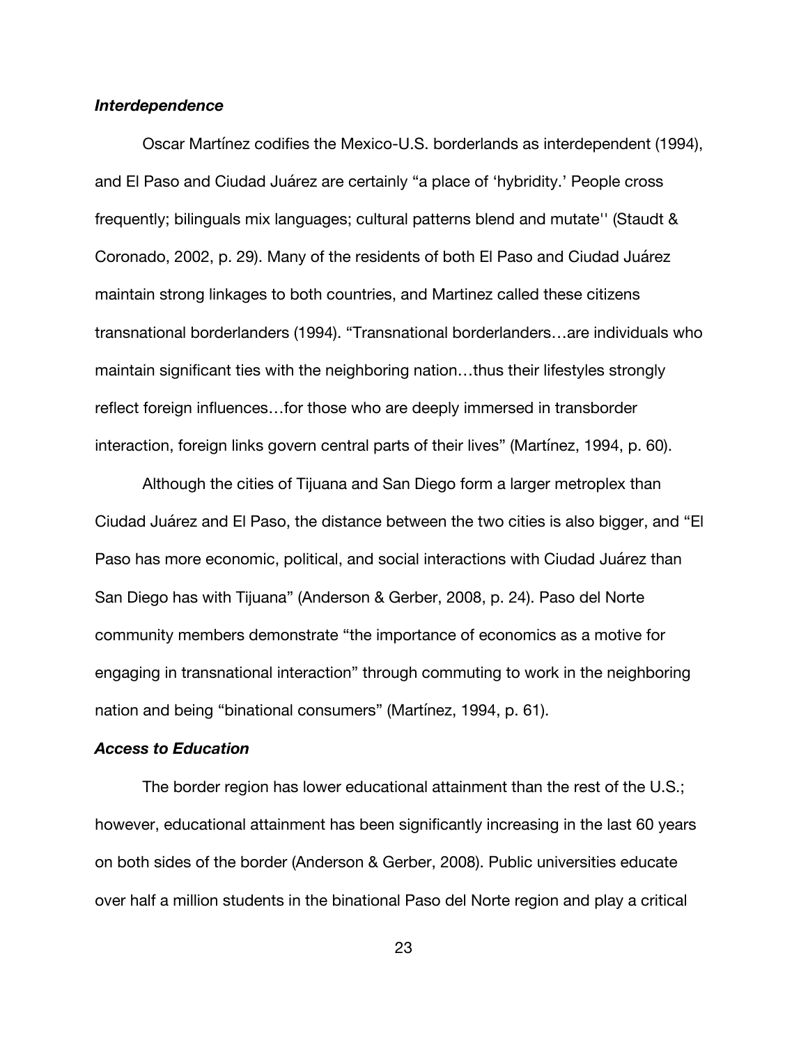### *Interdependence*

Oscar Martínez codifies the Mexico-U.S. borderlands as interdependent (1994), and El Paso and Ciudad Juárez are certainly "a place of 'hybridity.' People cross frequently; bilinguals mix languages; cultural patterns blend and mutate'' (Staudt & Coronado, 2002, p. 29). Many of the residents of both El Paso and Ciudad Juárez maintain strong linkages to both countries, and Martinez called these citizens transnational borderlanders (1994). "Transnational borderlanders…are individuals who maintain significant ties with the neighboring nation…thus their lifestyles strongly reflect foreign influences…for those who are deeply immersed in transborder interaction, foreign links govern central parts of their lives" (Martínez, 1994, p. 60).

Although the cities of Tijuana and San Diego form a larger metroplex than Ciudad Juárez and El Paso, the distance between the two cities is also bigger, and "El Paso has more economic, political, and social interactions with Ciudad Juárez than San Diego has with Tijuana" (Anderson & Gerber, 2008, p. 24). Paso del Norte community members demonstrate "the importance of economics as a motive for engaging in transnational interaction" through commuting to work in the neighboring nation and being "binational consumers" (Martínez, 1994, p. 61).

### *Access to Education*

The border region has lower educational attainment than the rest of the U.S.; however, educational attainment has been significantly increasing in the last 60 years on both sides of the border (Anderson & Gerber, 2008). Public universities educate over half a million students in the binational Paso del Norte region and play a critical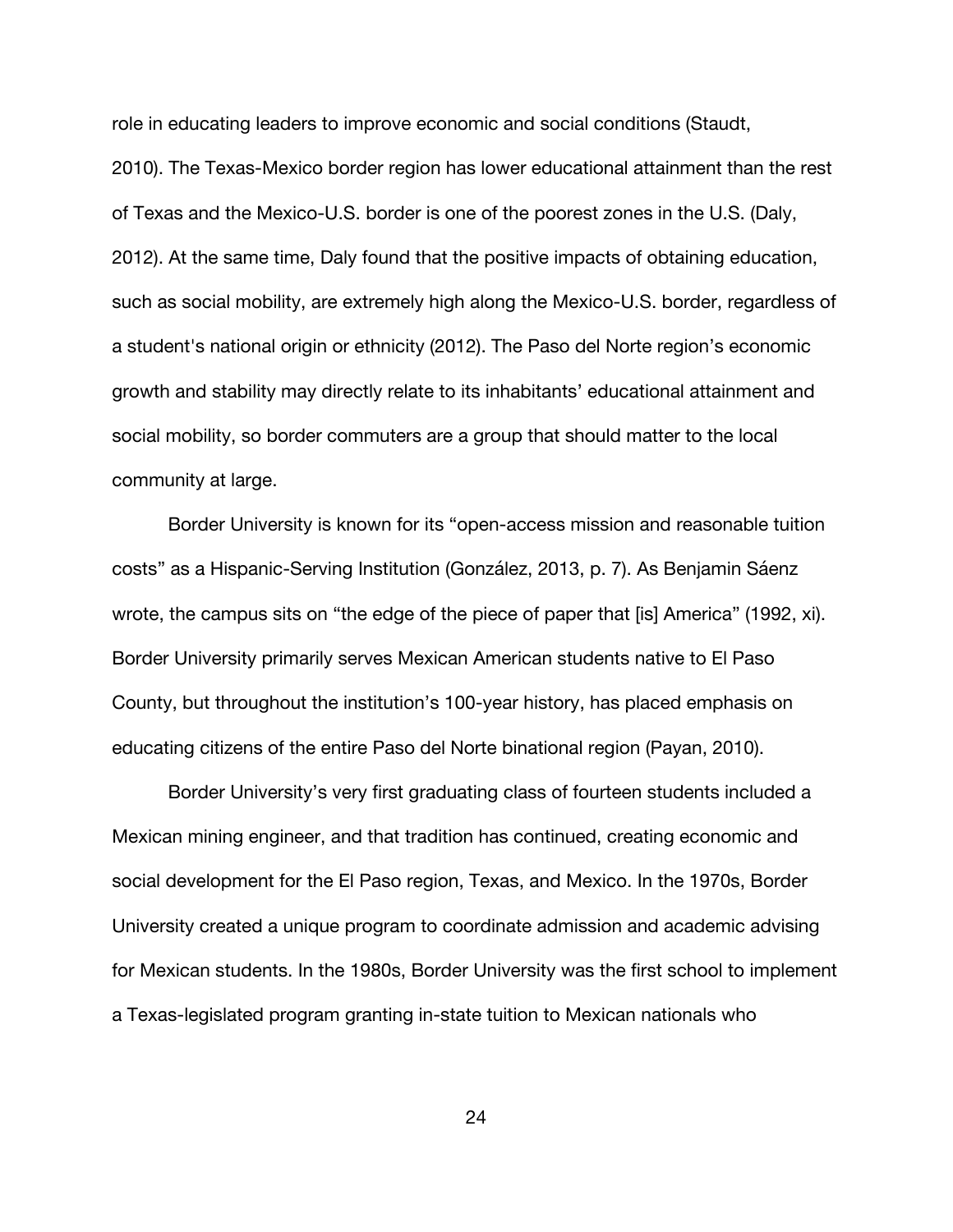role in educating leaders to improve economic and social conditions (Staudt, 2010). The Texas-Mexico border region has lower educational attainment than the rest of Texas and the Mexico-U.S. border is one of the poorest zones in the U.S. (Daly, 2012). At the same time, Daly found that the positive impacts of obtaining education, such as social mobility, are extremely high along the Mexico-U.S. border, regardless of a student's national origin or ethnicity (2012). The Paso del Norte region's economic growth and stability may directly relate to its inhabitants' educational attainment and social mobility, so border commuters are a group that should matter to the local community at large.

Border University is known for its "open-access mission and reasonable tuition costs" as a Hispanic-Serving Institution (González, 2013, p. 7). As Benjamin Sáenz wrote, the campus sits on "the edge of the piece of paper that [is] America" (1992, xi). Border University primarily serves Mexican American students native to El Paso County, but throughout the institution's 100-year history, has placed emphasis on educating citizens of the entire Paso del Norte binational region (Payan, 2010).

Border University's very first graduating class of fourteen students included a Mexican mining engineer, and that tradition has continued, creating economic and social development for the El Paso region, Texas, and Mexico. In the 1970s, Border University created a unique program to coordinate admission and academic advising for Mexican students. In the 1980s, Border University was the first school to implement a Texas-legislated program granting in-state tuition to Mexican nationals who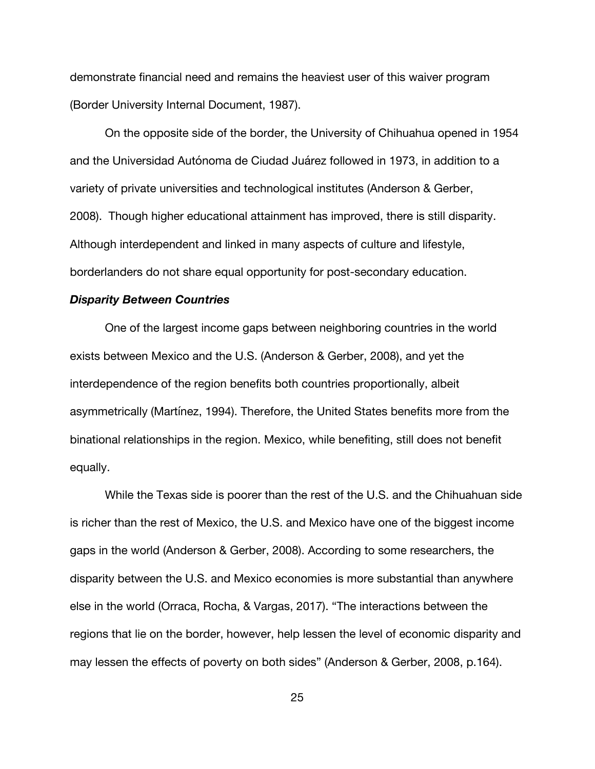demonstrate financial need and remains the heaviest user of this waiver program (Border University Internal Document, 1987).

On the opposite side of the border, the University of Chihuahua opened in 1954 and the Universidad Autónoma de Ciudad Juárez followed in 1973, in addition to a variety of private universities and technological institutes (Anderson & Gerber, 2008). Though higher educational attainment has improved, there is still disparity. Although interdependent and linked in many aspects of culture and lifestyle, borderlanders do not share equal opportunity for post-secondary education.

#### ***Disparity Between Countries***

One of the largest income gaps between neighboring countries in the world exists between Mexico and the U.S. (Anderson & Gerber, 2008), and yet the interdependence of the region benefits both countries proportionally, albeit asymmetrically (Martínez, 1994). Therefore, the United States benefits more from the binational relationships in the region. Mexico, while benefiting, still does not benefit equally.

While the Texas side is poorer than the rest of the U.S. and the Chihuahuan side is richer than the rest of Mexico, the U.S. and Mexico have one of the biggest income gaps in the world (Anderson & Gerber, 2008). According to some researchers, the disparity between the U.S. and Mexico economies is more substantial than anywhere else in the world (Orraca, Rocha, & Vargas, 2017). "The interactions between the regions that lie on the border, however, help lessen the level of economic disparity and may lessen the effects of poverty on both sides" (Anderson & Gerber, 2008, p.164).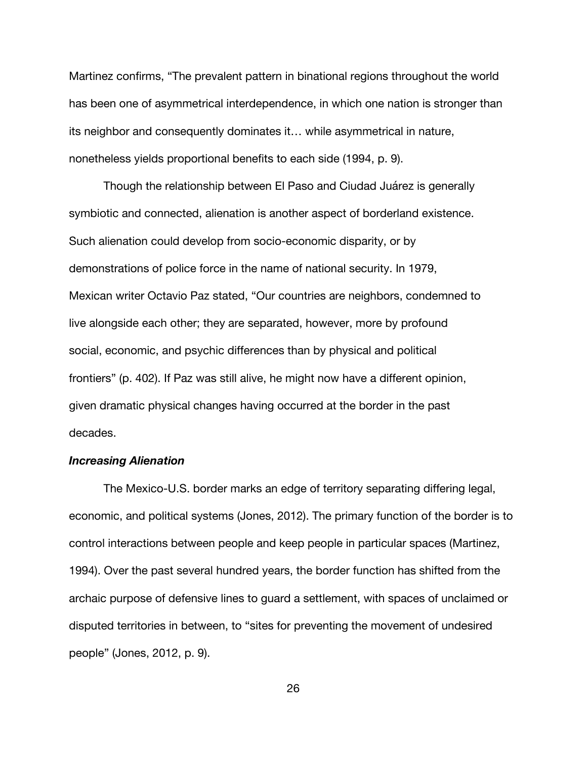Martinez confirms, “The prevalent pattern in binational regions throughout the world has been one of asymmetrical interdependence, in which one nation is stronger than its neighbor and consequently dominates it… while asymmetrical in nature, nonetheless yields proportional benefits to each side (1994, p. 9).

Though the relationship between El Paso and Ciudad Juárez is generally symbiotic and connected, alienation is another aspect of borderland existence. Such alienation could develop from socio-economic disparity, or by demonstrations of police force in the name of national security. In 1979, Mexican writer Octavio Paz stated, “Our countries are neighbors, condemned to live alongside each other; they are separated, however, more by profound social, economic, and psychic differences than by physical and political frontiers” (p. 402). If Paz was still alive, he might now have a different opinion, given dramatic physical changes having occurred at the border in the past decades.

***Increasing Alienation***

The Mexico-U.S. border marks an edge of territory separating differing legal, economic, and political systems (Jones, 2012). The primary function of the border is to control interactions between people and keep people in particular spaces (Martinez, 1994). Over the past several hundred years, the border function has shifted from the archaic purpose of defensive lines to guard a settlement, with spaces of unclaimed or disputed territories in between, to “sites for preventing the movement of undesired people” (Jones, 2012, p. 9).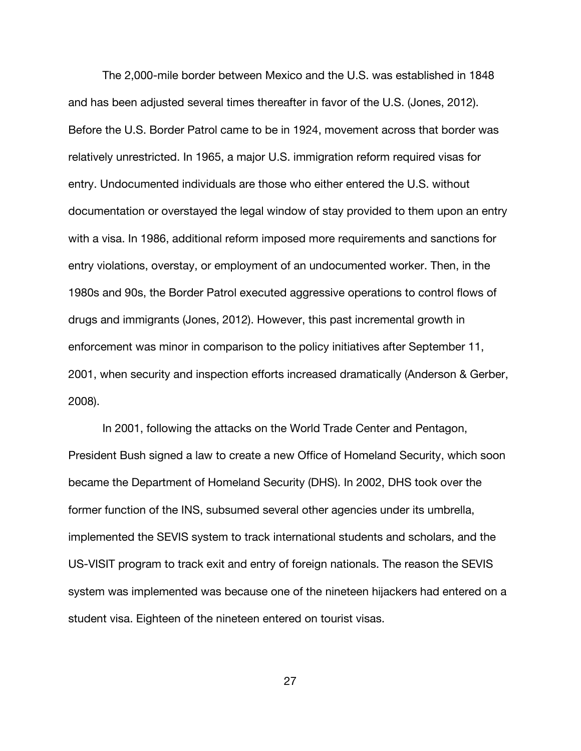The 2,000-mile border between Mexico and the U.S. was established in 1848 and has been adjusted several times thereafter in favor of the U.S. (Jones, 2012). Before the U.S. Border Patrol came to be in 1924, movement across that border was relatively unrestricted. In 1965, a major U.S. immigration reform required visas for entry. Undocumented individuals are those who either entered the U.S. without documentation or overstayed the legal window of stay provided to them upon an entry with a visa. In 1986, additional reform imposed more requirements and sanctions for entry violations, overstay, or employment of an undocumented worker. Then, in the 1980s and 90s, the Border Patrol executed aggressive operations to control flows of drugs and immigrants (Jones, 2012). However, this past incremental growth in enforcement was minor in comparison to the policy initiatives after September 11, 2001, when security and inspection efforts increased dramatically (Anderson & Gerber, 2008).

In 2001, following the attacks on the World Trade Center and Pentagon, President Bush signed a law to create a new Office of Homeland Security, which soon became the Department of Homeland Security (DHS). In 2002, DHS took over the former function of the INS, subsumed several other agencies under its umbrella, implemented the SEVIS system to track international students and scholars, and the US-VISIT program to track exit and entry of foreign nationals. The reason the SEVIS system was implemented was because one of the nineteen hijackers had entered on a student visa. Eighteen of the nineteen entered on tourist visas.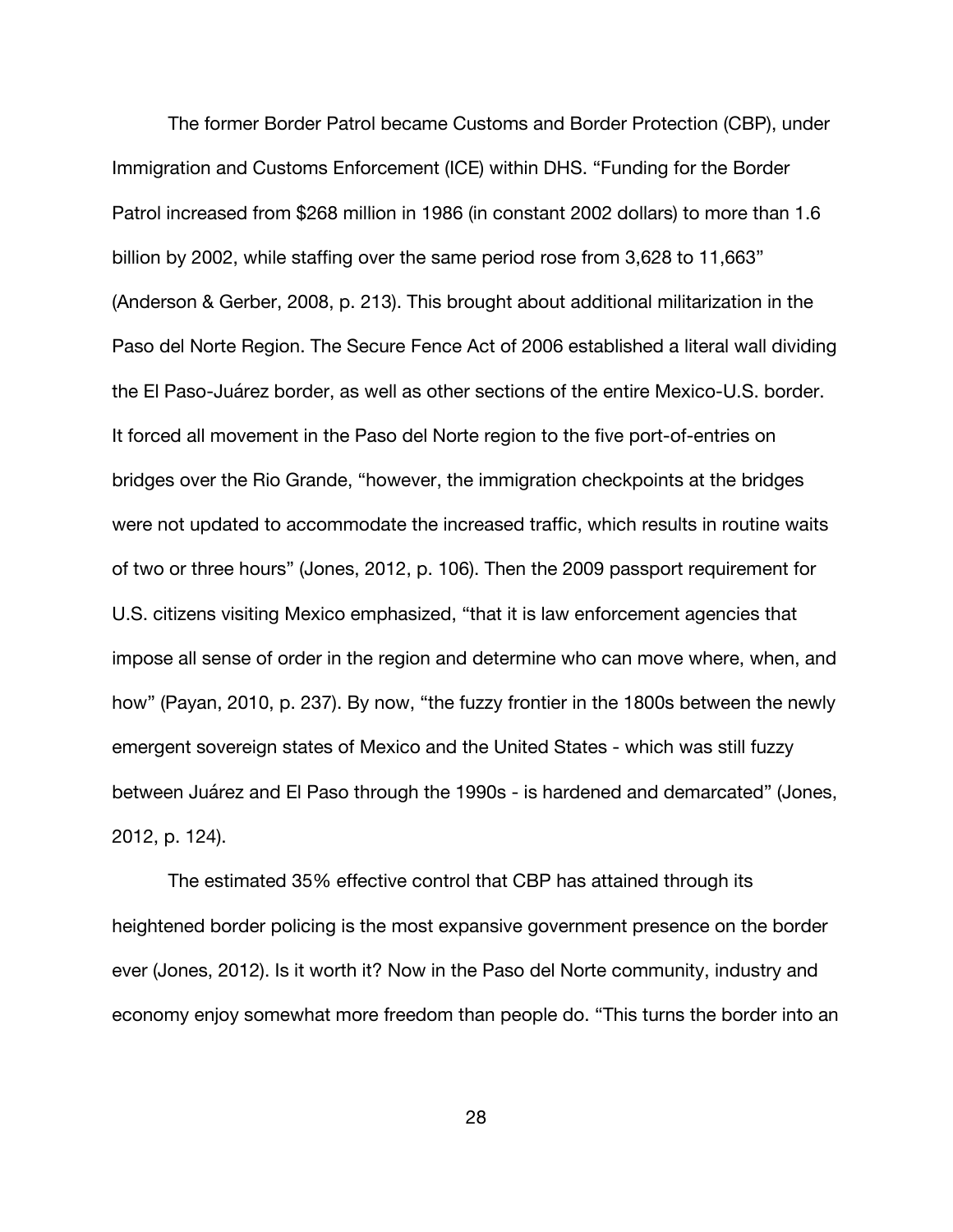The former Border Patrol became Customs and Border Protection (CBP), under Immigration and Customs Enforcement (ICE) within DHS. "Funding for the Border Patrol increased from $268 million in 1986 (in constant 2002 dollars) to more than 1.6 billion by 2002, while staffing over the same period rose from 3,628 to 11,663" (Anderson & Gerber, 2008, p. 213). This brought about additional militarization in the Paso del Norte Region. The Secure Fence Act of 2006 established a literal wall dividing the El Paso-Juárez border, as well as other sections of the entire Mexico-U.S. border. It forced all movement in the Paso del Norte region to the five port-of-entries on bridges over the Rio Grande, "however, the immigration checkpoints at the bridges were not updated to accommodate the increased traffic, which results in routine waits of two or three hours" (Jones, 2012, p. 106). Then the 2009 passport requirement for U.S. citizens visiting Mexico emphasized, "that it is law enforcement agencies that impose all sense of order in the region and determine who can move where, when, and how" (Payan, 2010, p. 237). By now, "the fuzzy frontier in the 1800s between the newly emergent sovereign states of Mexico and the United States - which was still fuzzy between Juárez and El Paso through the 1990s - is hardened and demarcated" (Jones, 2012, p. 124).

The estimated 35% effective control that CBP has attained through its heightened border policing is the most expansive government presence on the border ever (Jones, 2012). Is it worth it? Now in the Paso del Norte community, industry and economy enjoy somewhat more freedom than people do. "This turns the border into an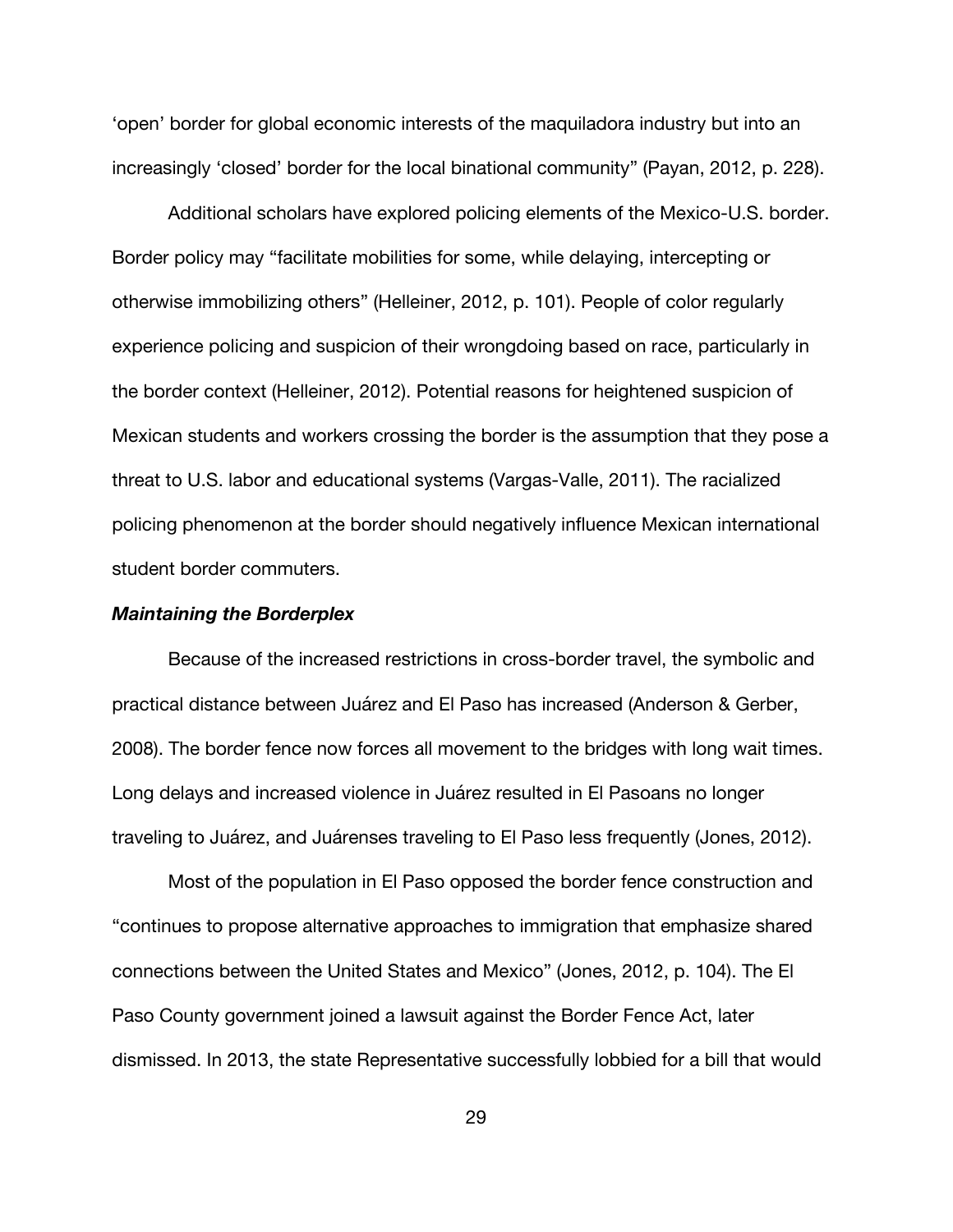‘open’ border for global economic interests of the maquiladora industry but into an increasingly ‘closed’ border for the local binational community” (Payan, 2012, p. 228).

Additional scholars have explored policing elements of the Mexico-U.S. border. Border policy may “facilitate mobilities for some, while delaying, intercepting or otherwise immobilizing others” (Helleiner, 2012, p. 101). People of color regularly experience policing and suspicion of their wrongdoing based on race, particularly in the border context (Helleiner, 2012). Potential reasons for heightened suspicion of Mexican students and workers crossing the border is the assumption that they pose a threat to U.S. labor and educational systems (Vargas-Valle, 2011). The racialized policing phenomenon at the border should negatively influence Mexican international student border commuters.

***Maintaining the Borderplex***

Because of the increased restrictions in cross-border travel, the symbolic and practical distance between Juárez and El Paso has increased (Anderson & Gerber, 2008). The border fence now forces all movement to the bridges with long wait times. Long delays and increased violence in Juárez resulted in El Pasoans no longer traveling to Juárez, and Juárenses traveling to El Paso less frequently (Jones, 2012).

Most of the population in El Paso opposed the border fence construction and “continues to propose alternative approaches to immigration that emphasize shared connections between the United States and Mexico” (Jones, 2012, p. 104). The El Paso County government joined a lawsuit against the Border Fence Act, later dismissed. In 2013, the state Representative successfully lobbied for a bill that would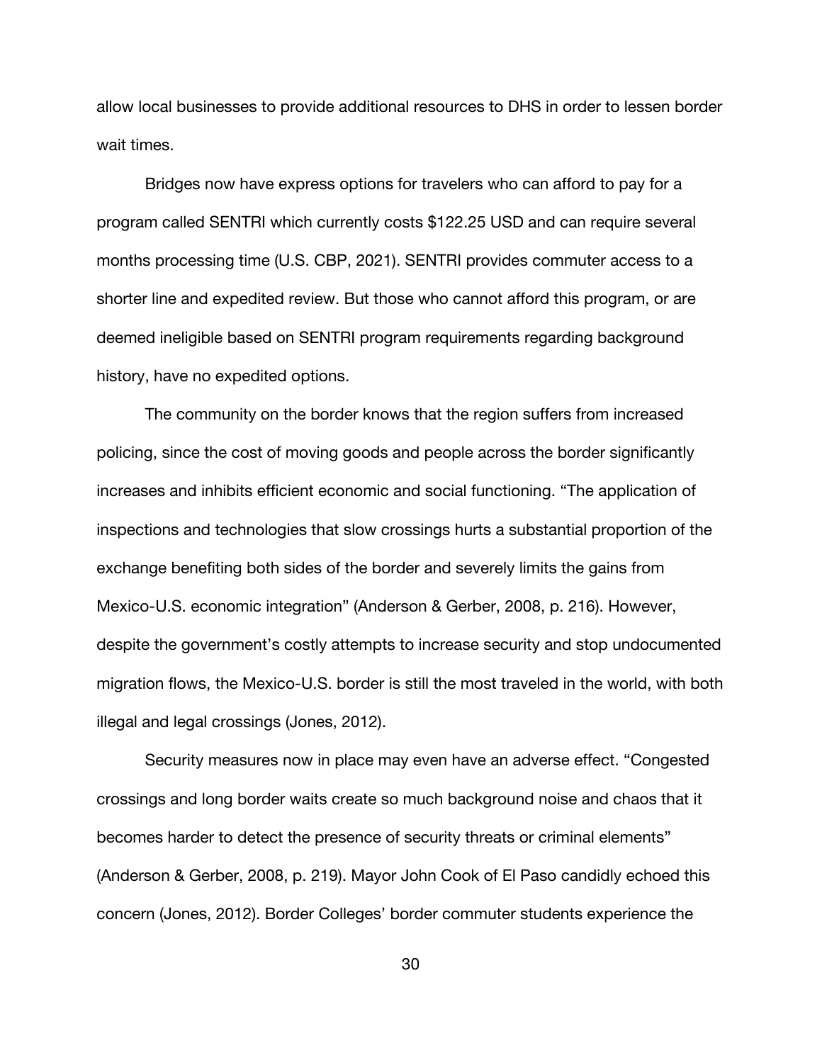allow local businesses to provide additional resources to DHS in order to lessen border wait times.

Bridges now have express options for travelers who can afford to pay for a program called SENTRI which currently costs $122.25 USD and can require several months processing time (U.S. CBP, 2021). SENTRI provides commuter access to a shorter line and expedited review. But those who cannot afford this program, or are deemed ineligible based on SENTRI program requirements regarding background history, have no expedited options.

The community on the border knows that the region suffers from increased policing, since the cost of moving goods and people across the border significantly increases and inhibits efficient economic and social functioning. "The application of inspections and technologies that slow crossings hurts a substantial proportion of the exchange benefiting both sides of the border and severely limits the gains from Mexico-U.S. economic integration" (Anderson & Gerber, 2008, p. 216). However, despite the government's costly attempts to increase security and stop undocumented migration flows, the Mexico-U.S. border is still the most traveled in the world, with both illegal and legal crossings (Jones, 2012).

Security measures now in place may even have an adverse effect. "Congested crossings and long border waits create so much background noise and chaos that it becomes harder to detect the presence of security threats or criminal elements" (Anderson & Gerber, 2008, p. 219). Mayor John Cook of El Paso candidly echoed this concern (Jones, 2012). Border Colleges' border commuter students experience the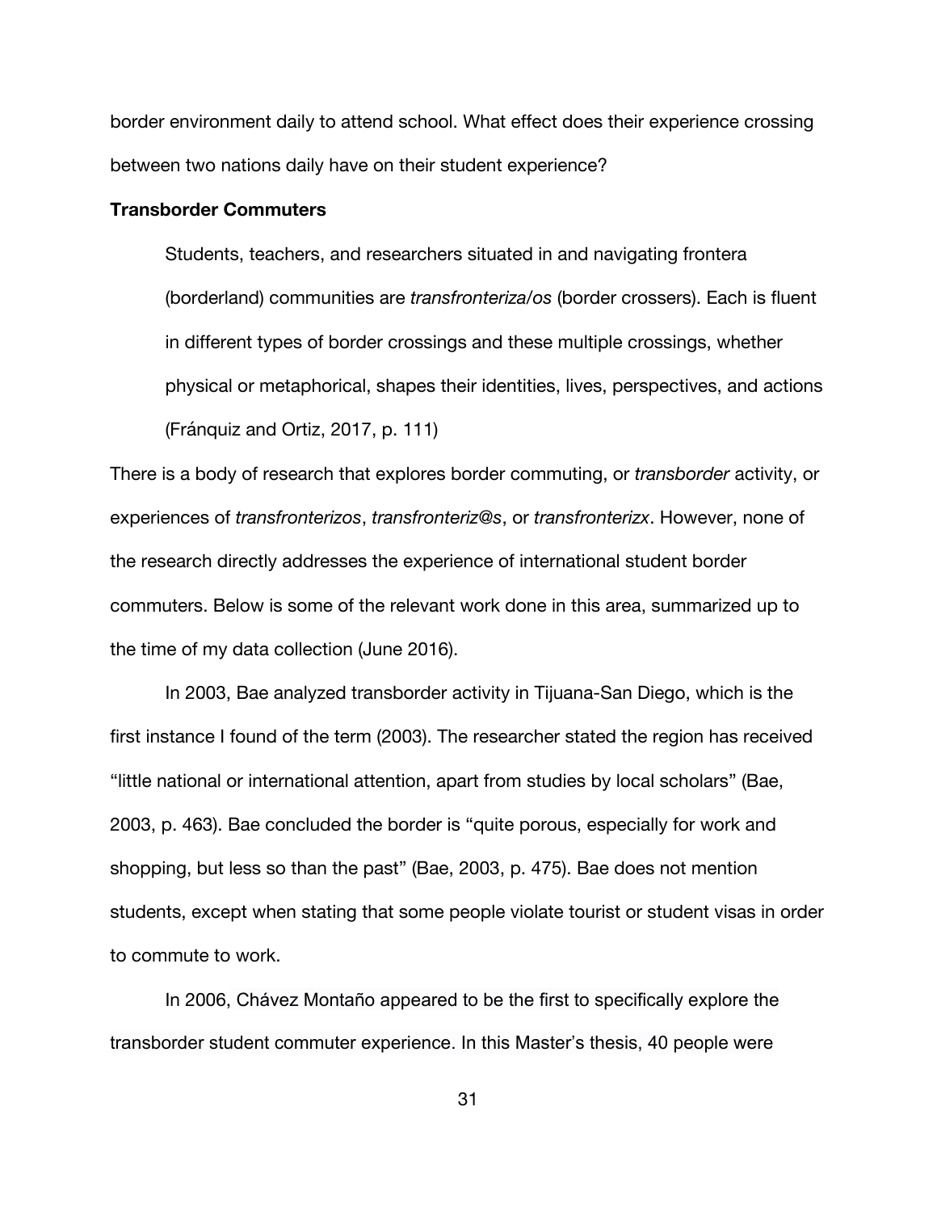border environment daily to attend school. What effect does their experience crossing between two nations daily have on their student experience?

**Transborder Commuters**

> Students, teachers, and researchers situated in and navigating frontera (borderland) communities are *transfronteriza/os* (border crossers). Each is fluent in different types of border crossings and these multiple crossings, whether physical or metaphorical, shapes their identities, lives, perspectives, and actions (Fránquiz and Ortiz, 2017, p. 111)

There is a body of research that explores border commuting, or *transborder* activity, or experiences of *transfronterizos*, *transfronteriz@s*, or *transfronterizx*. However, none of the research directly addresses the experience of international student border commuters. Below is some of the relevant work done in this area, summarized up to the time of my data collection (June 2016).

In 2003, Bae analyzed transborder activity in Tijuana-San Diego, which is the first instance I found of the term (2003). The researcher stated the region has received "little national or international attention, apart from studies by local scholars" (Bae, 2003, p. 463). Bae concluded the border is "quite porous, especially for work and shopping, but less so than the past" (Bae, 2003, p. 475). Bae does not mention students, except when stating that some people violate tourist or student visas in order to commute to work.

In 2006, Chávez Montaño appeared to be the first to specifically explore the transborder student commuter experience. In this Master's thesis, 40 people were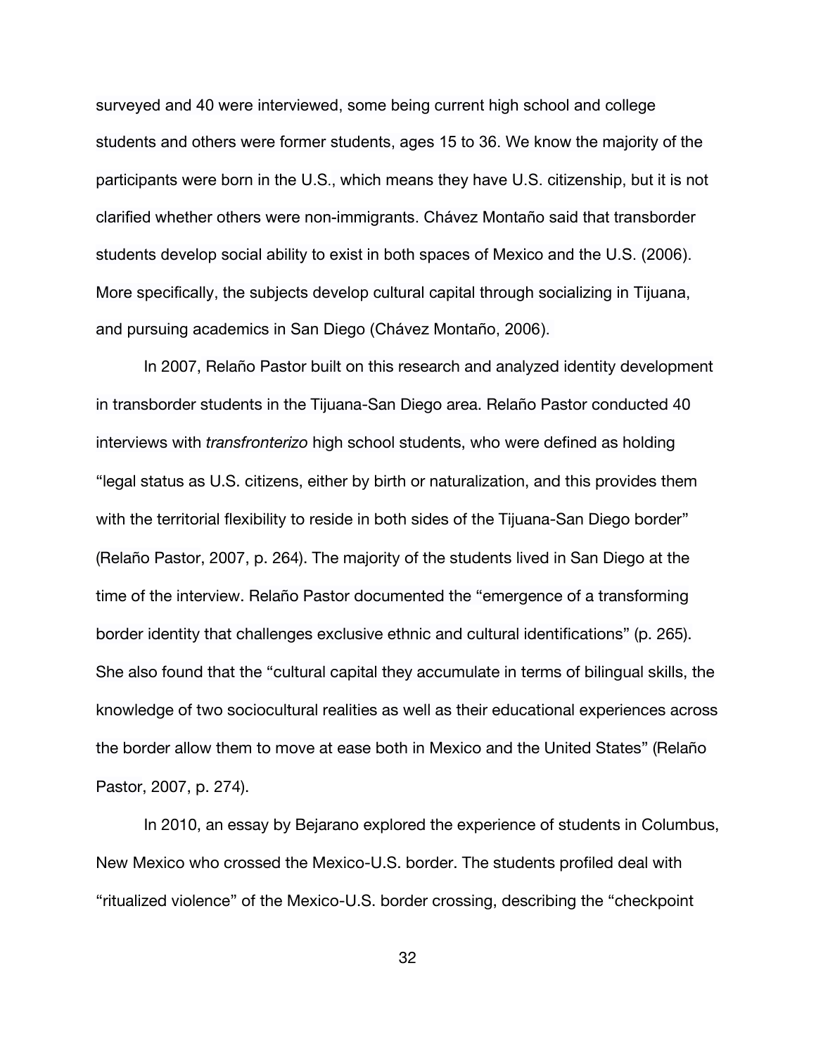surveyed and 40 were interviewed, some being current high school and college students and others were former students, ages 15 to 36. We know the majority of the participants were born in the U.S., which means they have U.S. citizenship, but it is not clarified whether others were non-immigrants. Chávez Montaño said that transborder students develop social ability to exist in both spaces of Mexico and the U.S. (2006). More specifically, the subjects develop cultural capital through socializing in Tijuana, and pursuing academics in San Diego (Chávez Montaño, 2006).

In 2007, Relaño Pastor built on this research and analyzed identity development in transborder students in the Tijuana-San Diego area. Relaño Pastor conducted 40 interviews with *transfronterizo* high school students, who were defined as holding "legal status as U.S. citizens, either by birth or naturalization, and this provides them with the territorial flexibility to reside in both sides of the Tijuana-San Diego border" (Relaño Pastor, 2007, p. 264). The majority of the students lived in San Diego at the time of the interview. Relaño Pastor documented the "emergence of a transforming border identity that challenges exclusive ethnic and cultural identifications" (p. 265). She also found that the "cultural capital they accumulate in terms of bilingual skills, the knowledge of two sociocultural realities as well as their educational experiences across the border allow them to move at ease both in Mexico and the United States" (Relaño Pastor, 2007, p. 274).

In 2010, an essay by Bejarano explored the experience of students in Columbus, New Mexico who crossed the Mexico-U.S. border. The students profiled deal with "ritualized violence" of the Mexico-U.S. border crossing, describing the "checkpoint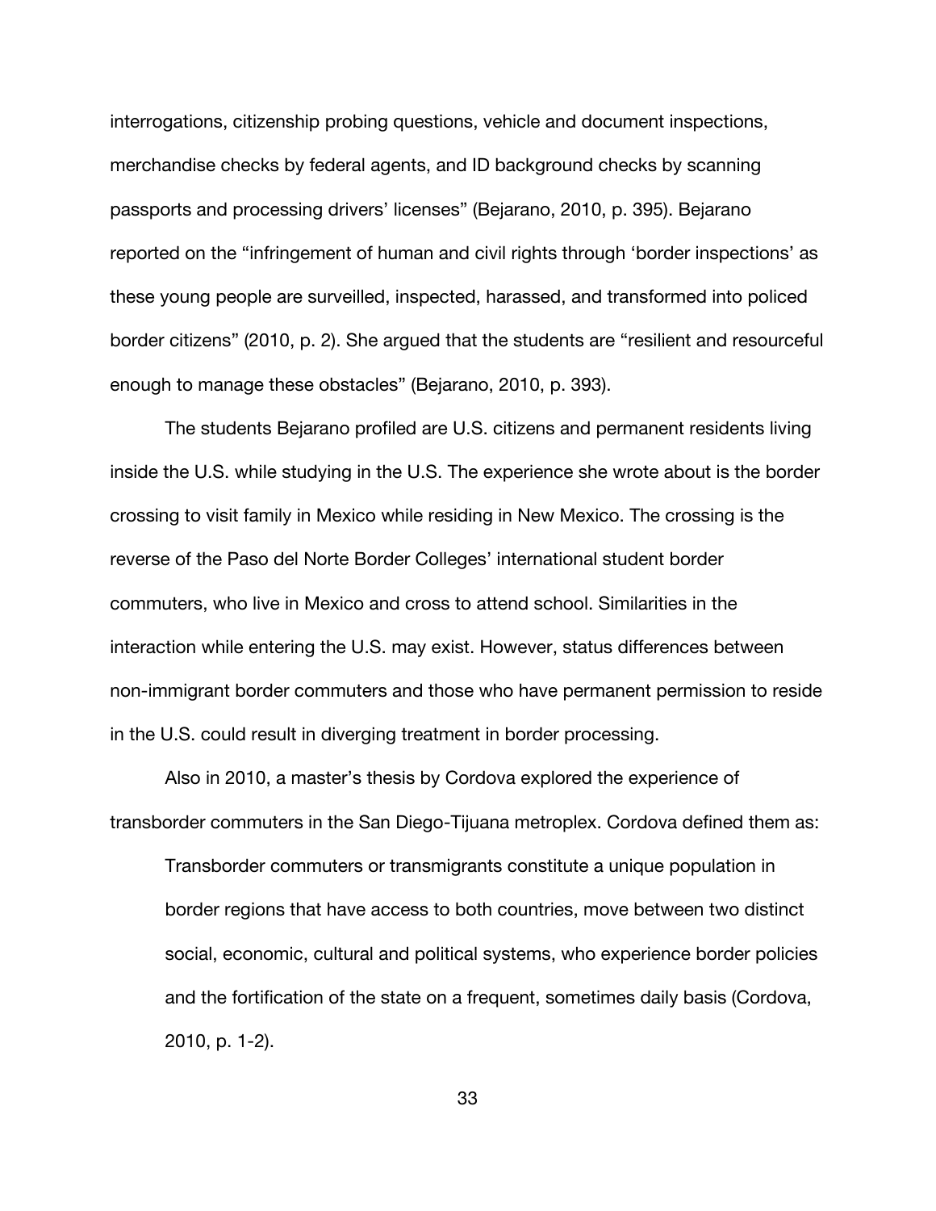interrogations, citizenship probing questions, vehicle and document inspections, merchandise checks by federal agents, and ID background checks by scanning passports and processing drivers' licenses" (Bejarano, 2010, p. 395). Bejarano reported on the "infringement of human and civil rights through 'border inspections' as these young people are surveilled, inspected, harassed, and transformed into policed border citizens" (2010, p. 2). She argued that the students are "resilient and resourceful enough to manage these obstacles" (Bejarano, 2010, p. 393).

The students Bejarano profiled are U.S. citizens and permanent residents living inside the U.S. while studying in the U.S. The experience she wrote about is the border crossing to visit family in Mexico while residing in New Mexico. The crossing is the reverse of the Paso del Norte Border Colleges' international student border commuters, who live in Mexico and cross to attend school. Similarities in the interaction while entering the U.S. may exist. However, status differences between non-immigrant border commuters and those who have permanent permission to reside in the U.S. could result in diverging treatment in border processing.

Also in 2010, a master's thesis by Cordova explored the experience of transborder commuters in the San Diego-Tijuana metroplex. Cordova defined them as:

> Transborder commuters or transmigrants constitute a unique population in border regions that have access to both countries, move between two distinct social, economic, cultural and political systems, who experience border policies and the fortification of the state on a frequent, sometimes daily basis (Cordova, 2010, p. 1-2).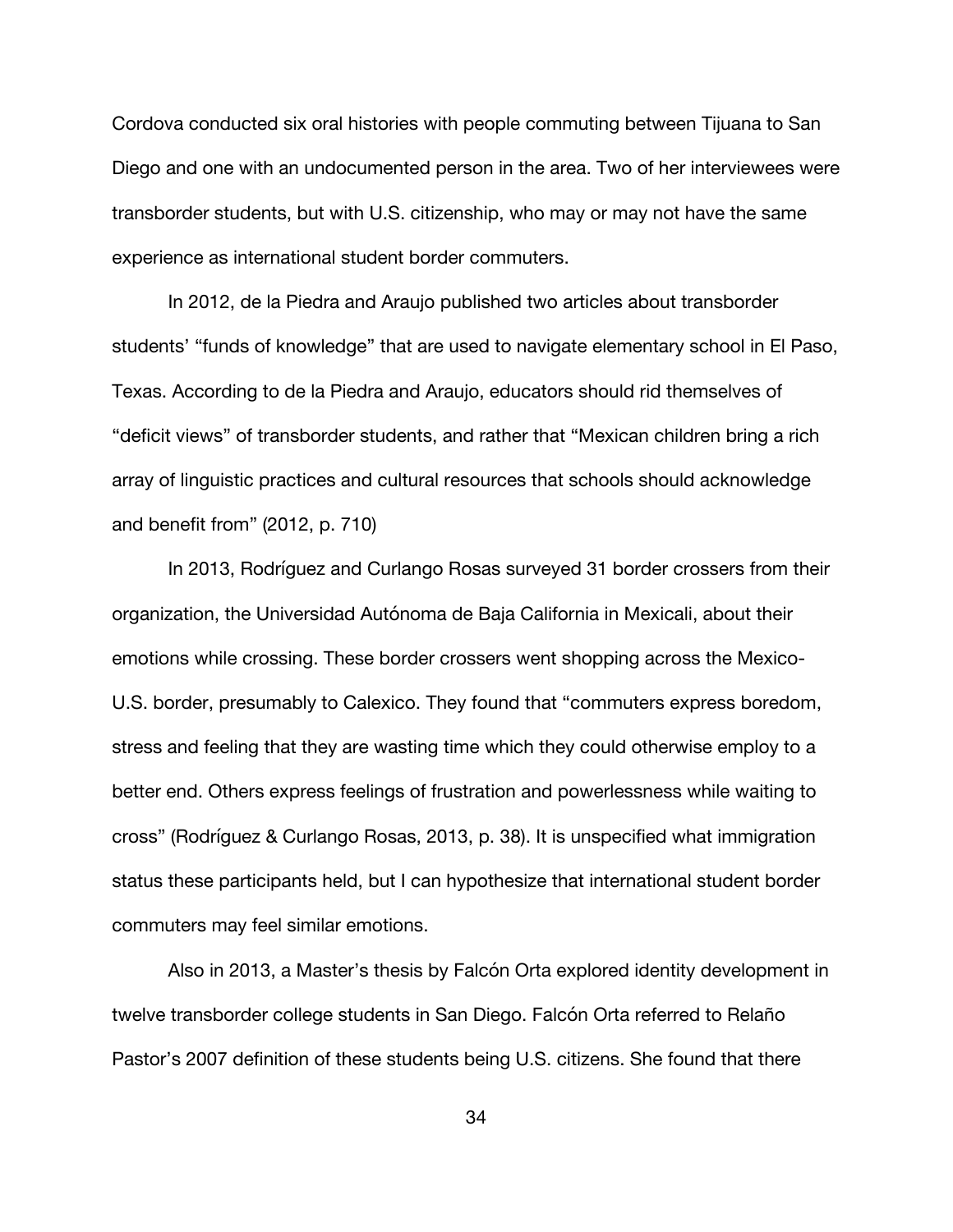Cordova conducted six oral histories with people commuting between Tijuana to San Diego and one with an undocumented person in the area. Two of her interviewees were transborder students, but with U.S. citizenship, who may or may not have the same experience as international student border commuters.

In 2012, de la Piedra and Araujo published two articles about transborder students' "funds of knowledge" that are used to navigate elementary school in El Paso, Texas. According to de la Piedra and Araujo, educators should rid themselves of "deficit views" of transborder students, and rather that "Mexican children bring a rich array of linguistic practices and cultural resources that schools should acknowledge and benefit from" (2012, p. 710)

In 2013, Rodríguez and Curlango Rosas surveyed 31 border crossers from their organization, the Universidad Autónoma de Baja California in Mexicali, about their emotions while crossing. These border crossers went shopping across the Mexico-U.S. border, presumably to Calexico. They found that "commuters express boredom, stress and feeling that they are wasting time which they could otherwise employ to a better end. Others express feelings of frustration and powerlessness while waiting to cross" (Rodríguez & Curlango Rosas, 2013, p. 38). It is unspecified what immigration status these participants held, but I can hypothesize that international student border commuters may feel similar emotions.

Also in 2013, a Master's thesis by Falcón Orta explored identity development in twelve transborder college students in San Diego. Falcón Orta referred to Relaño Pastor's 2007 definition of these students being U.S. citizens. She found that there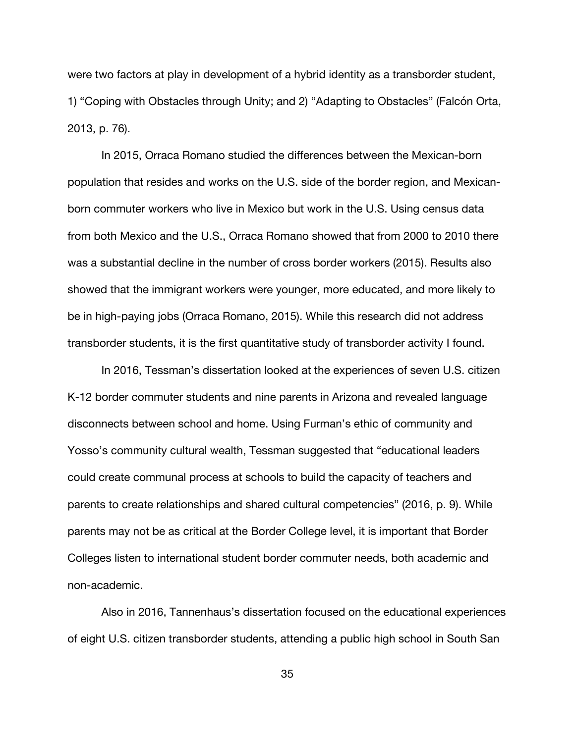were two factors at play in development of a hybrid identity as a transborder student, 1) “Coping with Obstacles through Unity; and 2) “Adapting to Obstacles” (Falcón Orta, 2013, p. 76).

In 2015, Orraca Romano studied the differences between the Mexican-born population that resides and works on the U.S. side of the border region, and Mexican-born commuter workers who live in Mexico but work in the U.S. Using census data from both Mexico and the U.S., Orraca Romano showed that from 2000 to 2010 there was a substantial decline in the number of cross border workers (2015). Results also showed that the immigrant workers were younger, more educated, and more likely to be in high-paying jobs (Orraca Romano, 2015). While this research did not address transborder students, it is the first quantitative study of transborder activity I found.

In 2016, Tessman’s dissertation looked at the experiences of seven U.S. citizen K-12 border commuter students and nine parents in Arizona and revealed language disconnects between school and home. Using Furman’s ethic of community and Yosso’s community cultural wealth, Tessman suggested that “educational leaders could create communal process at schools to build the capacity of teachers and parents to create relationships and shared cultural competencies” (2016, p. 9). While parents may not be as critical at the Border College level, it is important that Border Colleges listen to international student border commuter needs, both academic and non-academic.

Also in 2016, Tannenhaus’s dissertation focused on the educational experiences of eight U.S. citizen transborder students, attending a public high school in South San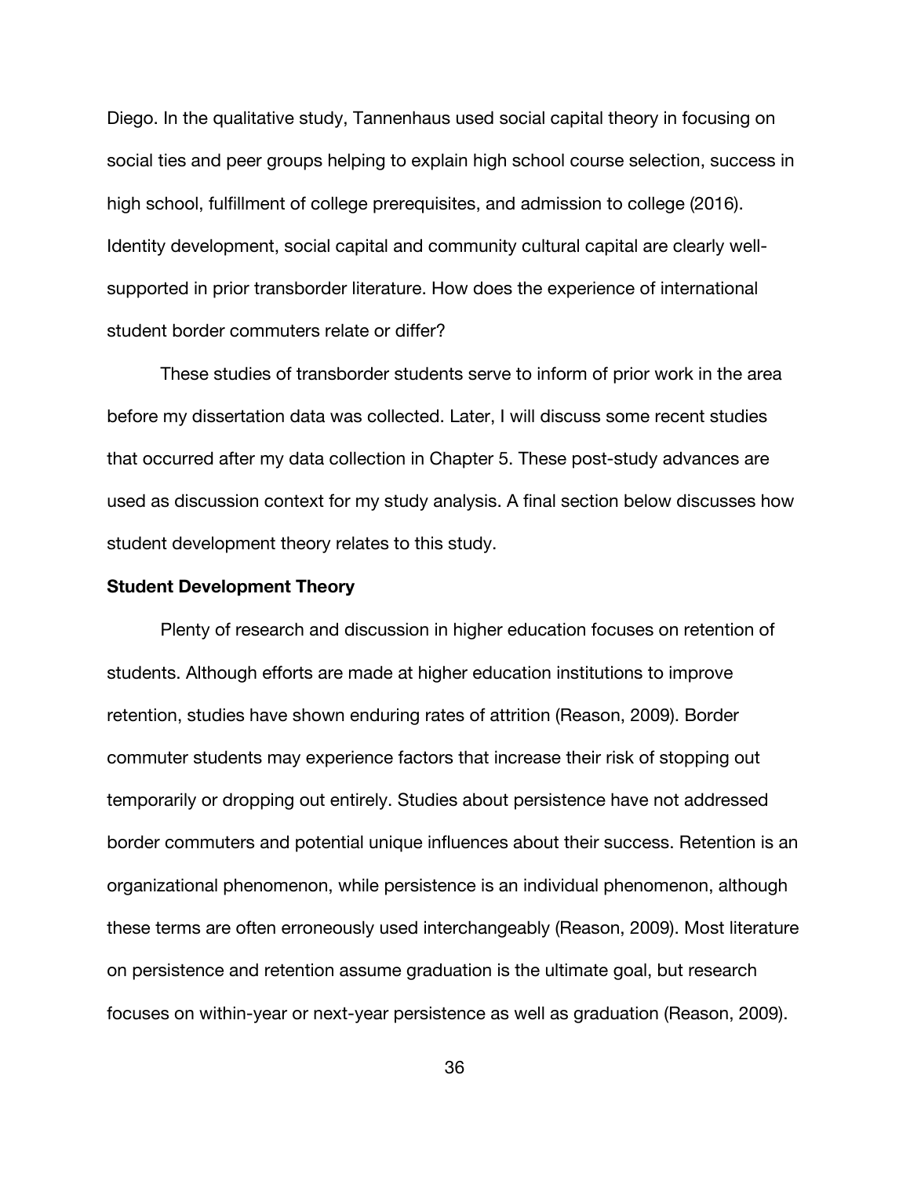Diego. In the qualitative study, Tannenhaus used social capital theory in focusing on social ties and peer groups helping to explain high school course selection, success in high school, fulfillment of college prerequisites, and admission to college (2016). Identity development, social capital and community cultural capital are clearly well-supported in prior transborder literature. How does the experience of international student border commuters relate or differ?

These studies of transborder students serve to inform of prior work in the area before my dissertation data was collected. Later, I will discuss some recent studies that occurred after my data collection in Chapter 5. These post-study advances are used as discussion context for my study analysis. A final section below discusses how student development theory relates to this study.

**Student Development Theory**

Plenty of research and discussion in higher education focuses on retention of students. Although efforts are made at higher education institutions to improve retention, studies have shown enduring rates of attrition (Reason, 2009). Border commuter students may experience factors that increase their risk of stopping out temporarily or dropping out entirely. Studies about persistence have not addressed border commuters and potential unique influences about their success. Retention is an organizational phenomenon, while persistence is an individual phenomenon, although these terms are often erroneously used interchangeably (Reason, 2009). Most literature on persistence and retention assume graduation is the ultimate goal, but research focuses on within-year or next-year persistence as well as graduation (Reason, 2009).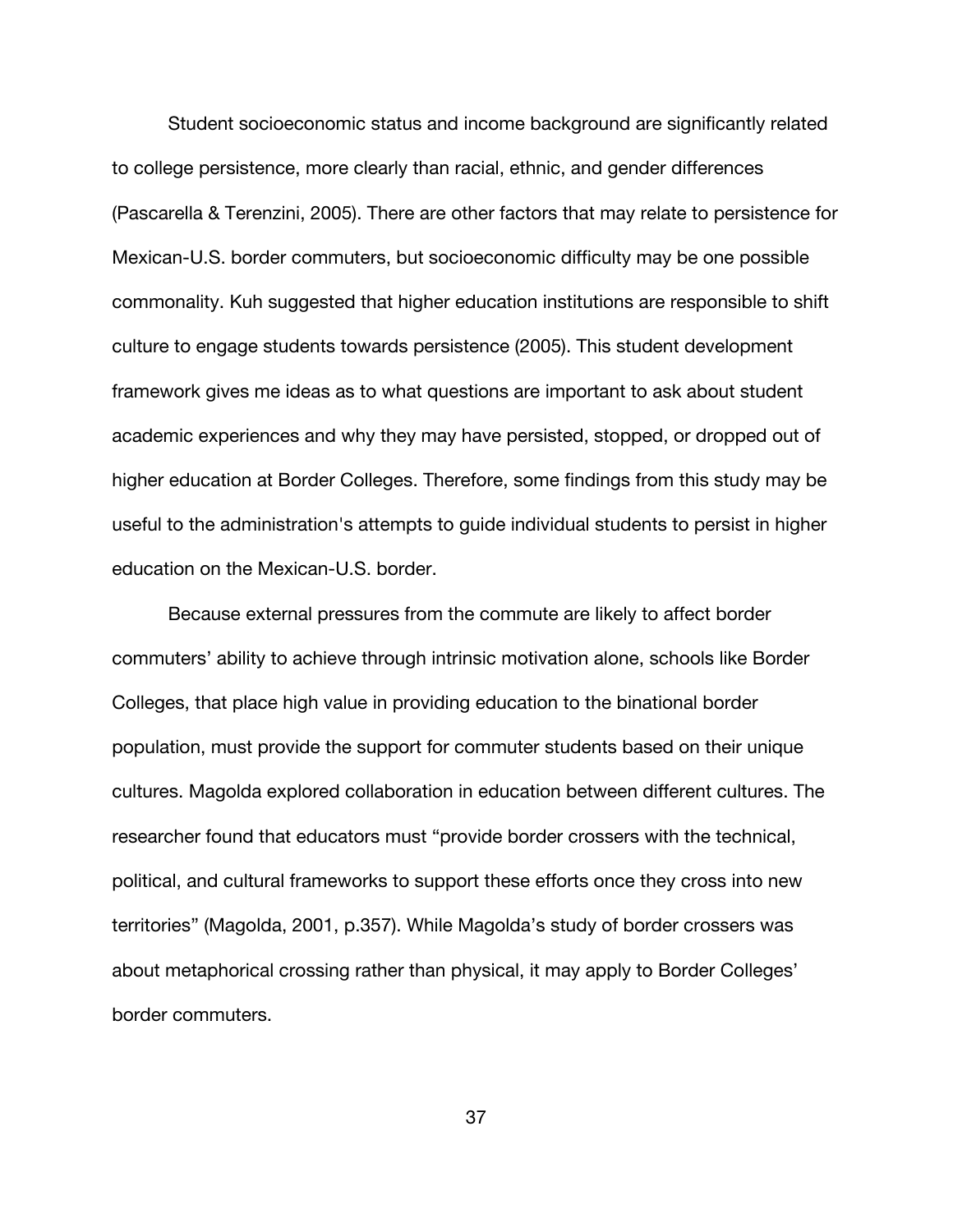Student socioeconomic status and income background are significantly related to college persistence, more clearly than racial, ethnic, and gender differences (Pascarella & Terenzini, 2005). There are other factors that may relate to persistence for Mexican-U.S. border commuters, but socioeconomic difficulty may be one possible commonality. Kuh suggested that higher education institutions are responsible to shift culture to engage students towards persistence (2005). This student development framework gives me ideas as to what questions are important to ask about student academic experiences and why they may have persisted, stopped, or dropped out of higher education at Border Colleges. Therefore, some findings from this study may be useful to the administration's attempts to guide individual students to persist in higher education on the Mexican-U.S. border.

Because external pressures from the commute are likely to affect border commuters' ability to achieve through intrinsic motivation alone, schools like Border Colleges, that place high value in providing education to the binational border population, must provide the support for commuter students based on their unique cultures. Magolda explored collaboration in education between different cultures. The researcher found that educators must "provide border crossers with the technical, political, and cultural frameworks to support these efforts once they cross into new territories" (Magolda, 2001, p.357). While Magolda's study of border crossers was about metaphorical crossing rather than physical, it may apply to Border Colleges' border commuters.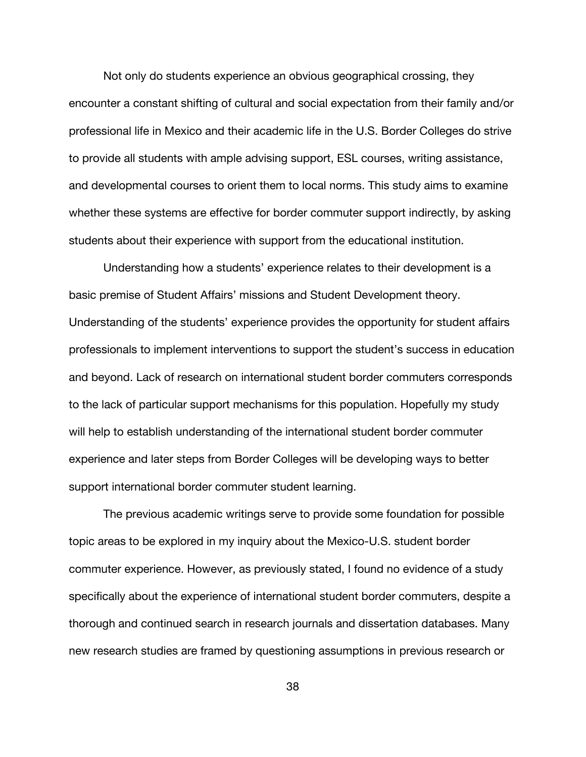Not only do students experience an obvious geographical crossing, they encounter a constant shifting of cultural and social expectation from their family and/or professional life in Mexico and their academic life in the U.S. Border Colleges do strive to provide all students with ample advising support, ESL courses, writing assistance, and developmental courses to orient them to local norms. This study aims to examine whether these systems are effective for border commuter support indirectly, by asking students about their experience with support from the educational institution.

Understanding how a students' experience relates to their development is a basic premise of Student Affairs' missions and Student Development theory. Understanding of the students' experience provides the opportunity for student affairs professionals to implement interventions to support the student's success in education and beyond. Lack of research on international student border commuters corresponds to the lack of particular support mechanisms for this population. Hopefully my study will help to establish understanding of the international student border commuter experience and later steps from Border Colleges will be developing ways to better support international border commuter student learning.

The previous academic writings serve to provide some foundation for possible topic areas to be explored in my inquiry about the Mexico-U.S. student border commuter experience. However, as previously stated, I found no evidence of a study specifically about the experience of international student border commuters, despite a thorough and continued search in research journals and dissertation databases. Many new research studies are framed by questioning assumptions in previous research or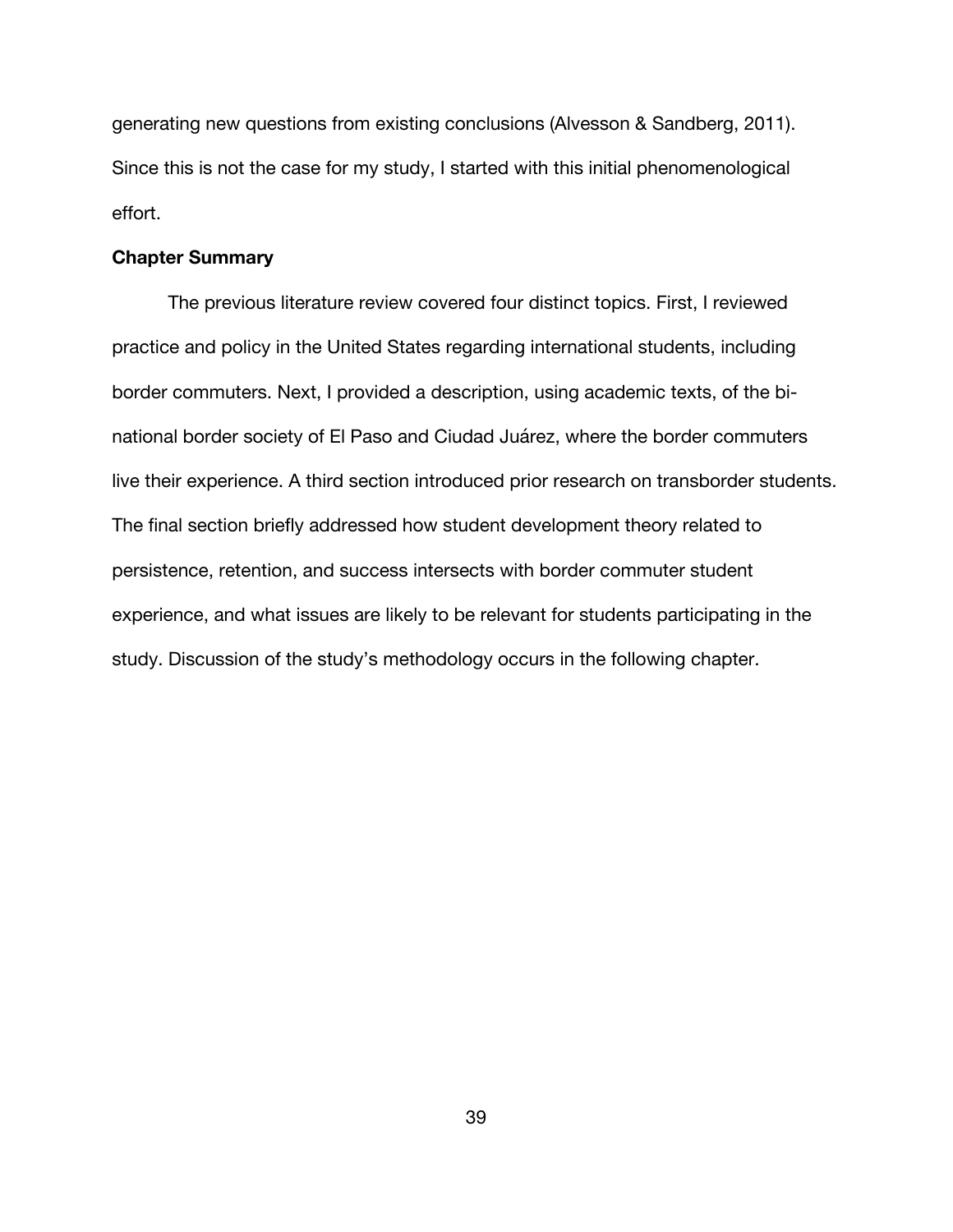generating new questions from existing conclusions (Alvesson & Sandberg, 2011). Since this is not the case for my study, I started with this initial phenomenological effort.

## Chapter Summary

The previous literature review covered four distinct topics. First, I reviewed practice and policy in the United States regarding international students, including border commuters. Next, I provided a description, using academic texts, of the bi-national border society of El Paso and Ciudad Juárez, where the border commuters live their experience. A third section introduced prior research on transborder students. The final section briefly addressed how student development theory related to persistence, retention, and success intersects with border commuter student experience, and what issues are likely to be relevant for students participating in the study. Discussion of the study's methodology occurs in the following chapter.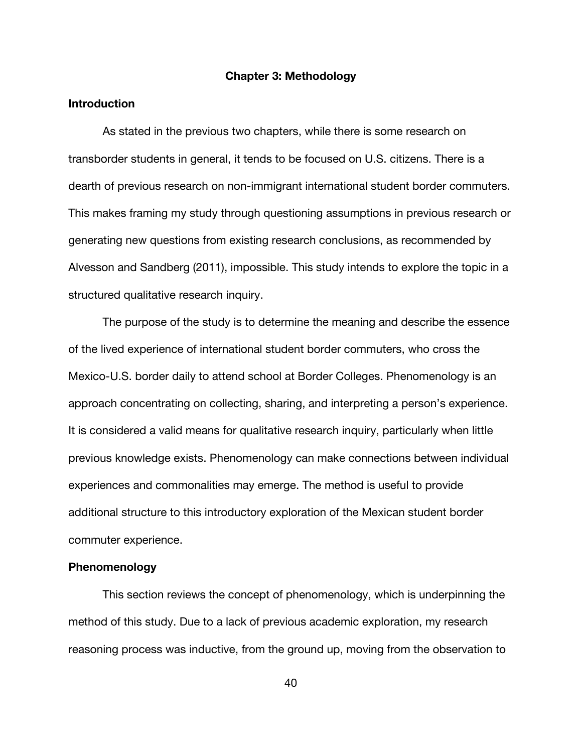# Chapter 3: Methodology

## Introduction

As stated in the previous two chapters, while there is some research on transborder students in general, it tends to be focused on U.S. citizens. There is a dearth of previous research on non-immigrant international student border commuters. This makes framing my study through questioning assumptions in previous research or generating new questions from existing research conclusions, as recommended by Alvesson and Sandberg (2011), impossible. This study intends to explore the topic in a structured qualitative research inquiry.

The purpose of the study is to determine the meaning and describe the essence of the lived experience of international student border commuters, who cross the Mexico-U.S. border daily to attend school at Border Colleges. Phenomenology is an approach concentrating on collecting, sharing, and interpreting a person's experience. It is considered a valid means for qualitative research inquiry, particularly when little previous knowledge exists. Phenomenology can make connections between individual experiences and commonalities may emerge. The method is useful to provide additional structure to this introductory exploration of the Mexican student border commuter experience.

## Phenomenology

This section reviews the concept of phenomenology, which is underpinning the method of this study. Due to a lack of previous academic exploration, my research reasoning process was inductive, from the ground up, moving from the observation to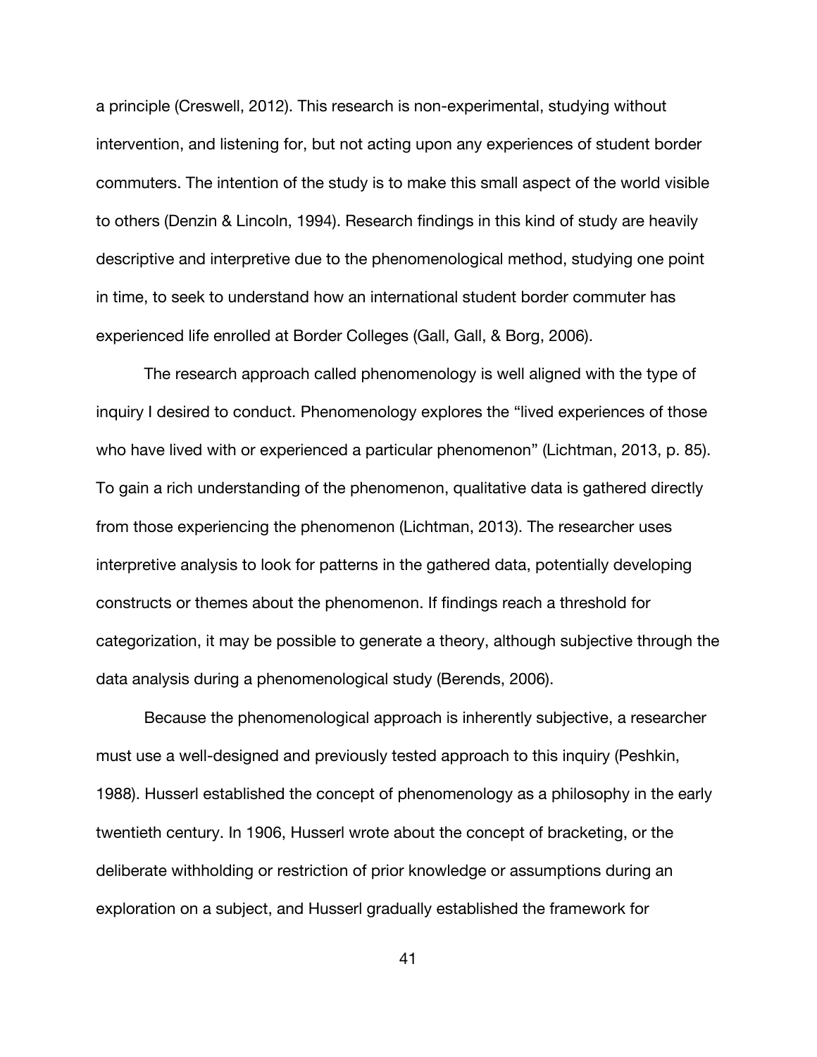a principle (Creswell, 2012). This research is non-experimental, studying without intervention, and listening for, but not acting upon any experiences of student border commuters. The intention of the study is to make this small aspect of the world visible to others (Denzin & Lincoln, 1994). Research findings in this kind of study are heavily descriptive and interpretive due to the phenomenological method, studying one point in time, to seek to understand how an international student border commuter has experienced life enrolled at Border Colleges (Gall, Gall, & Borg, 2006).

The research approach called phenomenology is well aligned with the type of inquiry I desired to conduct. Phenomenology explores the "lived experiences of those who have lived with or experienced a particular phenomenon" (Lichtman, 2013, p. 85). To gain a rich understanding of the phenomenon, qualitative data is gathered directly from those experiencing the phenomenon (Lichtman, 2013). The researcher uses interpretive analysis to look for patterns in the gathered data, potentially developing constructs or themes about the phenomenon. If findings reach a threshold for categorization, it may be possible to generate a theory, although subjective through the data analysis during a phenomenological study (Berends, 2006).

Because the phenomenological approach is inherently subjective, a researcher must use a well-designed and previously tested approach to this inquiry (Peshkin, 1988). Husserl established the concept of phenomenology as a philosophy in the early twentieth century. In 1906, Husserl wrote about the concept of bracketing, or the deliberate withholding or restriction of prior knowledge or assumptions during an exploration on a subject, and Husserl gradually established the framework for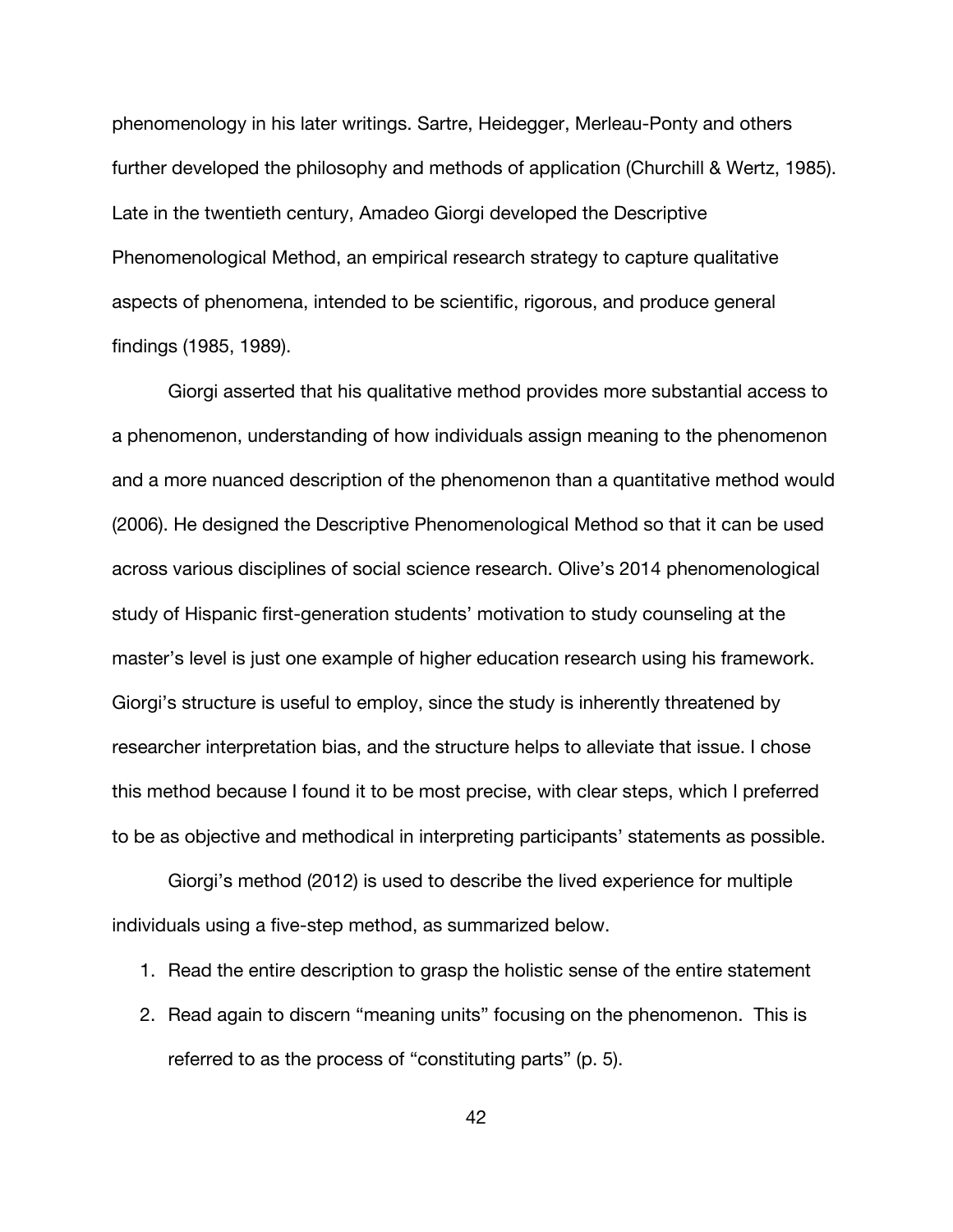phenomenology in his later writings. Sartre, Heidegger, Merleau-Ponty and others further developed the philosophy and methods of application (Churchill & Wertz, 1985). Late in the twentieth century, Amadeo Giorgi developed the Descriptive Phenomenological Method, an empirical research strategy to capture qualitative aspects of phenomena, intended to be scientific, rigorous, and produce general findings (1985, 1989).

Giorgi asserted that his qualitative method provides more substantial access to a phenomenon, understanding of how individuals assign meaning to the phenomenon and a more nuanced description of the phenomenon than a quantitative method would (2006). He designed the Descriptive Phenomenological Method so that it can be used across various disciplines of social science research. Olive's 2014 phenomenological study of Hispanic first-generation students' motivation to study counseling at the master's level is just one example of higher education research using his framework. Giorgi's structure is useful to employ, since the study is inherently threatened by researcher interpretation bias, and the structure helps to alleviate that issue. I chose this method because I found it to be most precise, with clear steps, which I preferred to be as objective and methodical in interpreting participants' statements as possible.

Giorgi's method (2012) is used to describe the lived experience for multiple individuals using a five-step method, as summarized below.

1. Read the entire description to grasp the holistic sense of the entire statement
2. Read again to discern "meaning units" focusing on the phenomenon. This is referred to as the process of "constituting parts" (p. 5).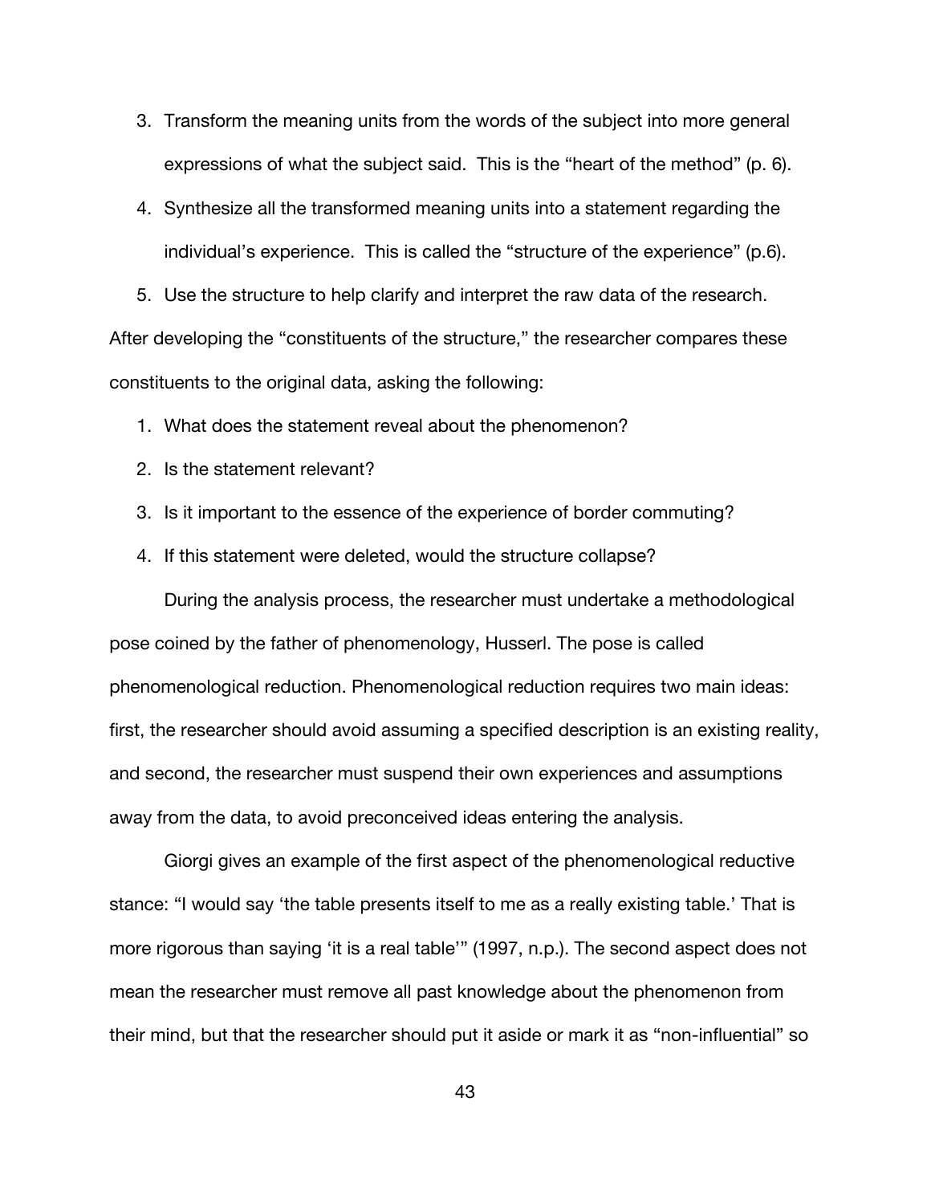3. Transform the meaning units from the words of the subject into more general expressions of what the subject said. This is the "heart of the method" (p. 6).
4. Synthesize all the transformed meaning units into a statement regarding the individual's experience. This is called the "structure of the experience" (p.6).
5. Use the structure to help clarify and interpret the raw data of the research.

After developing the "constituents of the structure," the researcher compares these constituents to the original data, asking the following:

1. What does the statement reveal about the phenomenon?
2. Is the statement relevant?
3. Is it important to the essence of the experience of border commuting?
4. If this statement were deleted, would the structure collapse?

During the analysis process, the researcher must undertake a methodological pose coined by the father of phenomenology, Husserl. The pose is called phenomenological reduction. Phenomenological reduction requires two main ideas: first, the researcher should avoid assuming a specified description is an existing reality, and second, the researcher must suspend their own experiences and assumptions away from the data, to avoid preconceived ideas entering the analysis.

Giorgi gives an example of the first aspect of the phenomenological reductive stance: "I would say 'the table presents itself to me as a really existing table.' That is more rigorous than saying 'it is a real table'" (1997, n.p.). The second aspect does not mean the researcher must remove all past knowledge about the phenomenon from their mind, but that the researcher should put it aside or mark it as "non-influential" so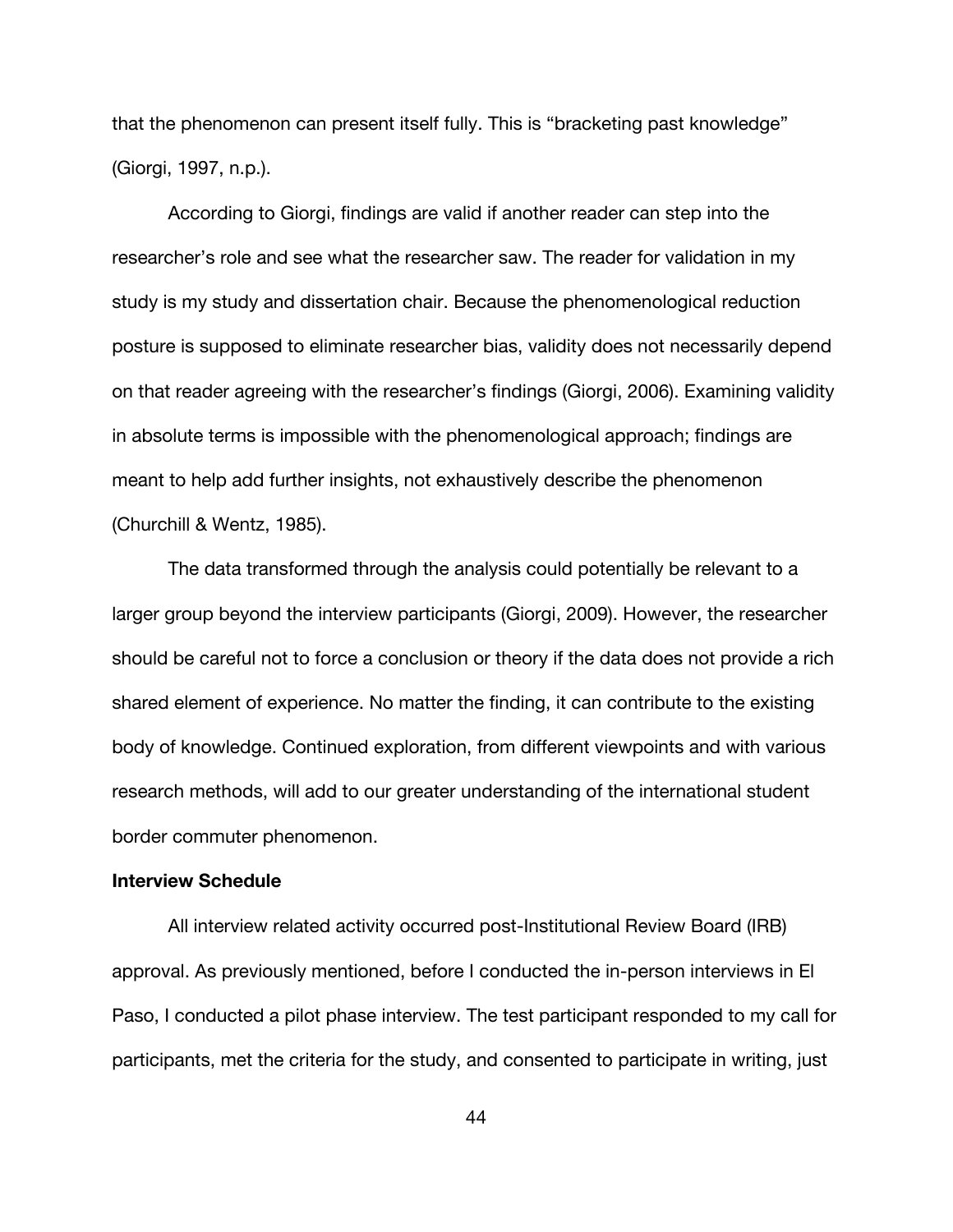that the phenomenon can present itself fully. This is "bracketing past knowledge" (Giorgi, 1997, n.p.).

According to Giorgi, findings are valid if another reader can step into the researcher's role and see what the researcher saw. The reader for validation in my study is my study and dissertation chair. Because the phenomenological reduction posture is supposed to eliminate researcher bias, validity does not necessarily depend on that reader agreeing with the researcher's findings (Giorgi, 2006). Examining validity in absolute terms is impossible with the phenomenological approach; findings are meant to help add further insights, not exhaustively describe the phenomenon (Churchill & Wentz, 1985).

The data transformed through the analysis could potentially be relevant to a larger group beyond the interview participants (Giorgi, 2009). However, the researcher should be careful not to force a conclusion or theory if the data does not provide a rich shared element of experience. No matter the finding, it can contribute to the existing body of knowledge. Continued exploration, from different viewpoints and with various research methods, will add to our greater understanding of the international student border commuter phenomenon.

**Interview Schedule**

All interview related activity occurred post-Institutional Review Board (IRB) approval. As previously mentioned, before I conducted the in-person interviews in El Paso, I conducted a pilot phase interview. The test participant responded to my call for participants, met the criteria for the study, and consented to participate in writing, just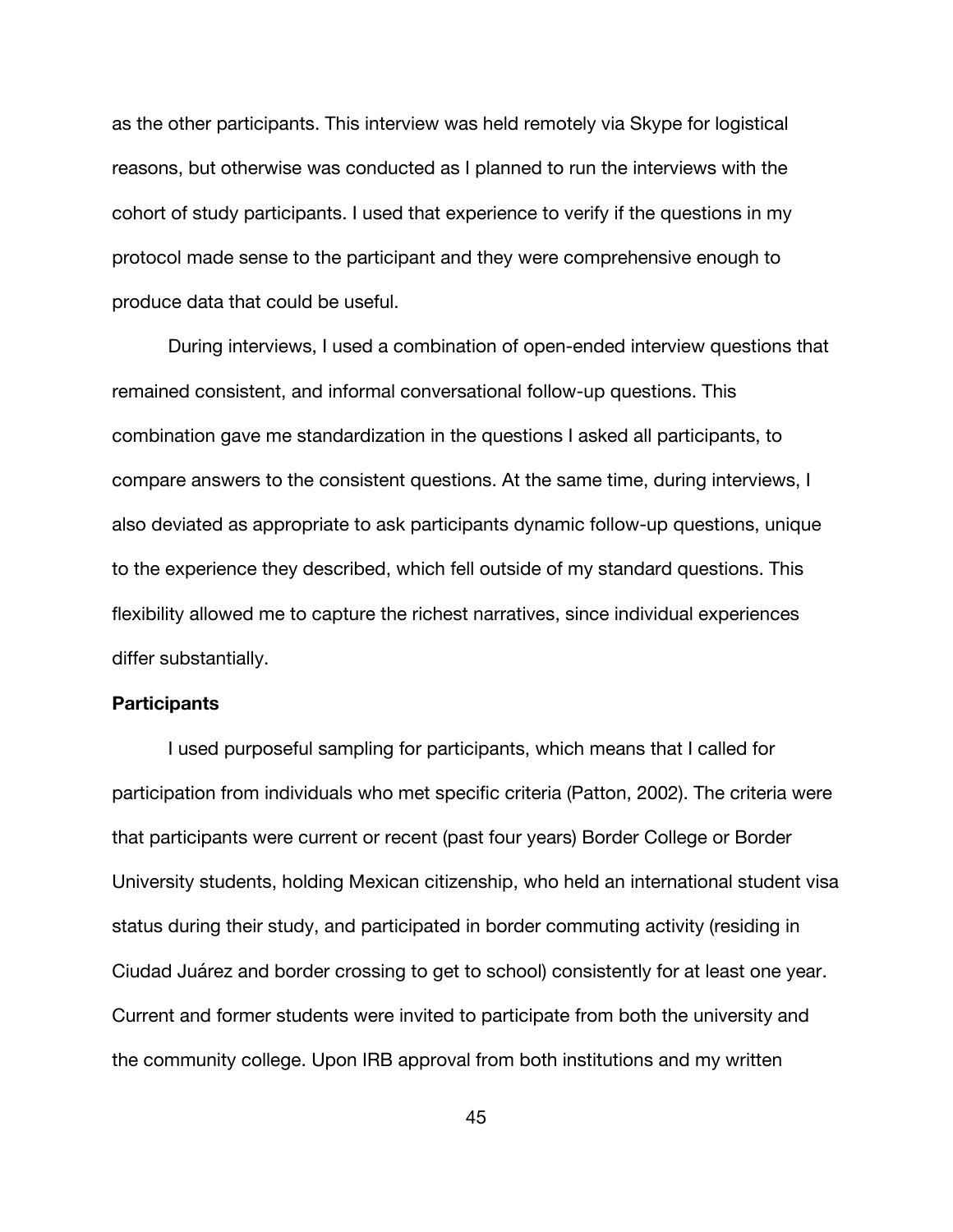as the other participants. This interview was held remotely via Skype for logistical reasons, but otherwise was conducted as I planned to run the interviews with the cohort of study participants. I used that experience to verify if the questions in my protocol made sense to the participant and they were comprehensive enough to produce data that could be useful.

During interviews, I used a combination of open-ended interview questions that remained consistent, and informal conversational follow-up questions. This combination gave me standardization in the questions I asked all participants, to compare answers to the consistent questions. At the same time, during interviews, I also deviated as appropriate to ask participants dynamic follow-up questions, unique to the experience they described, which fell outside of my standard questions. This flexibility allowed me to capture the richest narratives, since individual experiences differ substantially.

**Participants**

I used purposeful sampling for participants, which means that I called for participation from individuals who met specific criteria (Patton, 2002). The criteria were that participants were current or recent (past four years) Border College or Border University students, holding Mexican citizenship, who held an international student visa status during their study, and participated in border commuting activity (residing in Ciudad Juárez and border crossing to get to school) consistently for at least one year. Current and former students were invited to participate from both the university and the community college. Upon IRB approval from both institutions and my written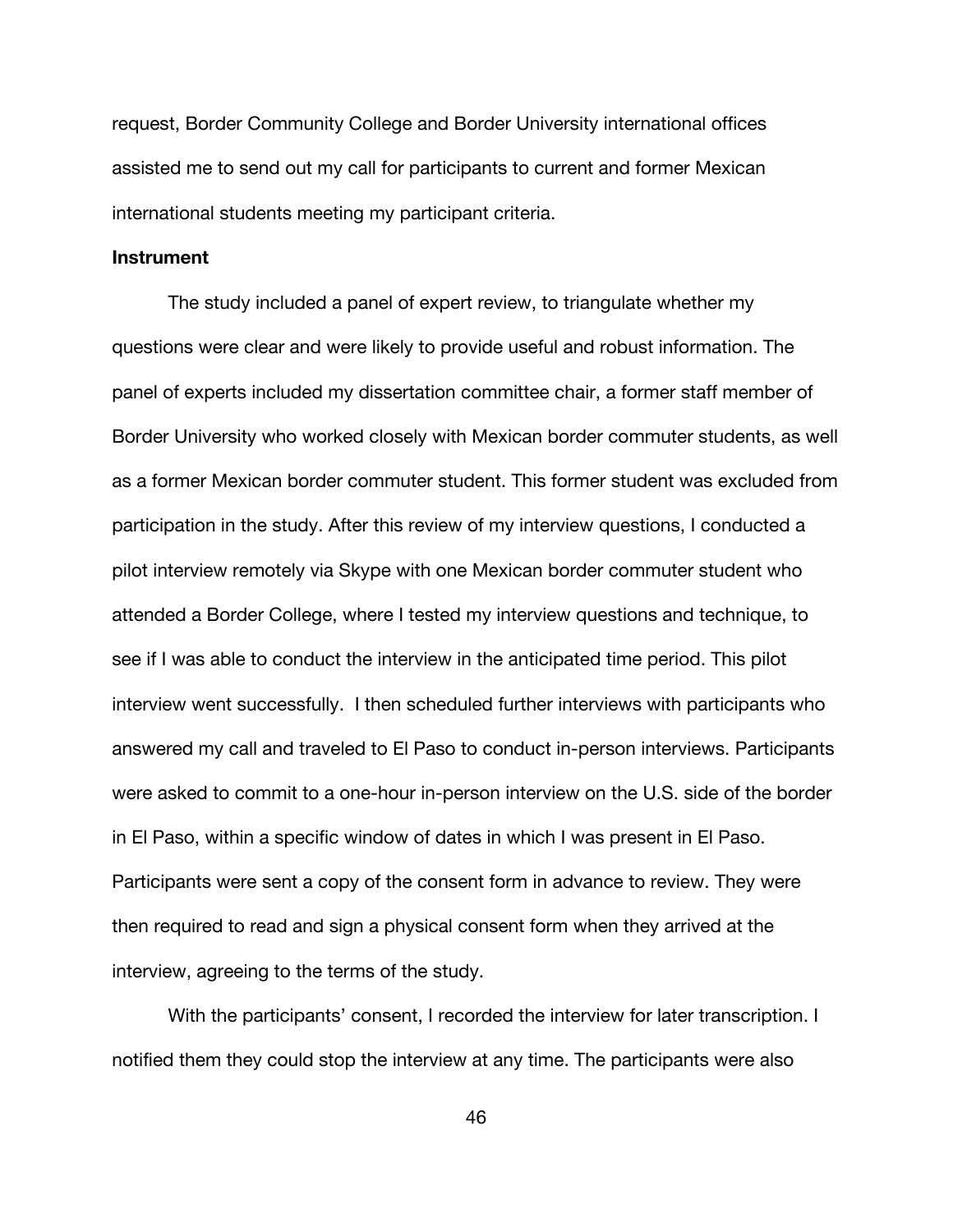request, Border Community College and Border University international offices assisted me to send out my call for participants to current and former Mexican international students meeting my participant criteria.

**Instrument**

The study included a panel of expert review, to triangulate whether my questions were clear and were likely to provide useful and robust information. The panel of experts included my dissertation committee chair, a former staff member of Border University who worked closely with Mexican border commuter students, as well as a former Mexican border commuter student. This former student was excluded from participation in the study. After this review of my interview questions, I conducted a pilot interview remotely via Skype with one Mexican border commuter student who attended a Border College, where I tested my interview questions and technique, to see if I was able to conduct the interview in the anticipated time period. This pilot interview went successfully. I then scheduled further interviews with participants who answered my call and traveled to El Paso to conduct in-person interviews. Participants were asked to commit to a one-hour in-person interview on the U.S. side of the border in El Paso, within a specific window of dates in which I was present in El Paso. Participants were sent a copy of the consent form in advance to review. They were then required to read and sign a physical consent form when they arrived at the interview, agreeing to the terms of the study.

With the participants' consent, I recorded the interview for later transcription. I notified them they could stop the interview at any time. The participants were also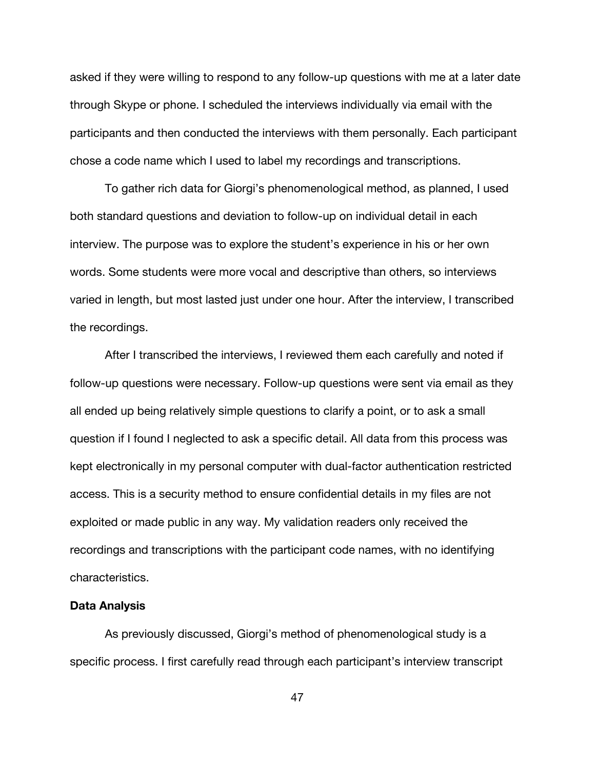asked if they were willing to respond to any follow-up questions with me at a later date through Skype or phone. I scheduled the interviews individually via email with the participants and then conducted the interviews with them personally. Each participant chose a code name which I used to label my recordings and transcriptions.

To gather rich data for Giorgi's phenomenological method, as planned, I used both standard questions and deviation to follow-up on individual detail in each interview. The purpose was to explore the student's experience in his or her own words. Some students were more vocal and descriptive than others, so interviews varied in length, but most lasted just under one hour. After the interview, I transcribed the recordings.

After I transcribed the interviews, I reviewed them each carefully and noted if follow-up questions were necessary. Follow-up questions were sent via email as they all ended up being relatively simple questions to clarify a point, or to ask a small question if I found I neglected to ask a specific detail. All data from this process was kept electronically in my personal computer with dual-factor authentication restricted access. This is a security method to ensure confidential details in my files are not exploited or made public in any way. My validation readers only received the recordings and transcriptions with the participant code names, with no identifying characteristics.

**Data Analysis**

As previously discussed, Giorgi's method of phenomenological study is a specific process. I first carefully read through each participant's interview transcript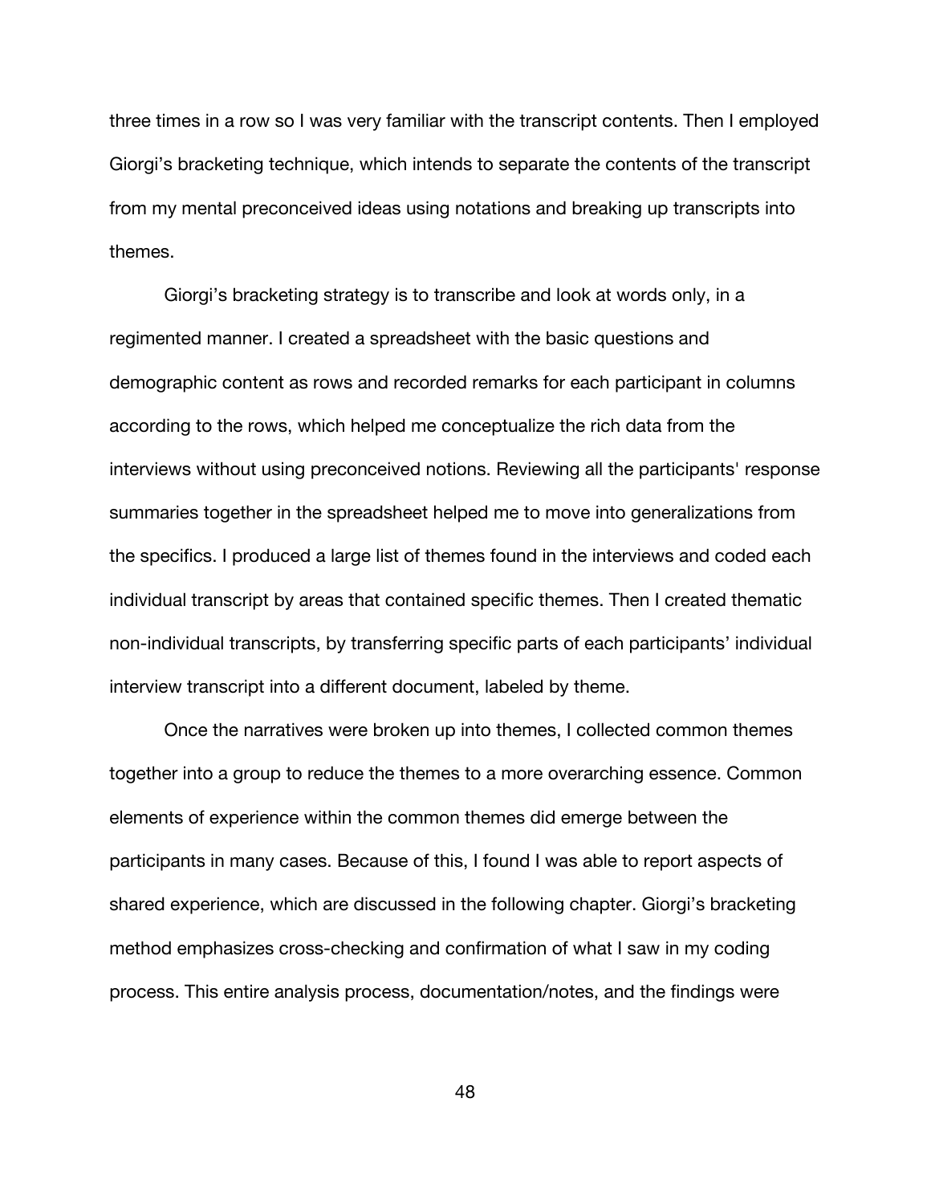three times in a row so I was very familiar with the transcript contents. Then I employed Giorgi's bracketing technique, which intends to separate the contents of the transcript from my mental preconceived ideas using notations and breaking up transcripts into themes.

Giorgi's bracketing strategy is to transcribe and look at words only, in a regimented manner. I created a spreadsheet with the basic questions and demographic content as rows and recorded remarks for each participant in columns according to the rows, which helped me conceptualize the rich data from the interviews without using preconceived notions. Reviewing all the participants' response summaries together in the spreadsheet helped me to move into generalizations from the specifics. I produced a large list of themes found in the interviews and coded each individual transcript by areas that contained specific themes. Then I created thematic non-individual transcripts, by transferring specific parts of each participants' individual interview transcript into a different document, labeled by theme.

Once the narratives were broken up into themes, I collected common themes together into a group to reduce the themes to a more overarching essence. Common elements of experience within the common themes did emerge between the participants in many cases. Because of this, I found I was able to report aspects of shared experience, which are discussed in the following chapter. Giorgi's bracketing method emphasizes cross-checking and confirmation of what I saw in my coding process. This entire analysis process, documentation/notes, and the findings were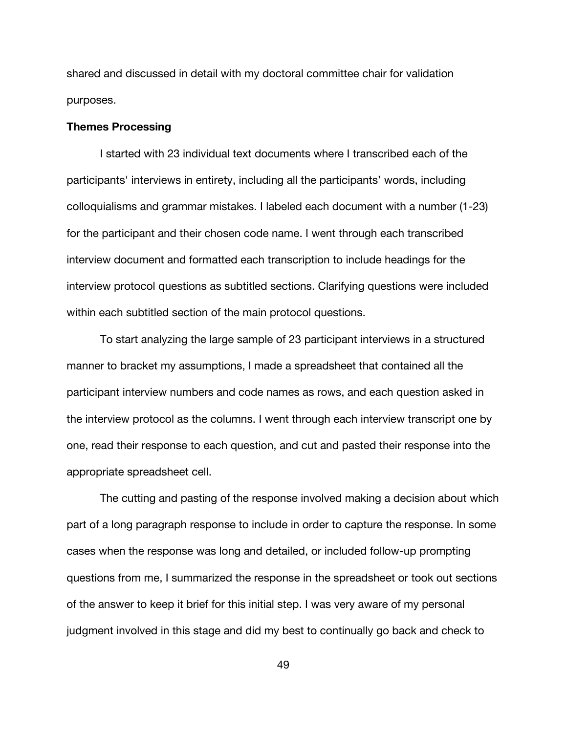shared and discussed in detail with my doctoral committee chair for validation purposes.

**Themes Processing**

I started with 23 individual text documents where I transcribed each of the participants' interviews in entirety, including all the participants' words, including colloquialisms and grammar mistakes. I labeled each document with a number (1-23) for the participant and their chosen code name. I went through each transcribed interview document and formatted each transcription to include headings for the interview protocol questions as subtitled sections. Clarifying questions were included within each subtitled section of the main protocol questions.

To start analyzing the large sample of 23 participant interviews in a structured manner to bracket my assumptions, I made a spreadsheet that contained all the participant interview numbers and code names as rows, and each question asked in the interview protocol as the columns. I went through each interview transcript one by one, read their response to each question, and cut and pasted their response into the appropriate spreadsheet cell.

The cutting and pasting of the response involved making a decision about which part of a long paragraph response to include in order to capture the response. In some cases when the response was long and detailed, or included follow-up prompting questions from me, I summarized the response in the spreadsheet or took out sections of the answer to keep it brief for this initial step. I was very aware of my personal judgment involved in this stage and did my best to continually go back and check to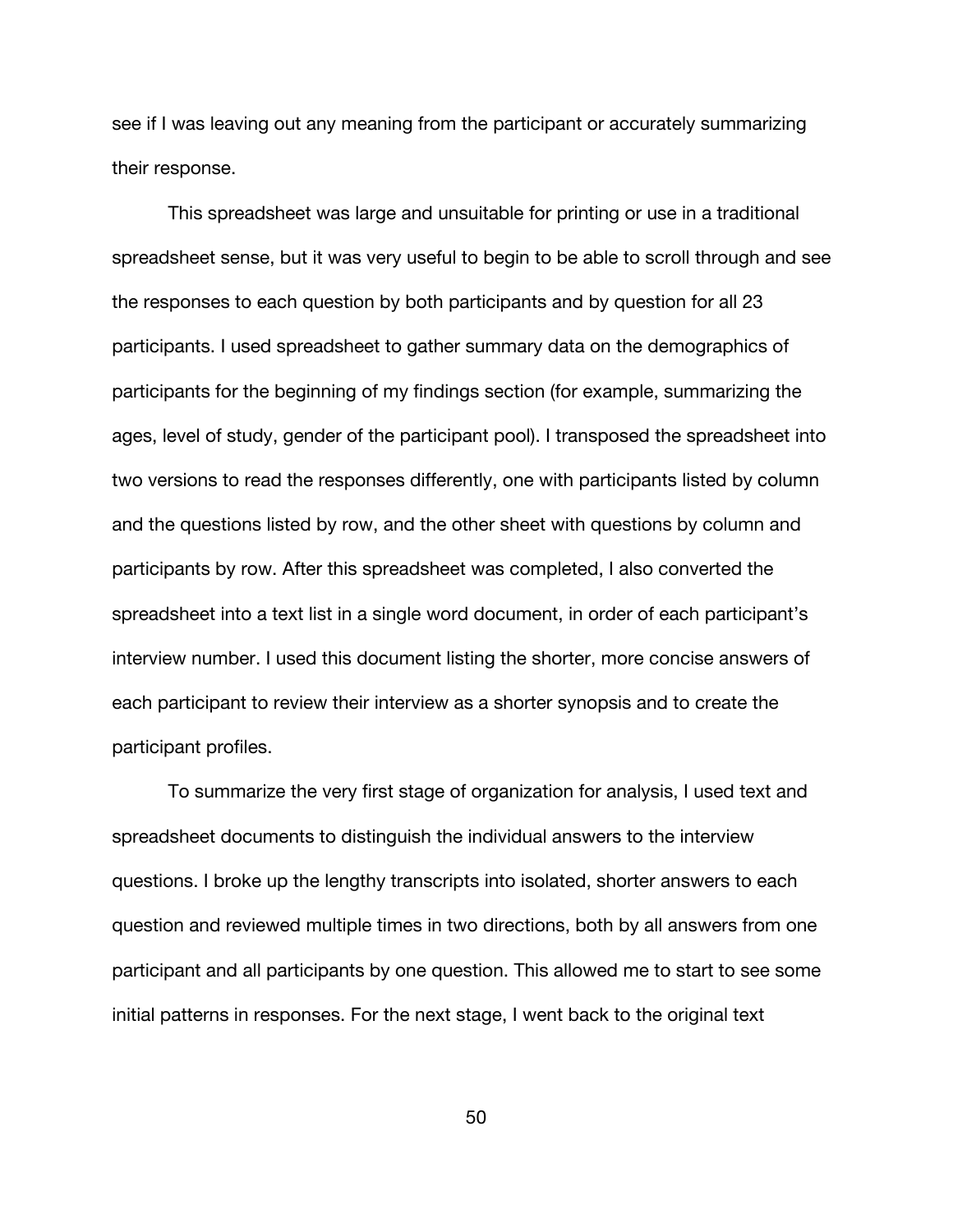see if I was leaving out any meaning from the participant or accurately summarizing their response.

This spreadsheet was large and unsuitable for printing or use in a traditional spreadsheet sense, but it was very useful to begin to be able to scroll through and see the responses to each question by both participants and by question for all 23 participants. I used spreadsheet to gather summary data on the demographics of participants for the beginning of my findings section (for example, summarizing the ages, level of study, gender of the participant pool). I transposed the spreadsheet into two versions to read the responses differently, one with participants listed by column and the questions listed by row, and the other sheet with questions by column and participants by row. After this spreadsheet was completed, I also converted the spreadsheet into a text list in a single word document, in order of each participant's interview number. I used this document listing the shorter, more concise answers of each participant to review their interview as a shorter synopsis and to create the participant profiles.

To summarize the very first stage of organization for analysis, I used text and spreadsheet documents to distinguish the individual answers to the interview questions. I broke up the lengthy transcripts into isolated, shorter answers to each question and reviewed multiple times in two directions, both by all answers from one participant and all participants by one question. This allowed me to start to see some initial patterns in responses. For the next stage, I went back to the original text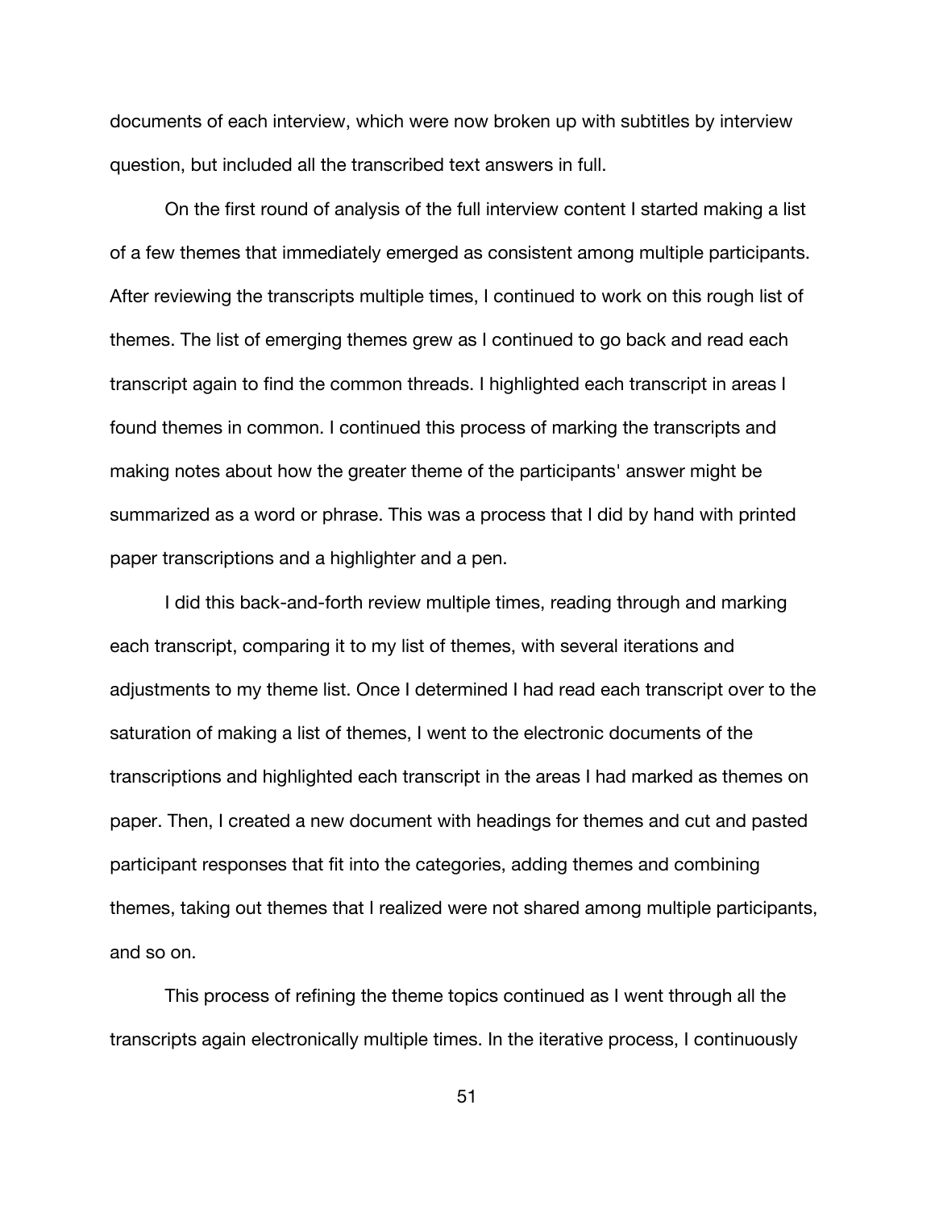documents of each interview, which were now broken up with subtitles by interview question, but included all the transcribed text answers in full.

On the first round of analysis of the full interview content I started making a list of a few themes that immediately emerged as consistent among multiple participants. After reviewing the transcripts multiple times, I continued to work on this rough list of themes. The list of emerging themes grew as I continued to go back and read each transcript again to find the common threads. I highlighted each transcript in areas I found themes in common. I continued this process of marking the transcripts and making notes about how the greater theme of the participants' answer might be summarized as a word or phrase. This was a process that I did by hand with printed paper transcriptions and a highlighter and a pen.

I did this back-and-forth review multiple times, reading through and marking each transcript, comparing it to my list of themes, with several iterations and adjustments to my theme list. Once I determined I had read each transcript over to the saturation of making a list of themes, I went to the electronic documents of the transcriptions and highlighted each transcript in the areas I had marked as themes on paper. Then, I created a new document with headings for themes and cut and pasted participant responses that fit into the categories, adding themes and combining themes, taking out themes that I realized were not shared among multiple participants, and so on.

This process of refining the theme topics continued as I went through all the transcripts again electronically multiple times. In the iterative process, I continuously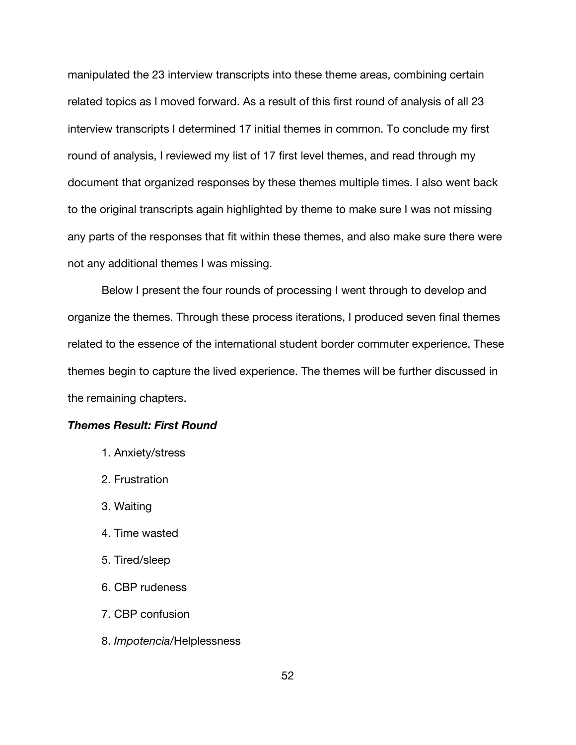manipulated the 23 interview transcripts into these theme areas, combining certain related topics as I moved forward. As a result of this first round of analysis of all 23 interview transcripts I determined 17 initial themes in common. To conclude my first round of analysis, I reviewed my list of 17 first level themes, and read through my document that organized responses by these themes multiple times. I also went back to the original transcripts again highlighted by theme to make sure I was not missing any parts of the responses that fit within these themes, and also make sure there were not any additional themes I was missing.

Below I present the four rounds of processing I went through to develop and organize the themes. Through these process iterations, I produced seven final themes related to the essence of the international student border commuter experience. These themes begin to capture the lived experience. The themes will be further discussed in the remaining chapters.

### ***Themes Result: First Round***

1. Anxiety/stress
2. Frustration
3. Waiting
4. Time wasted
5. Tired/sleep
6. CBP rudeness
7. CBP confusion
8. *Impotencia*/Helplessness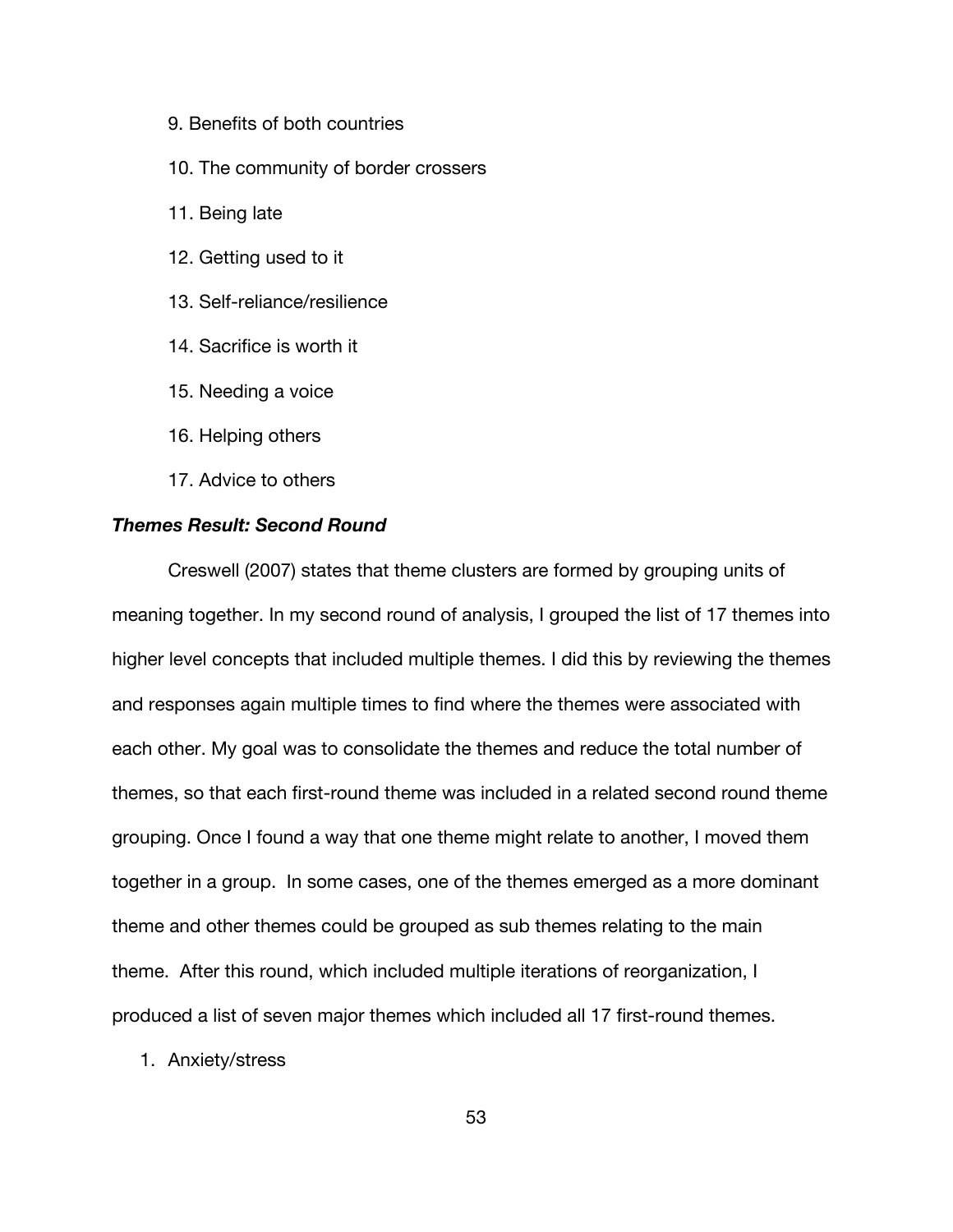9. Benefits of both countries
10. The community of border crossers
11. Being late
12. Getting used to it
13. Self-reliance/resilience
14. Sacrifice is worth it
15. Needing a voice
16. Helping others
17. Advice to others

***Themes Result: Second Round***

Creswell (2007) states that theme clusters are formed by grouping units of meaning together. In my second round of analysis, I grouped the list of 17 themes into higher level concepts that included multiple themes. I did this by reviewing the themes and responses again multiple times to find where the themes were associated with each other. My goal was to consolidate the themes and reduce the total number of themes, so that each first-round theme was included in a related second round theme grouping. Once I found a way that one theme might relate to another, I moved them together in a group. In some cases, one of the themes emerged as a more dominant theme and other themes could be grouped as sub themes relating to the main theme. After this round, which included multiple iterations of reorganization, I produced a list of seven major themes which included all 17 first-round themes.

1. Anxiety/stress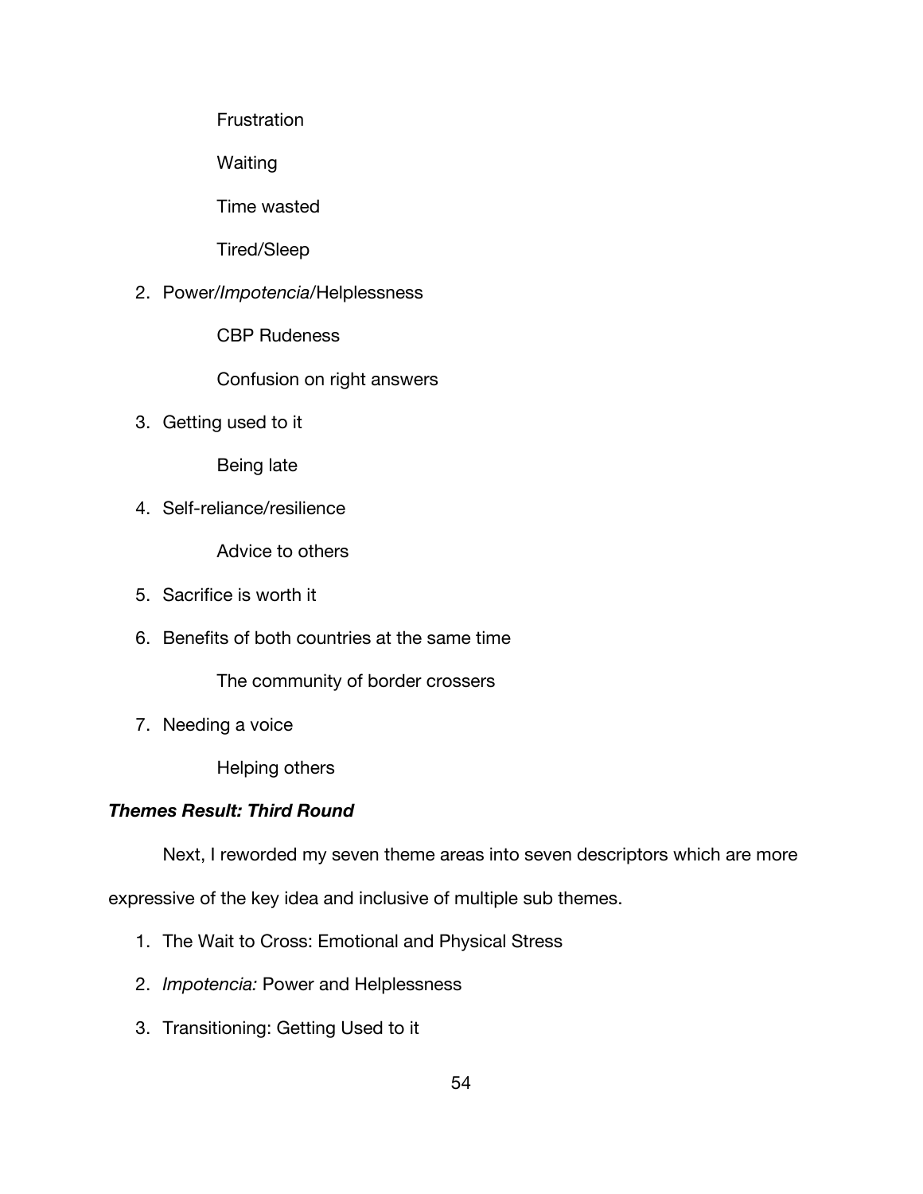Frustration

Waiting

Time wasted

Tired/Sleep

2. Power/*Impotencia*/Helplessness

    CBP Rudeness

    Confusion on right answers

3. Getting used to it

    Being late

4. Self-reliance/resilience

    Advice to others

5. Sacrifice is worth it

6. Benefits of both countries at the same time

    The community of border crossers

7. Needing a voice

    Helping others

***Themes Result: Third Round***

Next, I reworded my seven theme areas into seven descriptors which are more expressive of the key idea and inclusive of multiple sub themes.

1. The Wait to Cross: Emotional and Physical Stress
2. *Impotencia:* Power and Helplessness
3. Transitioning: Getting Used to it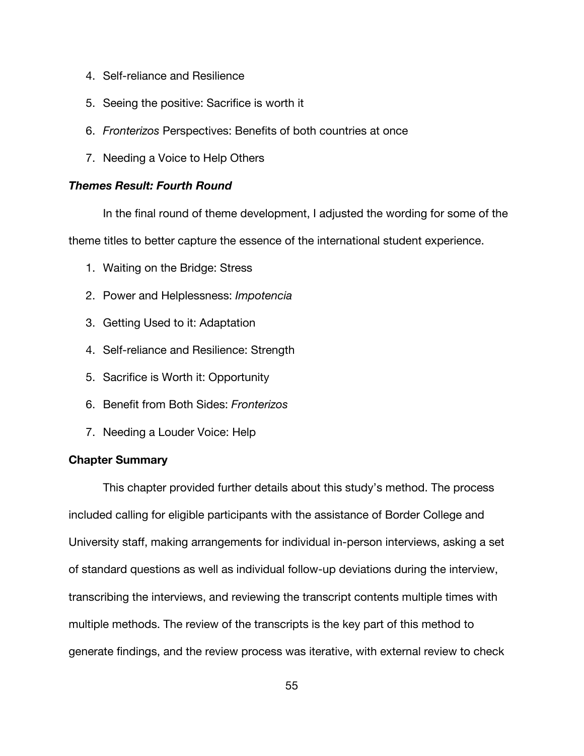4. Self-reliance and Resilience
5. Seeing the positive: Sacrifice is worth it
6. *Fronterizos* Perspectives: Benefits of both countries at once
7. Needing a Voice to Help Others

### *Themes Result: Fourth Round*

In the final round of theme development, I adjusted the wording for some of the theme titles to better capture the essence of the international student experience.

1. Waiting on the Bridge: Stress
2. Power and Helplessness: *Impotencia*
3. Getting Used to it: Adaptation
4. Self-reliance and Resilience: Strength
5. Sacrifice is Worth it: Opportunity
6. Benefit from Both Sides: *Fronterizos*
7. Needing a Louder Voice: Help

## Chapter Summary

This chapter provided further details about this study's method. The process included calling for eligible participants with the assistance of Border College and University staff, making arrangements for individual in-person interviews, asking a set of standard questions as well as individual follow-up deviations during the interview, transcribing the interviews, and reviewing the transcript contents multiple times with multiple methods. The review of the transcripts is the key part of this method to generate findings, and the review process was iterative, with external review to check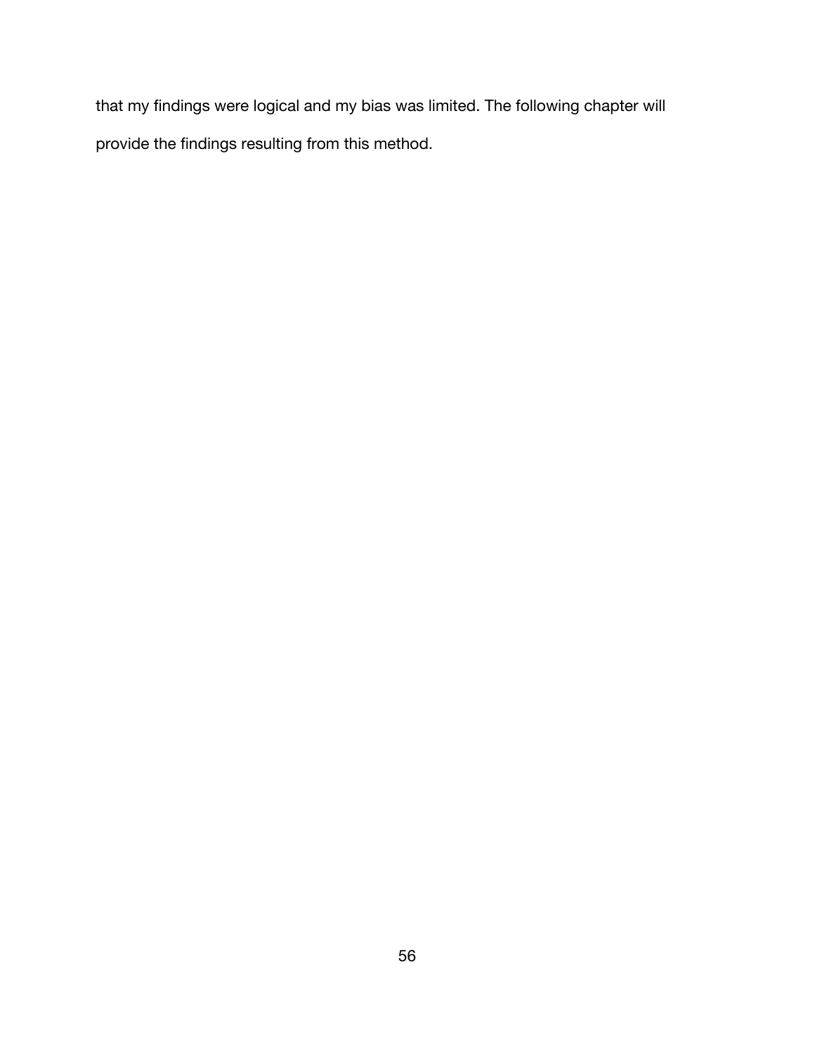that my findings were logical and my bias was limited. The following chapter will provide the findings resulting from this method.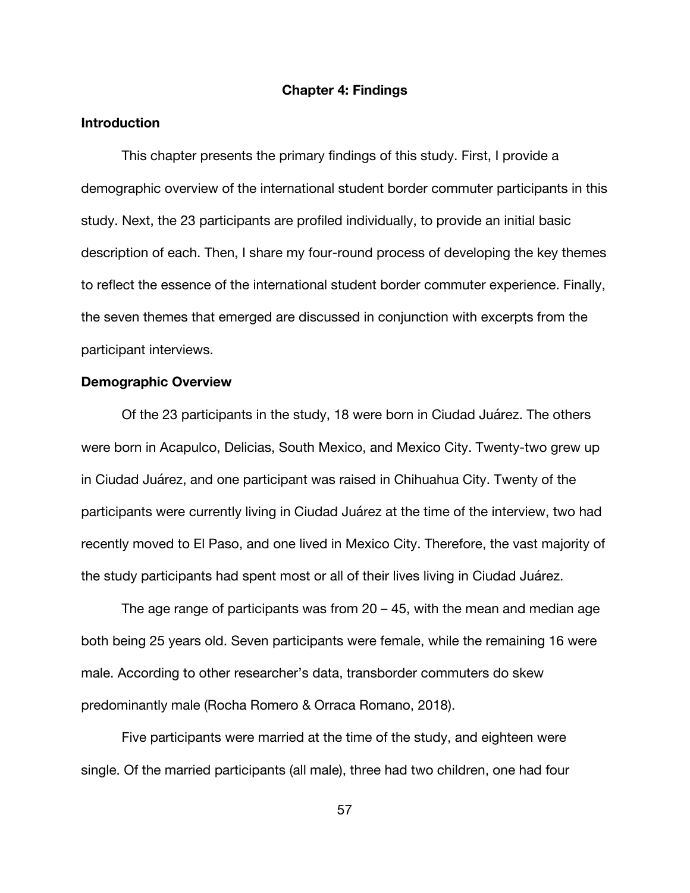# Chapter 4: Findings

## Introduction

This chapter presents the primary findings of this study. First, I provide a demographic overview of the international student border commuter participants in this study. Next, the 23 participants are profiled individually, to provide an initial basic description of each. Then, I share my four-round process of developing the key themes to reflect the essence of the international student border commuter experience. Finally, the seven themes that emerged are discussed in conjunction with excerpts from the participant interviews.

## Demographic Overview

Of the 23 participants in the study, 18 were born in Ciudad Juárez. The others were born in Acapulco, Delicias, South Mexico, and Mexico City. Twenty-two grew up in Ciudad Juárez, and one participant was raised in Chihuahua City. Twenty of the participants were currently living in Ciudad Juárez at the time of the interview, two had recently moved to El Paso, and one lived in Mexico City. Therefore, the vast majority of the study participants had spent most or all of their lives living in Ciudad Juárez.

The age range of participants was from 20 – 45, with the mean and median age both being 25 years old. Seven participants were female, while the remaining 16 were male. According to other researcher's data, transborder commuters do skew predominantly male (Rocha Romero & Orraca Romano, 2018).

Five participants were married at the time of the study, and eighteen were single. Of the married participants (all male), three had two children, one had four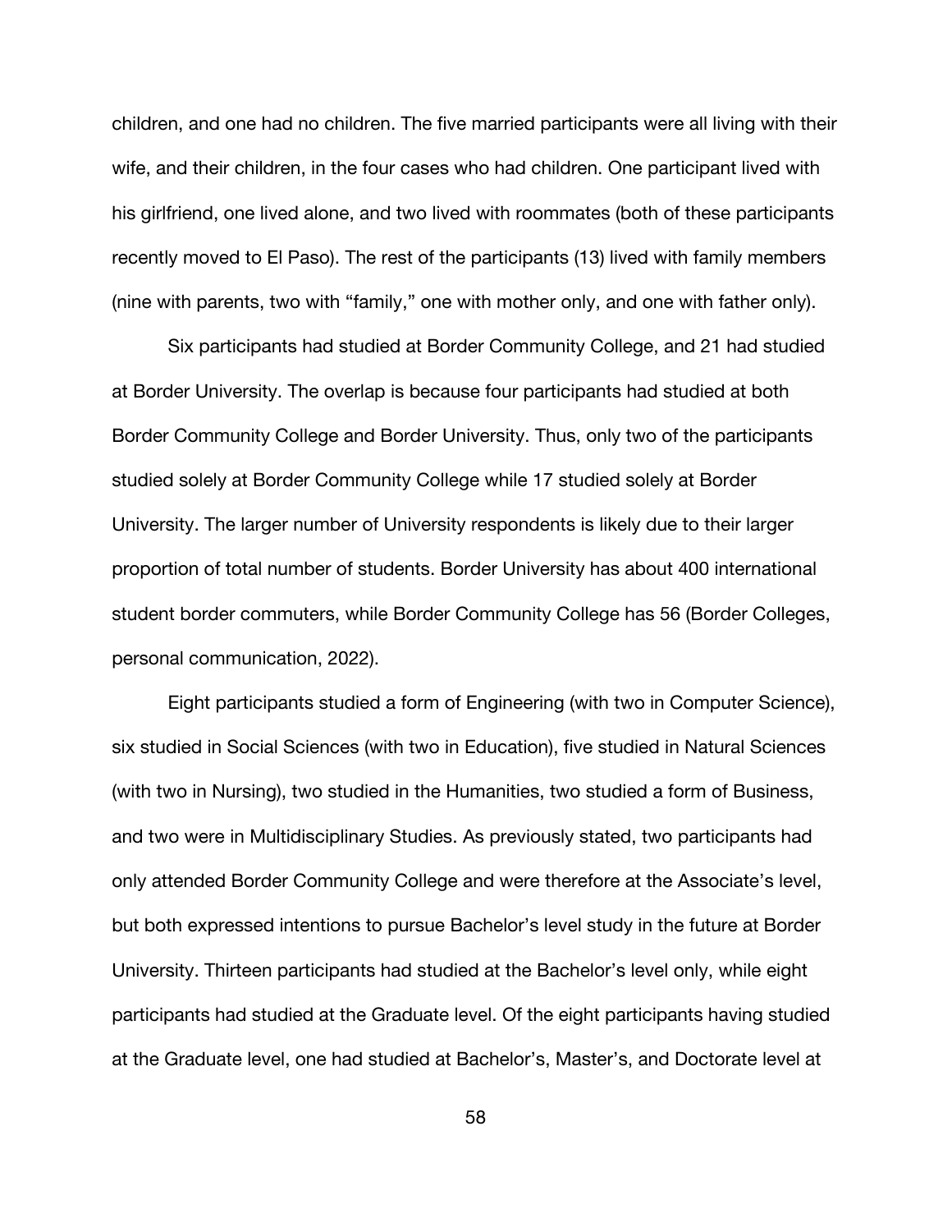children, and one had no children. The five married participants were all living with their wife, and their children, in the four cases who had children. One participant lived with his girlfriend, one lived alone, and two lived with roommates (both of these participants recently moved to El Paso). The rest of the participants (13) lived with family members (nine with parents, two with "family," one with mother only, and one with father only).

Six participants had studied at Border Community College, and 21 had studied at Border University. The overlap is because four participants had studied at both Border Community College and Border University. Thus, only two of the participants studied solely at Border Community College while 17 studied solely at Border University. The larger number of University respondents is likely due to their larger proportion of total number of students. Border University has about 400 international student border commuters, while Border Community College has 56 (Border Colleges, personal communication, 2022).

Eight participants studied a form of Engineering (with two in Computer Science), six studied in Social Sciences (with two in Education), five studied in Natural Sciences (with two in Nursing), two studied in the Humanities, two studied a form of Business, and two were in Multidisciplinary Studies. As previously stated, two participants had only attended Border Community College and were therefore at the Associate's level, but both expressed intentions to pursue Bachelor's level study in the future at Border University. Thirteen participants had studied at the Bachelor's level only, while eight participants had studied at the Graduate level. Of the eight participants having studied at the Graduate level, one had studied at Bachelor's, Master's, and Doctorate level at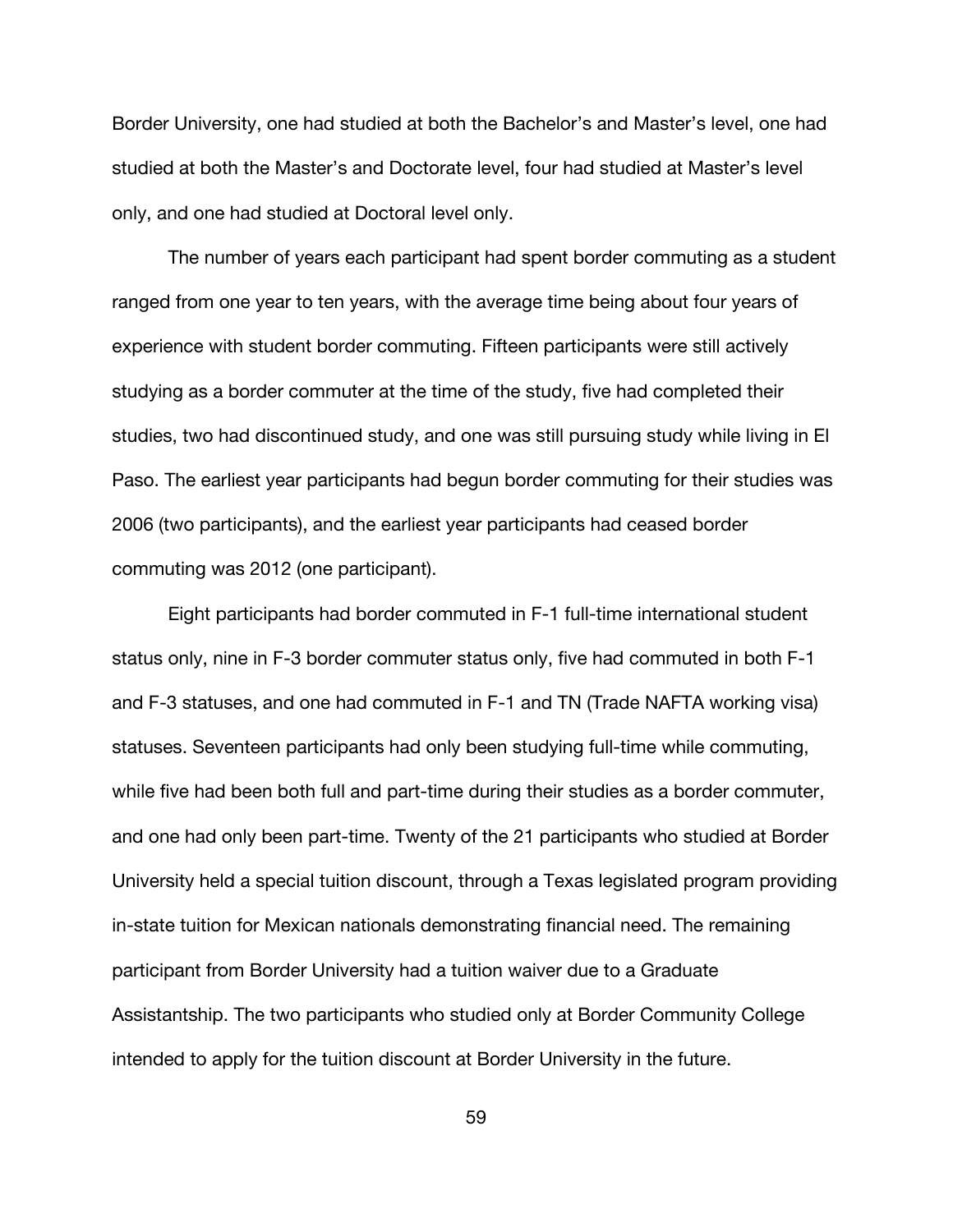Border University, one had studied at both the Bachelor's and Master's level, one had studied at both the Master's and Doctorate level, four had studied at Master's level only, and one had studied at Doctoral level only.

The number of years each participant had spent border commuting as a student ranged from one year to ten years, with the average time being about four years of experience with student border commuting. Fifteen participants were still actively studying as a border commuter at the time of the study, five had completed their studies, two had discontinued study, and one was still pursuing study while living in El Paso. The earliest year participants had begun border commuting for their studies was 2006 (two participants), and the earliest year participants had ceased border commuting was 2012 (one participant).

Eight participants had border commuted in F-1 full-time international student status only, nine in F-3 border commuter status only, five had commuted in both F-1 and F-3 statuses, and one had commuted in F-1 and TN (Trade NAFTA working visa) statuses. Seventeen participants had only been studying full-time while commuting, while five had been both full and part-time during their studies as a border commuter, and one had only been part-time. Twenty of the 21 participants who studied at Border University held a special tuition discount, through a Texas legislated program providing in-state tuition for Mexican nationals demonstrating financial need. The remaining participant from Border University had a tuition waiver due to a Graduate Assistantship. The two participants who studied only at Border Community College intended to apply for the tuition discount at Border University in the future.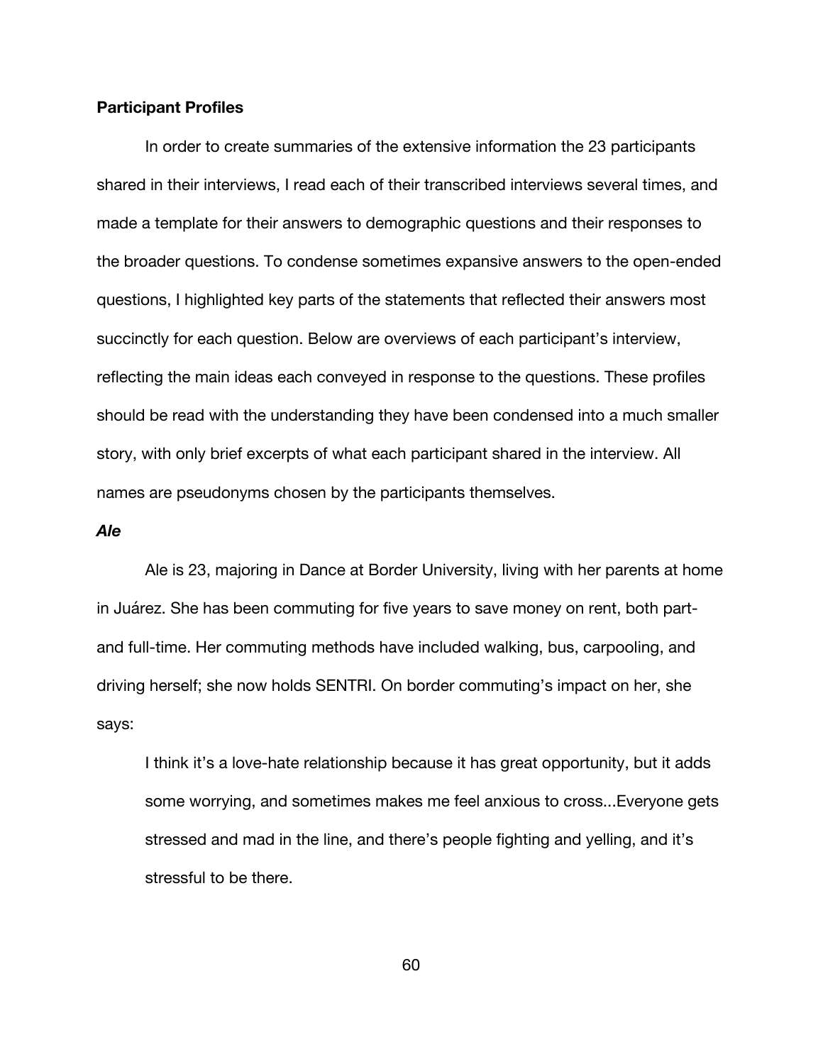**Participant Profiles**

In order to create summaries of the extensive information the 23 participants shared in their interviews, I read each of their transcribed interviews several times, and made a template for their answers to demographic questions and their responses to the broader questions. To condense sometimes expansive answers to the open-ended questions, I highlighted key parts of the statements that reflected their answers most succinctly for each question. Below are overviews of each participant's interview, reflecting the main ideas each conveyed in response to the questions. These profiles should be read with the understanding they have been condensed into a much smaller story, with only brief excerpts of what each participant shared in the interview. All names are pseudonyms chosen by the participants themselves.

***Ale***

Ale is 23, majoring in Dance at Border University, living with her parents at home in Juárez. She has been commuting for five years to save money on rent, both part- and full-time. Her commuting methods have included walking, bus, carpooling, and driving herself; she now holds SENTRI. On border commuting's impact on her, she says:

> I think it's a love-hate relationship because it has great opportunity, but it adds some worrying, and sometimes makes me feel anxious to cross...Everyone gets stressed and mad in the line, and there's people fighting and yelling, and it's stressful to be there.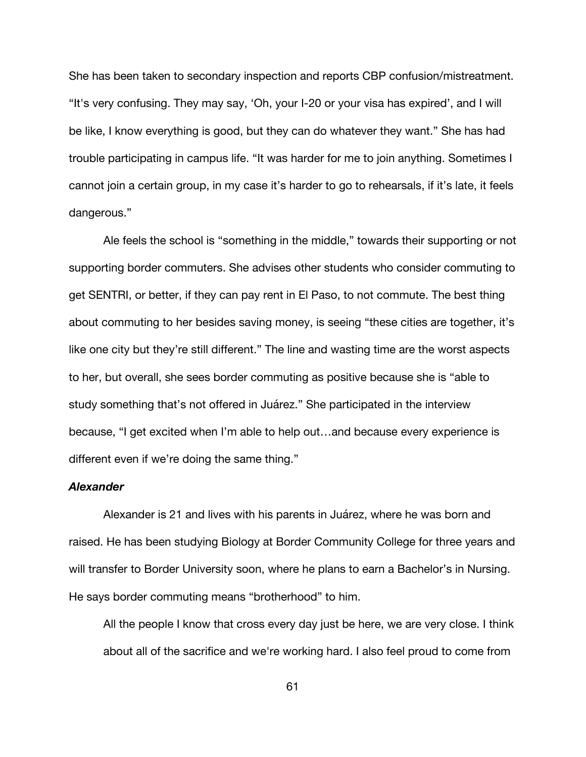She has been taken to secondary inspection and reports CBP confusion/mistreatment. "It's very confusing. They may say, 'Oh, your I-20 or your visa has expired', and I will be like, I know everything is good, but they can do whatever they want." She has had trouble participating in campus life. "It was harder for me to join anything. Sometimes I cannot join a certain group, in my case it's harder to go to rehearsals, if it's late, it feels dangerous."

Ale feels the school is "something in the middle," towards their supporting or not supporting border commuters. She advises other students who consider commuting to get SENTRI, or better, if they can pay rent in El Paso, to not commute. The best thing about commuting to her besides saving money, is seeing "these cities are together, it's like one city but they're still different." The line and wasting time are the worst aspects to her, but overall, she sees border commuting as positive because she is "able to study something that's not offered in Juárez." She participated in the interview because, "I get excited when I'm able to help out…and because every experience is different even if we're doing the same thing."

***Alexander***

Alexander is 21 and lives with his parents in Juárez, where he was born and raised. He has been studying Biology at Border Community College for three years and will transfer to Border University soon, where he plans to earn a Bachelor's in Nursing. He says border commuting means "brotherhood" to him.

> All the people I know that cross every day just be here, we are very close. I think about all of the sacrifice and we're working hard. I also feel proud to come from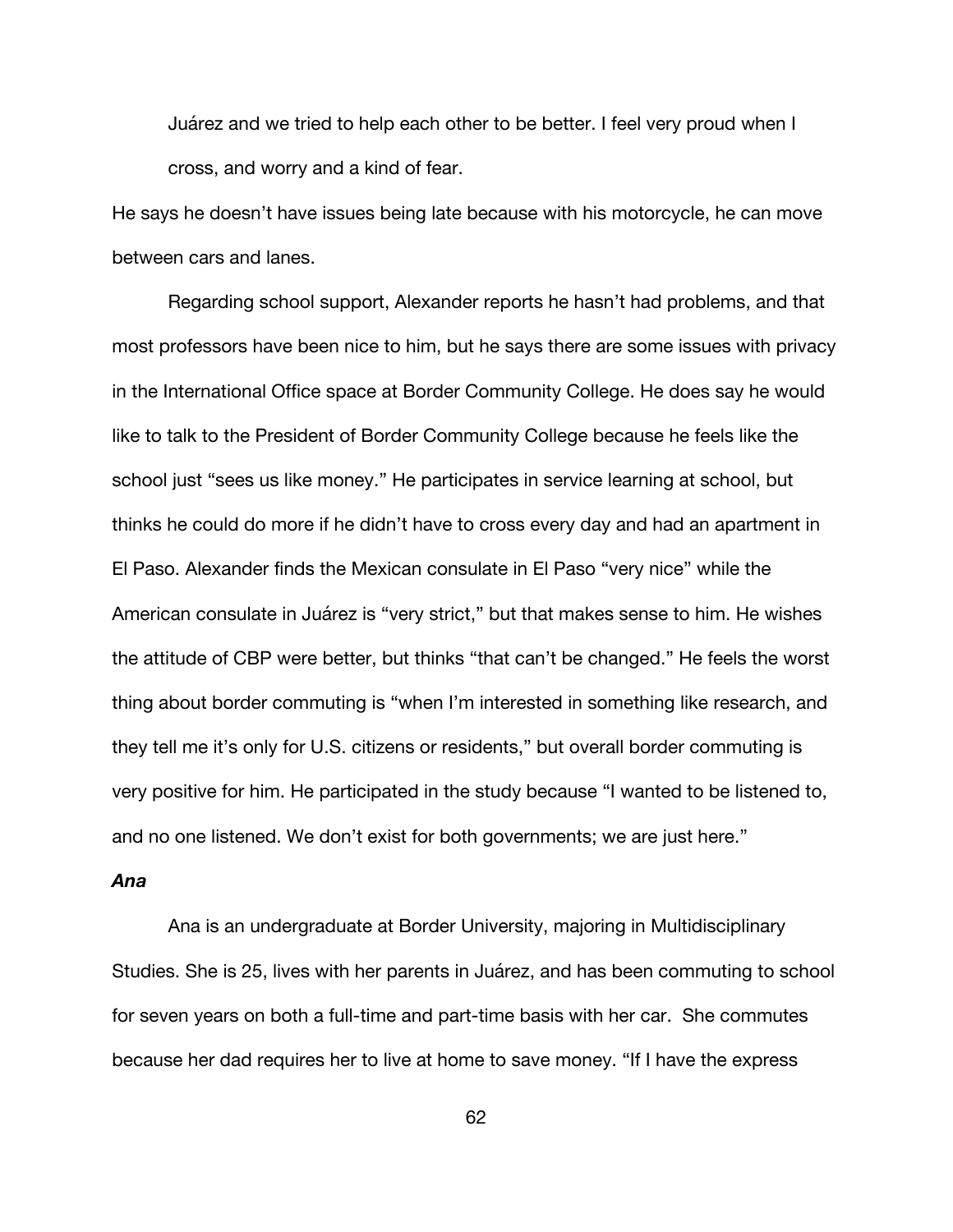> Juárez and we tried to help each other to be better. I feel very proud when I cross, and worry and a kind of fear.

He says he doesn't have issues being late because with his motorcycle, he can move between cars and lanes.

Regarding school support, Alexander reports he hasn't had problems, and that most professors have been nice to him, but he says there are some issues with privacy in the International Office space at Border Community College. He does say he would like to talk to the President of Border Community College because he feels like the school just "sees us like money." He participates in service learning at school, but thinks he could do more if he didn't have to cross every day and had an apartment in El Paso. Alexander finds the Mexican consulate in El Paso "very nice" while the American consulate in Juárez is "very strict," but that makes sense to him. He wishes the attitude of CBP were better, but thinks "that can't be changed." He feels the worst thing about border commuting is "when I'm interested in something like research, and they tell me it's only for U.S. citizens or residents," but overall border commuting is very positive for him. He participated in the study because "I wanted to be listened to, and no one listened. We don't exist for both governments; we are just here."

***Ana***

Ana is an undergraduate at Border University, majoring in Multidisciplinary Studies. She is 25, lives with her parents in Juárez, and has been commuting to school for seven years on both a full-time and part-time basis with her car. She commutes because her dad requires her to live at home to save money. "If I have the express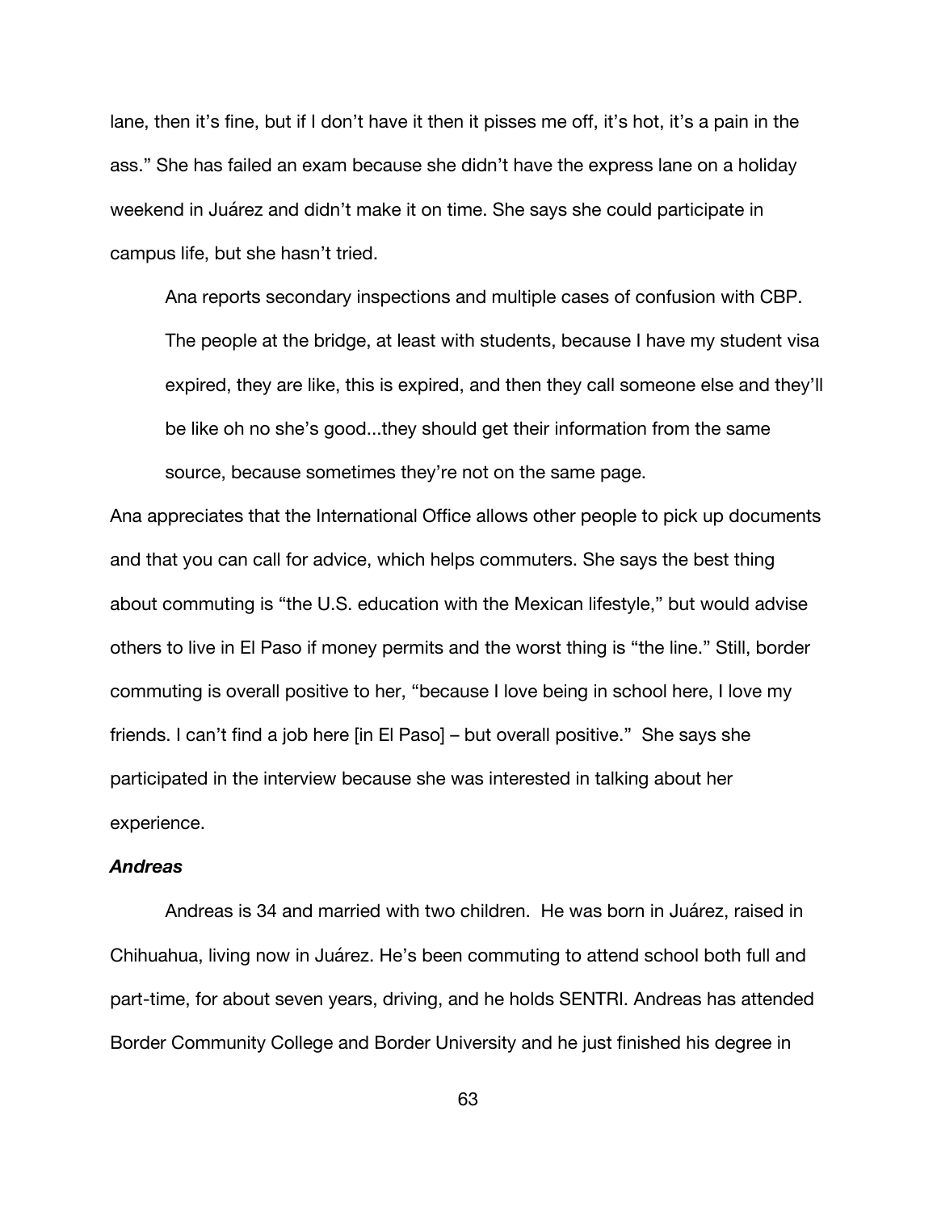lane, then it's fine, but if I don't have it then it pisses me off, it's hot, it's a pain in the ass." She has failed an exam because she didn't have the express lane on a holiday weekend in Juárez and didn't make it on time. She says she could participate in campus life, but she hasn't tried.

Ana reports secondary inspections and multiple cases of confusion with CBP.

> The people at the bridge, at least with students, because I have my student visa expired, they are like, this is expired, and then they call someone else and they'll be like oh no she's good...they should get their information from the same source, because sometimes they're not on the same page.

Ana appreciates that the International Office allows other people to pick up documents and that you can call for advice, which helps commuters. She says the best thing about commuting is "the U.S. education with the Mexican lifestyle," but would advise others to live in El Paso if money permits and the worst thing is "the line." Still, border commuting is overall positive to her, "because I love being in school here, I love my friends. I can't find a job here [in El Paso] – but overall positive." She says she participated in the interview because she was interested in talking about her experience.

#### ***Andreas***

Andreas is 34 and married with two children. He was born in Juárez, raised in Chihuahua, living now in Juárez. He's been commuting to attend school both full and part-time, for about seven years, driving, and he holds SENTRI. Andreas has attended Border Community College and Border University and he just finished his degree in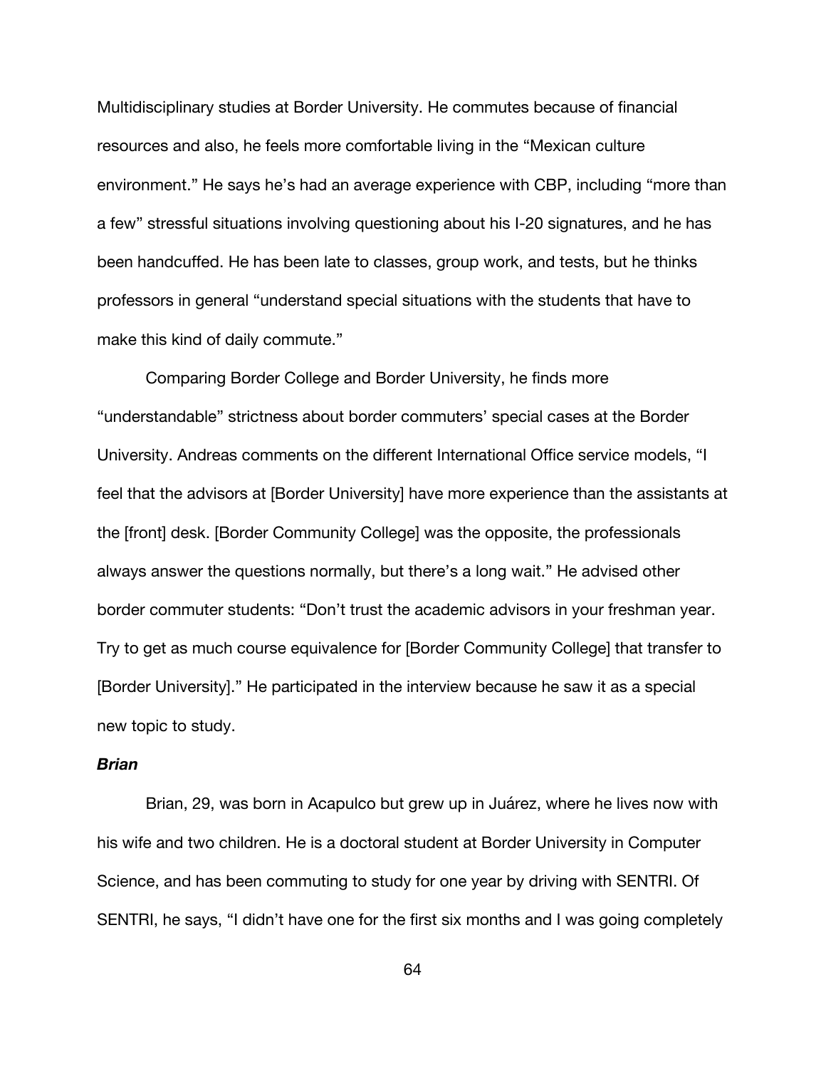Multidisciplinary studies at Border University. He commutes because of financial resources and also, he feels more comfortable living in the "Mexican culture environment." He says he's had an average experience with CBP, including "more than a few" stressful situations involving questioning about his I-20 signatures, and he has been handcuffed. He has been late to classes, group work, and tests, but he thinks professors in general "understand special situations with the students that have to make this kind of daily commute."

Comparing Border College and Border University, he finds more "understandable" strictness about border commuters' special cases at the Border University. Andreas comments on the different International Office service models, "I feel that the advisors at [Border University] have more experience than the assistants at the [front] desk. [Border Community College] was the opposite, the professionals always answer the questions normally, but there's a long wait." He advised other border commuter students: "Don't trust the academic advisors in your freshman year. Try to get as much course equivalence for [Border Community College] that transfer to [Border University]." He participated in the interview because he saw it as a special new topic to study.

### ***Brian***

Brian, 29, was born in Acapulco but grew up in Juárez, where he lives now with his wife and two children. He is a doctoral student at Border University in Computer Science, and has been commuting to study for one year by driving with SENTRI. Of SENTRI, he says, "I didn't have one for the first six months and I was going completely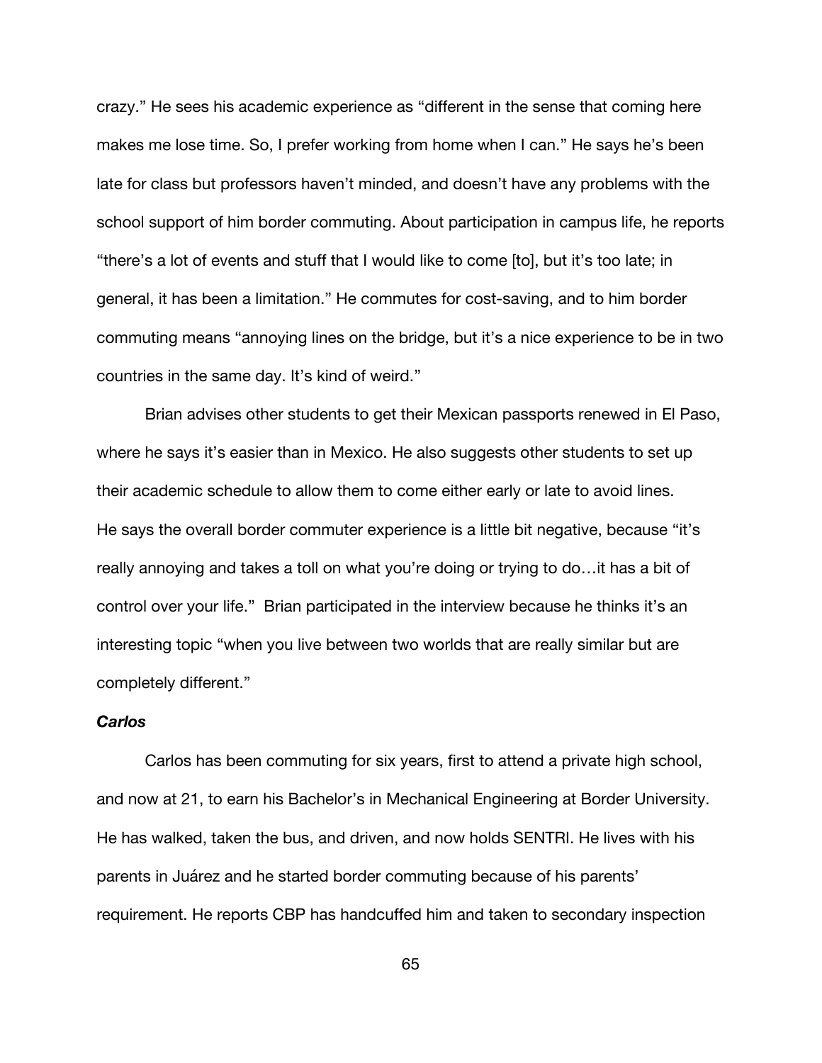crazy." He sees his academic experience as "different in the sense that coming here makes me lose time. So, I prefer working from home when I can." He says he's been late for class but professors haven't minded, and doesn't have any problems with the school support of him border commuting. About participation in campus life, he reports "there's a lot of events and stuff that I would like to come [to], but it's too late; in general, it has been a limitation." He commutes for cost-saving, and to him border commuting means "annoying lines on the bridge, but it's a nice experience to be in two countries in the same day. It's kind of weird."

Brian advises other students to get their Mexican passports renewed in El Paso, where he says it's easier than in Mexico. He also suggests other students to set up their academic schedule to allow them to come either early or late to avoid lines. He says the overall border commuter experience is a little bit negative, because "it's really annoying and takes a toll on what you're doing or trying to do…it has a bit of control over your life." Brian participated in the interview because he thinks it's an interesting topic "when you live between two worlds that are really similar but are completely different."

#### ***Carlos***

Carlos has been commuting for six years, first to attend a private high school, and now at 21, to earn his Bachelor's in Mechanical Engineering at Border University. He has walked, taken the bus, and driven, and now holds SENTRI. He lives with his parents in Juárez and he started border commuting because of his parents' requirement. He reports CBP has handcuffed him and taken to secondary inspection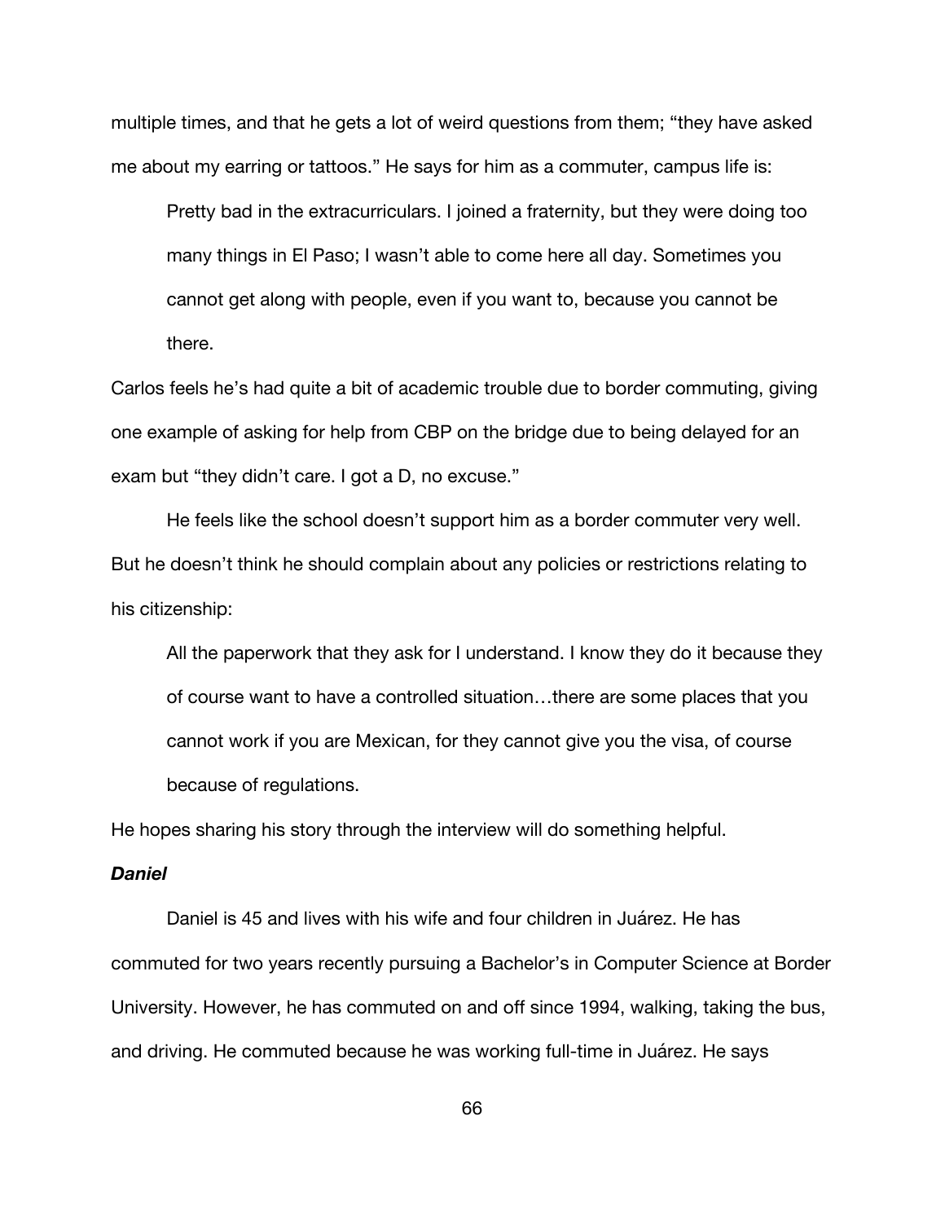multiple times, and that he gets a lot of weird questions from them; "they have asked me about my earring or tattoos." He says for him as a commuter, campus life is:

> Pretty bad in the extracurriculars. I joined a fraternity, but they were doing too many things in El Paso; I wasn't able to come here all day. Sometimes you cannot get along with people, even if you want to, because you cannot be there.

Carlos feels he's had quite a bit of academic trouble due to border commuting, giving one example of asking for help from CBP on the bridge due to being delayed for an exam but "they didn't care. I got a D, no excuse."

He feels like the school doesn't support him as a border commuter very well. But he doesn't think he should complain about any policies or restrictions relating to his citizenship:

> All the paperwork that they ask for I understand. I know they do it because they of course want to have a controlled situation…there are some places that you cannot work if you are Mexican, for they cannot give you the visa, of course because of regulations.

He hopes sharing his story through the interview will do something helpful.

***Daniel***

Daniel is 45 and lives with his wife and four children in Juárez. He has commuted for two years recently pursuing a Bachelor's in Computer Science at Border University. However, he has commuted on and off since 1994, walking, taking the bus, and driving. He commuted because he was working full-time in Juárez. He says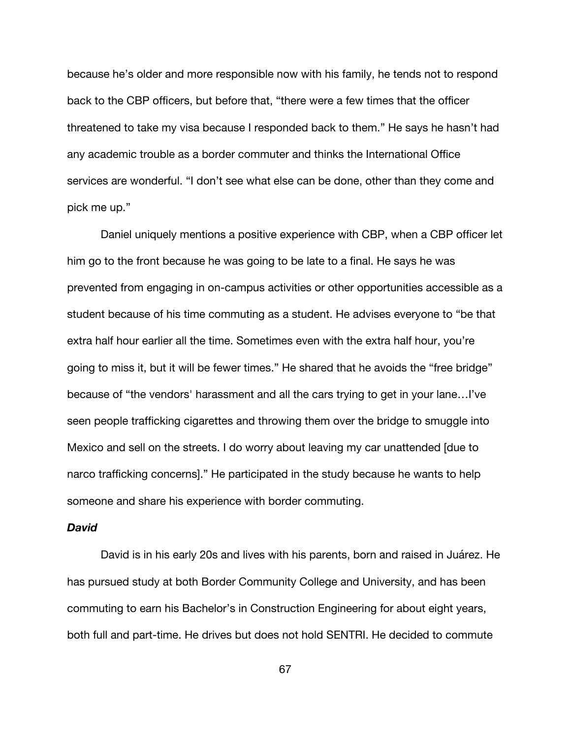because he's older and more responsible now with his family, he tends not to respond back to the CBP officers, but before that, "there were a few times that the officer threatened to take my visa because I responded back to them." He says he hasn't had any academic trouble as a border commuter and thinks the International Office services are wonderful. "I don't see what else can be done, other than they come and pick me up."

Daniel uniquely mentions a positive experience with CBP, when a CBP officer let him go to the front because he was going to be late to a final. He says he was prevented from engaging in on-campus activities or other opportunities accessible as a student because of his time commuting as a student. He advises everyone to "be that extra half hour earlier all the time. Sometimes even with the extra half hour, you're going to miss it, but it will be fewer times." He shared that he avoids the "free bridge" because of "the vendors' harassment and all the cars trying to get in your lane…I've seen people trafficking cigarettes and throwing them over the bridge to smuggle into Mexico and sell on the streets. I do worry about leaving my car unattended [due to narco trafficking concerns]." He participated in the study because he wants to help someone and share his experience with border commuting.

***David***

David is in his early 20s and lives with his parents, born and raised in Juárez. He has pursued study at both Border Community College and University, and has been commuting to earn his Bachelor's in Construction Engineering for about eight years, both full and part-time. He drives but does not hold SENTRI. He decided to commute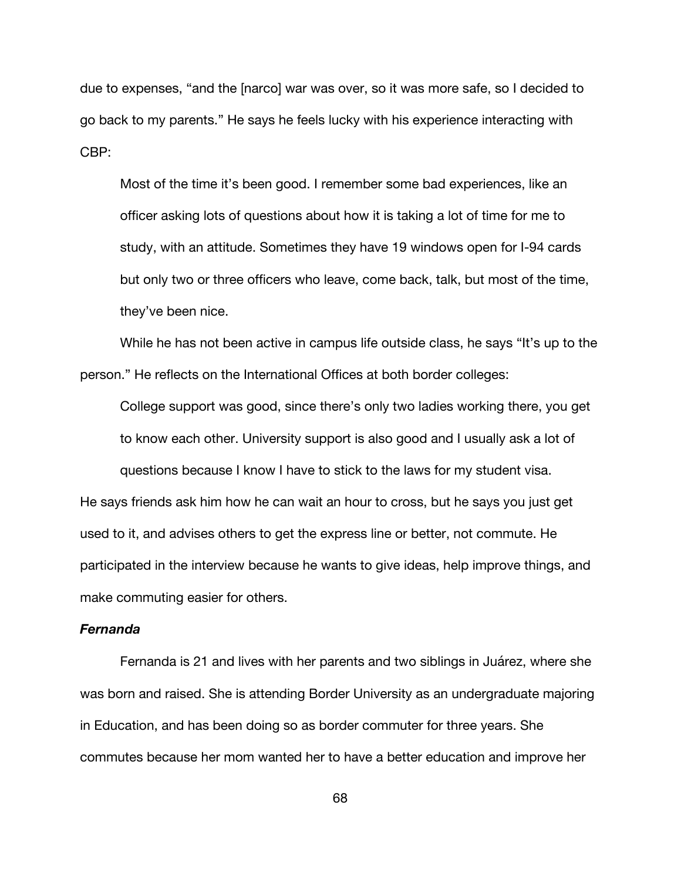due to expenses, "and the [narco] war was over, so it was more safe, so I decided to go back to my parents." He says he feels lucky with his experience interacting with CBP:

> Most of the time it's been good. I remember some bad experiences, like an officer asking lots of questions about how it is taking a lot of time for me to study, with an attitude. Sometimes they have 19 windows open for I-94 cards but only two or three officers who leave, come back, talk, but most of the time, they've been nice.

While he has not been active in campus life outside class, he says "It's up to the person." He reflects on the International Offices at both border colleges:

> College support was good, since there's only two ladies working there, you get to know each other. University support is also good and I usually ask a lot of questions because I know I have to stick to the laws for my student visa.

He says friends ask him how he can wait an hour to cross, but he says you just get used to it, and advises others to get the express line or better, not commute. He participated in the interview because he wants to give ideas, help improve things, and make commuting easier for others.

### *Fernanda*

Fernanda is 21 and lives with her parents and two siblings in Juárez, where she was born and raised. She is attending Border University as an undergraduate majoring in Education, and has been doing so as border commuter for three years. She commutes because her mom wanted her to have a better education and improve her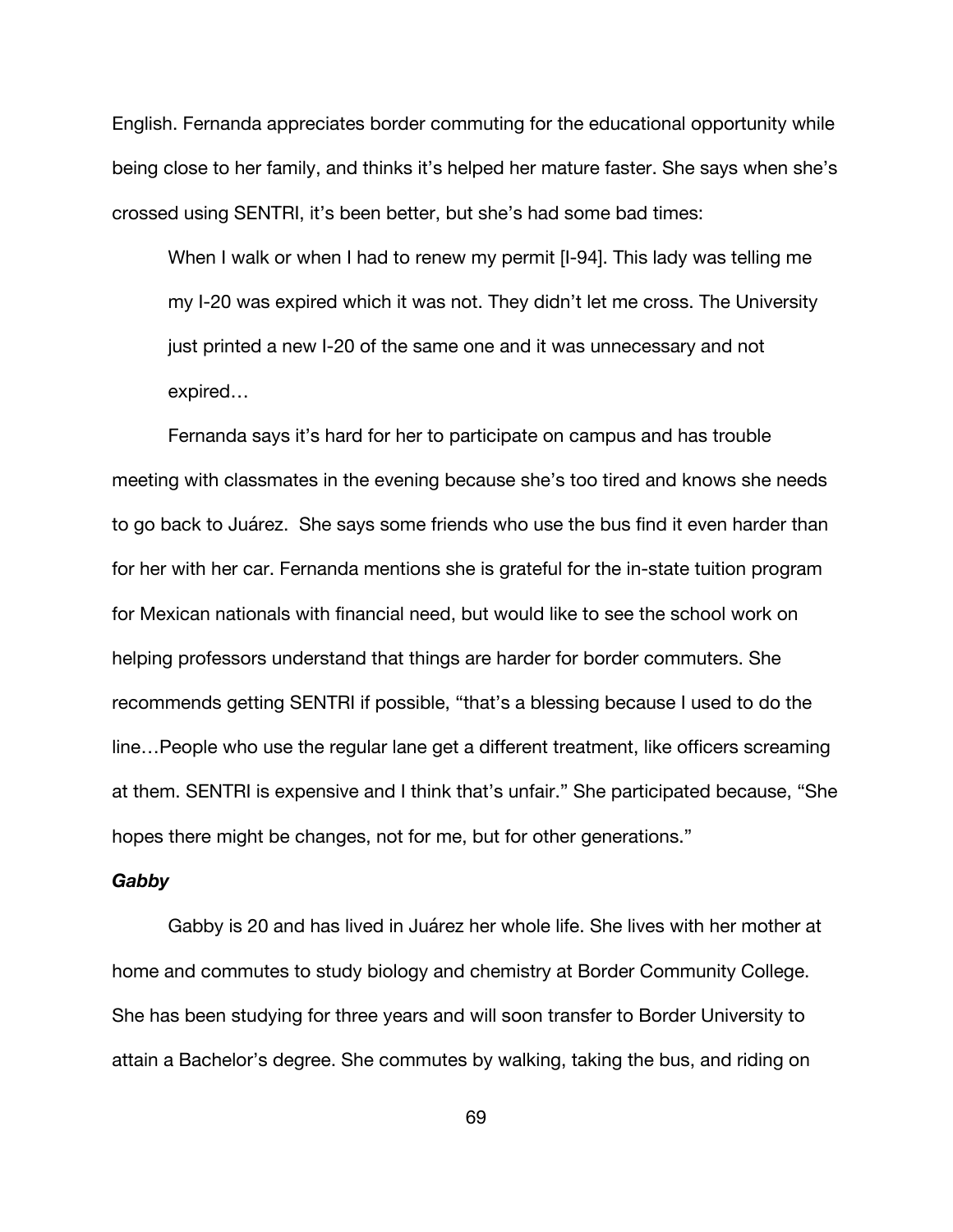English. Fernanda appreciates border commuting for the educational opportunity while being close to her family, and thinks it's helped her mature faster. She says when she's crossed using SENTRI, it's been better, but she's had some bad times:

> When I walk or when I had to renew my permit [I-94]. This lady was telling me my I-20 was expired which it was not. They didn't let me cross. The University just printed a new I-20 of the same one and it was unnecessary and not expired…

Fernanda says it's hard for her to participate on campus and has trouble meeting with classmates in the evening because she's too tired and knows she needs to go back to Juárez. She says some friends who use the bus find it even harder than for her with her car. Fernanda mentions she is grateful for the in-state tuition program for Mexican nationals with financial need, but would like to see the school work on helping professors understand that things are harder for border commuters. She recommends getting SENTRI if possible, "that's a blessing because I used to do the line…People who use the regular lane get a different treatment, like officers screaming at them. SENTRI is expensive and I think that's unfair." She participated because, "She hopes there might be changes, not for me, but for other generations."

***Gabby***

Gabby is 20 and has lived in Juárez her whole life. She lives with her mother at home and commutes to study biology and chemistry at Border Community College. She has been studying for three years and will soon transfer to Border University to attain a Bachelor's degree. She commutes by walking, taking the bus, and riding on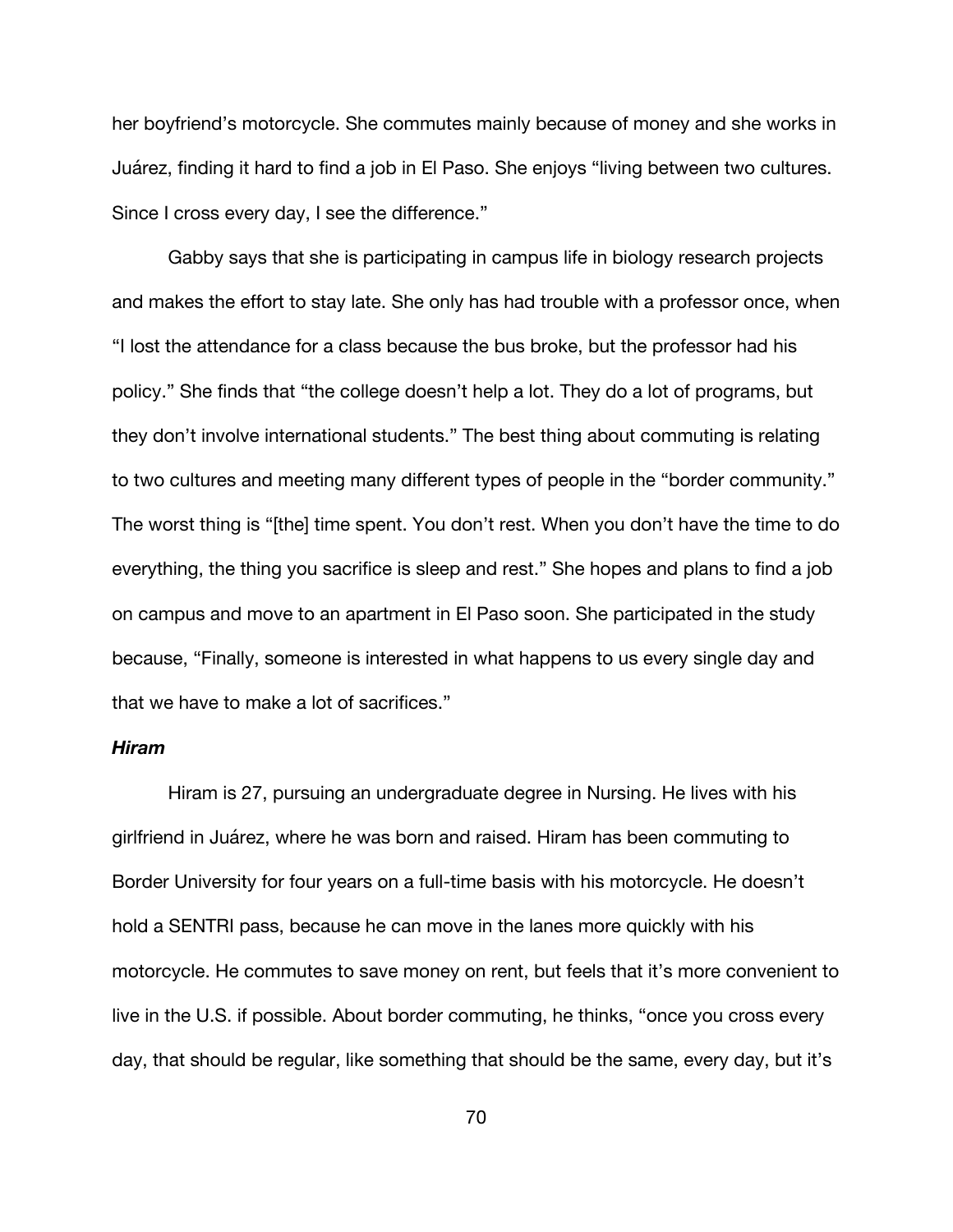her boyfriend's motorcycle. She commutes mainly because of money and she works in Juárez, finding it hard to find a job in El Paso. She enjoys "living between two cultures. Since I cross every day, I see the difference."

Gabby says that she is participating in campus life in biology research projects and makes the effort to stay late. She only has had trouble with a professor once, when "I lost the attendance for a class because the bus broke, but the professor had his policy." She finds that "the college doesn't help a lot. They do a lot of programs, but they don't involve international students." The best thing about commuting is relating to two cultures and meeting many different types of people in the "border community." The worst thing is "[the] time spent. You don't rest. When you don't have the time to do everything, the thing you sacrifice is sleep and rest." She hopes and plans to find a job on campus and move to an apartment in El Paso soon. She participated in the study because, "Finally, someone is interested in what happens to us every single day and that we have to make a lot of sacrifices."

***Hiram***

Hiram is 27, pursuing an undergraduate degree in Nursing. He lives with his girlfriend in Juárez, where he was born and raised. Hiram has been commuting to Border University for four years on a full-time basis with his motorcycle. He doesn't hold a SENTRI pass, because he can move in the lanes more quickly with his motorcycle. He commutes to save money on rent, but feels that it's more convenient to live in the U.S. if possible. About border commuting, he thinks, "once you cross every day, that should be regular, like something that should be the same, every day, but it's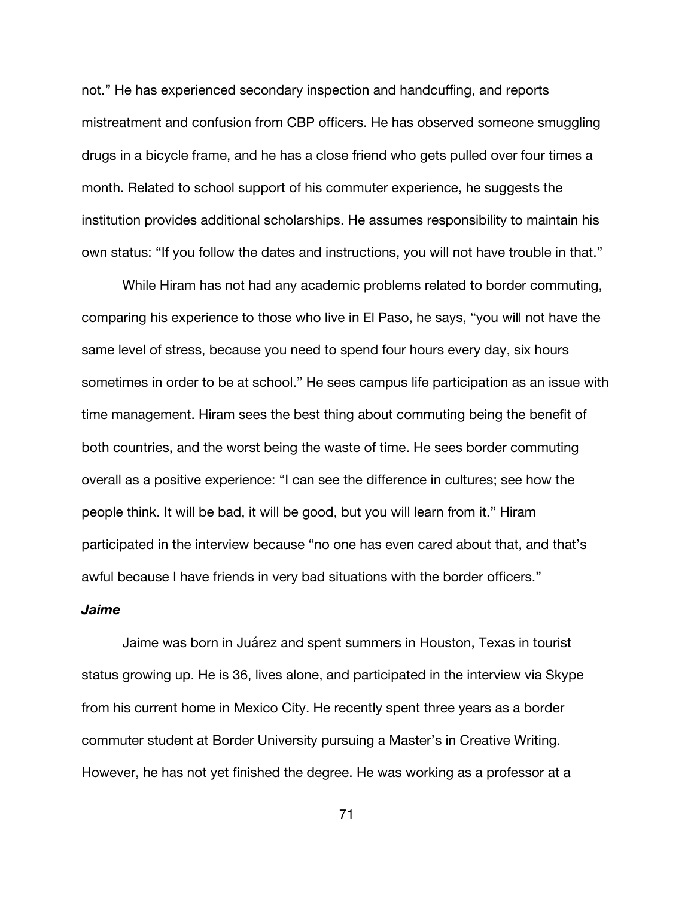not." He has experienced secondary inspection and handcuffing, and reports mistreatment and confusion from CBP officers. He has observed someone smuggling drugs in a bicycle frame, and he has a close friend who gets pulled over four times a month. Related to school support of his commuter experience, he suggests the institution provides additional scholarships. He assumes responsibility to maintain his own status: "If you follow the dates and instructions, you will not have trouble in that."

While Hiram has not had any academic problems related to border commuting, comparing his experience to those who live in El Paso, he says, "you will not have the same level of stress, because you need to spend four hours every day, six hours sometimes in order to be at school." He sees campus life participation as an issue with time management. Hiram sees the best thing about commuting being the benefit of both countries, and the worst being the waste of time. He sees border commuting overall as a positive experience: "I can see the difference in cultures; see how the people think. It will be bad, it will be good, but you will learn from it." Hiram participated in the interview because "no one has even cared about that, and that's awful because I have friends in very bad situations with the border officers."

### *Jaime*

Jaime was born in Juárez and spent summers in Houston, Texas in tourist status growing up. He is 36, lives alone, and participated in the interview via Skype from his current home in Mexico City. He recently spent three years as a border commuter student at Border University pursuing a Master's in Creative Writing. However, he has not yet finished the degree. He was working as a professor at a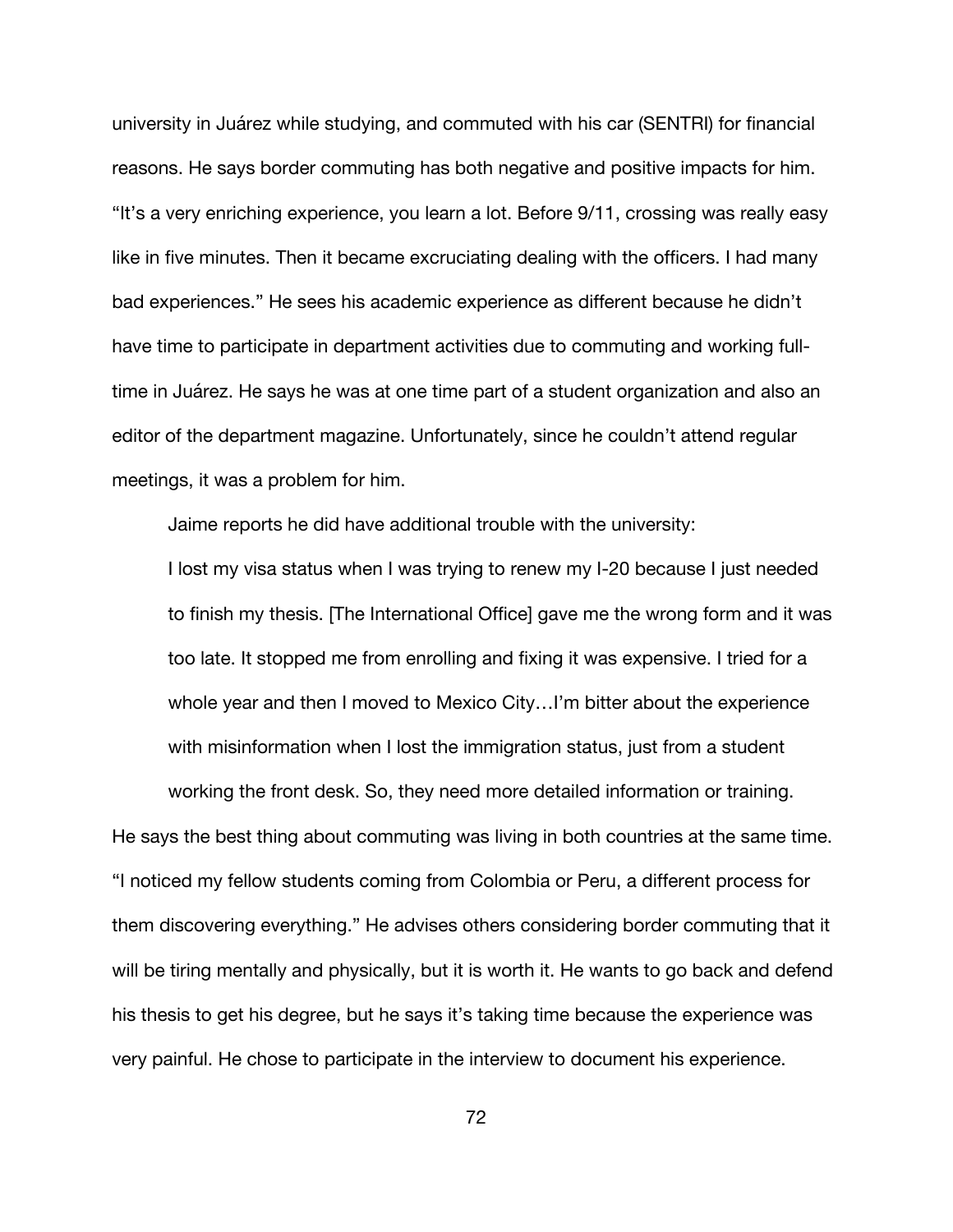university in Juárez while studying, and commuted with his car (SENTRI) for financial reasons. He says border commuting has both negative and positive impacts for him. "It's a very enriching experience, you learn a lot. Before 9/11, crossing was really easy like in five minutes. Then it became excruciating dealing with the officers. I had many bad experiences." He sees his academic experience as different because he didn't have time to participate in department activities due to commuting and working full-time in Juárez. He says he was at one time part of a student organization and also an editor of the department magazine. Unfortunately, since he couldn't attend regular meetings, it was a problem for him.

Jaime reports he did have additional trouble with the university:

> I lost my visa status when I was trying to renew my I-20 because I just needed to finish my thesis. [The International Office] gave me the wrong form and it was too late. It stopped me from enrolling and fixing it was expensive. I tried for a whole year and then I moved to Mexico City…I'm bitter about the experience with misinformation when I lost the immigration status, just from a student working the front desk. So, they need more detailed information or training.

He says the best thing about commuting was living in both countries at the same time. "I noticed my fellow students coming from Colombia or Peru, a different process for them discovering everything." He advises others considering border commuting that it will be tiring mentally and physically, but it is worth it. He wants to go back and defend his thesis to get his degree, but he says it's taking time because the experience was very painful. He chose to participate in the interview to document his experience.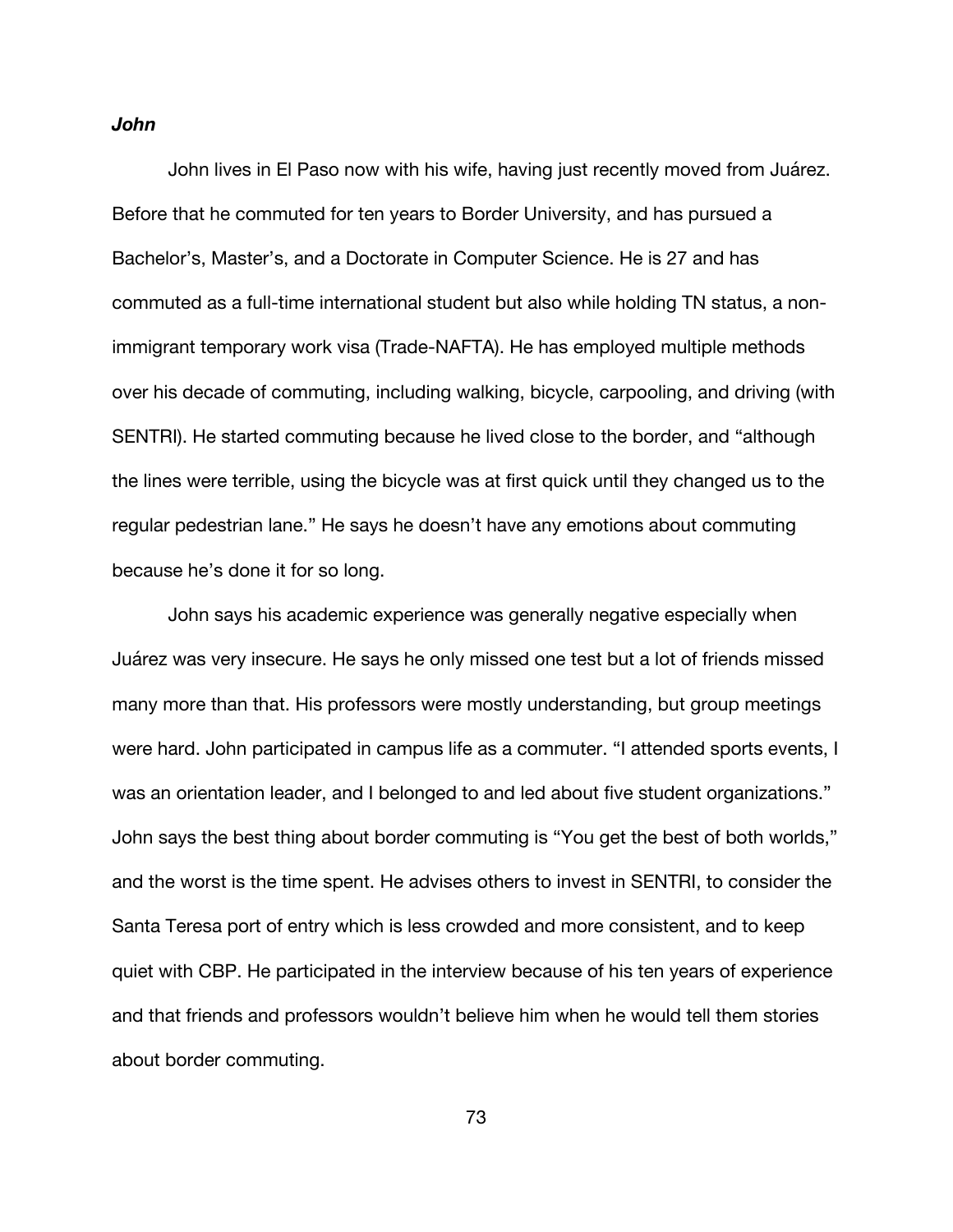***John***

John lives in El Paso now with his wife, having just recently moved from Juárez. Before that he commuted for ten years to Border University, and has pursued a Bachelor's, Master's, and a Doctorate in Computer Science. He is 27 and has commuted as a full-time international student but also while holding TN status, a non-immigrant temporary work visa (Trade-NAFTA). He has employed multiple methods over his decade of commuting, including walking, bicycle, carpooling, and driving (with SENTRI). He started commuting because he lived close to the border, and "although the lines were terrible, using the bicycle was at first quick until they changed us to the regular pedestrian lane." He says he doesn't have any emotions about commuting because he's done it for so long.

John says his academic experience was generally negative especially when Juárez was very insecure. He says he only missed one test but a lot of friends missed many more than that. His professors were mostly understanding, but group meetings were hard. John participated in campus life as a commuter. "I attended sports events, I was an orientation leader, and I belonged to and led about five student organizations." John says the best thing about border commuting is "You get the best of both worlds," and the worst is the time spent. He advises others to invest in SENTRI, to consider the Santa Teresa port of entry which is less crowded and more consistent, and to keep quiet with CBP. He participated in the interview because of his ten years of experience and that friends and professors wouldn't believe him when he would tell them stories about border commuting.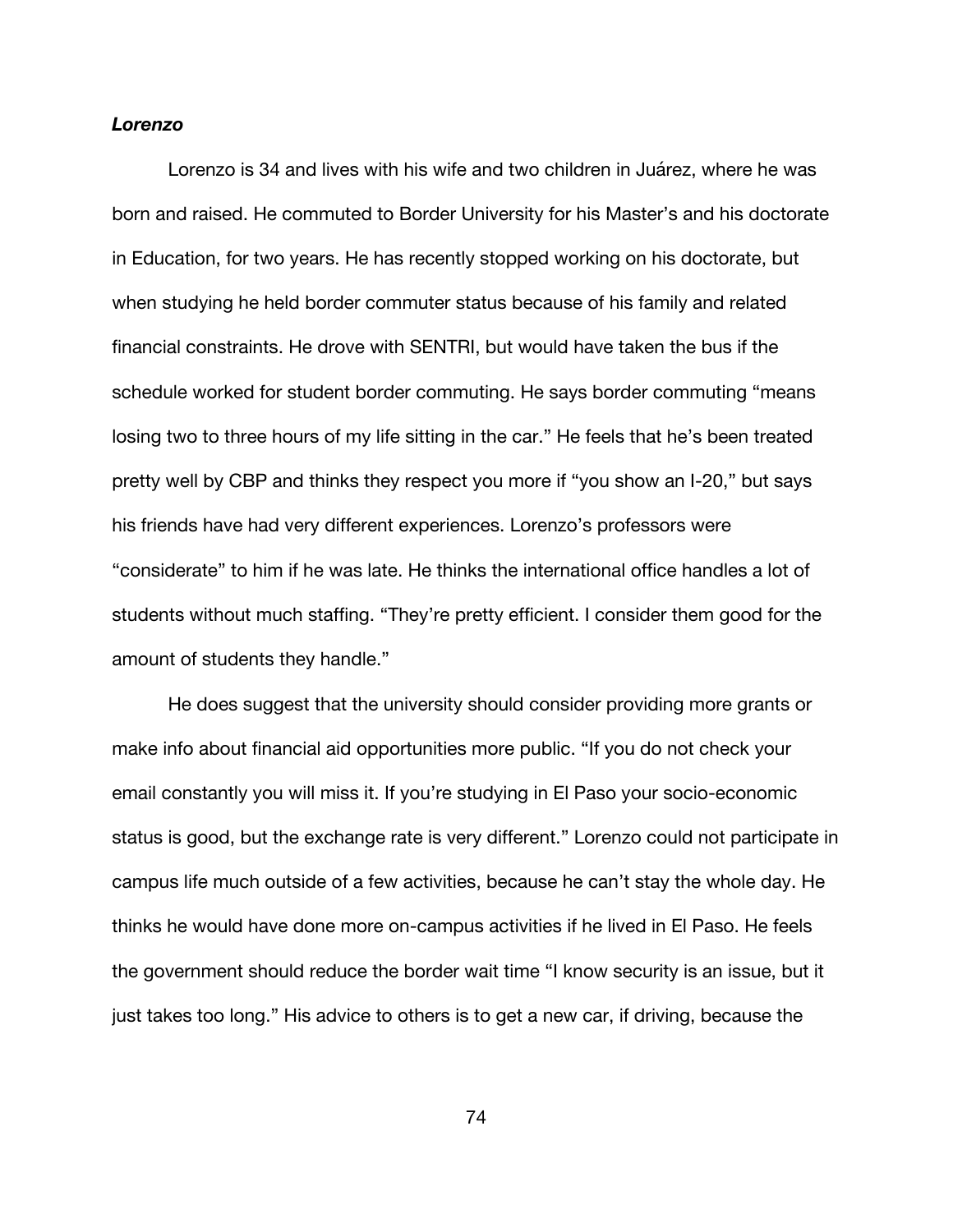***Lorenzo***

Lorenzo is 34 and lives with his wife and two children in Juárez, where he was born and raised. He commuted to Border University for his Master's and his doctorate in Education, for two years. He has recently stopped working on his doctorate, but when studying he held border commuter status because of his family and related financial constraints. He drove with SENTRI, but would have taken the bus if the schedule worked for student border commuting. He says border commuting "means losing two to three hours of my life sitting in the car." He feels that he's been treated pretty well by CBP and thinks they respect you more if "you show an I-20," but says his friends have had very different experiences. Lorenzo's professors were "considerate" to him if he was late. He thinks the international office handles a lot of students without much staffing. "They're pretty efficient. I consider them good for the amount of students they handle."

He does suggest that the university should consider providing more grants or make info about financial aid opportunities more public. "If you do not check your email constantly you will miss it. If you're studying in El Paso your socio-economic status is good, but the exchange rate is very different." Lorenzo could not participate in campus life much outside of a few activities, because he can't stay the whole day. He thinks he would have done more on-campus activities if he lived in El Paso. He feels the government should reduce the border wait time "I know security is an issue, but it just takes too long." His advice to others is to get a new car, if driving, because the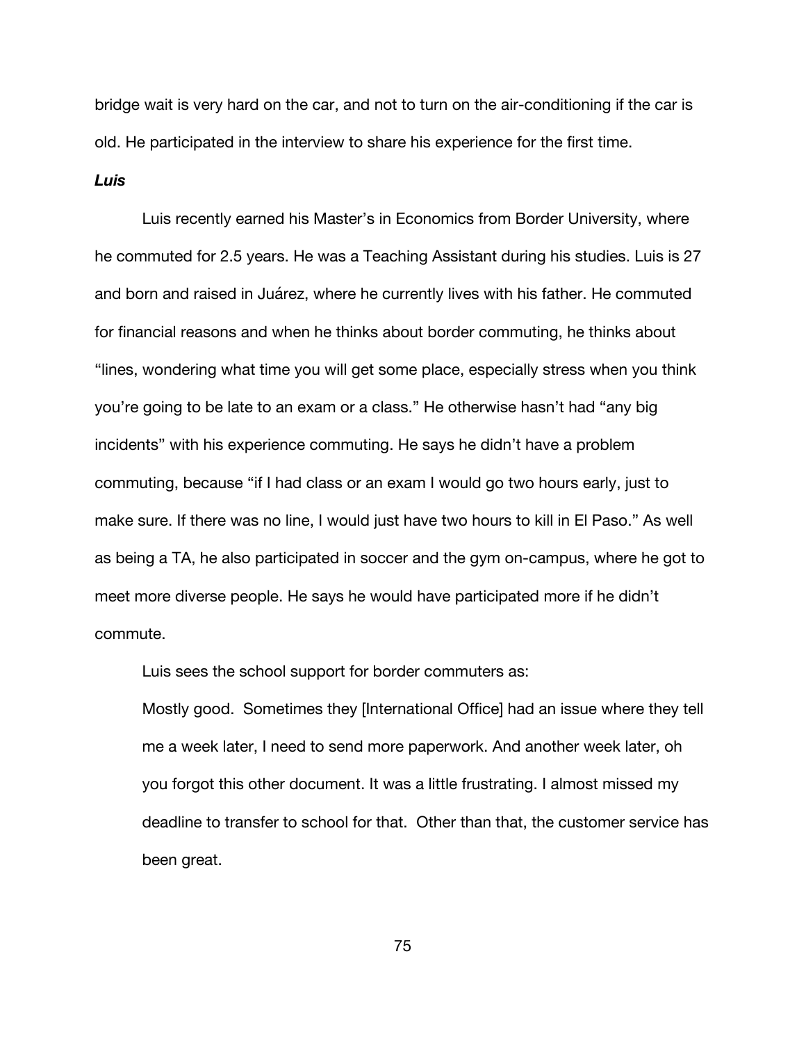bridge wait is very hard on the car, and not to turn on the air-conditioning if the car is old. He participated in the interview to share his experience for the first time.

***Luis***

Luis recently earned his Master's in Economics from Border University, where he commuted for 2.5 years. He was a Teaching Assistant during his studies. Luis is 27 and born and raised in Juárez, where he currently lives with his father. He commuted for financial reasons and when he thinks about border commuting, he thinks about "lines, wondering what time you will get some place, especially stress when you think you're going to be late to an exam or a class." He otherwise hasn't had "any big incidents" with his experience commuting. He says he didn't have a problem commuting, because "if I had class or an exam I would go two hours early, just to make sure. If there was no line, I would just have two hours to kill in El Paso." As well as being a TA, he also participated in soccer and the gym on-campus, where he got to meet more diverse people. He says he would have participated more if he didn't commute.

Luis sees the school support for border commuters as:

> Mostly good. Sometimes they [International Office] had an issue where they tell me a week later, I need to send more paperwork. And another week later, oh you forgot this other document. It was a little frustrating. I almost missed my deadline to transfer to school for that. Other than that, the customer service has been great.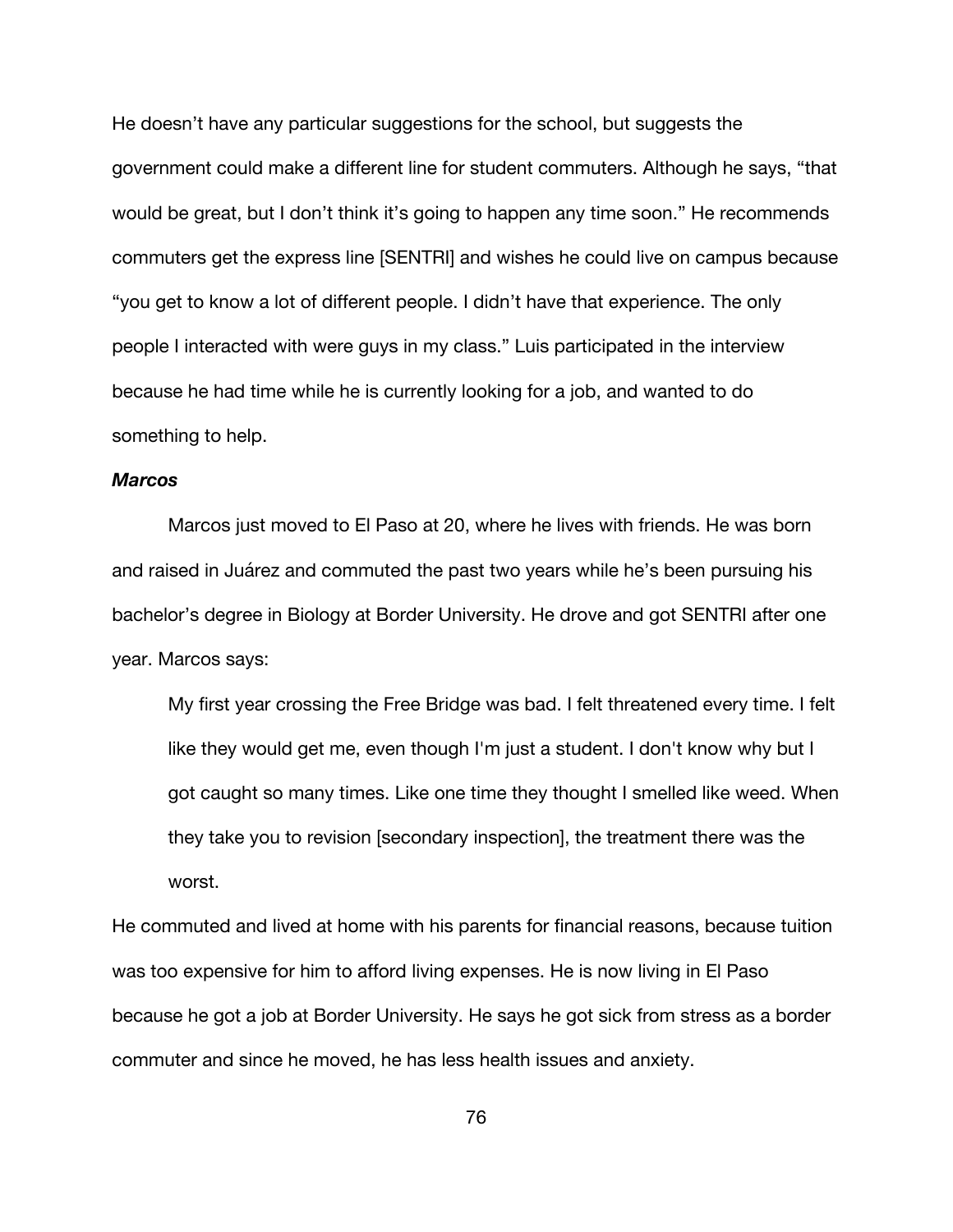He doesn't have any particular suggestions for the school, but suggests the government could make a different line for student commuters. Although he says, "that would be great, but I don't think it's going to happen any time soon." He recommends commuters get the express line [SENTRI] and wishes he could live on campus because "you get to know a lot of different people. I didn't have that experience. The only people I interacted with were guys in my class." Luis participated in the interview because he had time while he is currently looking for a job, and wanted to do something to help.

***Marcos***

Marcos just moved to El Paso at 20, where he lives with friends. He was born and raised in Juárez and commuted the past two years while he's been pursuing his bachelor's degree in Biology at Border University. He drove and got SENTRI after one year. Marcos says:

> My first year crossing the Free Bridge was bad. I felt threatened every time. I felt like they would get me, even though I'm just a student. I don't know why but I got caught so many times. Like one time they thought I smelled like weed. When they take you to revision [secondary inspection], the treatment there was the worst.

He commuted and lived at home with his parents for financial reasons, because tuition was too expensive for him to afford living expenses. He is now living in El Paso because he got a job at Border University. He says he got sick from stress as a border commuter and since he moved, he has less health issues and anxiety.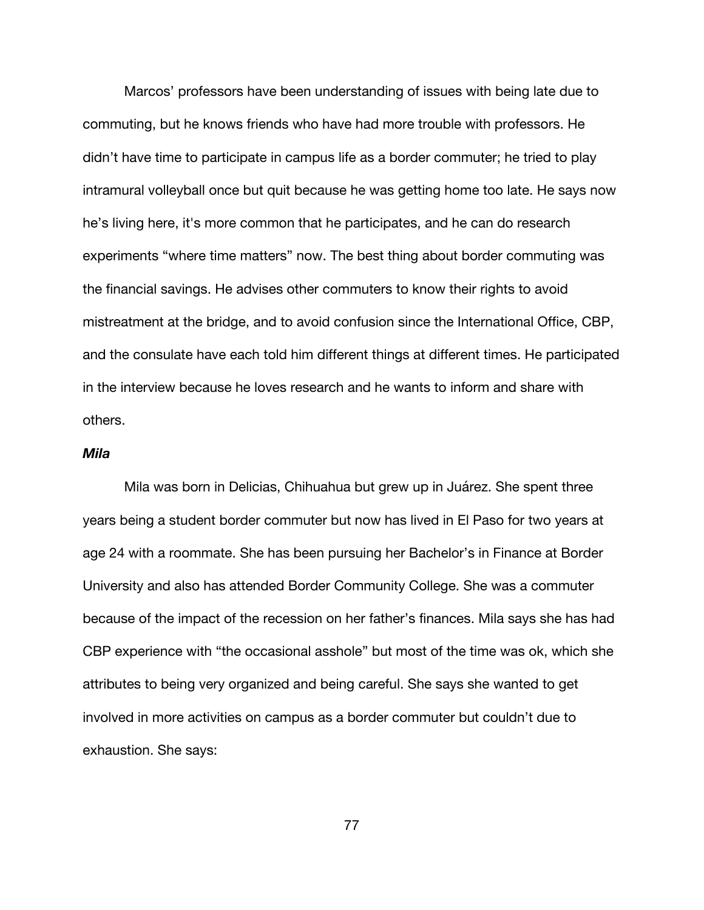Marcos' professors have been understanding of issues with being late due to commuting, but he knows friends who have had more trouble with professors. He didn't have time to participate in campus life as a border commuter; he tried to play intramural volleyball once but quit because he was getting home too late. He says now he's living here, it's more common that he participates, and he can do research experiments "where time matters" now. The best thing about border commuting was the financial savings. He advises other commuters to know their rights to avoid mistreatment at the bridge, and to avoid confusion since the International Office, CBP, and the consulate have each told him different things at different times. He participated in the interview because he loves research and he wants to inform and share with others.

#### *Mila*

Mila was born in Delicias, Chihuahua but grew up in Juárez. She spent three years being a student border commuter but now has lived in El Paso for two years at age 24 with a roommate. She has been pursuing her Bachelor's in Finance at Border University and also has attended Border Community College. She was a commuter because of the impact of the recession on her father's finances. Mila says she has had CBP experience with "the occasional asshole" but most of the time was ok, which she attributes to being very organized and being careful. She says she wanted to get involved in more activities on campus as a border commuter but couldn't due to exhaustion. She says: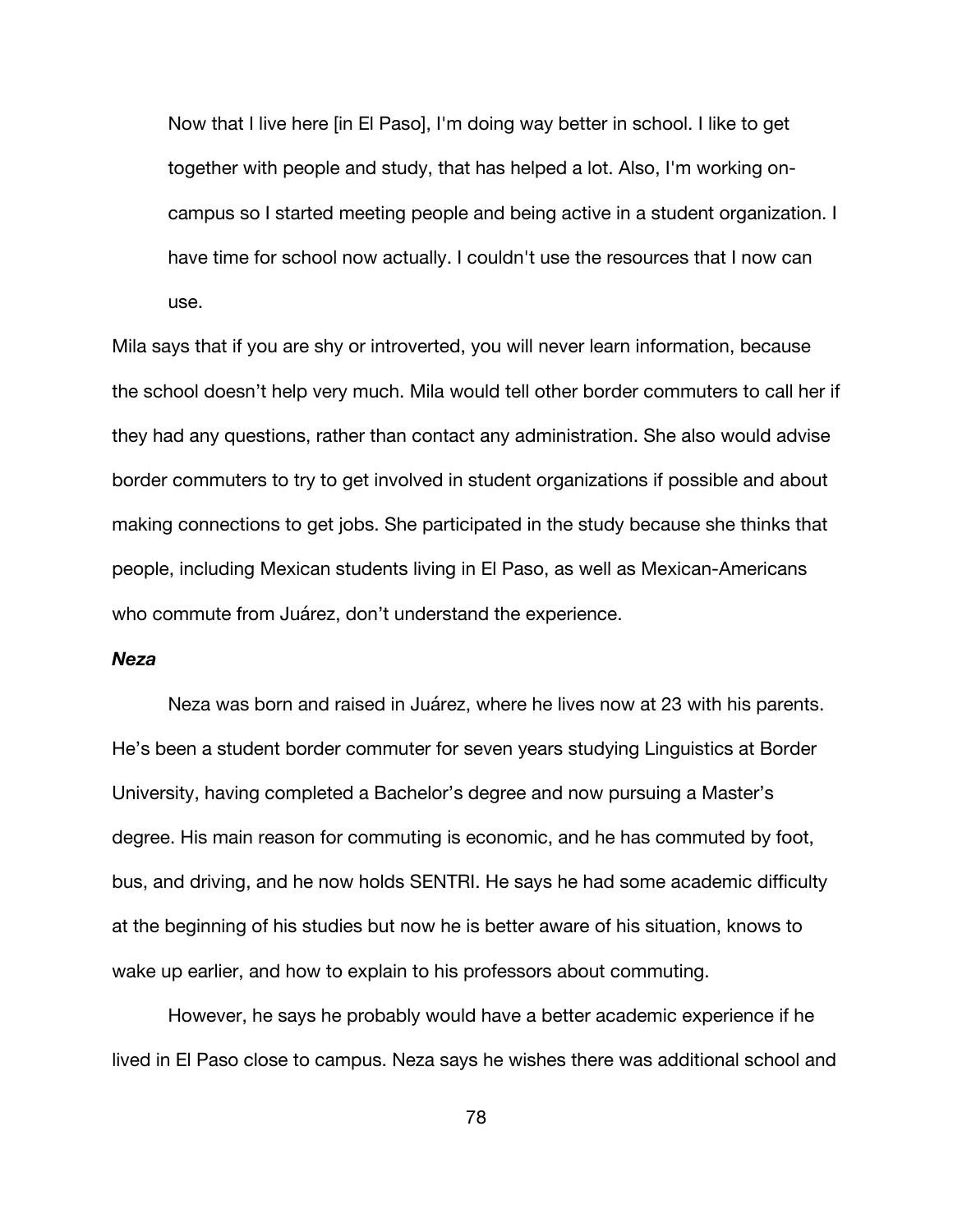> Now that I live here [in El Paso], I'm doing way better in school. I like to get together with people and study, that has helped a lot. Also, I'm working on-campus so I started meeting people and being active in a student organization. I have time for school now actually. I couldn't use the resources that I now can use.

Mila says that if you are shy or introverted, you will never learn information, because the school doesn't help very much. Mila would tell other border commuters to call her if they had any questions, rather than contact any administration. She also would advise border commuters to try to get involved in student organizations if possible and about making connections to get jobs. She participated in the study because she thinks that people, including Mexican students living in El Paso, as well as Mexican-Americans who commute from Juárez, don't understand the experience.

***Neza***

Neza was born and raised in Juárez, where he lives now at 23 with his parents. He's been a student border commuter for seven years studying Linguistics at Border University, having completed a Bachelor's degree and now pursuing a Master's degree. His main reason for commuting is economic, and he has commuted by foot, bus, and driving, and he now holds SENTRI. He says he had some academic difficulty at the beginning of his studies but now he is better aware of his situation, knows to wake up earlier, and how to explain to his professors about commuting.

However, he says he probably would have a better academic experience if he lived in El Paso close to campus. Neza says he wishes there was additional school and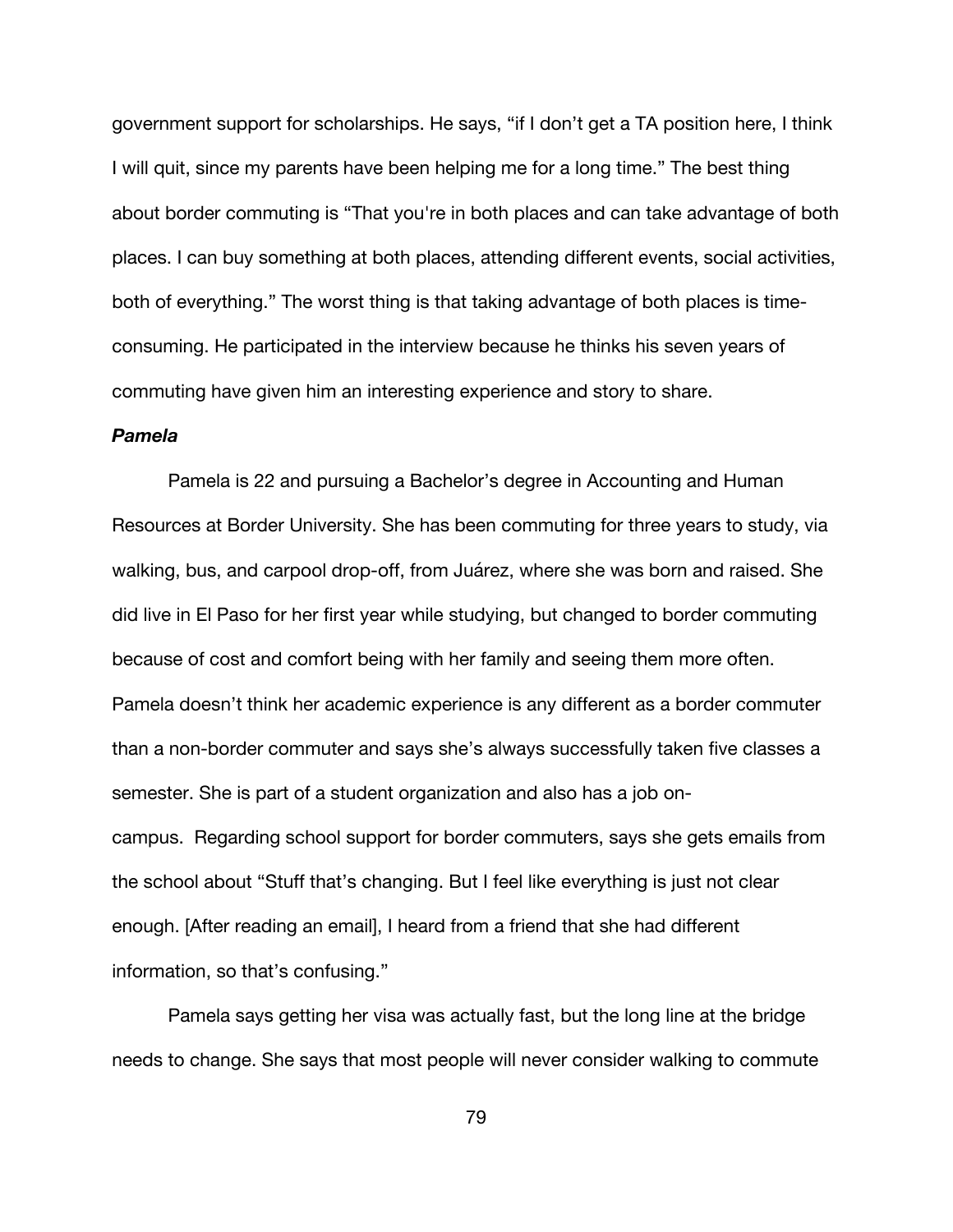government support for scholarships. He says, "if I don't get a TA position here, I think I will quit, since my parents have been helping me for a long time." The best thing about border commuting is "That you're in both places and can take advantage of both places. I can buy something at both places, attending different events, social activities, both of everything." The worst thing is that taking advantage of both places is time-consuming. He participated in the interview because he thinks his seven years of commuting have given him an interesting experience and story to share.

***Pamela***

Pamela is 22 and pursuing a Bachelor's degree in Accounting and Human Resources at Border University. She has been commuting for three years to study, via walking, bus, and carpool drop-off, from Juárez, where she was born and raised. She did live in El Paso for her first year while studying, but changed to border commuting because of cost and comfort being with her family and seeing them more often. Pamela doesn't think her academic experience is any different as a border commuter than a non-border commuter and says she's always successfully taken five classes a semester. She is part of a student organization and also has a job on-campus. Regarding school support for border commuters, says she gets emails from the school about "Stuff that's changing. But I feel like everything is just not clear enough. [After reading an email], I heard from a friend that she had different information, so that's confusing."

Pamela says getting her visa was actually fast, but the long line at the bridge needs to change. She says that most people will never consider walking to commute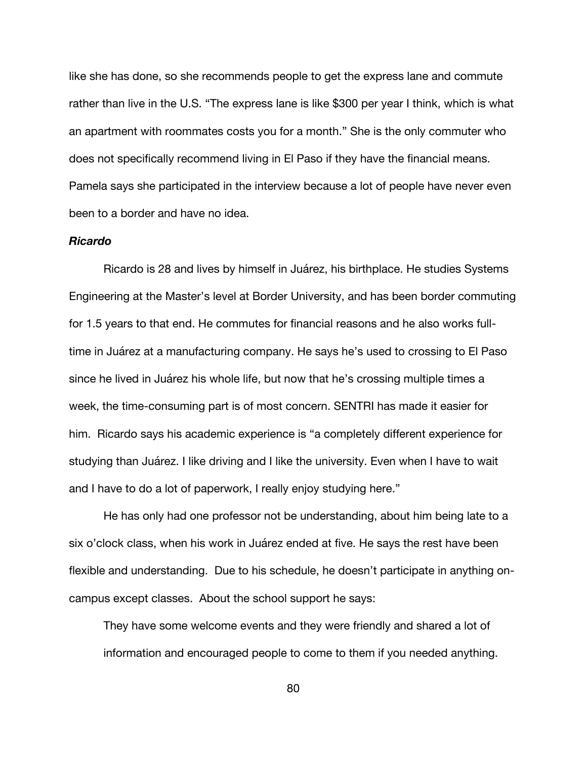like she has done, so she recommends people to get the express lane and commute rather than live in the U.S. "The express lane is like $300 per year I think, which is what an apartment with roommates costs you for a month." She is the only commuter who does not specifically recommend living in El Paso if they have the financial means. Pamela says she participated in the interview because a lot of people have never even been to a border and have no idea.

***Ricardo***

Ricardo is 28 and lives by himself in Juárez, his birthplace. He studies Systems Engineering at the Master's level at Border University, and has been border commuting for 1.5 years to that end. He commutes for financial reasons and he also works full-time in Juárez at a manufacturing company. He says he's used to crossing to El Paso since he lived in Juárez his whole life, but now that he's crossing multiple times a week, the time-consuming part is of most concern. SENTRI has made it easier for him. Ricardo says his academic experience is "a completely different experience for studying than Juárez. I like driving and I like the university. Even when I have to wait and I have to do a lot of paperwork, I really enjoy studying here."

He has only had one professor not be understanding, about him being late to a six o'clock class, when his work in Juárez ended at five. He says the rest have been flexible and understanding. Due to his schedule, he doesn't participate in anything on-campus except classes. About the school support he says:

> They have some welcome events and they were friendly and shared a lot of information and encouraged people to come to them if you needed anything.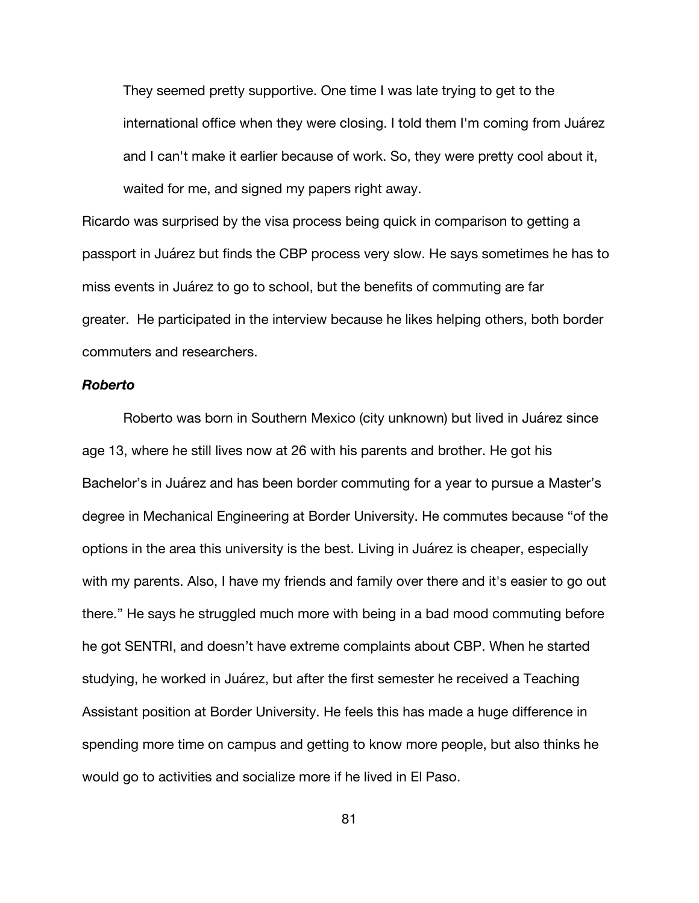> They seemed pretty supportive. One time I was late trying to get to the international office when they were closing. I told them I'm coming from Juárez and I can't make it earlier because of work. So, they were pretty cool about it, waited for me, and signed my papers right away.

Ricardo was surprised by the visa process being quick in comparison to getting a passport in Juárez but finds the CBP process very slow. He says sometimes he has to miss events in Juárez to go to school, but the benefits of commuting are far greater. He participated in the interview because he likes helping others, both border commuters and researchers.

***Roberto***

Roberto was born in Southern Mexico (city unknown) but lived in Juárez since age 13, where he still lives now at 26 with his parents and brother. He got his Bachelor's in Juárez and has been border commuting for a year to pursue a Master's degree in Mechanical Engineering at Border University. He commutes because "of the options in the area this university is the best. Living in Juárez is cheaper, especially with my parents. Also, I have my friends and family over there and it's easier to go out there." He says he struggled much more with being in a bad mood commuting before he got SENTRI, and doesn't have extreme complaints about CBP. When he started studying, he worked in Juárez, but after the first semester he received a Teaching Assistant position at Border University. He feels this has made a huge difference in spending more time on campus and getting to know more people, but also thinks he would go to activities and socialize more if he lived in El Paso.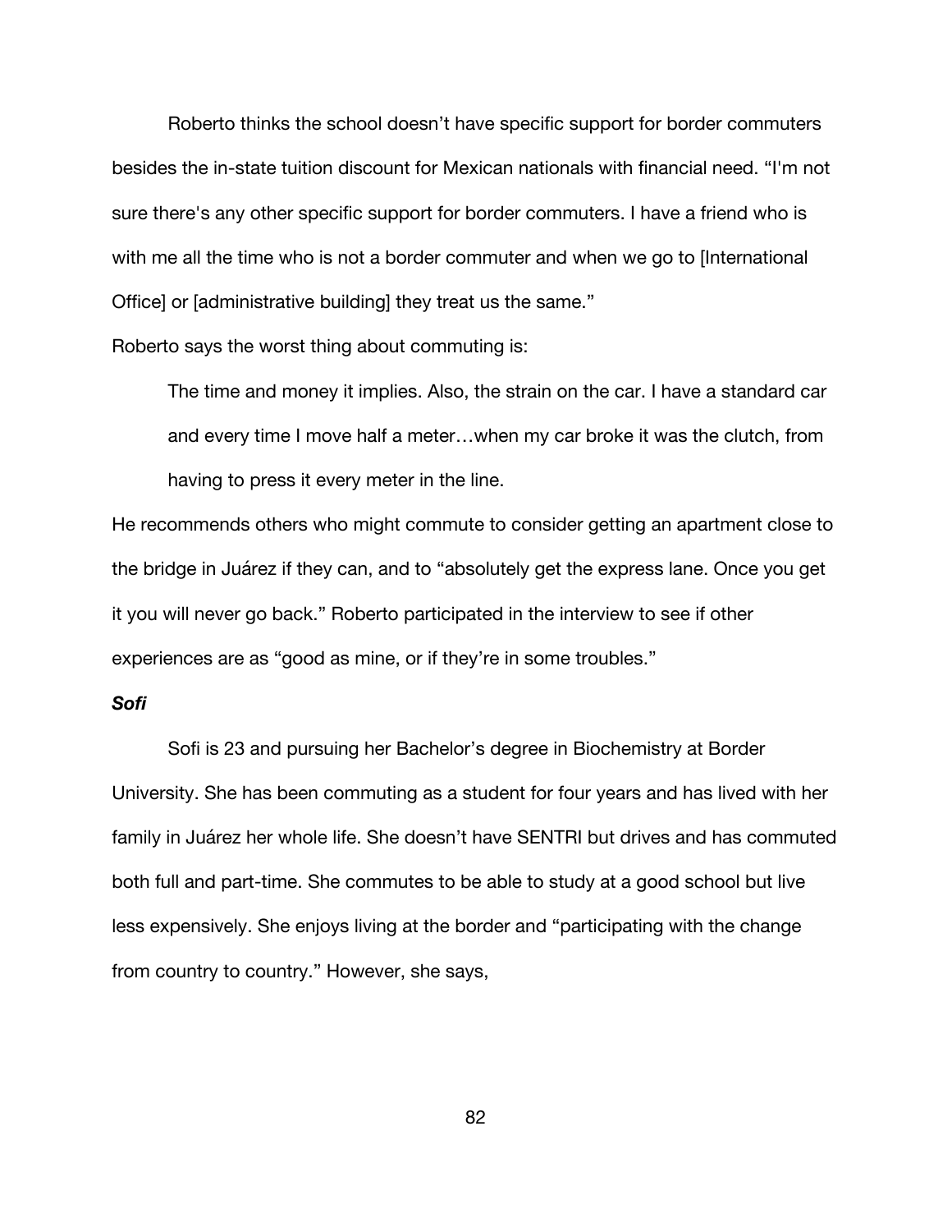Roberto thinks the school doesn't have specific support for border commuters besides the in-state tuition discount for Mexican nationals with financial need. "I'm not sure there's any other specific support for border commuters. I have a friend who is with me all the time who is not a border commuter and when we go to [International Office] or [administrative building] they treat us the same."

Roberto says the worst thing about commuting is:

> The time and money it implies. Also, the strain on the car. I have a standard car and every time I move half a meter…when my car broke it was the clutch, from having to press it every meter in the line.

He recommends others who might commute to consider getting an apartment close to the bridge in Juárez if they can, and to "absolutely get the express lane. Once you get it you will never go back." Roberto participated in the interview to see if other experiences are as "good as mine, or if they're in some troubles."

***Sofi***

Sofi is 23 and pursuing her Bachelor's degree in Biochemistry at Border University. She has been commuting as a student for four years and has lived with her family in Juárez her whole life. She doesn't have SENTRI but drives and has commuted both full and part-time. She commutes to be able to study at a good school but live less expensively. She enjoys living at the border and "participating with the change from country to country." However, she says,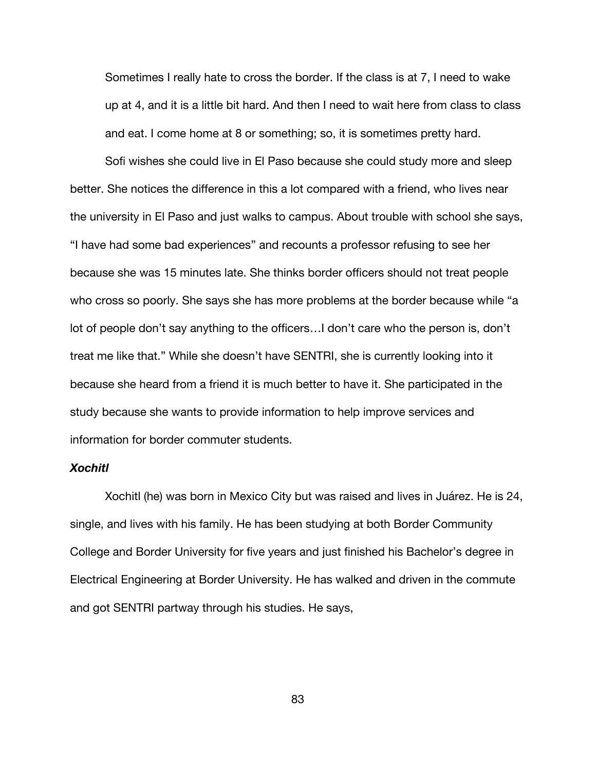> Sometimes I really hate to cross the border. If the class is at 7, I need to wake up at 4, and it is a little bit hard. And then I need to wait here from class to class and eat. I come home at 8 or something; so, it is sometimes pretty hard.

Sofi wishes she could live in El Paso because she could study more and sleep better. She notices the difference in this a lot compared with a friend, who lives near the university in El Paso and just walks to campus. About trouble with school she says, "I have had some bad experiences" and recounts a professor refusing to see her because she was 15 minutes late. She thinks border officers should not treat people who cross so poorly. She says she has more problems at the border because while "a lot of people don't say anything to the officers…I don't care who the person is, don't treat me like that." While she doesn't have SENTRI, she is currently looking into it because she heard from a friend it is much better to have it. She participated in the study because she wants to provide information to help improve services and information for border commuter students.

### *Xochitl*

Xochitl (he) was born in Mexico City but was raised and lives in Juárez. He is 24, single, and lives with his family. He has been studying at both Border Community College and Border University for five years and just finished his Bachelor's degree in Electrical Engineering at Border University. He has walked and driven in the commute and got SENTRI partway through his studies. He says,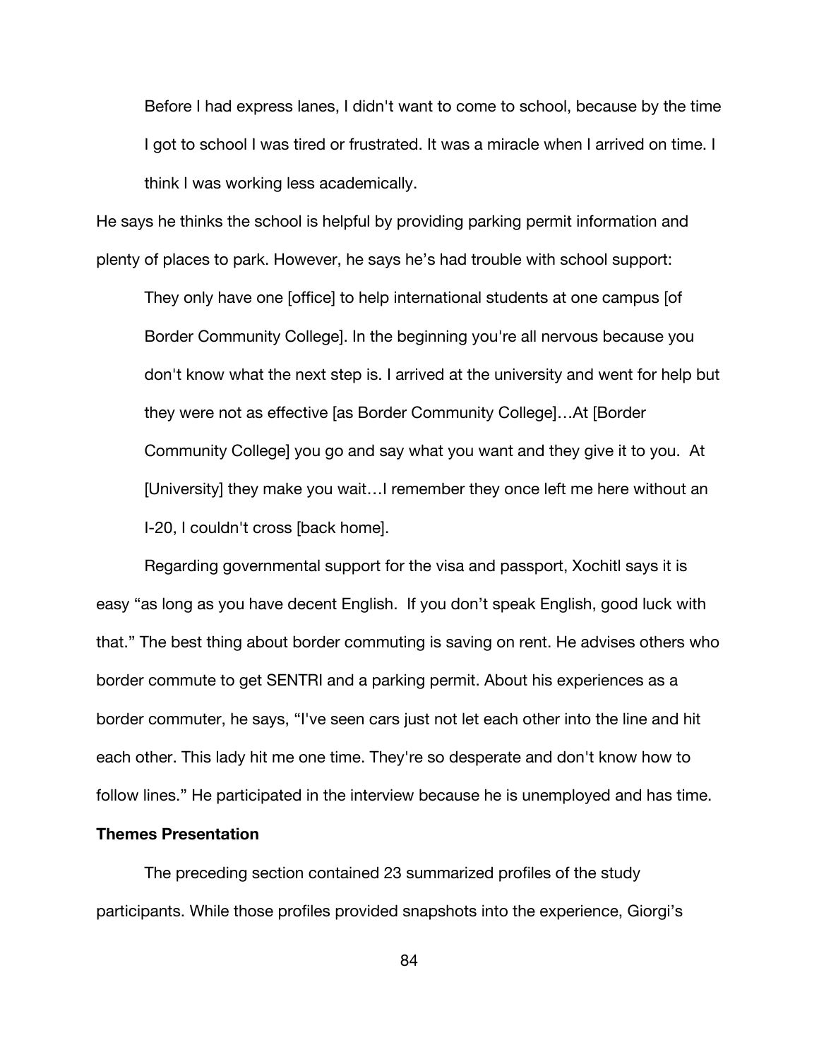> Before I had express lanes, I didn't want to come to school, because by the time I got to school I was tired or frustrated. It was a miracle when I arrived on time. I think I was working less academically.

He says he thinks the school is helpful by providing parking permit information and plenty of places to park. However, he says he's had trouble with school support:

> They only have one [office] to help international students at one campus [of Border Community College]. In the beginning you're all nervous because you don't know what the next step is. I arrived at the university and went for help but they were not as effective [as Border Community College]…At [Border Community College] you go and say what you want and they give it to you. At [University] they make you wait…I remember they once left me here without an I-20, I couldn't cross [back home].

Regarding governmental support for the visa and passport, Xochitl says it is easy "as long as you have decent English. If you don't speak English, good luck with that." The best thing about border commuting is saving on rent. He advises others who border commute to get SENTRI and a parking permit. About his experiences as a border commuter, he says, "I've seen cars just not let each other into the line and hit each other. This lady hit me one time. They're so desperate and don't know how to follow lines." He participated in the interview because he is unemployed and has time.

**Themes Presentation**

The preceding section contained 23 summarized profiles of the study participants. While those profiles provided snapshots into the experience, Giorgi's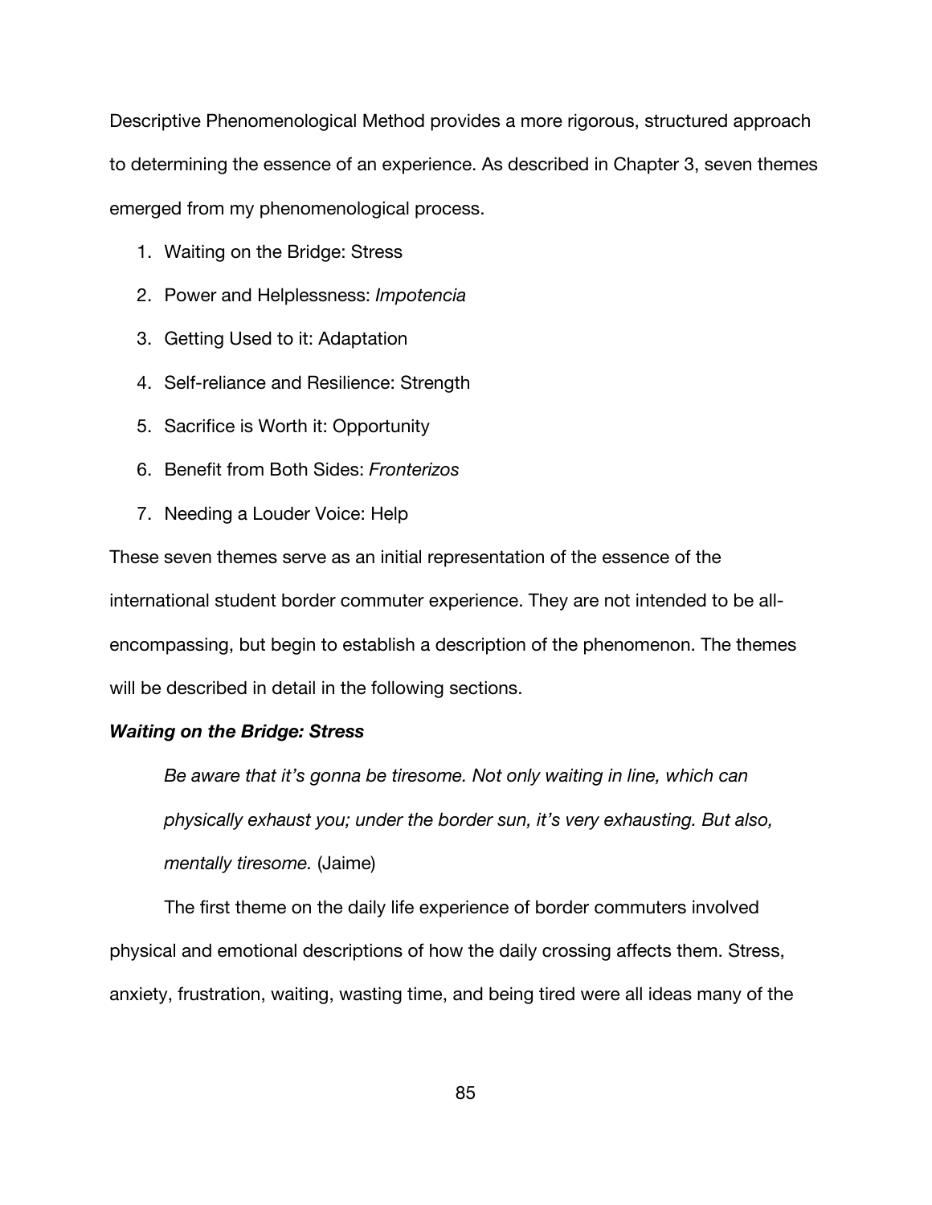Descriptive Phenomenological Method provides a more rigorous, structured approach to determining the essence of an experience. As described in Chapter 3, seven themes emerged from my phenomenological process.

1. Waiting on the Bridge: Stress
2. Power and Helplessness: *Impotencia*
3. Getting Used to it: Adaptation
4. Self-reliance and Resilience: Strength
5. Sacrifice is Worth it: Opportunity
6. Benefit from Both Sides: *Fronterizos*
7. Needing a Louder Voice: Help

These seven themes serve as an initial representation of the essence of the international student border commuter experience. They are not intended to be all-encompassing, but begin to establish a description of the phenomenon. The themes will be described in detail in the following sections.

### *Waiting on the Bridge: Stress*

> *Be aware that it's gonna be tiresome. Not only waiting in line, which can physically exhaust you; under the border sun, it's very exhausting. But also, mentally tiresome.* (Jaime)

The first theme on the daily life experience of border commuters involved physical and emotional descriptions of how the daily crossing affects them. Stress, anxiety, frustration, waiting, wasting time, and being tired were all ideas many of the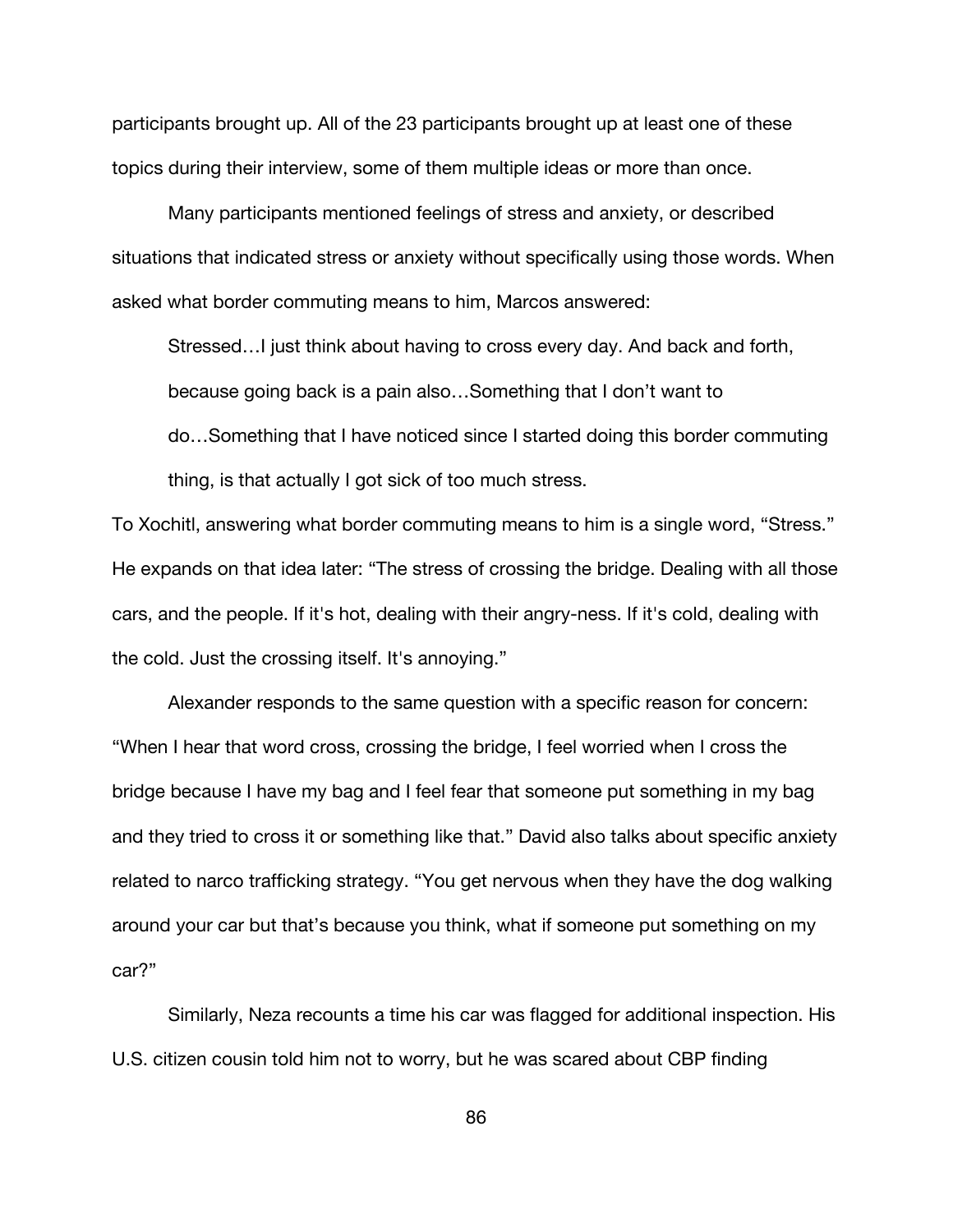participants brought up. All of the 23 participants brought up at least one of these topics during their interview, some of them multiple ideas or more than once.

Many participants mentioned feelings of stress and anxiety, or described situations that indicated stress or anxiety without specifically using those words. When asked what border commuting means to him, Marcos answered:

> Stressed…I just think about having to cross every day. And back and forth, because going back is a pain also…Something that I don't want to do…Something that I have noticed since I started doing this border commuting thing, is that actually I got sick of too much stress.

To Xochitl, answering what border commuting means to him is a single word, "Stress." He expands on that idea later: "The stress of crossing the bridge. Dealing with all those cars, and the people. If it's hot, dealing with their angry-ness. If it's cold, dealing with the cold. Just the crossing itself. It's annoying."

Alexander responds to the same question with a specific reason for concern: "When I hear that word cross, crossing the bridge, I feel worried when I cross the bridge because I have my bag and I feel fear that someone put something in my bag and they tried to cross it or something like that." David also talks about specific anxiety related to narco trafficking strategy. "You get nervous when they have the dog walking around your car but that's because you think, what if someone put something on my car?"

Similarly, Neza recounts a time his car was flagged for additional inspection. His U.S. citizen cousin told him not to worry, but he was scared about CBP finding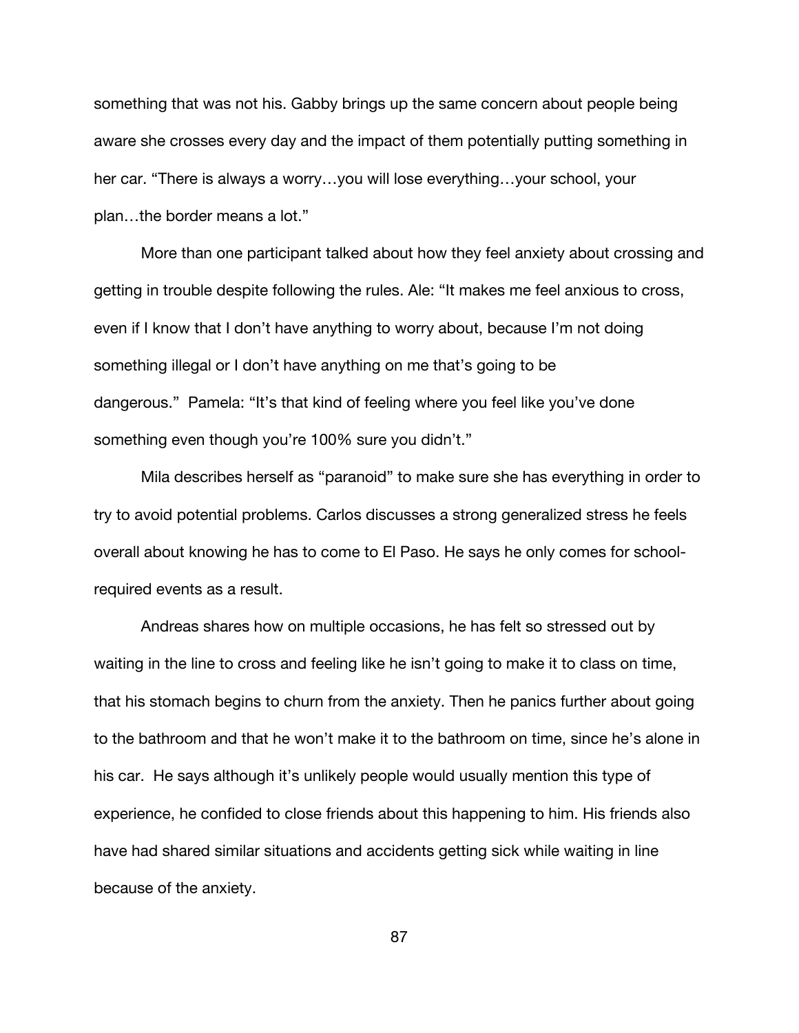something that was not his. Gabby brings up the same concern about people being aware she crosses every day and the impact of them potentially putting something in her car. “There is always a worry…you will lose everything…your school, your plan…the border means a lot.”

More than one participant talked about how they feel anxiety about crossing and getting in trouble despite following the rules. Ale: “It makes me feel anxious to cross, even if I know that I don’t have anything to worry about, because I’m not doing something illegal or I don’t have anything on me that’s going to be dangerous.” Pamela: “It’s that kind of feeling where you feel like you’ve done something even though you’re 100% sure you didn’t.”

Mila describes herself as “paranoid” to make sure she has everything in order to try to avoid potential problems. Carlos discusses a strong generalized stress he feels overall about knowing he has to come to El Paso. He says he only comes for school-required events as a result.

Andreas shares how on multiple occasions, he has felt so stressed out by waiting in the line to cross and feeling like he isn’t going to make it to class on time, that his stomach begins to churn from the anxiety. Then he panics further about going to the bathroom and that he won’t make it to the bathroom on time, since he’s alone in his car. He says although it’s unlikely people would usually mention this type of experience, he confided to close friends about this happening to him. His friends also have had shared similar situations and accidents getting sick while waiting in line because of the anxiety.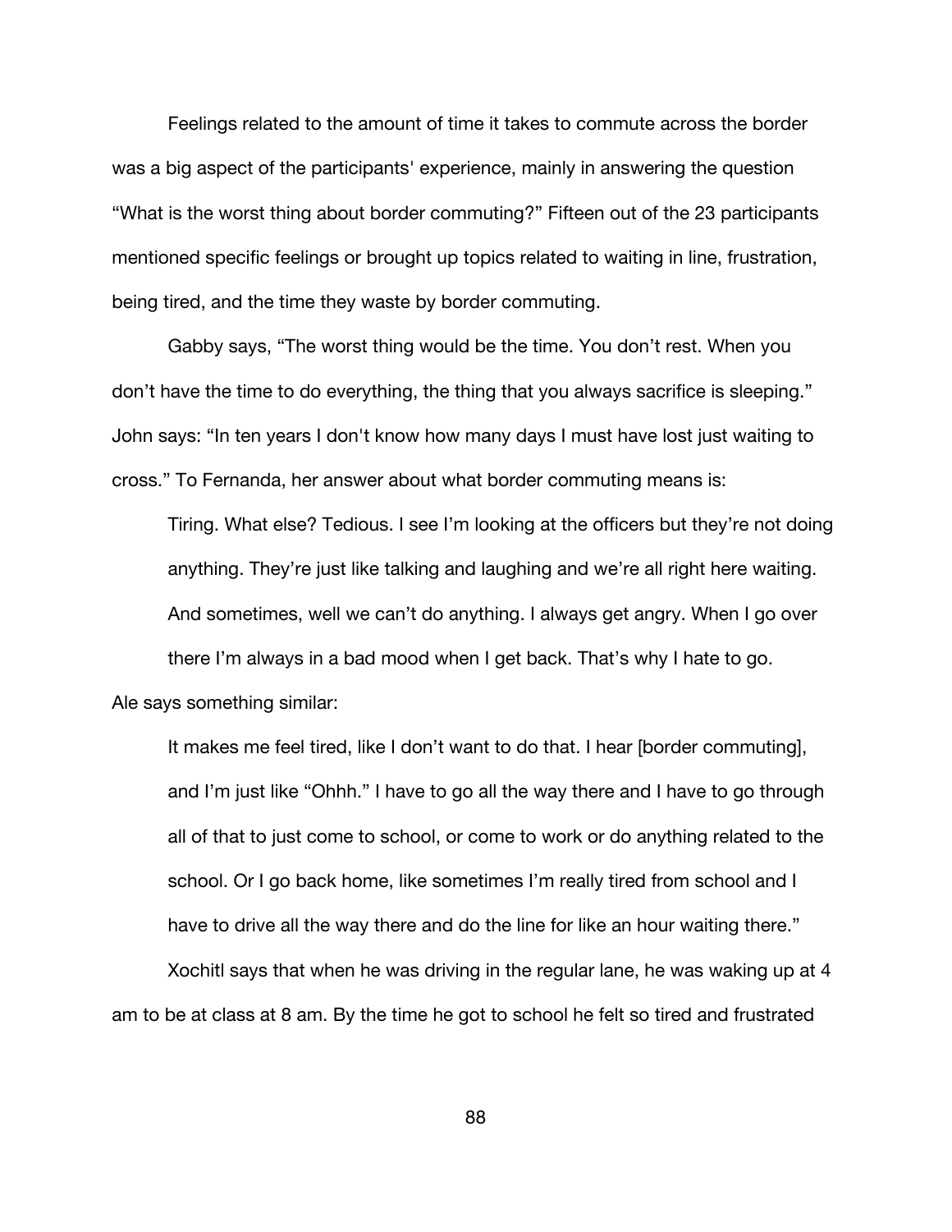Feelings related to the amount of time it takes to commute across the border was a big aspect of the participants' experience, mainly in answering the question "What is the worst thing about border commuting?" Fifteen out of the 23 participants mentioned specific feelings or brought up topics related to waiting in line, frustration, being tired, and the time they waste by border commuting.

Gabby says, "The worst thing would be the time. You don't rest. When you don't have the time to do everything, the thing that you always sacrifice is sleeping." John says: "In ten years I don't know how many days I must have lost just waiting to cross." To Fernanda, her answer about what border commuting means is:

> Tiring. What else? Tedious. I see I'm looking at the officers but they're not doing anything. They're just like talking and laughing and we're all right here waiting. And sometimes, well we can't do anything. I always get angry. When I go over there I'm always in a bad mood when I get back. That's why I hate to go.

Ale says something similar:

> It makes me feel tired, like I don't want to do that. I hear [border commuting], and I'm just like "Ohhh." I have to go all the way there and I have to go through all of that to just come to school, or come to work or do anything related to the school. Or I go back home, like sometimes I'm really tired from school and I have to drive all the way there and do the line for like an hour waiting there."

Xochitl says that when he was driving in the regular lane, he was waking up at 4 am to be at class at 8 am. By the time he got to school he felt so tired and frustrated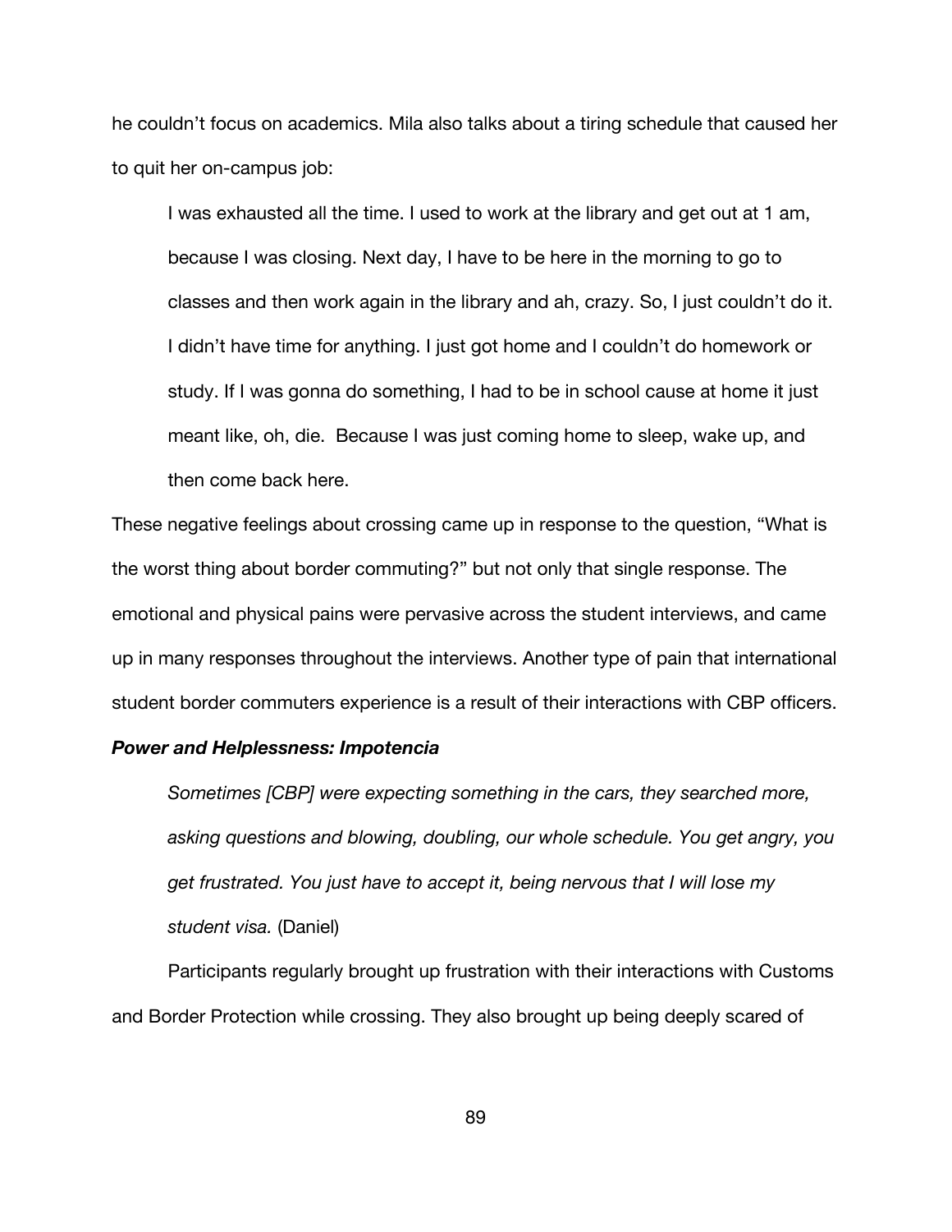he couldn't focus on academics. Mila also talks about a tiring schedule that caused her to quit her on-campus job:

> I was exhausted all the time. I used to work at the library and get out at 1 am, because I was closing. Next day, I have to be here in the morning to go to classes and then work again in the library and ah, crazy. So, I just couldn't do it. I didn't have time for anything. I just got home and I couldn't do homework or study. If I was gonna do something, I had to be in school cause at home it just meant like, oh, die. Because I was just coming home to sleep, wake up, and then come back here.

These negative feelings about crossing came up in response to the question, "What is the worst thing about border commuting?" but not only that single response. The emotional and physical pains were pervasive across the student interviews, and came up in many responses throughout the interviews. Another type of pain that international student border commuters experience is a result of their interactions with CBP officers.

***Power and Helplessness: Impotencia***

> *Sometimes [CBP] were expecting something in the cars, they searched more, asking questions and blowing, doubling, our whole schedule. You get angry, you get frustrated. You just have to accept it, being nervous that I will lose my student visa.* (Daniel)

Participants regularly brought up frustration with their interactions with Customs and Border Protection while crossing. They also brought up being deeply scared of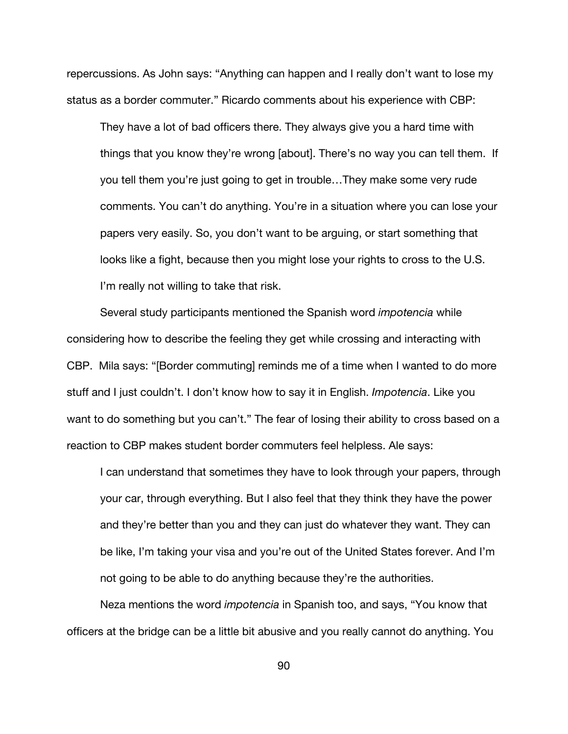repercussions. As John says: "Anything can happen and I really don't want to lose my status as a border commuter." Ricardo comments about his experience with CBP:

> They have a lot of bad officers there. They always give you a hard time with things that you know they're wrong [about]. There's no way you can tell them. If you tell them you're just going to get in trouble…They make some very rude comments. You can't do anything. You're in a situation where you can lose your papers very easily. So, you don't want to be arguing, or start something that looks like a fight, because then you might lose your rights to cross to the U.S. I'm really not willing to take that risk.

Several study participants mentioned the Spanish word *impotencia* while considering how to describe the feeling they get while crossing and interacting with CBP. Mila says: "[Border commuting] reminds me of a time when I wanted to do more stuff and I just couldn't. I don't know how to say it in English. *Impotencia*. Like you want to do something but you can't." The fear of losing their ability to cross based on a reaction to CBP makes student border commuters feel helpless. Ale says:

> I can understand that sometimes they have to look through your papers, through your car, through everything. But I also feel that they think they have the power and they're better than you and they can just do whatever they want. They can be like, I'm taking your visa and you're out of the United States forever. And I'm not going to be able to do anything because they're the authorities.

Neza mentions the word *impotencia* in Spanish too, and says, "You know that officers at the bridge can be a little bit abusive and you really cannot do anything. You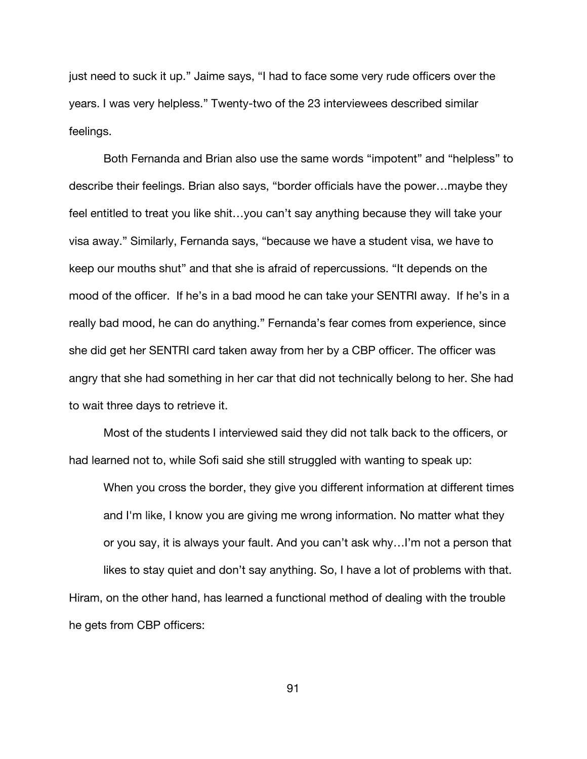just need to suck it up." Jaime says, "I had to face some very rude officers over the years. I was very helpless." Twenty-two of the 23 interviewees described similar feelings.

Both Fernanda and Brian also use the same words "impotent" and "helpless" to describe their feelings. Brian also says, "border officials have the power…maybe they feel entitled to treat you like shit…you can't say anything because they will take your visa away." Similarly, Fernanda says, "because we have a student visa, we have to keep our mouths shut" and that she is afraid of repercussions. "It depends on the mood of the officer. If he's in a bad mood he can take your SENTRI away. If he's in a really bad mood, he can do anything." Fernanda's fear comes from experience, since she did get her SENTRI card taken away from her by a CBP officer. The officer was angry that she had something in her car that did not technically belong to her. She had to wait three days to retrieve it.

Most of the students I interviewed said they did not talk back to the officers, or had learned not to, while Sofi said she still struggled with wanting to speak up:

> When you cross the border, they give you different information at different times and I'm like, I know you are giving me wrong information. No matter what they or you say, it is always your fault. And you can't ask why…I'm not a person that likes to stay quiet and don't say anything. So, I have a lot of problems with that.

Hiram, on the other hand, has learned a functional method of dealing with the trouble he gets from CBP officers: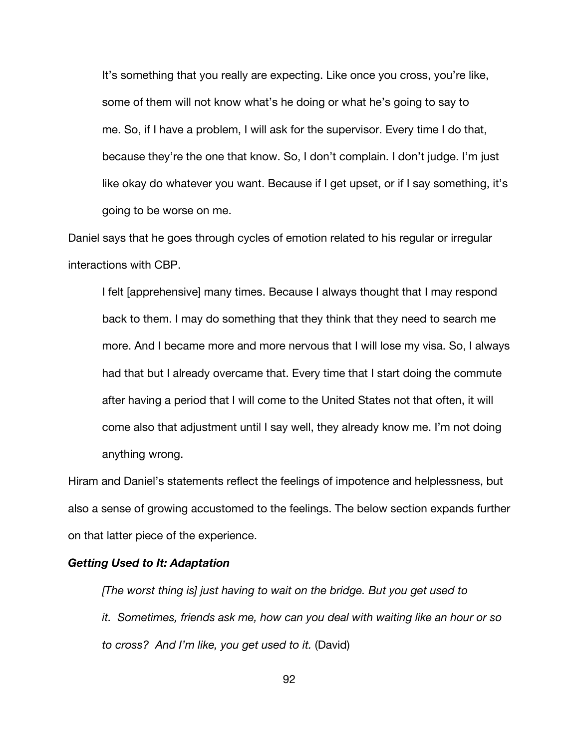> It's something that you really are expecting. Like once you cross, you're like, some of them will not know what's he doing or what he's going to say to me. So, if I have a problem, I will ask for the supervisor. Every time I do that, because they're the one that know. So, I don't complain. I don't judge. I'm just like okay do whatever you want. Because if I get upset, or if I say something, it's going to be worse on me.

Daniel says that he goes through cycles of emotion related to his regular or irregular interactions with CBP.

> I felt [apprehensive] many times. Because I always thought that I may respond back to them. I may do something that they think that they need to search me more. And I became more and more nervous that I will lose my visa. So, I always had that but I already overcame that. Every time that I start doing the commute after having a period that I will come to the United States not that often, it will come also that adjustment until I say well, they already know me. I'm not doing anything wrong.

Hiram and Daniel's statements reflect the feelings of impotence and helplessness, but also a sense of growing accustomed to the feelings. The below section expands further on that latter piece of the experience.

***Getting Used to It: Adaptation***

> *[The worst thing is] just having to wait on the bridge. But you get used to it. Sometimes, friends ask me, how can you deal with waiting like an hour or so to cross? And I'm like, you get used to it.* (David)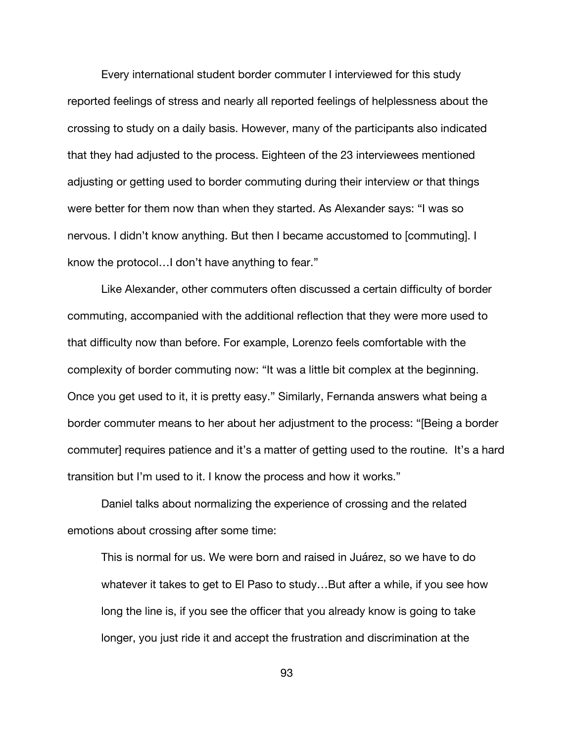Every international student border commuter I interviewed for this study reported feelings of stress and nearly all reported feelings of helplessness about the crossing to study on a daily basis. However, many of the participants also indicated that they had adjusted to the process. Eighteen of the 23 interviewees mentioned adjusting or getting used to border commuting during their interview or that things were better for them now than when they started. As Alexander says: "I was so nervous. I didn't know anything. But then I became accustomed to [commuting]. I know the protocol…I don't have anything to fear."

Like Alexander, other commuters often discussed a certain difficulty of border commuting, accompanied with the additional reflection that they were more used to that difficulty now than before. For example, Lorenzo feels comfortable with the complexity of border commuting now: "It was a little bit complex at the beginning. Once you get used to it, it is pretty easy." Similarly, Fernanda answers what being a border commuter means to her about her adjustment to the process: "[Being a border commuter] requires patience and it's a matter of getting used to the routine. It's a hard transition but I'm used to it. I know the process and how it works."

Daniel talks about normalizing the experience of crossing and the related emotions about crossing after some time:

> This is normal for us. We were born and raised in Juárez, so we have to do whatever it takes to get to El Paso to study…But after a while, if you see how long the line is, if you see the officer that you already know is going to take longer, you just ride it and accept the frustration and discrimination at the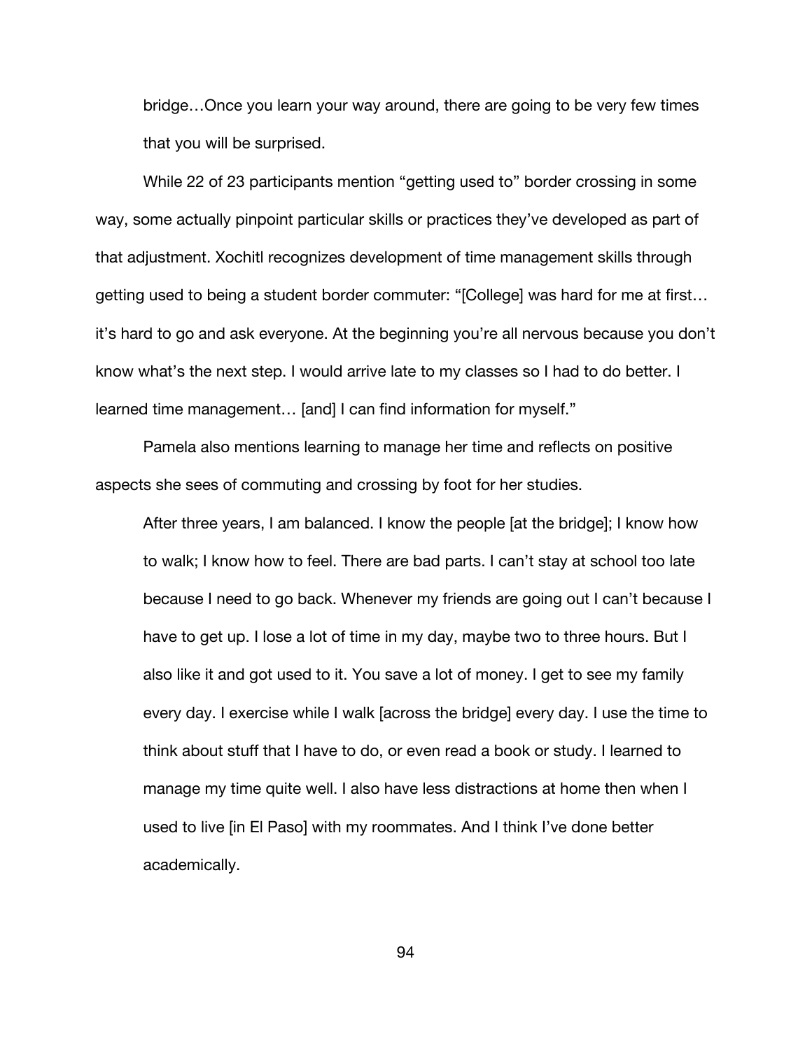> bridge…Once you learn your way around, there are going to be very few times that you will be surprised.

While 22 of 23 participants mention "getting used to" border crossing in some way, some actually pinpoint particular skills or practices they've developed as part of that adjustment. Xochitl recognizes development of time management skills through getting used to being a student border commuter: "[College] was hard for me at first… it's hard to go and ask everyone. At the beginning you're all nervous because you don't know what's the next step. I would arrive late to my classes so I had to do better. I learned time management… [and] I can find information for myself."

Pamela also mentions learning to manage her time and reflects on positive aspects she sees of commuting and crossing by foot for her studies.

> After three years, I am balanced. I know the people [at the bridge]; I know how to walk; I know how to feel. There are bad parts. I can't stay at school too late because I need to go back. Whenever my friends are going out I can't because I have to get up. I lose a lot of time in my day, maybe two to three hours. But I also like it and got used to it. You save a lot of money. I get to see my family every day. I exercise while I walk [across the bridge] every day. I use the time to think about stuff that I have to do, or even read a book or study. I learned to manage my time quite well. I also have less distractions at home then when I used to live [in El Paso] with my roommates. And I think I've done better academically.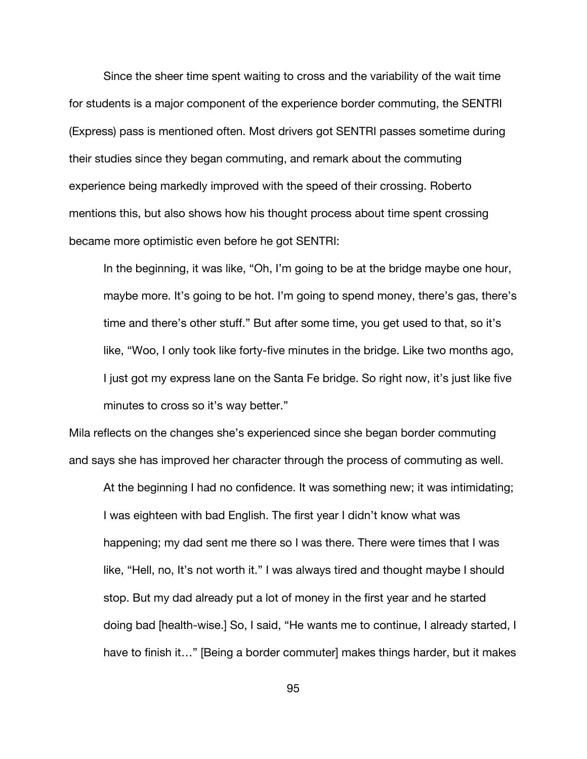Since the sheer time spent waiting to cross and the variability of the wait time for students is a major component of the experience border commuting, the SENTRI (Express) pass is mentioned often. Most drivers got SENTRI passes sometime during their studies since they began commuting, and remark about the commuting experience being markedly improved with the speed of their crossing. Roberto mentions this, but also shows how his thought process about time spent crossing became more optimistic even before he got SENTRI:

> In the beginning, it was like, "Oh, I'm going to be at the bridge maybe one hour, maybe more. It's going to be hot. I'm going to spend money, there's gas, there's time and there's other stuff." But after some time, you get used to that, so it's like, "Woo, I only took like forty-five minutes in the bridge. Like two months ago, I just got my express lane on the Santa Fe bridge. So right now, it's just like five minutes to cross so it's way better."

Mila reflects on the changes she's experienced since she began border commuting and says she has improved her character through the process of commuting as well.

> At the beginning I had no confidence. It was something new; it was intimidating; I was eighteen with bad English. The first year I didn't know what was happening; my dad sent me there so I was there. There were times that I was like, "Hell, no, It's not worth it." I was always tired and thought maybe I should stop. But my dad already put a lot of money in the first year and he started doing bad [health-wise.] So, I said, "He wants me to continue, I already started, I have to finish it…" [Being a border commuter] makes things harder, but it makes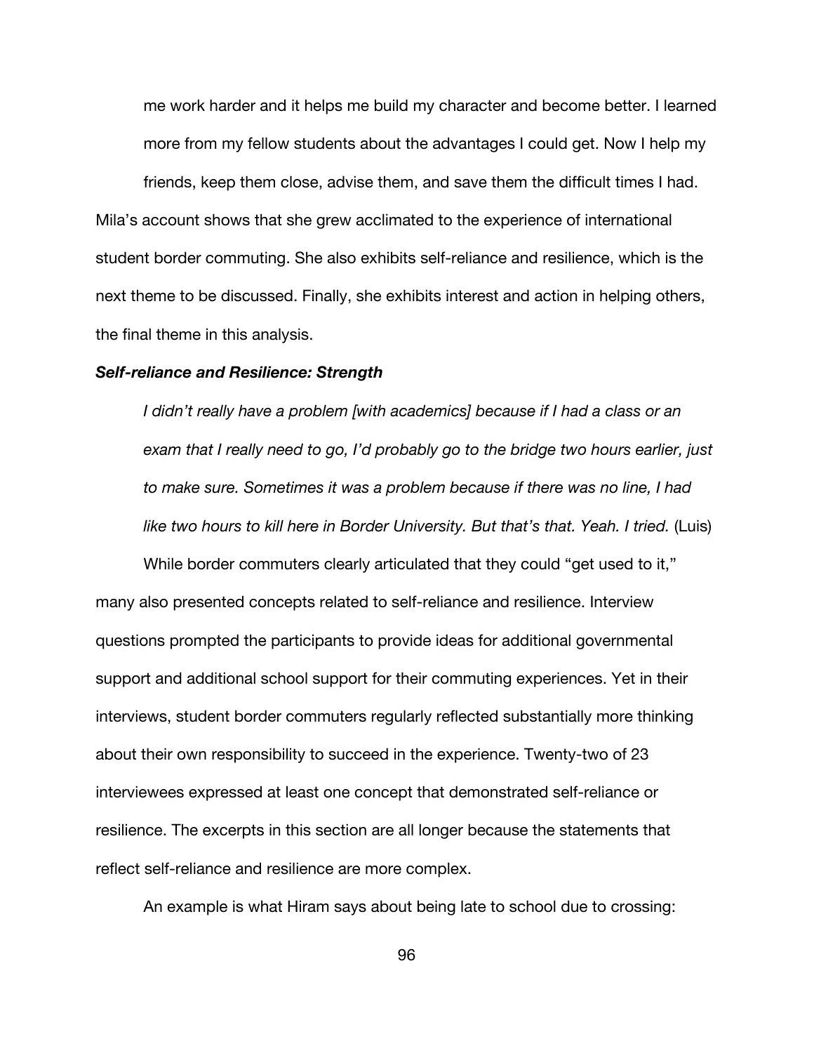> me work harder and it helps me build my character and become better. I learned more from my fellow students about the advantages I could get. Now I help my friends, keep them close, advise them, and save them the difficult times I had.

Mila's account shows that she grew acclimated to the experience of international student border commuting. She also exhibits self-reliance and resilience, which is the next theme to be discussed. Finally, she exhibits interest and action in helping others, the final theme in this analysis.

***Self-reliance and Resilience: Strength***

> *I didn't really have a problem [with academics] because if I had a class or an exam that I really need to go, I'd probably go to the bridge two hours earlier, just to make sure. Sometimes it was a problem because if there was no line, I had like two hours to kill here in Border University. But that's that. Yeah. I tried.* (Luis)

While border commuters clearly articulated that they could "get used to it," many also presented concepts related to self-reliance and resilience. Interview questions prompted the participants to provide ideas for additional governmental support and additional school support for their commuting experiences. Yet in their interviews, student border commuters regularly reflected substantially more thinking about their own responsibility to succeed in the experience. Twenty-two of 23 interviewees expressed at least one concept that demonstrated self-reliance or resilience. The excerpts in this section are all longer because the statements that reflect self-reliance and resilience are more complex.

An example is what Hiram says about being late to school due to crossing: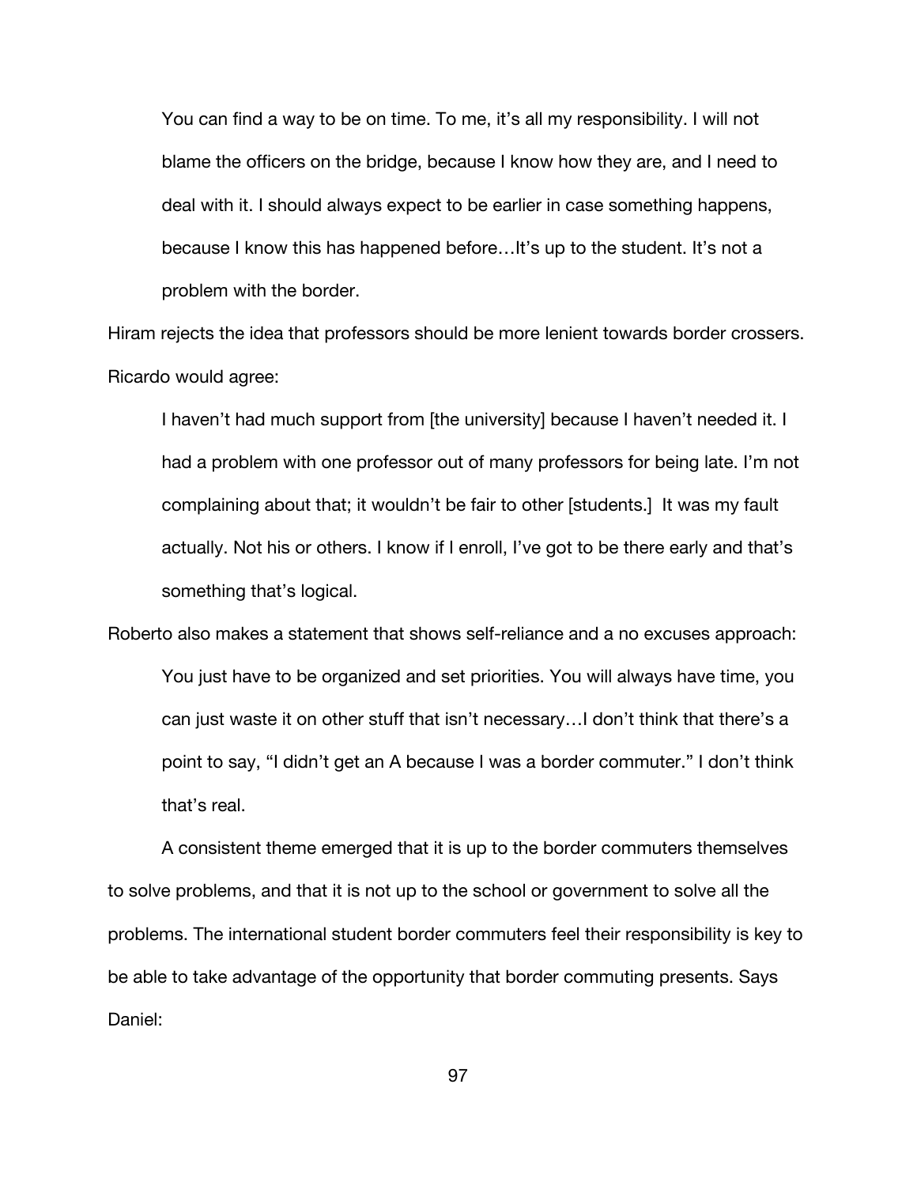> You can find a way to be on time. To me, it's all my responsibility. I will not blame the officers on the bridge, because I know how they are, and I need to deal with it. I should always expect to be earlier in case something happens, because I know this has happened before…It's up to the student. It's not a problem with the border.

Hiram rejects the idea that professors should be more lenient towards border crossers. Ricardo would agree:

> I haven't had much support from [the university] because I haven't needed it. I had a problem with one professor out of many professors for being late. I'm not complaining about that; it wouldn't be fair to other [students.] It was my fault actually. Not his or others. I know if I enroll, I've got to be there early and that's something that's logical.

Roberto also makes a statement that shows self-reliance and a no excuses approach:

> You just have to be organized and set priorities. You will always have time, you can just waste it on other stuff that isn't necessary…I don't think that there's a point to say, "I didn't get an A because I was a border commuter." I don't think that's real.

A consistent theme emerged that it is up to the border commuters themselves to solve problems, and that it is not up to the school or government to solve all the problems. The international student border commuters feel their responsibility is key to be able to take advantage of the opportunity that border commuting presents. Says Daniel: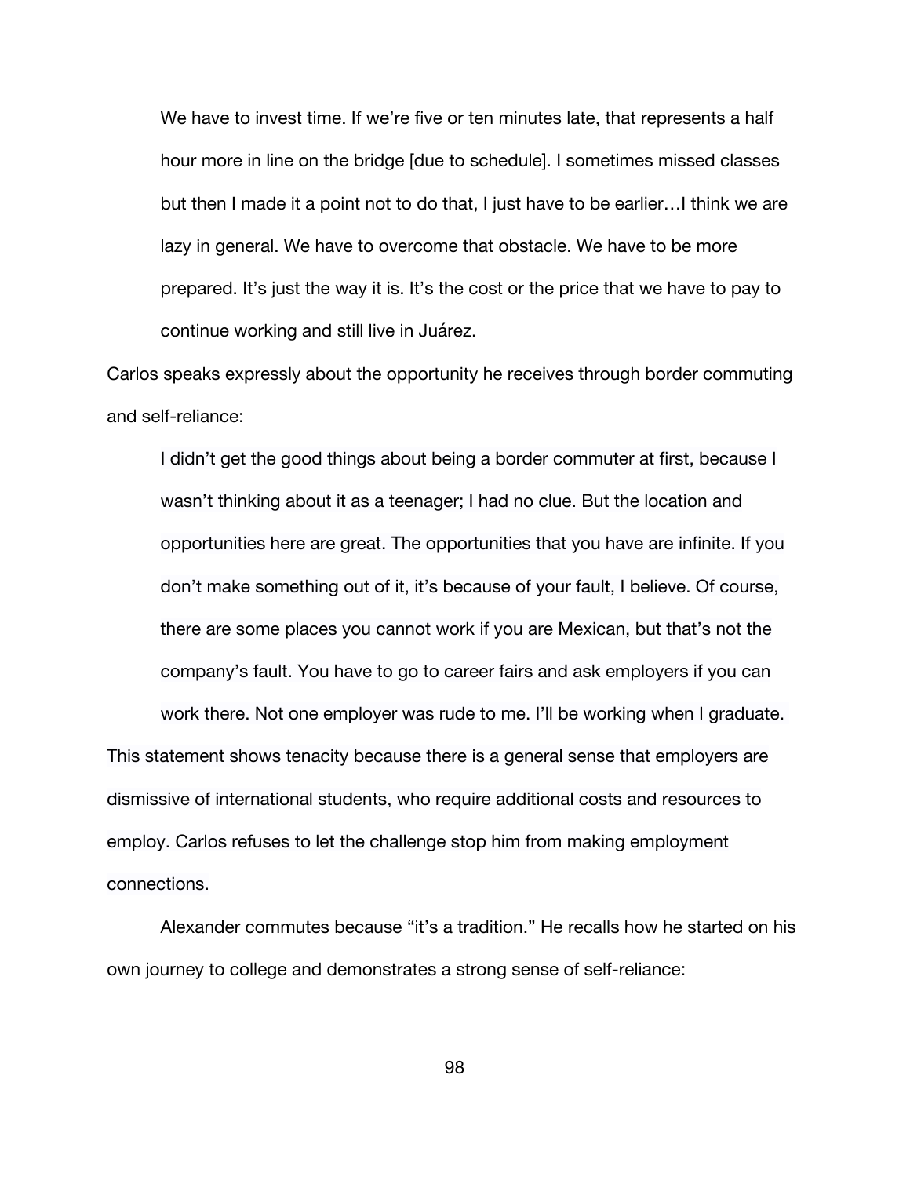> We have to invest time. If we're five or ten minutes late, that represents a half hour more in line on the bridge [due to schedule]. I sometimes missed classes but then I made it a point not to do that, I just have to be earlier…I think we are lazy in general. We have to overcome that obstacle. We have to be more prepared. It's just the way it is. It's the cost or the price that we have to pay to continue working and still live in Juárez.

Carlos speaks expressly about the opportunity he receives through border commuting and self-reliance:

> I didn't get the good things about being a border commuter at first, because I wasn't thinking about it as a teenager; I had no clue. But the location and opportunities here are great. The opportunities that you have are infinite. If you don't make something out of it, it's because of your fault, I believe. Of course, there are some places you cannot work if you are Mexican, but that's not the company's fault. You have to go to career fairs and ask employers if you can work there. Not one employer was rude to me. I'll be working when I graduate.

This statement shows tenacity because there is a general sense that employers are dismissive of international students, who require additional costs and resources to employ. Carlos refuses to let the challenge stop him from making employment connections.

Alexander commutes because "it's a tradition." He recalls how he started on his own journey to college and demonstrates a strong sense of self-reliance: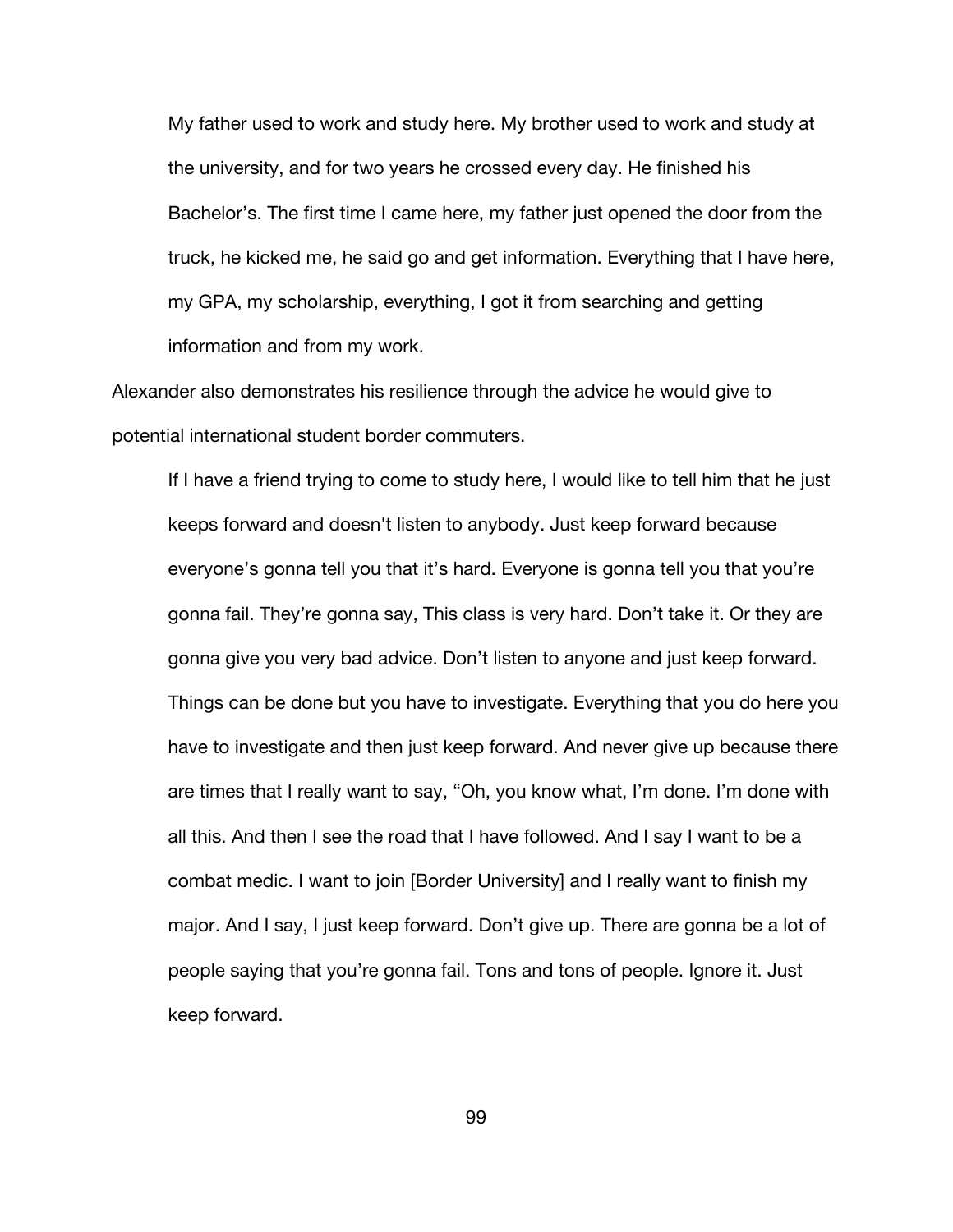> My father used to work and study here. My brother used to work and study at the university, and for two years he crossed every day. He finished his Bachelor's. The first time I came here, my father just opened the door from the truck, he kicked me, he said go and get information. Everything that I have here, my GPA, my scholarship, everything, I got it from searching and getting information and from my work.

Alexander also demonstrates his resilience through the advice he would give to potential international student border commuters.

> If I have a friend trying to come to study here, I would like to tell him that he just keeps forward and doesn't listen to anybody. Just keep forward because everyone's gonna tell you that it's hard. Everyone is gonna tell you that you're gonna fail. They're gonna say, This class is very hard. Don't take it. Or they are gonna give you very bad advice. Don't listen to anyone and just keep forward. Things can be done but you have to investigate. Everything that you do here you have to investigate and then just keep forward. And never give up because there are times that I really want to say, "Oh, you know what, I'm done. I'm done with all this. And then I see the road that I have followed. And I say I want to be a combat medic. I want to join [Border University] and I really want to finish my major. And I say, I just keep forward. Don't give up. There are gonna be a lot of people saying that you're gonna fail. Tons and tons of people. Ignore it. Just keep forward.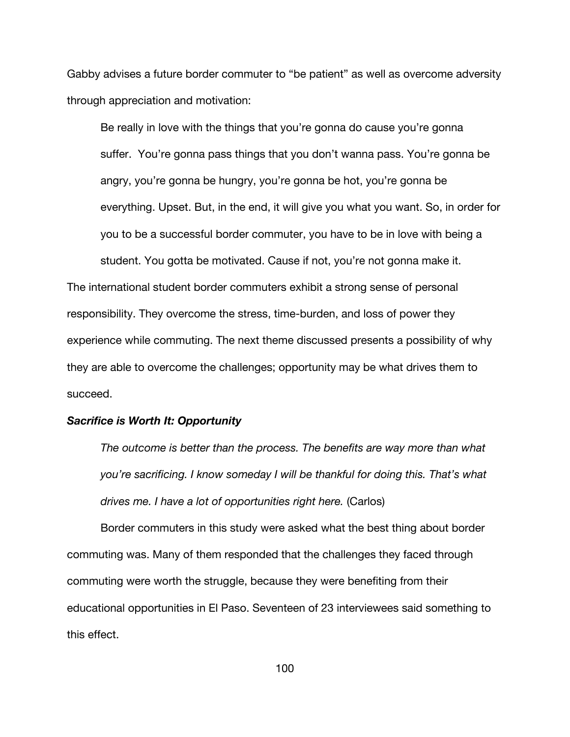Gabby advises a future border commuter to "be patient" as well as overcome adversity through appreciation and motivation:

> Be really in love with the things that you're gonna do cause you're gonna suffer. You're gonna pass things that you don't wanna pass. You're gonna be angry, you're gonna be hungry, you're gonna be hot, you're gonna be everything. Upset. But, in the end, it will give you what you want. So, in order for you to be a successful border commuter, you have to be in love with being a student. You gotta be motivated. Cause if not, you're not gonna make it.

The international student border commuters exhibit a strong sense of personal responsibility. They overcome the stress, time-burden, and loss of power they experience while commuting. The next theme discussed presents a possibility of why they are able to overcome the challenges; opportunity may be what drives them to succeed.

***Sacrifice is Worth It: Opportunity***

> *The outcome is better than the process. The benefits are way more than what you're sacrificing. I know someday I will be thankful for doing this. That's what drives me. I have a lot of opportunities right here.* (Carlos)

Border commuters in this study were asked what the best thing about border commuting was. Many of them responded that the challenges they faced through commuting were worth the struggle, because they were benefiting from their educational opportunities in El Paso. Seventeen of 23 interviewees said something to this effect.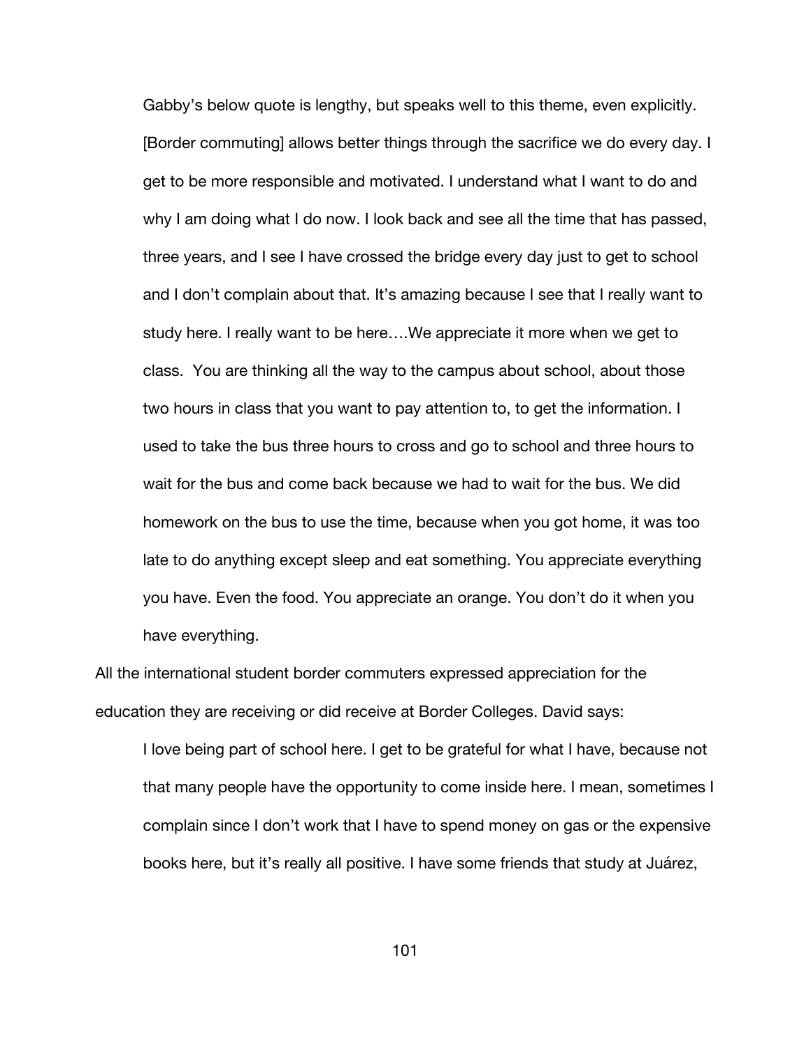Gabby's below quote is lengthy, but speaks well to this theme, even explicitly.

> [Border commuting] allows better things through the sacrifice we do every day. I get to be more responsible and motivated. I understand what I want to do and why I am doing what I do now. I look back and see all the time that has passed, three years, and I see I have crossed the bridge every day just to get to school and I don't complain about that. It's amazing because I see that I really want to study here. I really want to be here….We appreciate it more when we get to class. You are thinking all the way to the campus about school, about those two hours in class that you want to pay attention to, to get the information. I used to take the bus three hours to cross and go to school and three hours to wait for the bus and come back because we had to wait for the bus. We did homework on the bus to use the time, because when you got home, it was too late to do anything except sleep and eat something. You appreciate everything you have. Even the food. You appreciate an orange. You don't do it when you have everything.

All the international student border commuters expressed appreciation for the education they are receiving or did receive at Border Colleges. David says:

> I love being part of school here. I get to be grateful for what I have, because not that many people have the opportunity to come inside here. I mean, sometimes I complain since I don't work that I have to spend money on gas or the expensive books here, but it's really all positive. I have some friends that study at Juárez,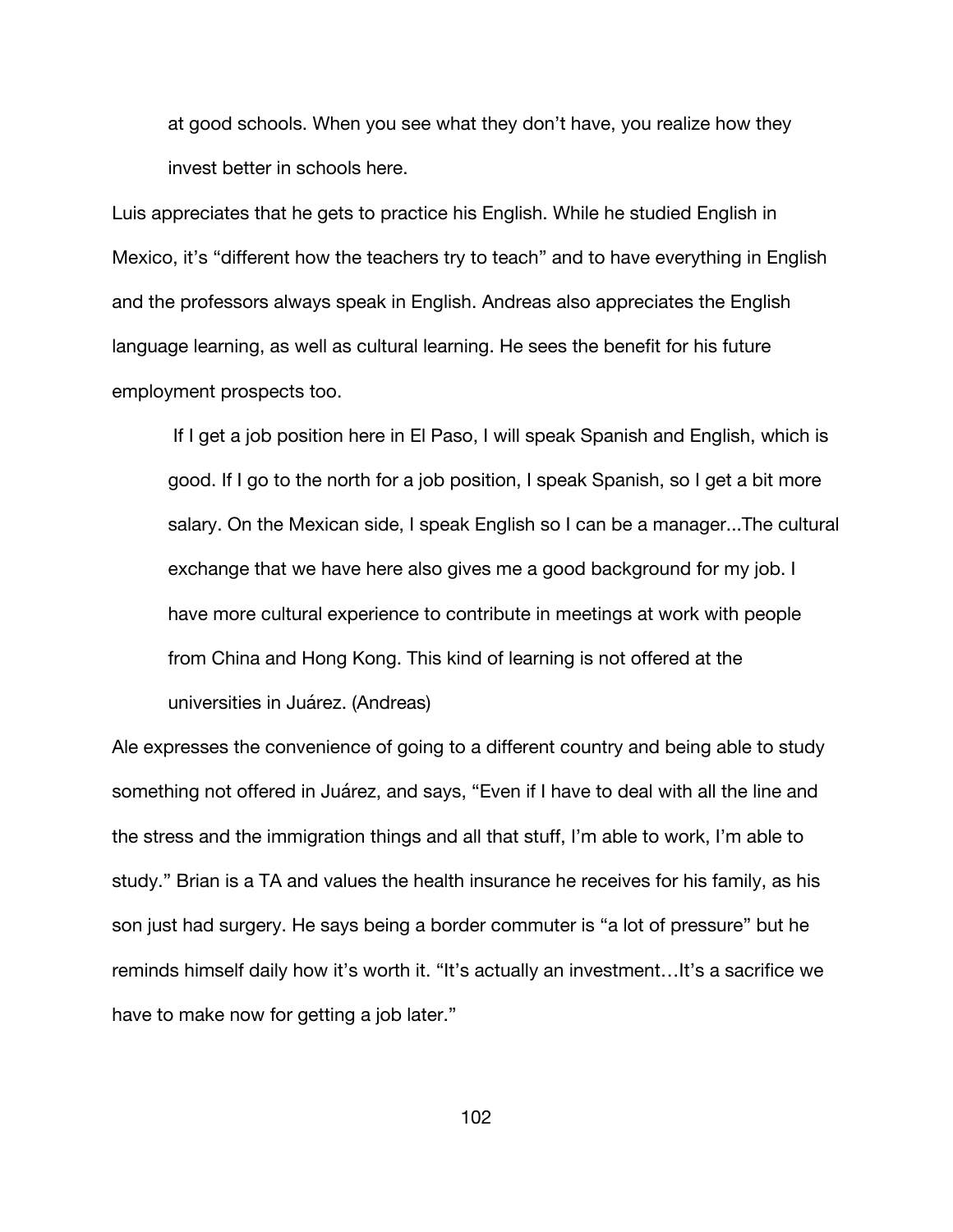> at good schools. When you see what they don't have, you realize how they invest better in schools here.

Luis appreciates that he gets to practice his English. While he studied English in Mexico, it's "different how the teachers try to teach" and to have everything in English and the professors always speak in English. Andreas also appreciates the English language learning, as well as cultural learning. He sees the benefit for his future employment prospects too.

> If I get a job position here in El Paso, I will speak Spanish and English, which is good. If I go to the north for a job position, I speak Spanish, so I get a bit more salary. On the Mexican side, I speak English so I can be a manager...The cultural exchange that we have here also gives me a good background for my job. I have more cultural experience to contribute in meetings at work with people from China and Hong Kong. This kind of learning is not offered at the universities in Juárez. (Andreas)

Ale expresses the convenience of going to a different country and being able to study something not offered in Juárez, and says, "Even if I have to deal with all the line and the stress and the immigration things and all that stuff, I'm able to work, I'm able to study." Brian is a TA and values the health insurance he receives for his family, as his son just had surgery. He says being a border commuter is "a lot of pressure" but he reminds himself daily how it's worth it. "It's actually an investment…It's a sacrifice we have to make now for getting a job later."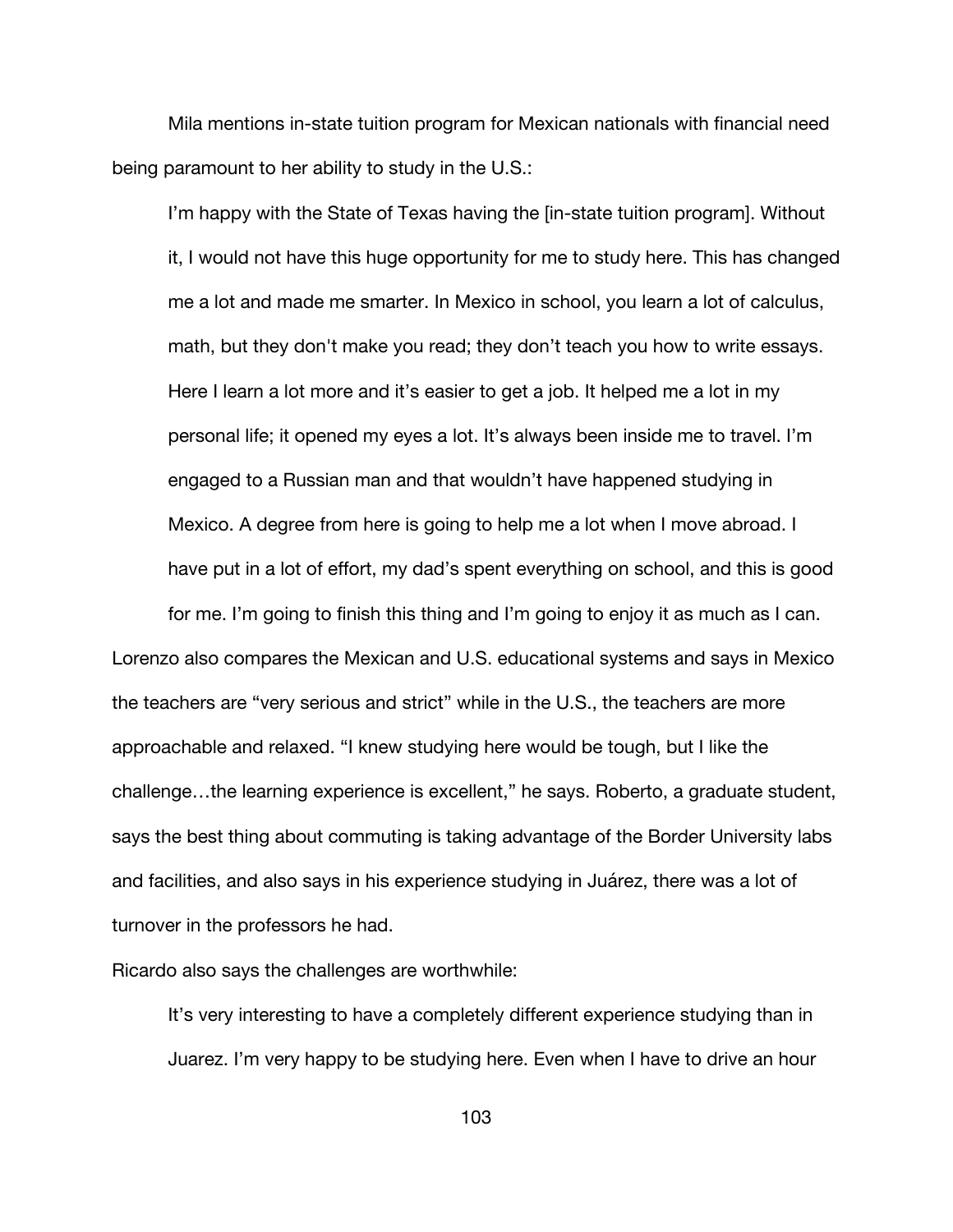Mila mentions in-state tuition program for Mexican nationals with financial need being paramount to her ability to study in the U.S.:

> I'm happy with the State of Texas having the [in-state tuition program]. Without it, I would not have this huge opportunity for me to study here. This has changed me a lot and made me smarter. In Mexico in school, you learn a lot of calculus, math, but they don't make you read; they don't teach you how to write essays. Here I learn a lot more and it's easier to get a job. It helped me a lot in my personal life; it opened my eyes a lot. It's always been inside me to travel. I'm engaged to a Russian man and that wouldn't have happened studying in Mexico. A degree from here is going to help me a lot when I move abroad. I have put in a lot of effort, my dad's spent everything on school, and this is good for me. I'm going to finish this thing and I'm going to enjoy it as much as I can.

Lorenzo also compares the Mexican and U.S. educational systems and says in Mexico the teachers are "very serious and strict" while in the U.S., the teachers are more approachable and relaxed. "I knew studying here would be tough, but I like the challenge…the learning experience is excellent," he says. Roberto, a graduate student, says the best thing about commuting is taking advantage of the Border University labs and facilities, and also says in his experience studying in Juárez, there was a lot of turnover in the professors he had.

Ricardo also says the challenges are worthwhile:

> It's very interesting to have a completely different experience studying than in Juarez. I'm very happy to be studying here. Even when I have to drive an hour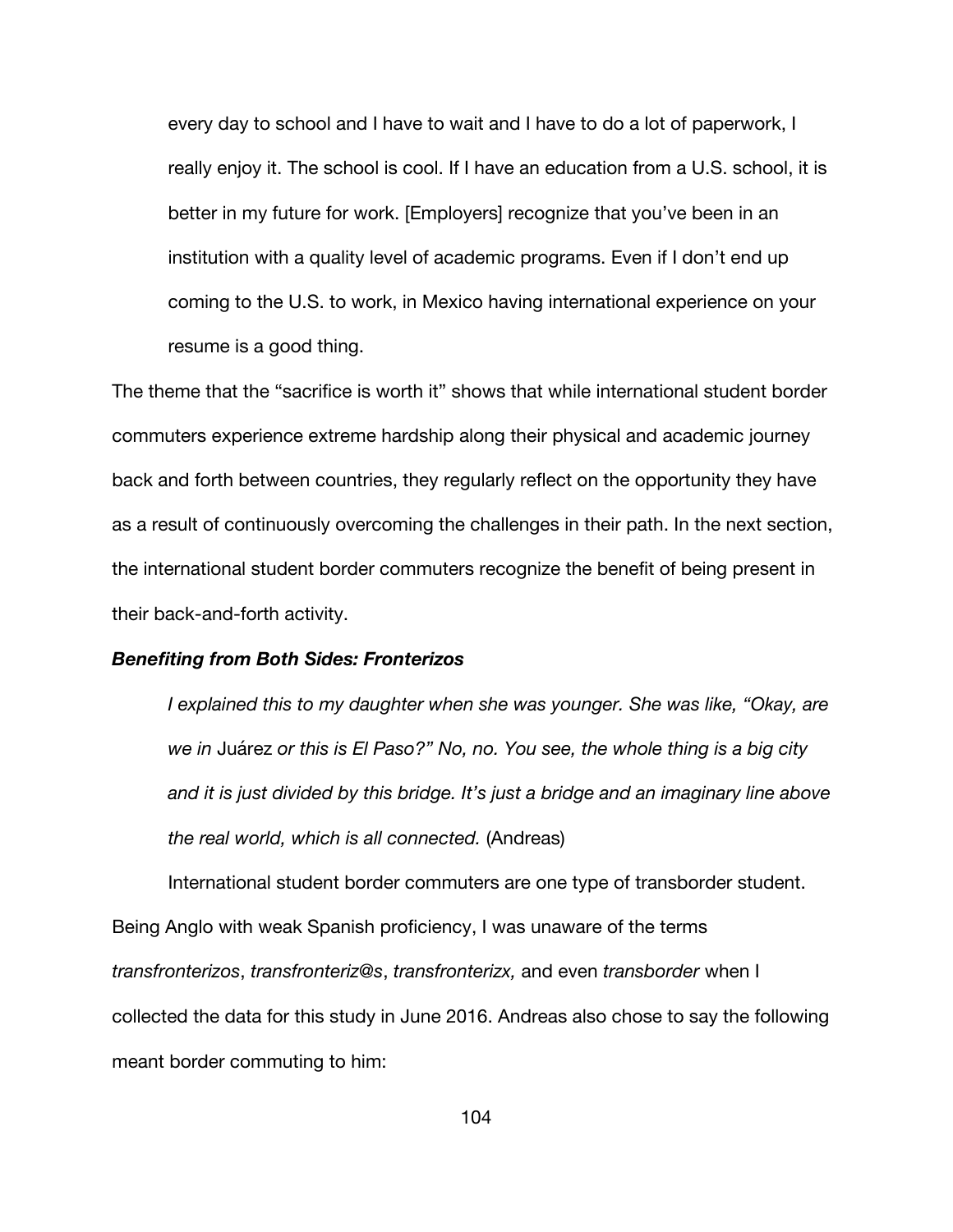every day to school and I have to wait and I have to do a lot of paperwork, I really enjoy it. The school is cool. If I have an education from a U.S. school, it is better in my future for work. [Employers] recognize that you've been in an institution with a quality level of academic programs. Even if I don't end up coming to the U.S. to work, in Mexico having international experience on your resume is a good thing.

The theme that the "sacrifice is worth it" shows that while international student border commuters experience extreme hardship along their physical and academic journey back and forth between countries, they regularly reflect on the opportunity they have as a result of continuously overcoming the challenges in their path. In the next section, the international student border commuters recognize the benefit of being present in their back-and-forth activity.

***Benefiting from Both Sides: Fronterizos***

> *I explained this to my daughter when she was younger. She was like, "Okay, are we in* Juárez *or this is El Paso?" No, no. You see, the whole thing is a big city and it is just divided by this bridge. It's just a bridge and an imaginary line above the real world, which is all connected.* (Andreas)

International student border commuters are one type of transborder student. Being Anglo with weak Spanish proficiency, I was unaware of the terms *transfronterizos*, *transfronteriz@s*, *transfronterizx,* and even *transborder* when I collected the data for this study in June 2016. Andreas also chose to say the following meant border commuting to him: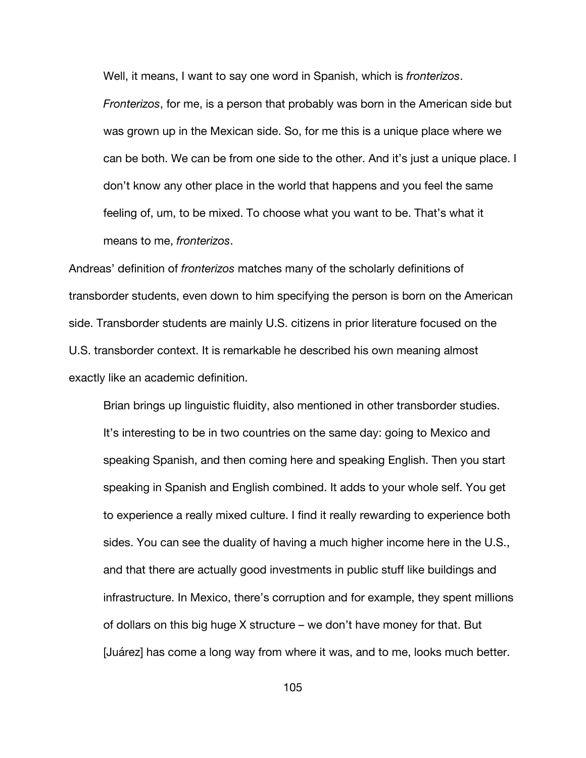> Well, it means, I want to say one word in Spanish, which is *fronterizos*. *Fronterizos*, for me, is a person that probably was born in the American side but was grown up in the Mexican side. So, for me this is a unique place where we can be both. We can be from one side to the other. And it's just a unique place. I don't know any other place in the world that happens and you feel the same feeling of, um, to be mixed. To choose what you want to be. That's what it means to me, *fronterizos*.

Andreas' definition of *fronterizos* matches many of the scholarly definitions of transborder students, even down to him specifying the person is born on the American side. Transborder students are mainly U.S. citizens in prior literature focused on the U.S. transborder context. It is remarkable he described his own meaning almost exactly like an academic definition.

> Brian brings up linguistic fluidity, also mentioned in other transborder studies. It's interesting to be in two countries on the same day: going to Mexico and speaking Spanish, and then coming here and speaking English. Then you start speaking in Spanish and English combined. It adds to your whole self. You get to experience a really mixed culture. I find it really rewarding to experience both sides. You can see the duality of having a much higher income here in the U.S., and that there are actually good investments in public stuff like buildings and infrastructure. In Mexico, there's corruption and for example, they spent millions of dollars on this big huge X structure – we don't have money for that. But [Juárez] has come a long way from where it was, and to me, looks much better.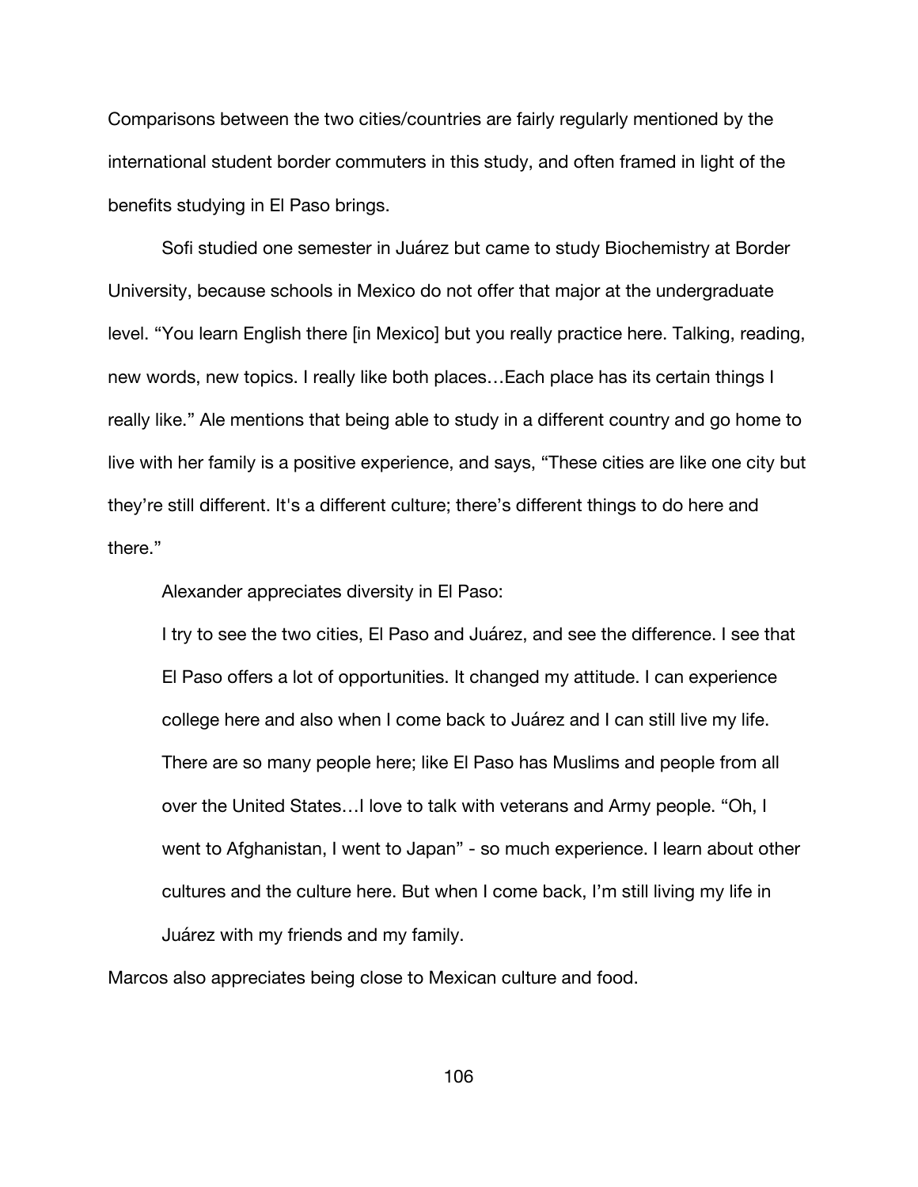Comparisons between the two cities/countries are fairly regularly mentioned by the international student border commuters in this study, and often framed in light of the benefits studying in El Paso brings.

Sofi studied one semester in Juárez but came to study Biochemistry at Border University, because schools in Mexico do not offer that major at the undergraduate level. "You learn English there [in Mexico] but you really practice here. Talking, reading, new words, new topics. I really like both places…Each place has its certain things I really like." Ale mentions that being able to study in a different country and go home to live with her family is a positive experience, and says, "These cities are like one city but they're still different. It's a different culture; there's different things to do here and there."

Alexander appreciates diversity in El Paso:

> I try to see the two cities, El Paso and Juárez, and see the difference. I see that El Paso offers a lot of opportunities. It changed my attitude. I can experience college here and also when I come back to Juárez and I can still live my life. There are so many people here; like El Paso has Muslims and people from all over the United States…I love to talk with veterans and Army people. "Oh, I went to Afghanistan, I went to Japan" - so much experience. I learn about other cultures and the culture here. But when I come back, I'm still living my life in Juárez with my friends and my family.

Marcos also appreciates being close to Mexican culture and food.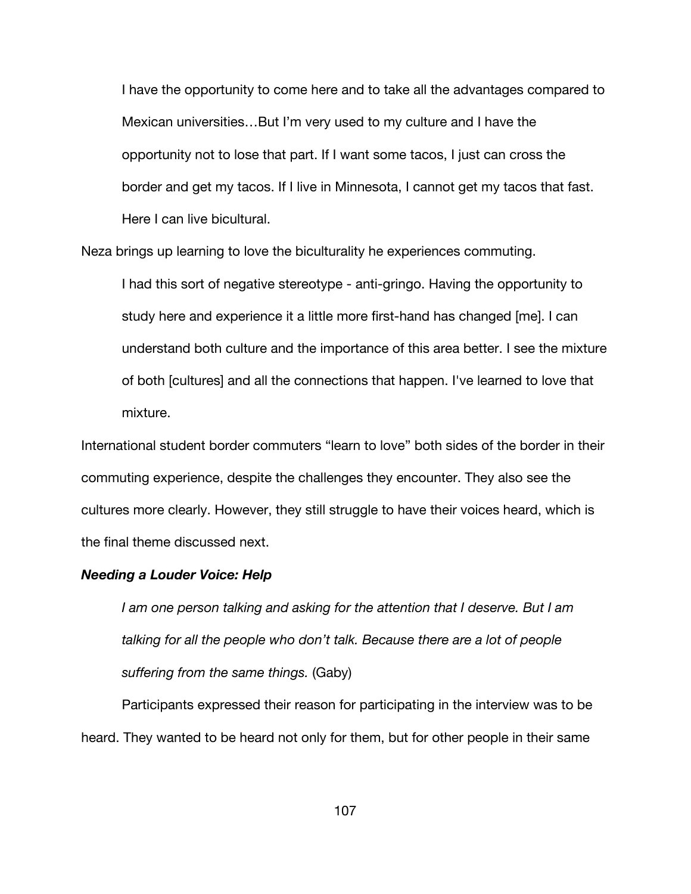> I have the opportunity to come here and to take all the advantages compared to Mexican universities…But I'm very used to my culture and I have the opportunity not to lose that part. If I want some tacos, I just can cross the border and get my tacos. If I live in Minnesota, I cannot get my tacos that fast. Here I can live bicultural.

Neza brings up learning to love the biculturality he experiences commuting.

> I had this sort of negative stereotype - anti-gringo. Having the opportunity to study here and experience it a little more first-hand has changed [me]. I can understand both culture and the importance of this area better. I see the mixture of both [cultures] and all the connections that happen. I've learned to love that mixture.

International student border commuters "learn to love" both sides of the border in their commuting experience, despite the challenges they encounter. They also see the cultures more clearly. However, they still struggle to have their voices heard, which is the final theme discussed next.

***Needing a Louder Voice: Help***

> *I am one person talking and asking for the attention that I deserve. But I am talking for all the people who don't talk. Because there are a lot of people suffering from the same things.* (Gaby)

Participants expressed their reason for participating in the interview was to be heard. They wanted to be heard not only for them, but for other people in their same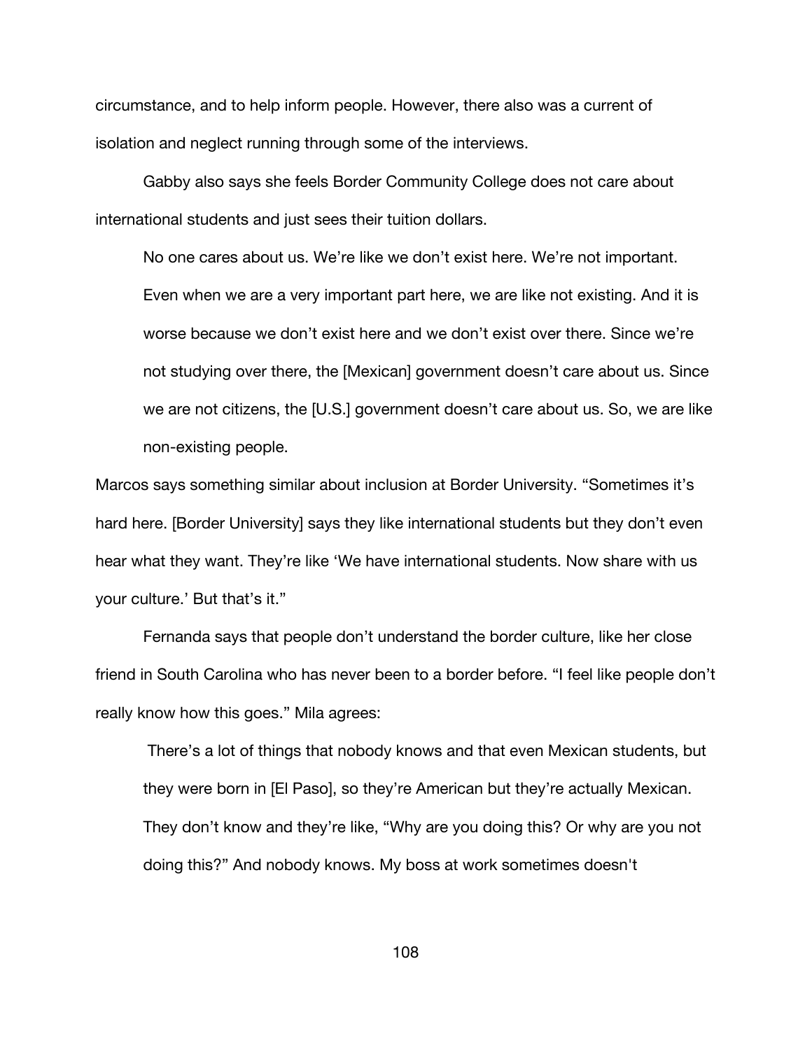circumstance, and to help inform people. However, there also was a current of isolation and neglect running through some of the interviews.

Gabby also says she feels Border Community College does not care about international students and just sees their tuition dollars.

> No one cares about us. We're like we don't exist here. We're not important. Even when we are a very important part here, we are like not existing. And it is worse because we don't exist here and we don't exist over there. Since we're not studying over there, the [Mexican] government doesn't care about us. Since we are not citizens, the [U.S.] government doesn't care about us. So, we are like non-existing people.

Marcos says something similar about inclusion at Border University. "Sometimes it's hard here. [Border University] says they like international students but they don't even hear what they want. They're like 'We have international students. Now share with us your culture.' But that's it."

Fernanda says that people don't understand the border culture, like her close friend in South Carolina who has never been to a border before. "I feel like people don't really know how this goes." Mila agrees:

> There's a lot of things that nobody knows and that even Mexican students, but they were born in [El Paso], so they're American but they're actually Mexican. They don't know and they're like, "Why are you doing this? Or why are you not doing this?" And nobody knows. My boss at work sometimes doesn't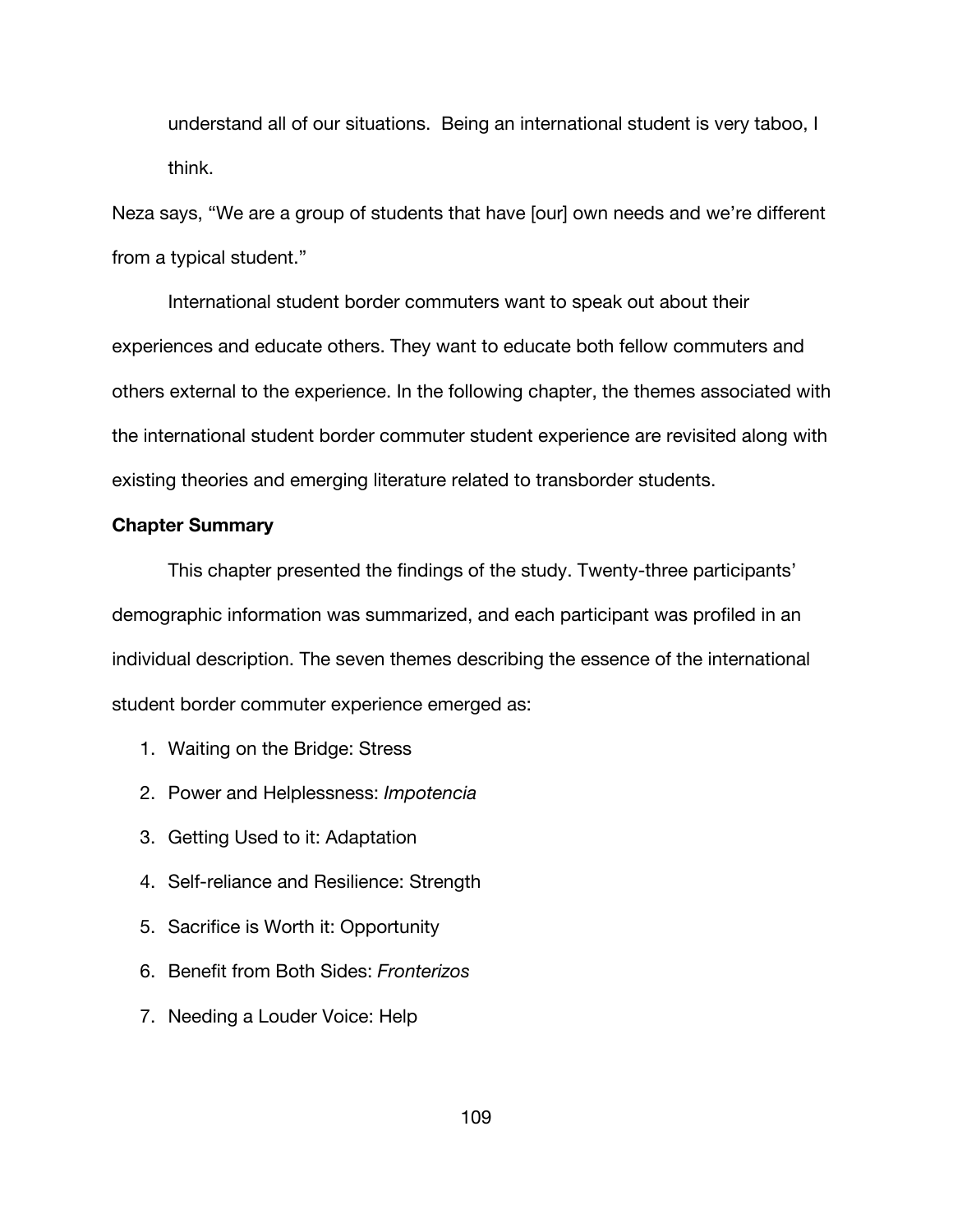> understand all of our situations. Being an international student is very taboo, I think.

Neza says, "We are a group of students that have [our] own needs and we're different from a typical student."

International student border commuters want to speak out about their experiences and educate others. They want to educate both fellow commuters and others external to the experience. In the following chapter, the themes associated with the international student border commuter student experience are revisited along with existing theories and emerging literature related to transborder students.

**Chapter Summary**

This chapter presented the findings of the study. Twenty-three participants' demographic information was summarized, and each participant was profiled in an individual description. The seven themes describing the essence of the international student border commuter experience emerged as:

1. Waiting on the Bridge: Stress
2. Power and Helplessness: *Impotencia*
3. Getting Used to it: Adaptation
4. Self-reliance and Resilience: Strength
5. Sacrifice is Worth it: Opportunity
6. Benefit from Both Sides: *Fronterizos*
7. Needing a Louder Voice: Help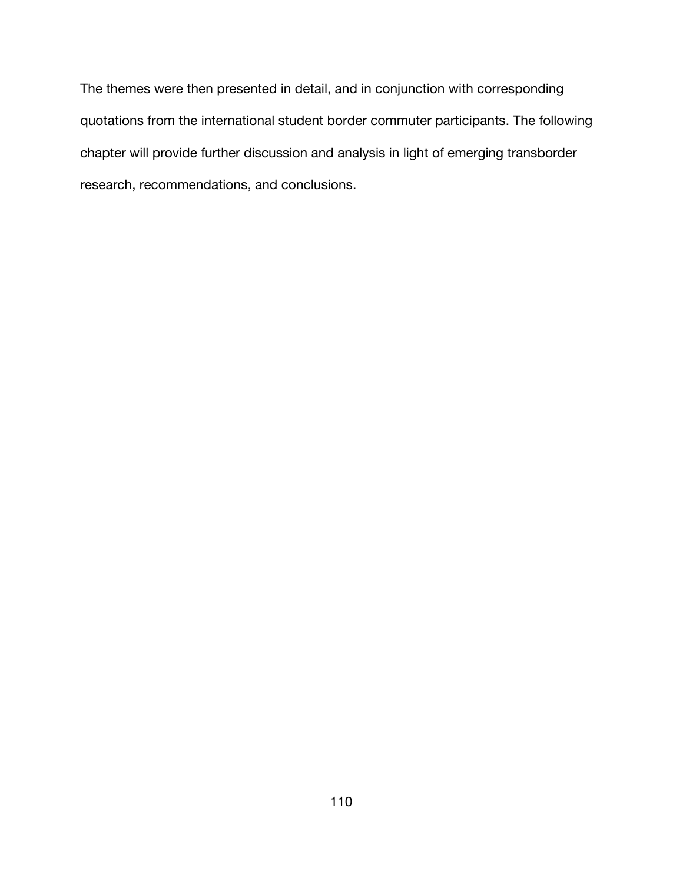The themes were then presented in detail, and in conjunction with corresponding quotations from the international student border commuter participants. The following chapter will provide further discussion and analysis in light of emerging transborder research, recommendations, and conclusions.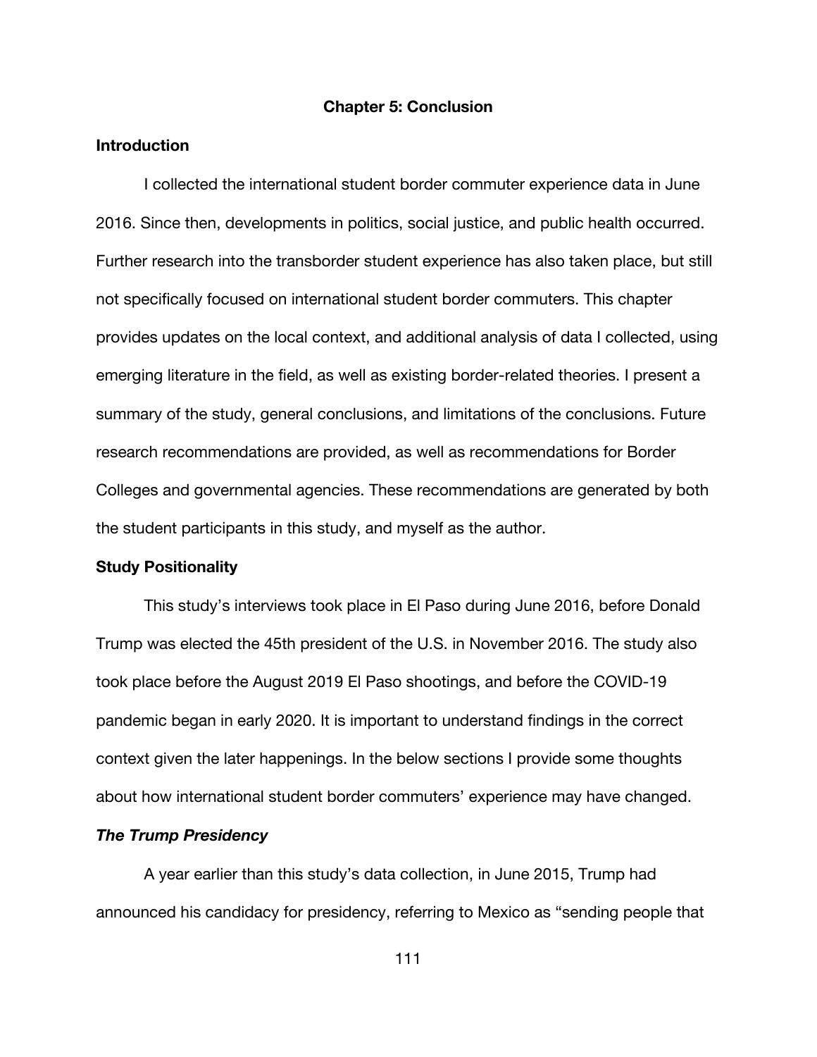# Chapter 5: Conclusion

## Introduction

I collected the international student border commuter experience data in June 2016. Since then, developments in politics, social justice, and public health occurred. Further research into the transborder student experience has also taken place, but still not specifically focused on international student border commuters. This chapter provides updates on the local context, and additional analysis of data I collected, using emerging literature in the field, as well as existing border-related theories. I present a summary of the study, general conclusions, and limitations of the conclusions. Future research recommendations are provided, as well as recommendations for Border Colleges and governmental agencies. These recommendations are generated by both the student participants in this study, and myself as the author.

## Study Positionality

This study's interviews took place in El Paso during June 2016, before Donald Trump was elected the 45th president of the U.S. in November 2016. The study also took place before the August 2019 El Paso shootings, and before the COVID-19 pandemic began in early 2020. It is important to understand findings in the correct context given the later happenings. In the below sections I provide some thoughts about how international student border commuters' experience may have changed.

### *The Trump Presidency*

A year earlier than this study's data collection, in June 2015, Trump had announced his candidacy for presidency, referring to Mexico as "sending people that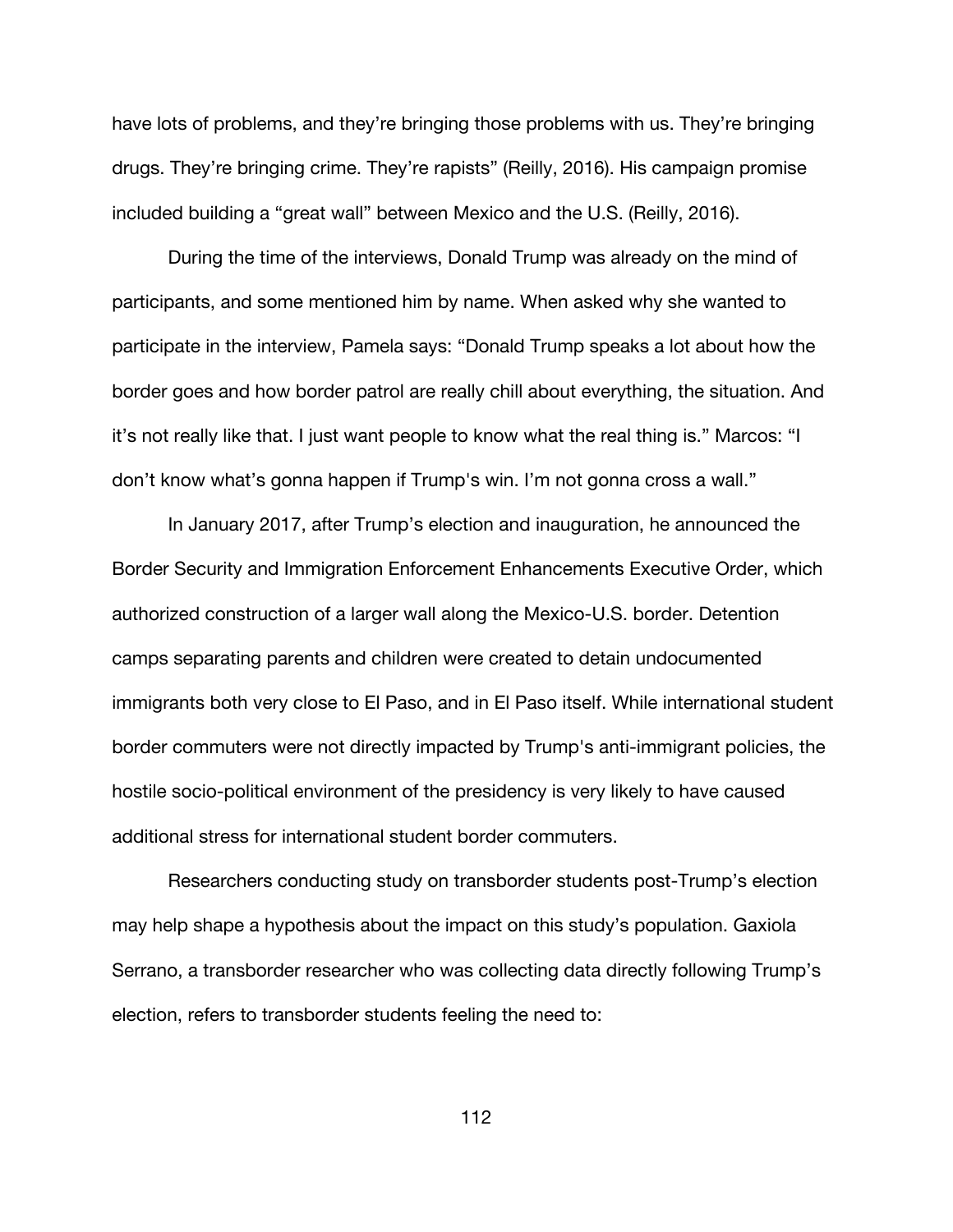have lots of problems, and they're bringing those problems with us. They're bringing drugs. They're bringing crime. They're rapists" (Reilly, 2016). His campaign promise included building a "great wall" between Mexico and the U.S. (Reilly, 2016).

During the time of the interviews, Donald Trump was already on the mind of participants, and some mentioned him by name. When asked why she wanted to participate in the interview, Pamela says: "Donald Trump speaks a lot about how the border goes and how border patrol are really chill about everything, the situation. And it's not really like that. I just want people to know what the real thing is." Marcos: "I don't know what's gonna happen if Trump's win. I'm not gonna cross a wall."

In January 2017, after Trump's election and inauguration, he announced the Border Security and Immigration Enforcement Enhancements Executive Order, which authorized construction of a larger wall along the Mexico-U.S. border. Detention camps separating parents and children were created to detain undocumented immigrants both very close to El Paso, and in El Paso itself. While international student border commuters were not directly impacted by Trump's anti-immigrant policies, the hostile socio-political environment of the presidency is very likely to have caused additional stress for international student border commuters.

Researchers conducting study on transborder students post-Trump's election may help shape a hypothesis about the impact on this study's population. Gaxiola Serrano, a transborder researcher who was collecting data directly following Trump's election, refers to transborder students feeling the need to: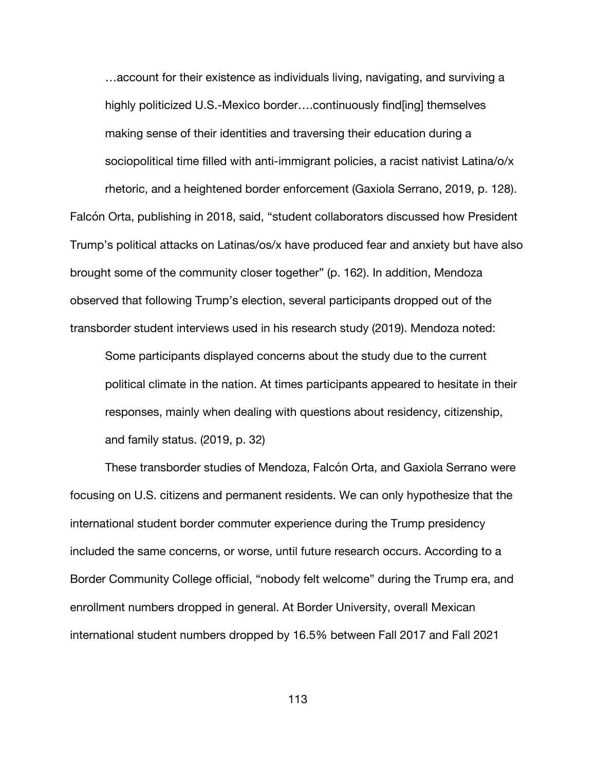> …account for their existence as individuals living, navigating, and surviving a highly politicized U.S.-Mexico border….continuously find[ing] themselves making sense of their identities and traversing their education during a sociopolitical time filled with anti-immigrant policies, a racist nativist Latina/o/x rhetoric, and a heightened border enforcement (Gaxiola Serrano, 2019, p. 128).

Falcón Orta, publishing in 2018, said, "student collaborators discussed how President Trump's political attacks on Latinas/os/x have produced fear and anxiety but have also brought some of the community closer together" (p. 162). In addition, Mendoza observed that following Trump's election, several participants dropped out of the transborder student interviews used in his research study (2019). Mendoza noted:

> Some participants displayed concerns about the study due to the current political climate in the nation. At times participants appeared to hesitate in their responses, mainly when dealing with questions about residency, citizenship, and family status. (2019, p. 32)

These transborder studies of Mendoza, Falcón Orta, and Gaxiola Serrano were focusing on U.S. citizens and permanent residents. We can only hypothesize that the international student border commuter experience during the Trump presidency included the same concerns, or worse, until future research occurs. According to a Border Community College official, "nobody felt welcome" during the Trump era, and enrollment numbers dropped in general. At Border University, overall Mexican international student numbers dropped by 16.5% between Fall 2017 and Fall 2021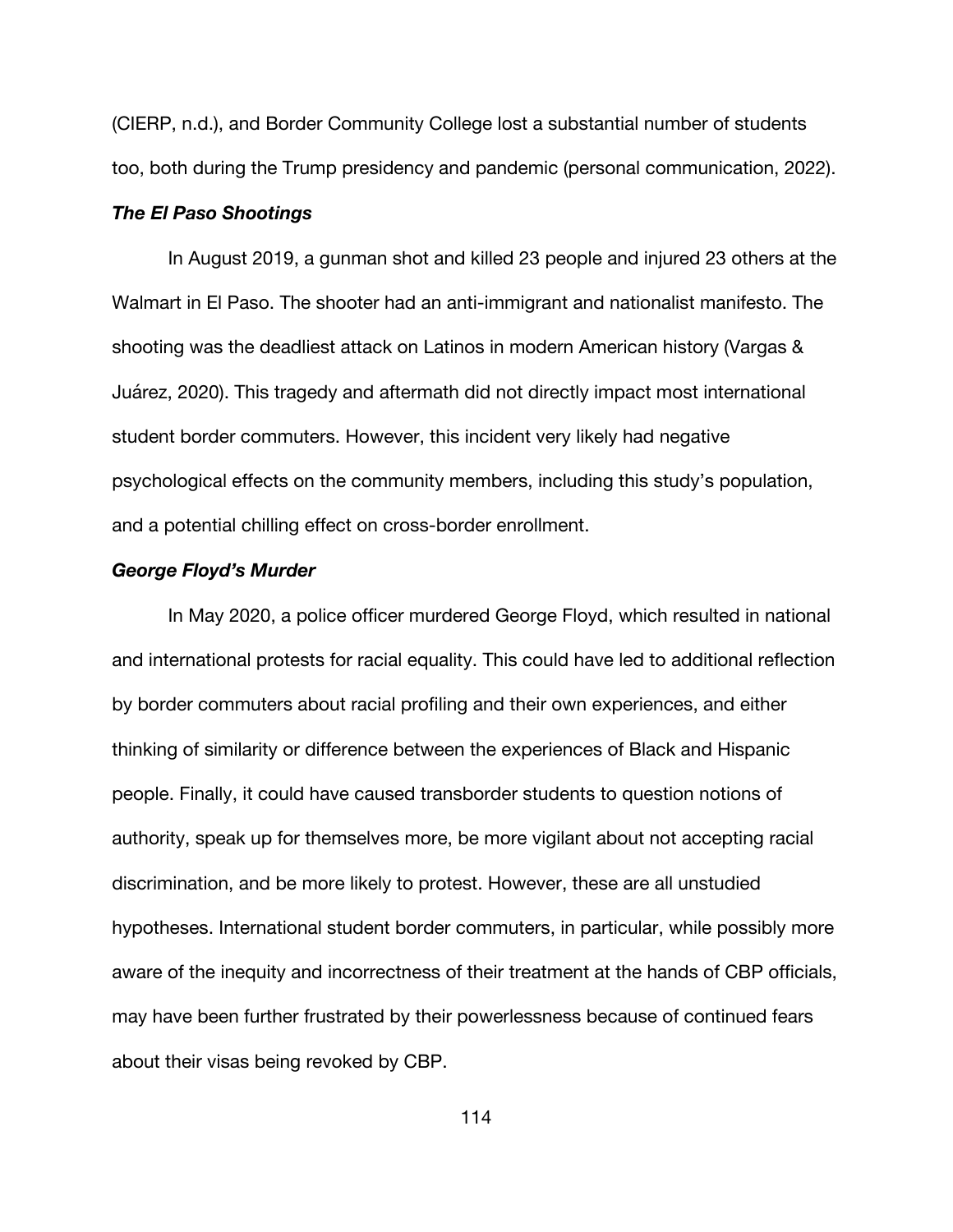(CIERP, n.d.), and Border Community College lost a substantial number of students too, both during the Trump presidency and pandemic (personal communication, 2022).

#### ***The El Paso Shootings***

In August 2019, a gunman shot and killed 23 people and injured 23 others at the Walmart in El Paso. The shooter had an anti-immigrant and nationalist manifesto. The shooting was the deadliest attack on Latinos in modern American history (Vargas & Juárez, 2020). This tragedy and aftermath did not directly impact most international student border commuters. However, this incident very likely had negative psychological effects on the community members, including this study's population, and a potential chilling effect on cross-border enrollment.

#### ***George Floyd's Murder***

In May 2020, a police officer murdered George Floyd, which resulted in national and international protests for racial equality. This could have led to additional reflection by border commuters about racial profiling and their own experiences, and either thinking of similarity or difference between the experiences of Black and Hispanic people. Finally, it could have caused transborder students to question notions of authority, speak up for themselves more, be more vigilant about not accepting racial discrimination, and be more likely to protest. However, these are all unstudied hypotheses. International student border commuters, in particular, while possibly more aware of the inequity and incorrectness of their treatment at the hands of CBP officials, may have been further frustrated by their powerlessness because of continued fears about their visas being revoked by CBP.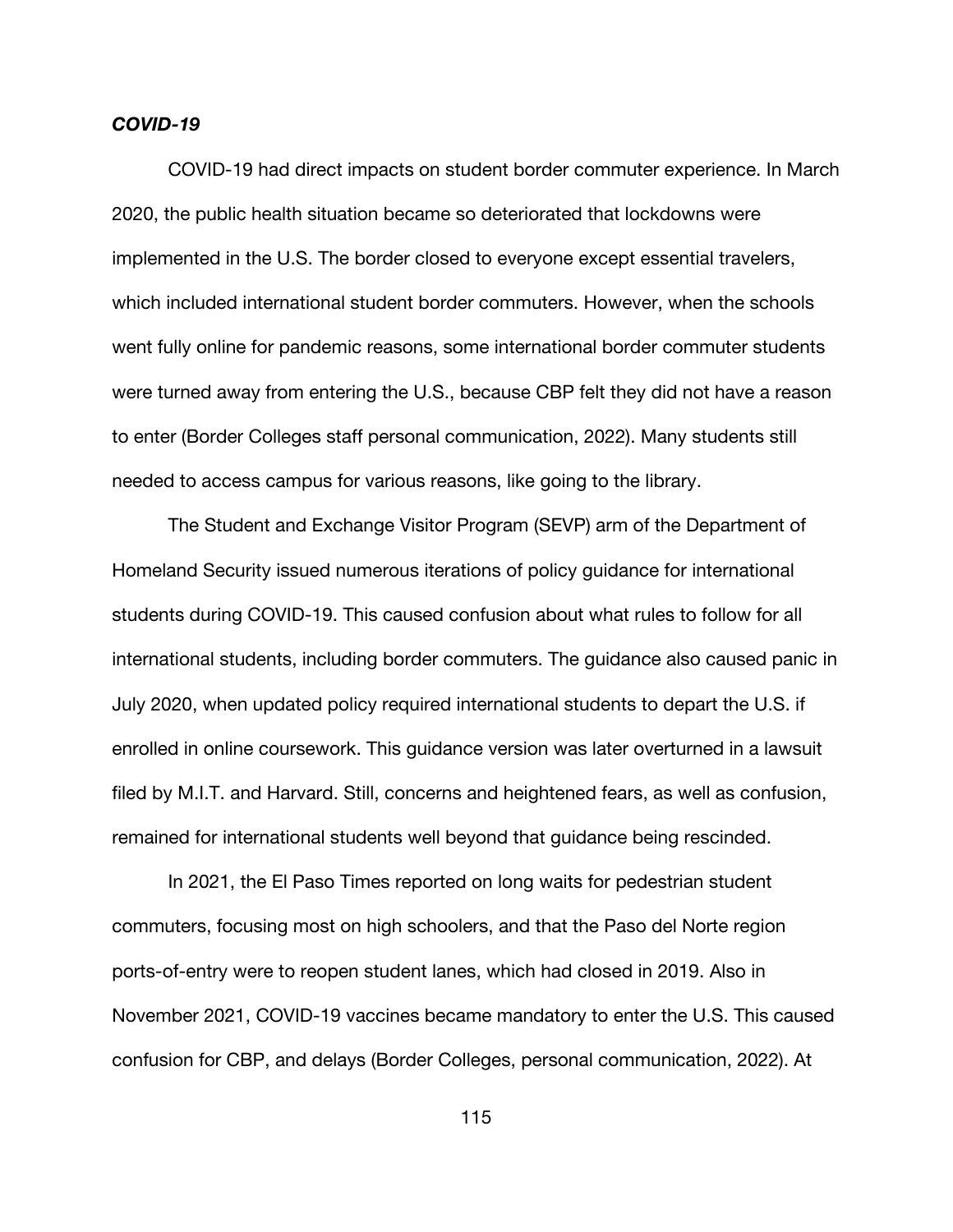### ***COVID-19***

COVID-19 had direct impacts on student border commuter experience. In March 2020, the public health situation became so deteriorated that lockdowns were implemented in the U.S. The border closed to everyone except essential travelers, which included international student border commuters. However, when the schools went fully online for pandemic reasons, some international border commuter students were turned away from entering the U.S., because CBP felt they did not have a reason to enter (Border Colleges staff personal communication, 2022). Many students still needed to access campus for various reasons, like going to the library.

The Student and Exchange Visitor Program (SEVP) arm of the Department of Homeland Security issued numerous iterations of policy guidance for international students during COVID-19. This caused confusion about what rules to follow for all international students, including border commuters. The guidance also caused panic in July 2020, when updated policy required international students to depart the U.S. if enrolled in online coursework. This guidance version was later overturned in a lawsuit filed by M.I.T. and Harvard. Still, concerns and heightened fears, as well as confusion, remained for international students well beyond that guidance being rescinded.

In 2021, the El Paso Times reported on long waits for pedestrian student commuters, focusing most on high schoolers, and that the Paso del Norte region ports-of-entry were to reopen student lanes, which had closed in 2019. Also in November 2021, COVID-19 vaccines became mandatory to enter the U.S. This caused confusion for CBP, and delays (Border Colleges, personal communication, 2022). At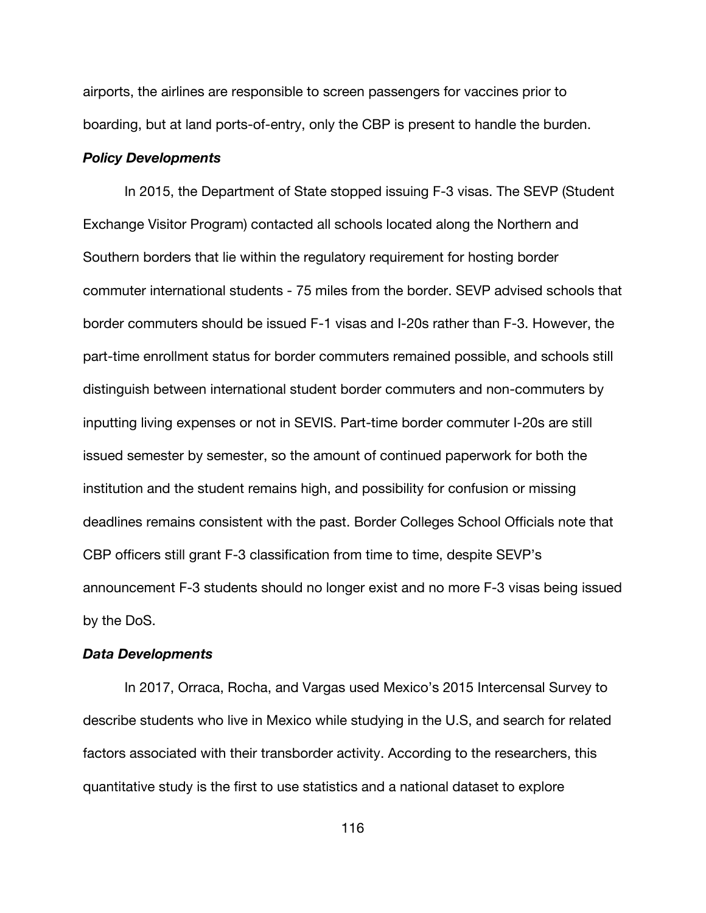airports, the airlines are responsible to screen passengers for vaccines prior to boarding, but at land ports-of-entry, only the CBP is present to handle the burden.

### *Policy Developments*

In 2015, the Department of State stopped issuing F-3 visas. The SEVP (Student Exchange Visitor Program) contacted all schools located along the Northern and Southern borders that lie within the regulatory requirement for hosting border commuter international students - 75 miles from the border. SEVP advised schools that border commuters should be issued F-1 visas and I-20s rather than F-3. However, the part-time enrollment status for border commuters remained possible, and schools still distinguish between international student border commuters and non-commuters by inputting living expenses or not in SEVIS. Part-time border commuter I-20s are still issued semester by semester, so the amount of continued paperwork for both the institution and the student remains high, and possibility for confusion or missing deadlines remains consistent with the past. Border Colleges School Officials note that CBP officers still grant F-3 classification from time to time, despite SEVP's announcement F-3 students should no longer exist and no more F-3 visas being issued by the DoS.

### *Data Developments*

In 2017, Orraca, Rocha, and Vargas used Mexico's 2015 Intercensal Survey to describe students who live in Mexico while studying in the U.S, and search for related factors associated with their transborder activity. According to the researchers, this quantitative study is the first to use statistics and a national dataset to explore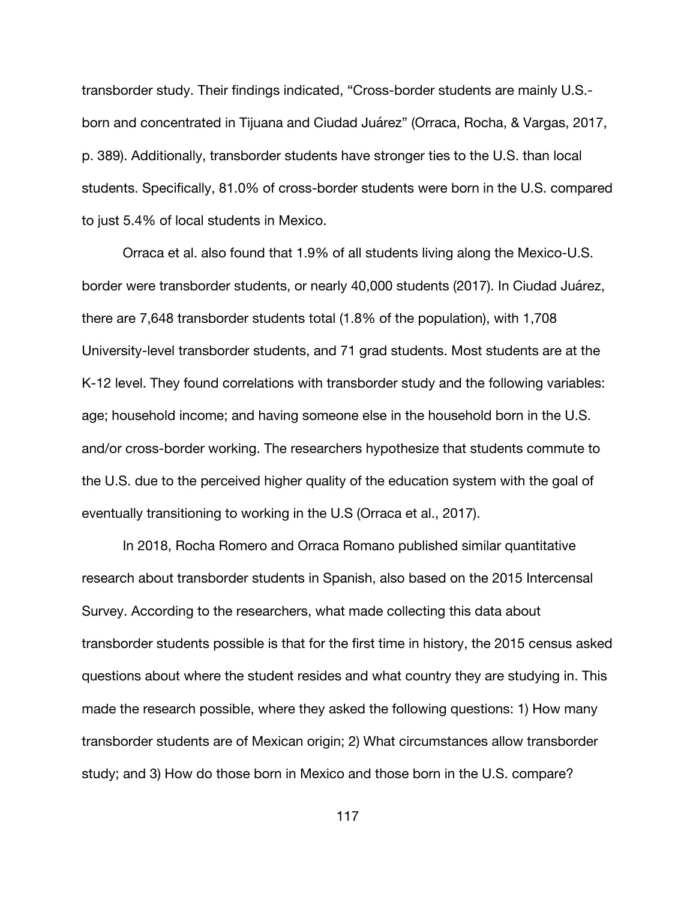transborder study. Their findings indicated, “Cross-border students are mainly U.S.-born and concentrated in Tijuana and Ciudad Juárez” (Orraca, Rocha, & Vargas, 2017, p. 389). Additionally, transborder students have stronger ties to the U.S. than local students. Specifically, 81.0% of cross-border students were born in the U.S. compared to just 5.4% of local students in Mexico.

Orraca et al. also found that 1.9% of all students living along the Mexico-U.S. border were transborder students, or nearly 40,000 students (2017). In Ciudad Juárez, there are 7,648 transborder students total (1.8% of the population), with 1,708 University-level transborder students, and 71 grad students. Most students are at the K-12 level. They found correlations with transborder study and the following variables: age; household income; and having someone else in the household born in the U.S. and/or cross-border working. The researchers hypothesize that students commute to the U.S. due to the perceived higher quality of the education system with the goal of eventually transitioning to working in the U.S (Orraca et al., 2017).

In 2018, Rocha Romero and Orraca Romano published similar quantitative research about transborder students in Spanish, also based on the 2015 Intercensal Survey. According to the researchers, what made collecting this data about transborder students possible is that for the first time in history, the 2015 census asked questions about where the student resides and what country they are studying in. This made the research possible, where they asked the following questions: 1) How many transborder students are of Mexican origin; 2) What circumstances allow transborder study; and 3) How do those born in Mexico and those born in the U.S. compare?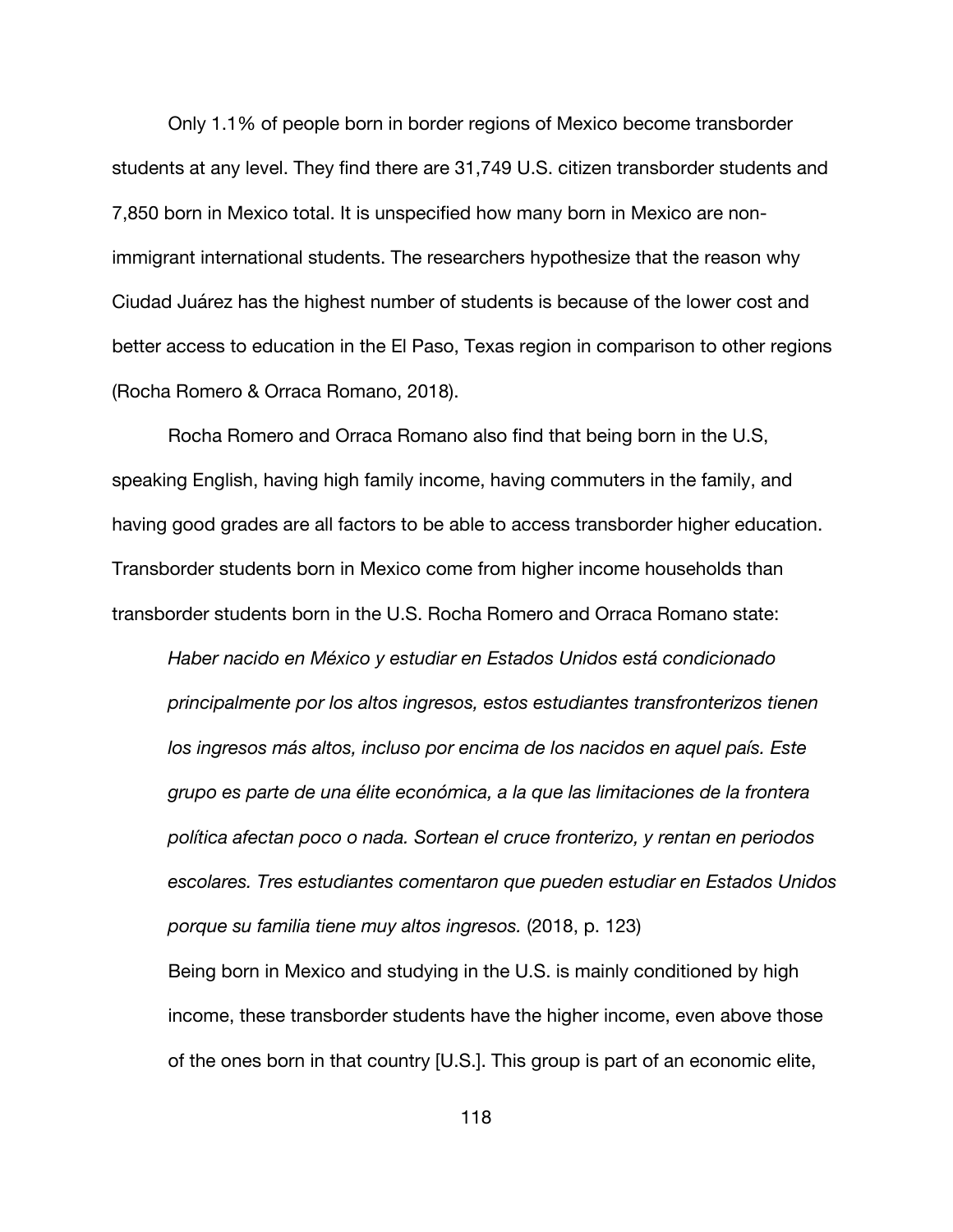Only 1.1% of people born in border regions of Mexico become transborder students at any level. They find there are 31,749 U.S. citizen transborder students and 7,850 born in Mexico total. It is unspecified how many born in Mexico are non-immigrant international students. The researchers hypothesize that the reason why Ciudad Juárez has the highest number of students is because of the lower cost and better access to education in the El Paso, Texas region in comparison to other regions (Rocha Romero & Orraca Romano, 2018).

Rocha Romero and Orraca Romano also find that being born in the U.S, speaking English, having high family income, having commuters in the family, and having good grades are all factors to be able to access transborder higher education. Transborder students born in Mexico come from higher income households than transborder students born in the U.S. Rocha Romero and Orraca Romano state:

> *Haber nacido en México y estudiar en Estados Unidos está condicionado principalmente por los altos ingresos, estos estudiantes transfronterizos tienen los ingresos más altos, incluso por encima de los nacidos en aquel país. Este grupo es parte de una élite económica, a la que las limitaciones de la frontera política afectan poco o nada. Sortean el cruce fronterizo, y rentan en periodos escolares. Tres estudiantes comentaron que pueden estudiar en Estados Unidos porque su familia tiene muy altos ingresos.* (2018, p. 123)
>
> Being born in Mexico and studying in the U.S. is mainly conditioned by high income, these transborder students have the higher income, even above those of the ones born in that country [U.S.]. This group is part of an economic elite,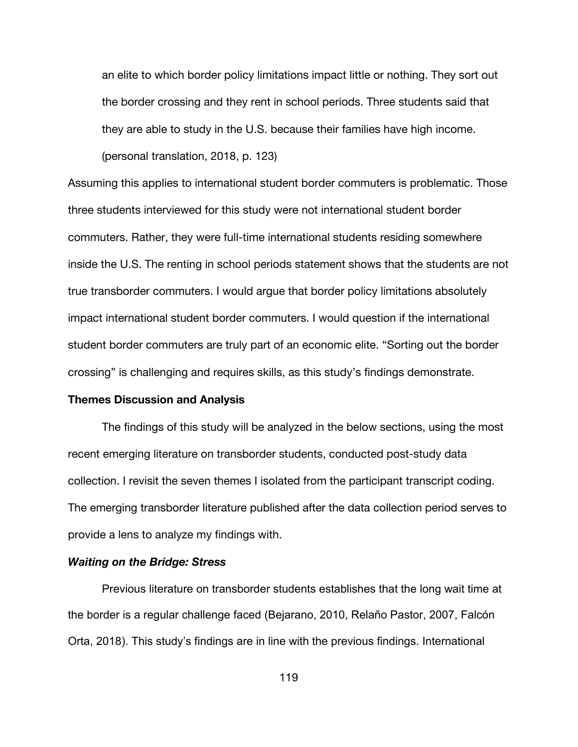> an elite to which border policy limitations impact little or nothing. They sort out the border crossing and they rent in school periods. Three students said that they are able to study in the U.S. because their families have high income. (personal translation, 2018, p. 123)

Assuming this applies to international student border commuters is problematic. Those three students interviewed for this study were not international student border commuters. Rather, they were full-time international students residing somewhere inside the U.S. The renting in school periods statement shows that the students are not true transborder commuters. I would argue that border policy limitations absolutely impact international student border commuters. I would question if the international student border commuters are truly part of an economic elite. "Sorting out the border crossing" is challenging and requires skills, as this study's findings demonstrate.

**Themes Discussion and Analysis**

The findings of this study will be analyzed in the below sections, using the most recent emerging literature on transborder students, conducted post-study data collection. I revisit the seven themes I isolated from the participant transcript coding. The emerging transborder literature published after the data collection period serves to provide a lens to analyze my findings with.

***Waiting on the Bridge: Stress***

Previous literature on transborder students establishes that the long wait time at the border is a regular challenge faced (Bejarano, 2010, Relaño Pastor, 2007, Falcón Orta, 2018). This study's findings are in line with the previous findings. International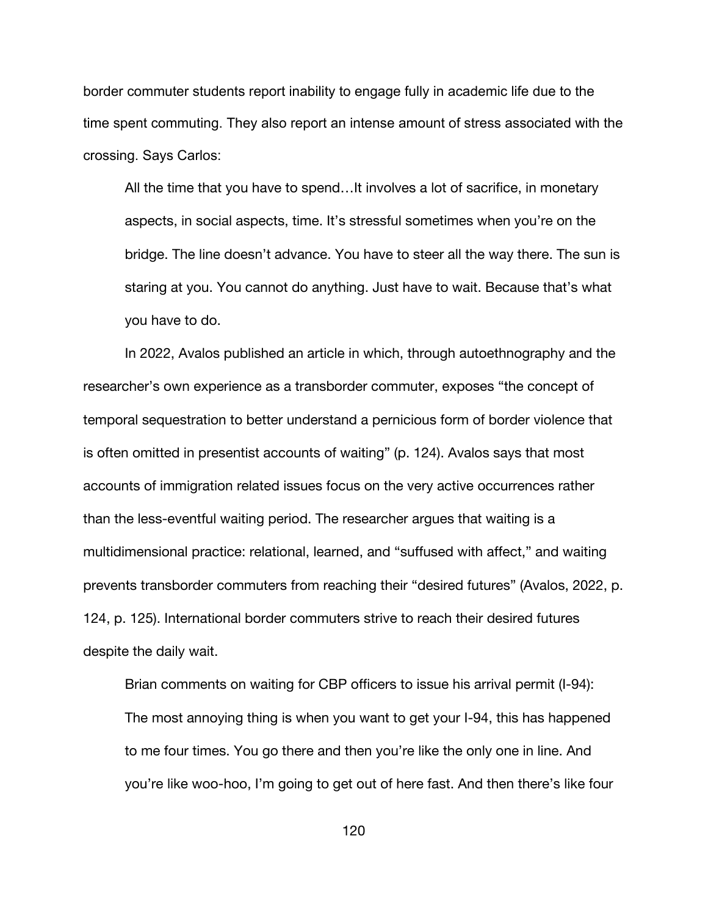border commuter students report inability to engage fully in academic life due to the time spent commuting. They also report an intense amount of stress associated with the crossing. Says Carlos:

> All the time that you have to spend…It involves a lot of sacrifice, in monetary aspects, in social aspects, time. It's stressful sometimes when you're on the bridge. The line doesn't advance. You have to steer all the way there. The sun is staring at you. You cannot do anything. Just have to wait. Because that's what you have to do.

In 2022, Avalos published an article in which, through autoethnography and the researcher's own experience as a transborder commuter, exposes "the concept of temporal sequestration to better understand a pernicious form of border violence that is often omitted in presentist accounts of waiting" (p. 124). Avalos says that most accounts of immigration related issues focus on the very active occurrences rather than the less-eventful waiting period. The researcher argues that waiting is a multidimensional practice: relational, learned, and "suffused with affect," and waiting prevents transborder commuters from reaching their "desired futures" (Avalos, 2022, p. 124, p. 125). International border commuters strive to reach their desired futures despite the daily wait.

Brian comments on waiting for CBP officers to issue his arrival permit (I-94):

> The most annoying thing is when you want to get your I-94, this has happened to me four times. You go there and then you're like the only one in line. And you're like woo-hoo, I'm going to get out of here fast. And then there's like four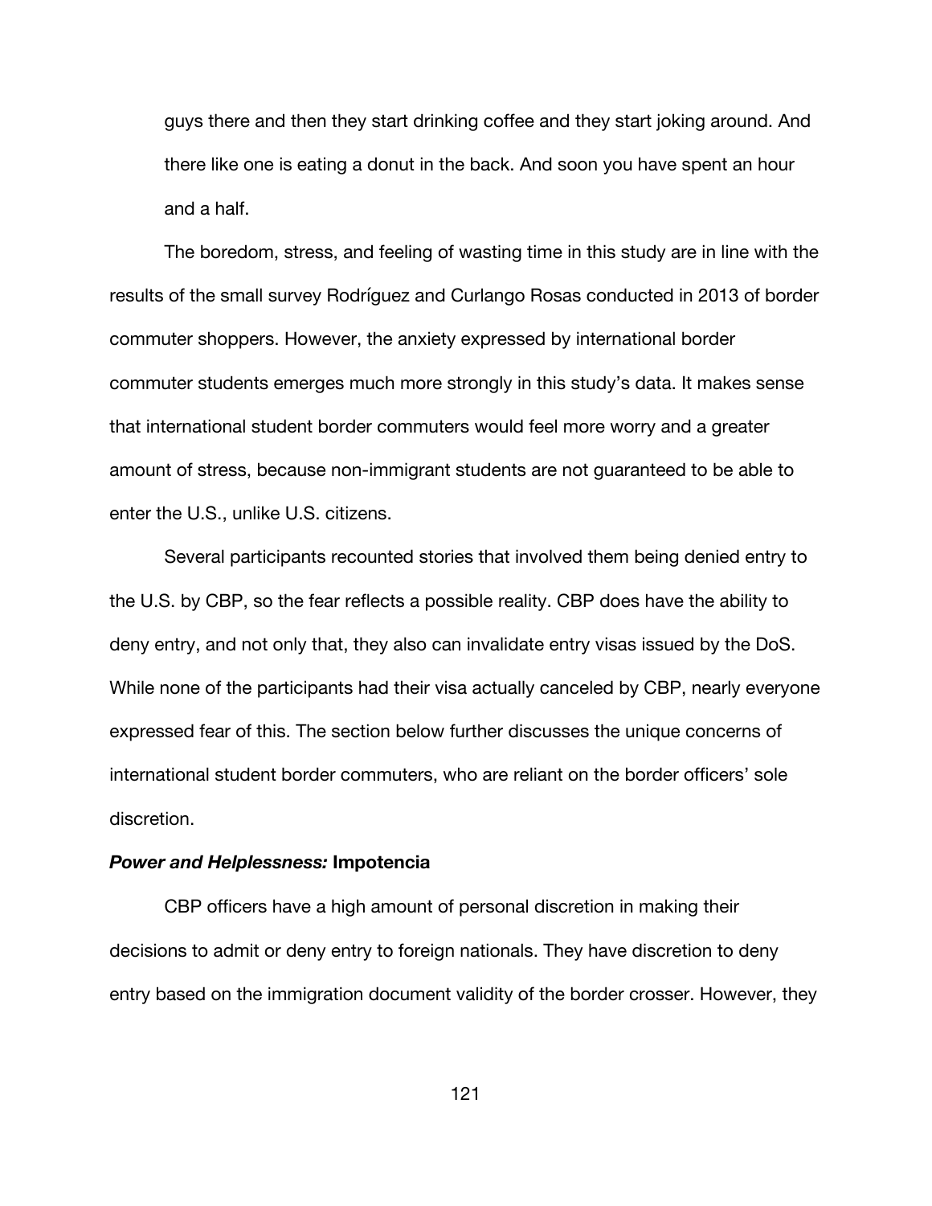guys there and then they start drinking coffee and they start joking around. And there like one is eating a donut in the back. And soon you have spent an hour and a half.

The boredom, stress, and feeling of wasting time in this study are in line with the results of the small survey Rodríguez and Curlango Rosas conducted in 2013 of border commuter shoppers. However, the anxiety expressed by international border commuter students emerges much more strongly in this study's data. It makes sense that international student border commuters would feel more worry and a greater amount of stress, because non-immigrant students are not guaranteed to be able to enter the U.S., unlike U.S. citizens.

Several participants recounted stories that involved them being denied entry to the U.S. by CBP, so the fear reflects a possible reality. CBP does have the ability to deny entry, and not only that, they also can invalidate entry visas issued by the DoS. While none of the participants had their visa actually canceled by CBP, nearly everyone expressed fear of this. The section below further discusses the unique concerns of international student border commuters, who are reliant on the border officers' sole discretion.

#### ***Power and Helplessness:*** **Impotencia**

CBP officers have a high amount of personal discretion in making their decisions to admit or deny entry to foreign nationals. They have discretion to deny entry based on the immigration document validity of the border crosser. However, they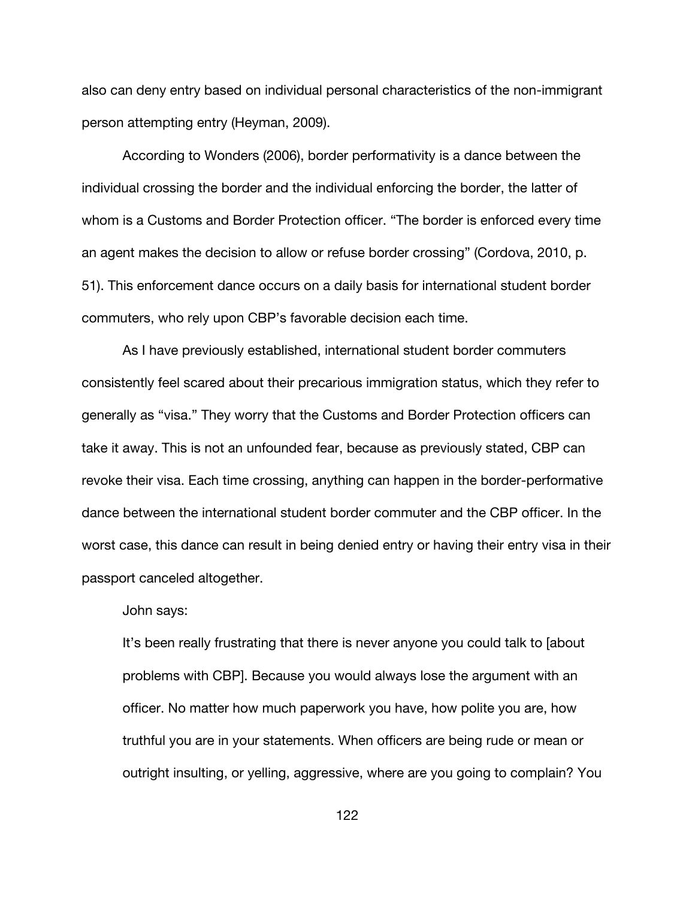also can deny entry based on individual personal characteristics of the non-immigrant person attempting entry (Heyman, 2009).

According to Wonders (2006), border performativity is a dance between the individual crossing the border and the individual enforcing the border, the latter of whom is a Customs and Border Protection officer. "The border is enforced every time an agent makes the decision to allow or refuse border crossing" (Cordova, 2010, p. 51). This enforcement dance occurs on a daily basis for international student border commuters, who rely upon CBP's favorable decision each time.

As I have previously established, international student border commuters consistently feel scared about their precarious immigration status, which they refer to generally as "visa." They worry that the Customs and Border Protection officers can take it away. This is not an unfounded fear, because as previously stated, CBP can revoke their visa. Each time crossing, anything can happen in the border-performative dance between the international student border commuter and the CBP officer. In the worst case, this dance can result in being denied entry or having their entry visa in their passport canceled altogether.

John says:

> It's been really frustrating that there is never anyone you could talk to [about problems with CBP]. Because you would always lose the argument with an officer. No matter how much paperwork you have, how polite you are, how truthful you are in your statements. When officers are being rude or mean or outright insulting, or yelling, aggressive, where are you going to complain? You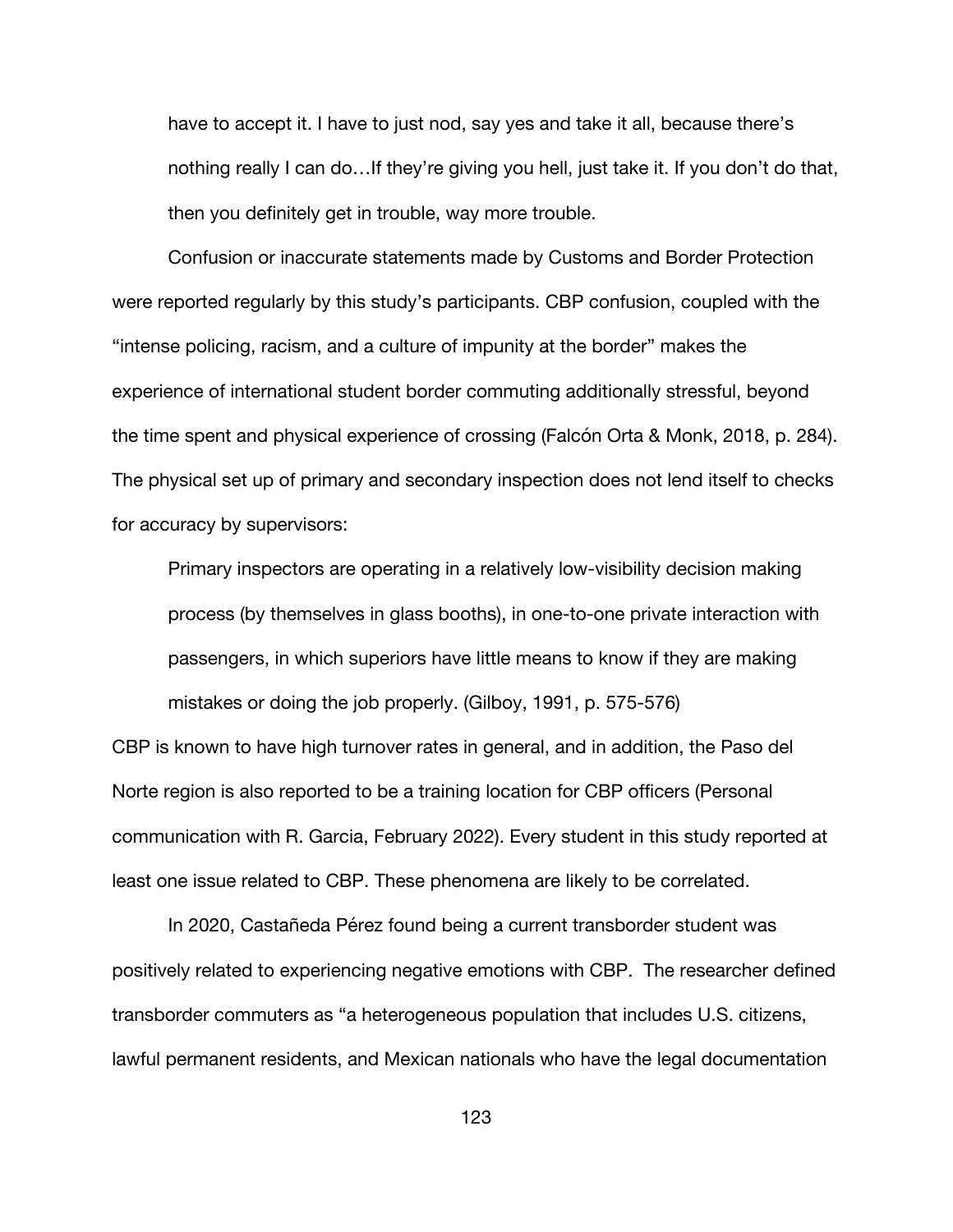> have to accept it. I have to just nod, say yes and take it all, because there's nothing really I can do…If they're giving you hell, just take it. If you don't do that, then you definitely get in trouble, way more trouble.

Confusion or inaccurate statements made by Customs and Border Protection were reported regularly by this study's participants. CBP confusion, coupled with the "intense policing, racism, and a culture of impunity at the border" makes the experience of international student border commuting additionally stressful, beyond the time spent and physical experience of crossing (Falcón Orta & Monk, 2018, p. 284). The physical set up of primary and secondary inspection does not lend itself to checks for accuracy by supervisors:

> Primary inspectors are operating in a relatively low-visibility decision making process (by themselves in glass booths), in one-to-one private interaction with passengers, in which superiors have little means to know if they are making mistakes or doing the job properly. (Gilboy, 1991, p. 575-576)

CBP is known to have high turnover rates in general, and in addition, the Paso del Norte region is also reported to be a training location for CBP officers (Personal communication with R. Garcia, February 2022). Every student in this study reported at least one issue related to CBP. These phenomena are likely to be correlated.

In 2020, Castañeda Pérez found being a current transborder student was positively related to experiencing negative emotions with CBP. The researcher defined transborder commuters as "a heterogeneous population that includes U.S. citizens, lawful permanent residents, and Mexican nationals who have the legal documentation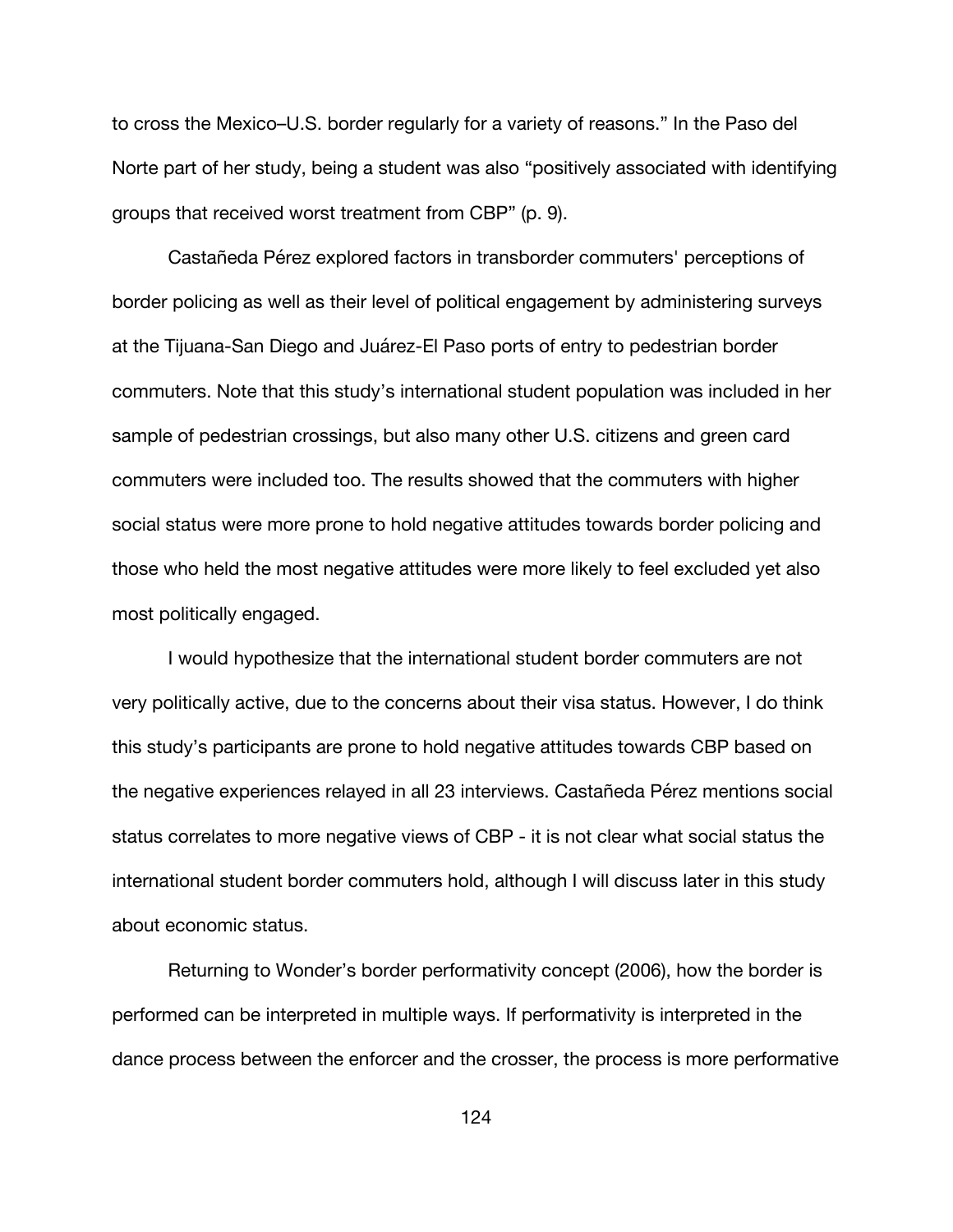to cross the Mexico–U.S. border regularly for a variety of reasons." In the Paso del Norte part of her study, being a student was also "positively associated with identifying groups that received worst treatment from CBP" (p. 9).

Castañeda Pérez explored factors in transborder commuters' perceptions of border policing as well as their level of political engagement by administering surveys at the Tijuana-San Diego and Juárez-El Paso ports of entry to pedestrian border commuters. Note that this study's international student population was included in her sample of pedestrian crossings, but also many other U.S. citizens and green card commuters were included too. The results showed that the commuters with higher social status were more prone to hold negative attitudes towards border policing and those who held the most negative attitudes were more likely to feel excluded yet also most politically engaged.

I would hypothesize that the international student border commuters are not very politically active, due to the concerns about their visa status. However, I do think this study's participants are prone to hold negative attitudes towards CBP based on the negative experiences relayed in all 23 interviews. Castañeda Pérez mentions social status correlates to more negative views of CBP - it is not clear what social status the international student border commuters hold, although I will discuss later in this study about economic status.

Returning to Wonder's border performativity concept (2006), how the border is performed can be interpreted in multiple ways. If performativity is interpreted in the dance process between the enforcer and the crosser, the process is more performative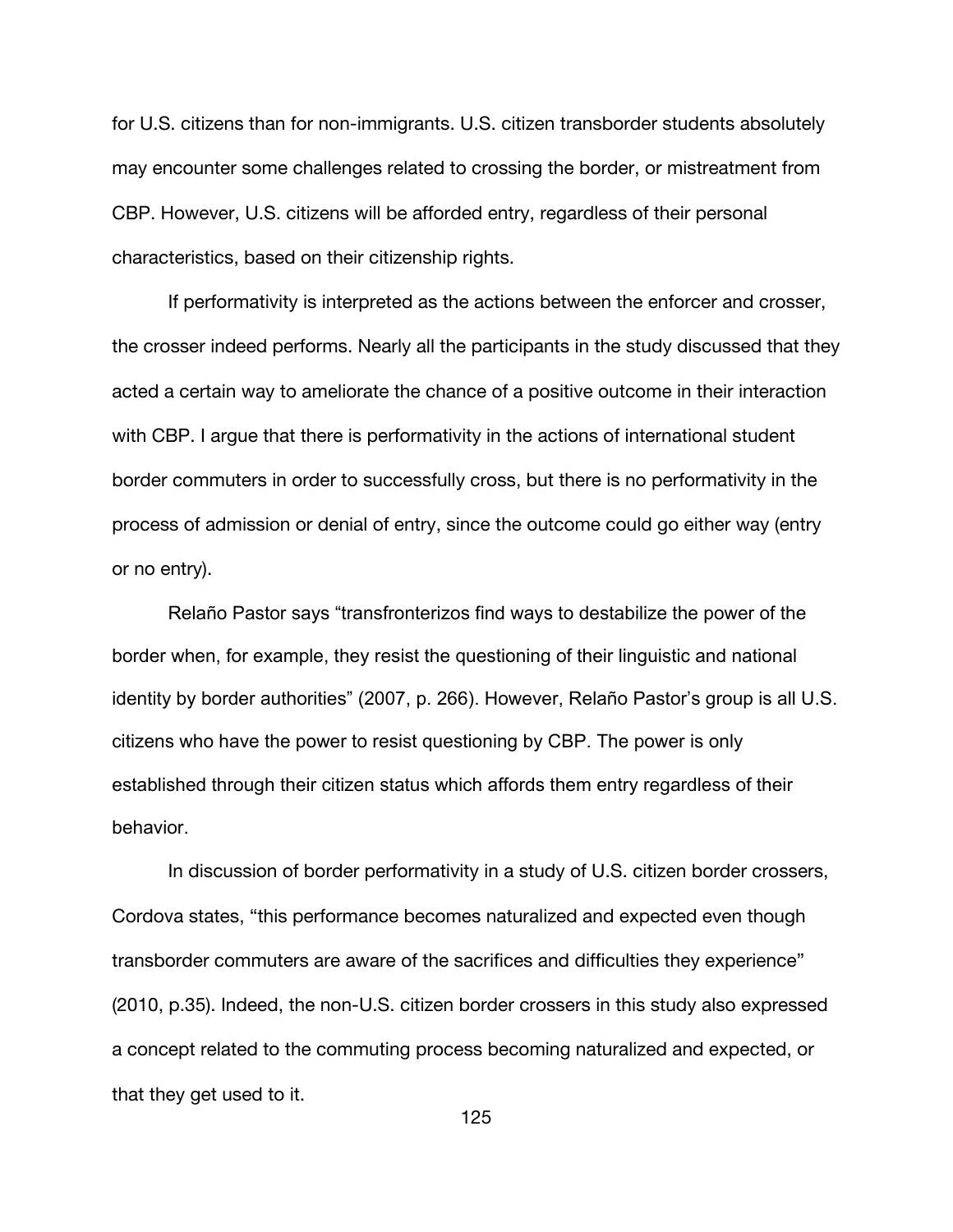for U.S. citizens than for non-immigrants. U.S. citizen transborder students absolutely may encounter some challenges related to crossing the border, or mistreatment from CBP. However, U.S. citizens will be afforded entry, regardless of their personal characteristics, based on their citizenship rights.

If performativity is interpreted as the actions between the enforcer and crosser, the crosser indeed performs. Nearly all the participants in the study discussed that they acted a certain way to ameliorate the chance of a positive outcome in their interaction with CBP. I argue that there is performativity in the actions of international student border commuters in order to successfully cross, but there is no performativity in the process of admission or denial of entry, since the outcome could go either way (entry or no entry).

Relaño Pastor says "transfronterizos find ways to destabilize the power of the border when, for example, they resist the questioning of their linguistic and national identity by border authorities" (2007, p. 266). However, Relaño Pastor's group is all U.S. citizens who have the power to resist questioning by CBP. The power is only established through their citizen status which affords them entry regardless of their behavior.

In discussion of border performativity in a study of U.S. citizen border crossers, Cordova states, "this performance becomes naturalized and expected even though transborder commuters are aware of the sacrifices and difficulties they experience" (2010, p.35). Indeed, the non-U.S. citizen border crossers in this study also expressed a concept related to the commuting process becoming naturalized and expected, or that they get used to it.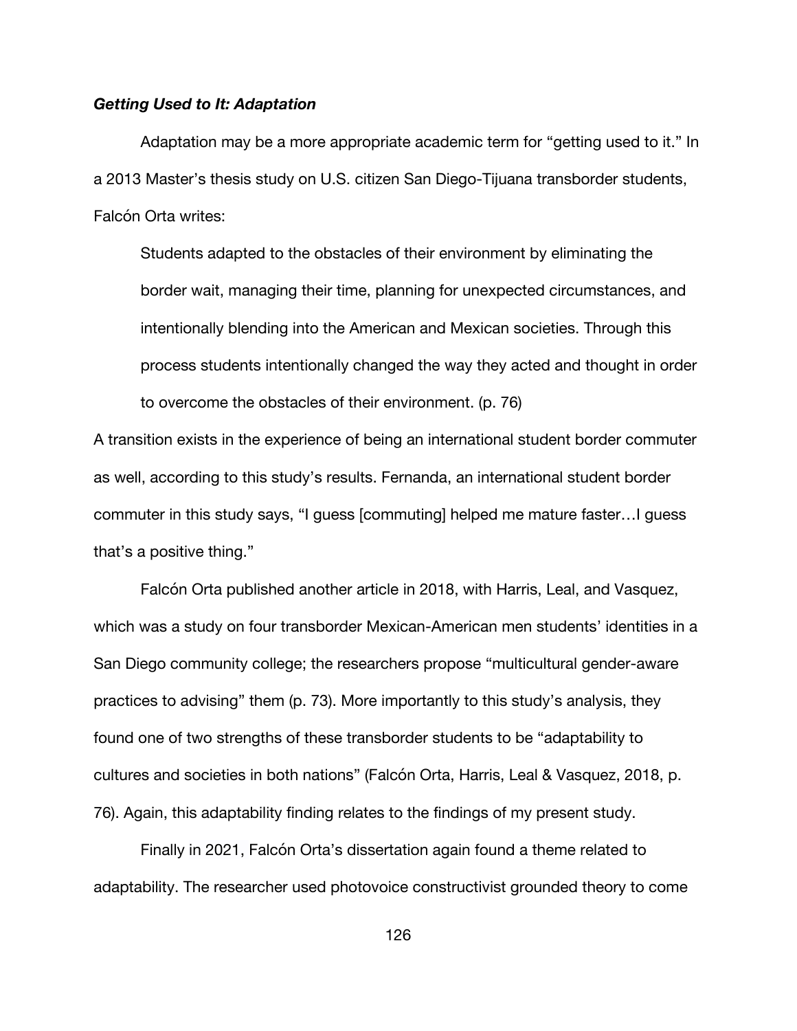### *Getting Used to It: Adaptation*

Adaptation may be a more appropriate academic term for "getting used to it." In a 2013 Master's thesis study on U.S. citizen San Diego-Tijuana transborder students, Falcón Orta writes:

> Students adapted to the obstacles of their environment by eliminating the border wait, managing their time, planning for unexpected circumstances, and intentionally blending into the American and Mexican societies. Through this process students intentionally changed the way they acted and thought in order to overcome the obstacles of their environment. (p. 76)

A transition exists in the experience of being an international student border commuter as well, according to this study's results. Fernanda, an international student border commuter in this study says, "I guess [commuting] helped me mature faster…I guess that's a positive thing."

Falcón Orta published another article in 2018, with Harris, Leal, and Vasquez, which was a study on four transborder Mexican-American men students' identities in a San Diego community college; the researchers propose "multicultural gender-aware practices to advising" them (p. 73). More importantly to this study's analysis, they found one of two strengths of these transborder students to be "adaptability to cultures and societies in both nations" (Falcón Orta, Harris, Leal & Vasquez, 2018, p. 76). Again, this adaptability finding relates to the findings of my present study.

Finally in 2021, Falcón Orta's dissertation again found a theme related to adaptability. The researcher used photovoice constructivist grounded theory to come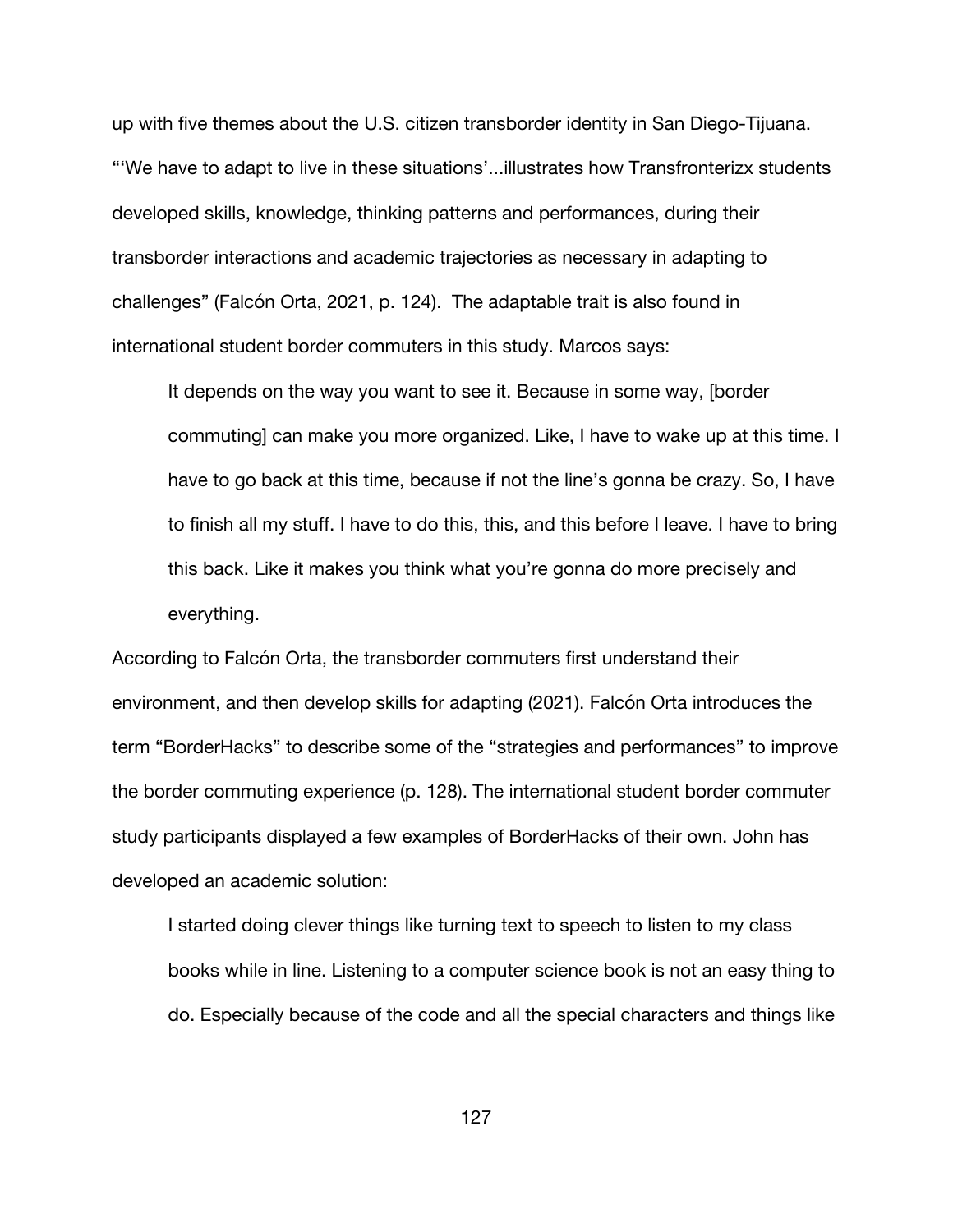up with five themes about the U.S. citizen transborder identity in San Diego-Tijuana. "'We have to adapt to live in these situations'...illustrates how Transfronterizx students developed skills, knowledge, thinking patterns and performances, during their transborder interactions and academic trajectories as necessary in adapting to challenges" (Falcón Orta, 2021, p. 124). The adaptable trait is also found in international student border commuters in this study. Marcos says:

> It depends on the way you want to see it. Because in some way, [border commuting] can make you more organized. Like, I have to wake up at this time. I have to go back at this time, because if not the line's gonna be crazy. So, I have to finish all my stuff. I have to do this, this, and this before I leave. I have to bring this back. Like it makes you think what you're gonna do more precisely and everything.

According to Falcón Orta, the transborder commuters first understand their environment, and then develop skills for adapting (2021). Falcón Orta introduces the term "BorderHacks" to describe some of the "strategies and performances" to improve the border commuting experience (p. 128). The international student border commuter study participants displayed a few examples of BorderHacks of their own. John has developed an academic solution:

> I started doing clever things like turning text to speech to listen to my class books while in line. Listening to a computer science book is not an easy thing to do. Especially because of the code and all the special characters and things like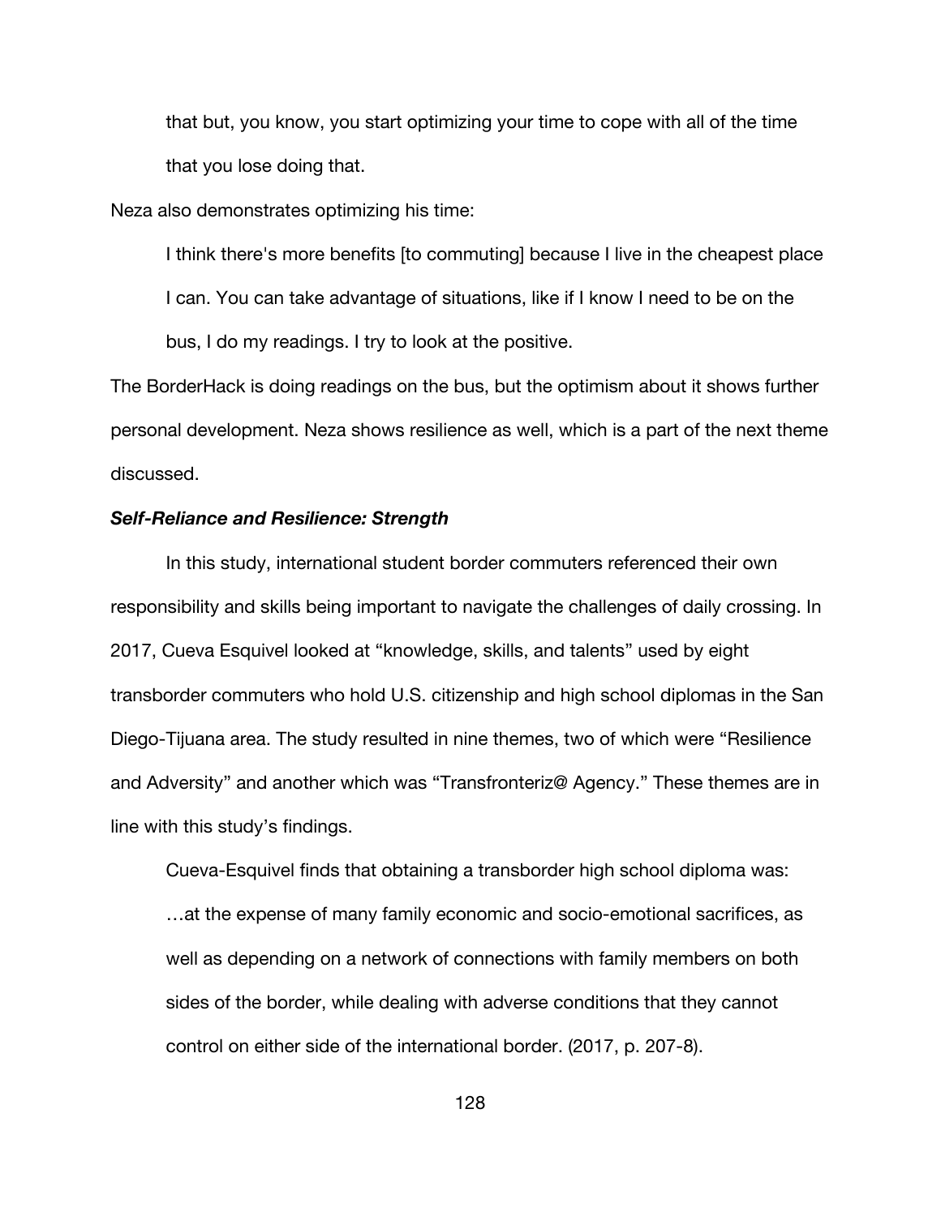> that but, you know, you start optimizing your time to cope with all of the time that you lose doing that.

Neza also demonstrates optimizing his time:

> I think there's more benefits [to commuting] because I live in the cheapest place I can. You can take advantage of situations, like if I know I need to be on the bus, I do my readings. I try to look at the positive.

The BorderHack is doing readings on the bus, but the optimism about it shows further personal development. Neza shows resilience as well, which is a part of the next theme discussed.

***Self-Reliance and Resilience: Strength***

In this study, international student border commuters referenced their own responsibility and skills being important to navigate the challenges of daily crossing. In 2017, Cueva Esquivel looked at "knowledge, skills, and talents" used by eight transborder commuters who hold U.S. citizenship and high school diplomas in the San Diego-Tijuana area. The study resulted in nine themes, two of which were "Resilience and Adversity" and another which was "Transfronteriz@ Agency." These themes are in line with this study's findings.

> Cueva-Esquivel finds that obtaining a transborder high school diploma was:
> …at the expense of many family economic and socio-emotional sacrifices, as well as depending on a network of connections with family members on both sides of the border, while dealing with adverse conditions that they cannot control on either side of the international border. (2017, p. 207-8).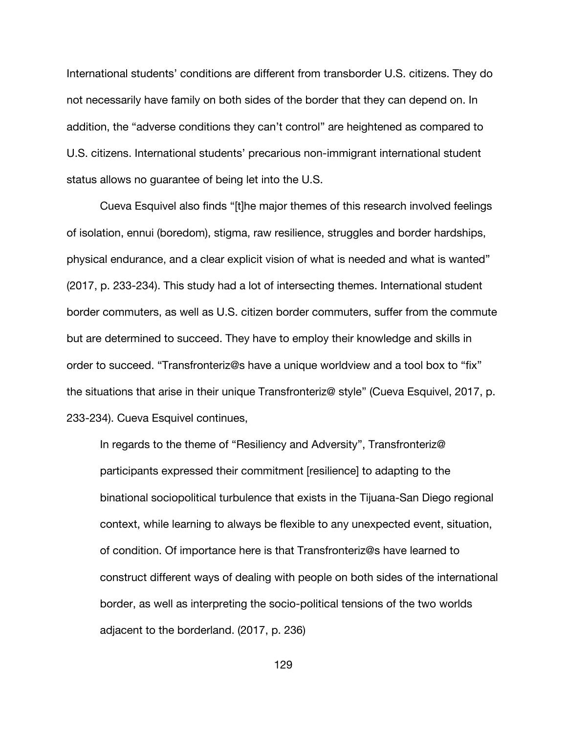International students' conditions are different from transborder U.S. citizens. They do not necessarily have family on both sides of the border that they can depend on. In addition, the "adverse conditions they can't control" are heightened as compared to U.S. citizens. International students' precarious non-immigrant international student status allows no guarantee of being let into the U.S.

Cueva Esquivel also finds "[t]he major themes of this research involved feelings of isolation, ennui (boredom), stigma, raw resilience, struggles and border hardships, physical endurance, and a clear explicit vision of what is needed and what is wanted" (2017, p. 233-234). This study had a lot of intersecting themes. International student border commuters, as well as U.S. citizen border commuters, suffer from the commute but are determined to succeed. They have to employ their knowledge and skills in order to succeed. "Transfronteriz@s have a unique worldview and a tool box to "fix" the situations that arise in their unique Transfronteriz@ style" (Cueva Esquivel, 2017, p. 233-234). Cueva Esquivel continues,

> In regards to the theme of "Resiliency and Adversity", Transfronteriz@ participants expressed their commitment [resilience] to adapting to the binational sociopolitical turbulence that exists in the Tijuana-San Diego regional context, while learning to always be flexible to any unexpected event, situation, of condition. Of importance here is that Transfronteriz@s have learned to construct different ways of dealing with people on both sides of the international border, as well as interpreting the socio-political tensions of the two worlds adjacent to the borderland. (2017, p. 236)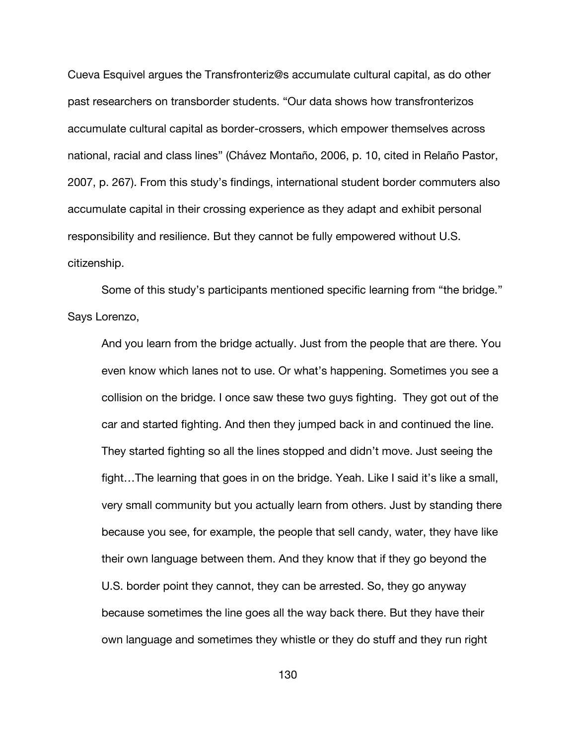Cueva Esquivel argues the Transfronteriz@s accumulate cultural capital, as do other past researchers on transborder students. "Our data shows how transfronterizos accumulate cultural capital as border-crossers, which empower themselves across national, racial and class lines" (Chávez Montaño, 2006, p. 10, cited in Relaño Pastor, 2007, p. 267). From this study's findings, international student border commuters also accumulate capital in their crossing experience as they adapt and exhibit personal responsibility and resilience. But they cannot be fully empowered without U.S. citizenship.

Some of this study's participants mentioned specific learning from "the bridge." Says Lorenzo,

> And you learn from the bridge actually. Just from the people that are there. You even know which lanes not to use. Or what's happening. Sometimes you see a collision on the bridge. I once saw these two guys fighting. They got out of the car and started fighting. And then they jumped back in and continued the line. They started fighting so all the lines stopped and didn't move. Just seeing the fight…The learning that goes in on the bridge. Yeah. Like I said it's like a small, very small community but you actually learn from others. Just by standing there because you see, for example, the people that sell candy, water, they have like their own language between them. And they know that if they go beyond the U.S. border point they cannot, they can be arrested. So, they go anyway because sometimes the line goes all the way back there. But they have their own language and sometimes they whistle or they do stuff and they run right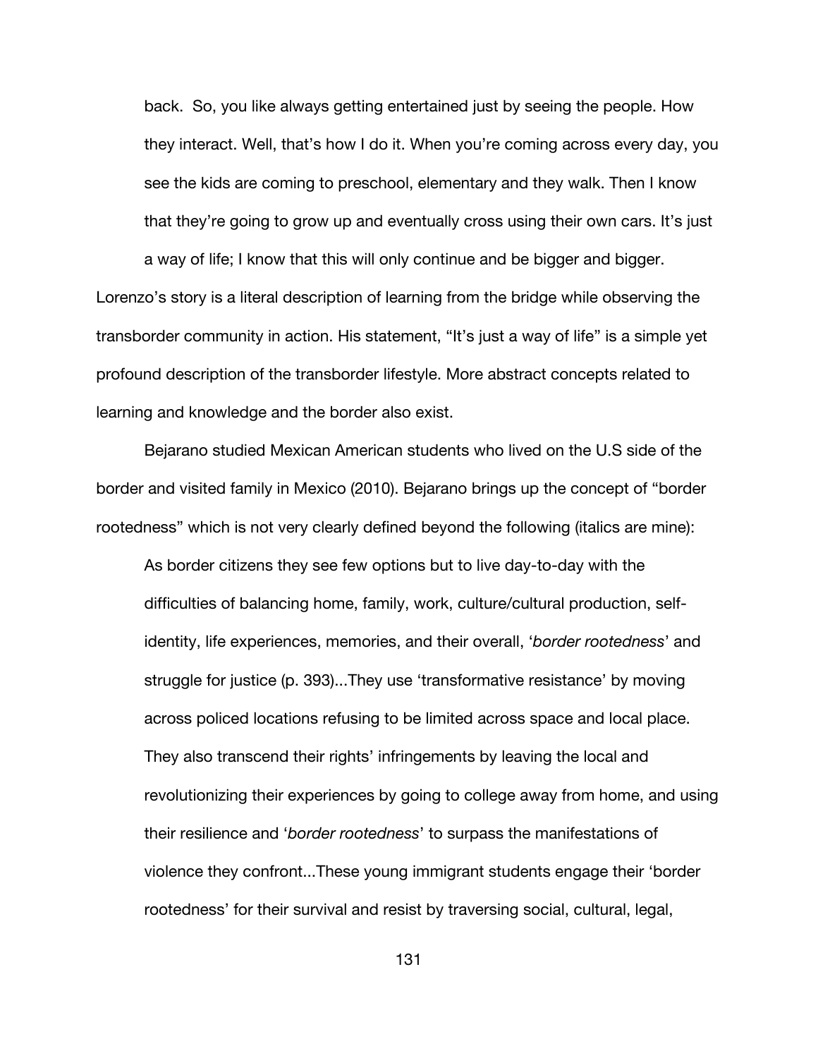> back. So, you like always getting entertained just by seeing the people. How they interact. Well, that's how I do it. When you're coming across every day, you see the kids are coming to preschool, elementary and they walk. Then I know that they're going to grow up and eventually cross using their own cars. It's just a way of life; I know that this will only continue and be bigger and bigger.

Lorenzo's story is a literal description of learning from the bridge while observing the transborder community in action. His statement, "It's just a way of life" is a simple yet profound description of the transborder lifestyle. More abstract concepts related to learning and knowledge and the border also exist.

Bejarano studied Mexican American students who lived on the U.S side of the border and visited family in Mexico (2010). Bejarano brings up the concept of "border rootedness" which is not very clearly defined beyond the following (italics are mine):

> As border citizens they see few options but to live day-to-day with the difficulties of balancing home, family, work, culture/cultural production, self-identity, life experiences, memories, and their overall, '*border rootedness*' and struggle for justice (p. 393)...They use 'transformative resistance' by moving across policed locations refusing to be limited across space and local place. They also transcend their rights' infringements by leaving the local and revolutionizing their experiences by going to college away from home, and using their resilience and '*border rootedness*' to surpass the manifestations of violence they confront...These young immigrant students engage their 'border rootedness' for their survival and resist by traversing social, cultural, legal,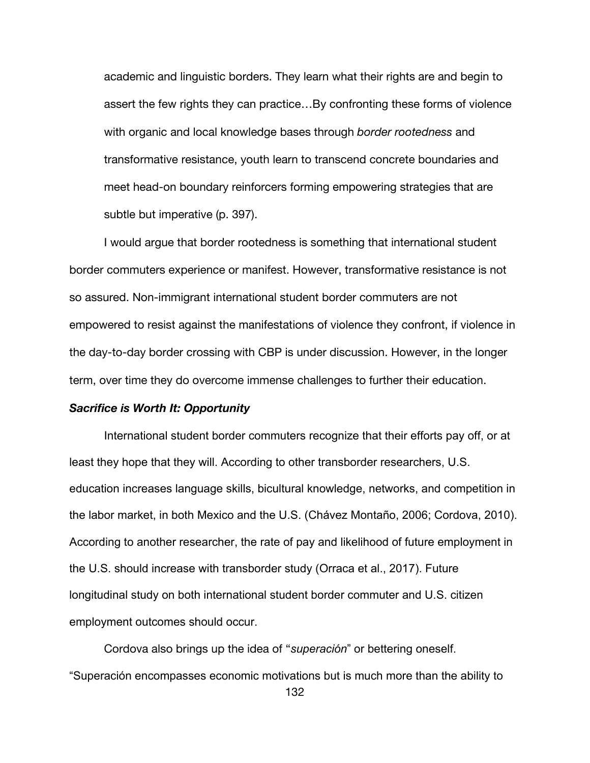> academic and linguistic borders. They learn what their rights are and begin to assert the few rights they can practice…By confronting these forms of violence with organic and local knowledge bases through *border rootedness* and transformative resistance, youth learn to transcend concrete boundaries and meet head-on boundary reinforcers forming empowering strategies that are subtle but imperative (p. 397).

I would argue that border rootedness is something that international student border commuters experience or manifest. However, transformative resistance is not so assured. Non-immigrant international student border commuters are not empowered to resist against the manifestations of violence they confront, if violence in the day-to-day border crossing with CBP is under discussion. However, in the longer term, over time they do overcome immense challenges to further their education.

### ***Sacrifice is Worth It: Opportunity***

International student border commuters recognize that their efforts pay off, or at least they hope that they will. According to other transborder researchers, U.S. education increases language skills, bicultural knowledge, networks, and competition in the labor market, in both Mexico and the U.S. (Chávez Montaño, 2006; Cordova, 2010). According to another researcher, the rate of pay and likelihood of future employment in the U.S. should increase with transborder study (Orraca et al., 2017). Future longitudinal study on both international student border commuter and U.S. citizen employment outcomes should occur.

Cordova also brings up the idea of "*superación*" or bettering oneself. "Superación encompasses economic motivations but is much more than the ability to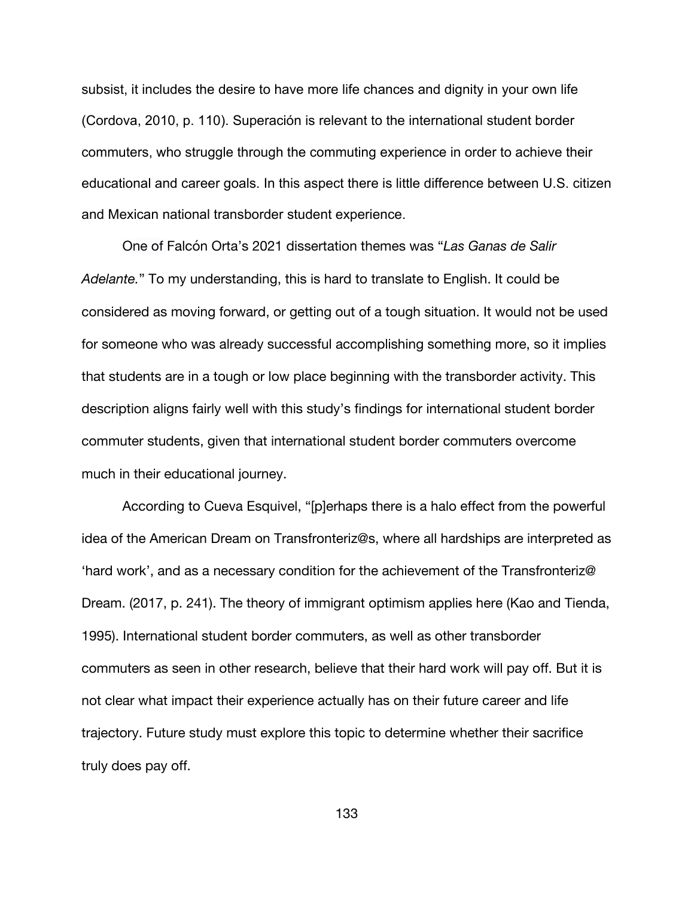subsist, it includes the desire to have more life chances and dignity in your own life (Cordova, 2010, p. 110). Superación is relevant to the international student border commuters, who struggle through the commuting experience in order to achieve their educational and career goals. In this aspect there is little difference between U.S. citizen and Mexican national transborder student experience.

One of Falcón Orta's 2021 dissertation themes was "*Las Ganas de Salir Adelante.*" To my understanding, this is hard to translate to English. It could be considered as moving forward, or getting out of a tough situation. It would not be used for someone who was already successful accomplishing something more, so it implies that students are in a tough or low place beginning with the transborder activity. This description aligns fairly well with this study's findings for international student border commuter students, given that international student border commuters overcome much in their educational journey.

According to Cueva Esquivel, "[p]erhaps there is a halo effect from the powerful idea of the American Dream on Transfronteriz@s, where all hardships are interpreted as 'hard work', and as a necessary condition for the achievement of the Transfronteriz@ Dream. (2017, p. 241). The theory of immigrant optimism applies here (Kao and Tienda, 1995). International student border commuters, as well as other transborder commuters as seen in other research, believe that their hard work will pay off. But it is not clear what impact their experience actually has on their future career and life trajectory. Future study must explore this topic to determine whether their sacrifice truly does pay off.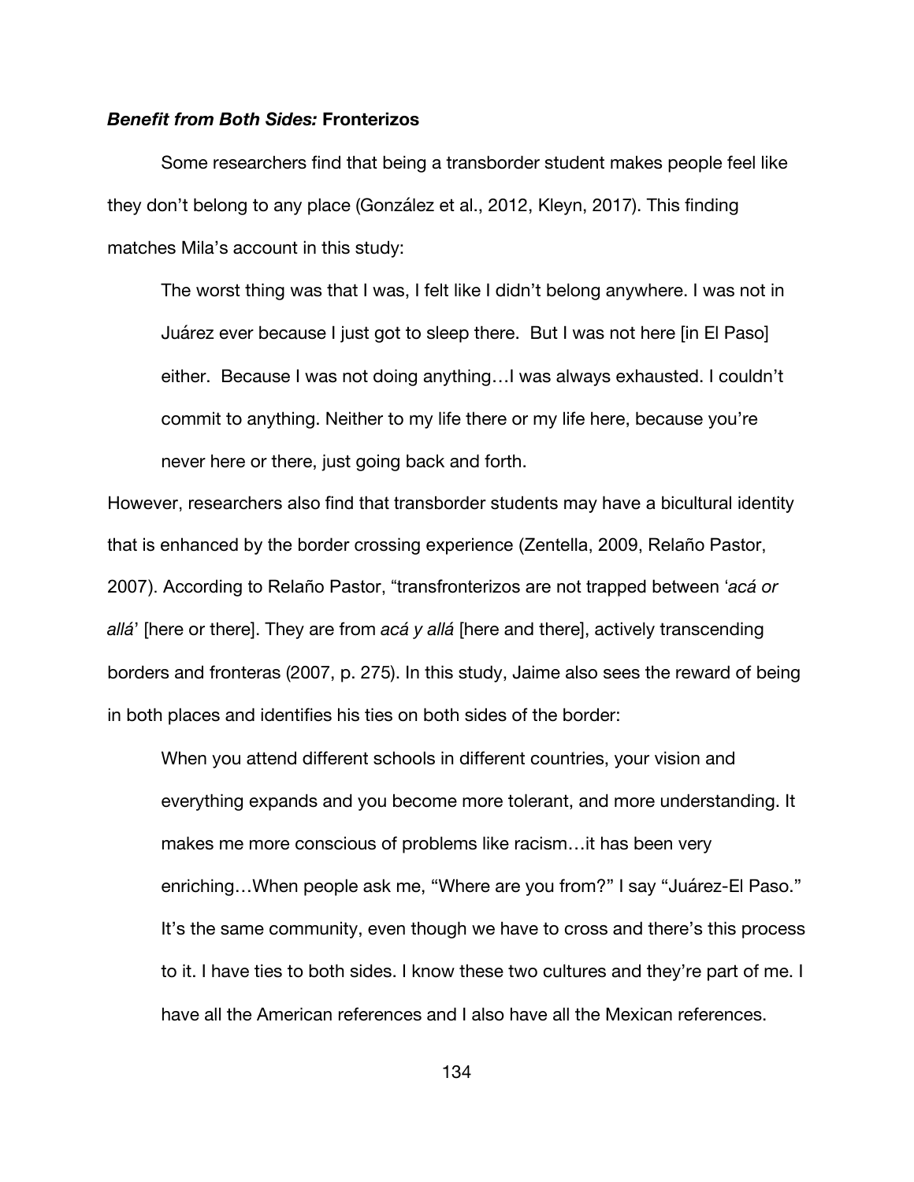### ***Benefit from Both Sides:* Fronterizos**

Some researchers find that being a transborder student makes people feel like they don't belong to any place (González et al., 2012, Kleyn, 2017). This finding matches Mila's account in this study:

> The worst thing was that I was, I felt like I didn't belong anywhere. I was not in Juárez ever because I just got to sleep there. But I was not here [in El Paso] either. Because I was not doing anything…I was always exhausted. I couldn't commit to anything. Neither to my life there or my life here, because you're never here or there, just going back and forth.

However, researchers also find that transborder students may have a bicultural identity that is enhanced by the border crossing experience (Zentella, 2009, Relaño Pastor, 2007). According to Relaño Pastor, "transfronterizos are not trapped between '*acá or allá*' [here or there]. They are from *acá y allá* [here and there], actively transcending borders and fronteras (2007, p. 275). In this study, Jaime also sees the reward of being in both places and identifies his ties on both sides of the border:

> When you attend different schools in different countries, your vision and everything expands and you become more tolerant, and more understanding. It makes me more conscious of problems like racism…it has been very enriching…When people ask me, "Where are you from?" I say "Juárez-El Paso." It's the same community, even though we have to cross and there's this process to it. I have ties to both sides. I know these two cultures and they're part of me. I have all the American references and I also have all the Mexican references.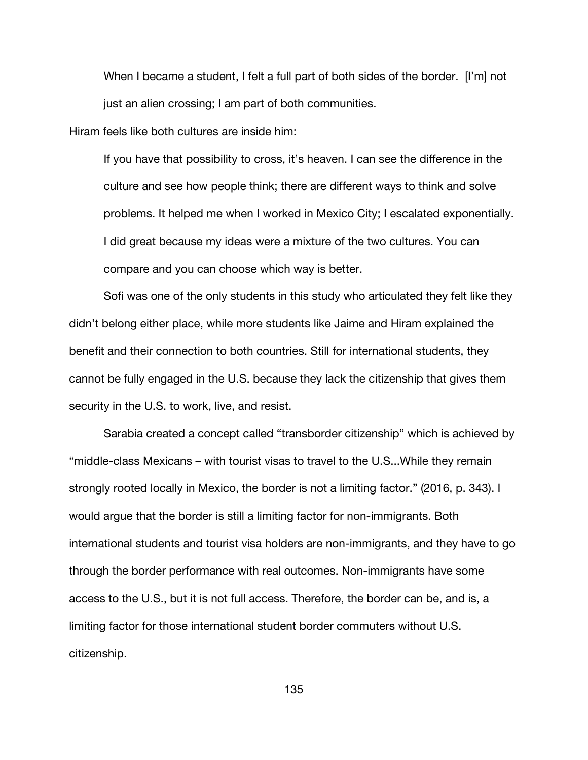> When I became a student, I felt a full part of both sides of the border. [I'm] not just an alien crossing; I am part of both communities.

Hiram feels like both cultures are inside him:

> If you have that possibility to cross, it's heaven. I can see the difference in the culture and see how people think; there are different ways to think and solve problems. It helped me when I worked in Mexico City; I escalated exponentially. I did great because my ideas were a mixture of the two cultures. You can compare and you can choose which way is better.

Sofi was one of the only students in this study who articulated they felt like they didn't belong either place, while more students like Jaime and Hiram explained the benefit and their connection to both countries. Still for international students, they cannot be fully engaged in the U.S. because they lack the citizenship that gives them security in the U.S. to work, live, and resist.

Sarabia created a concept called "transborder citizenship" which is achieved by "middle-class Mexicans – with tourist visas to travel to the U.S...While they remain strongly rooted locally in Mexico, the border is not a limiting factor." (2016, p. 343). I would argue that the border is still a limiting factor for non-immigrants. Both international students and tourist visa holders are non-immigrants, and they have to go through the border performance with real outcomes. Non-immigrants have some access to the U.S., but it is not full access. Therefore, the border can be, and is, a limiting factor for those international student border commuters without U.S. citizenship.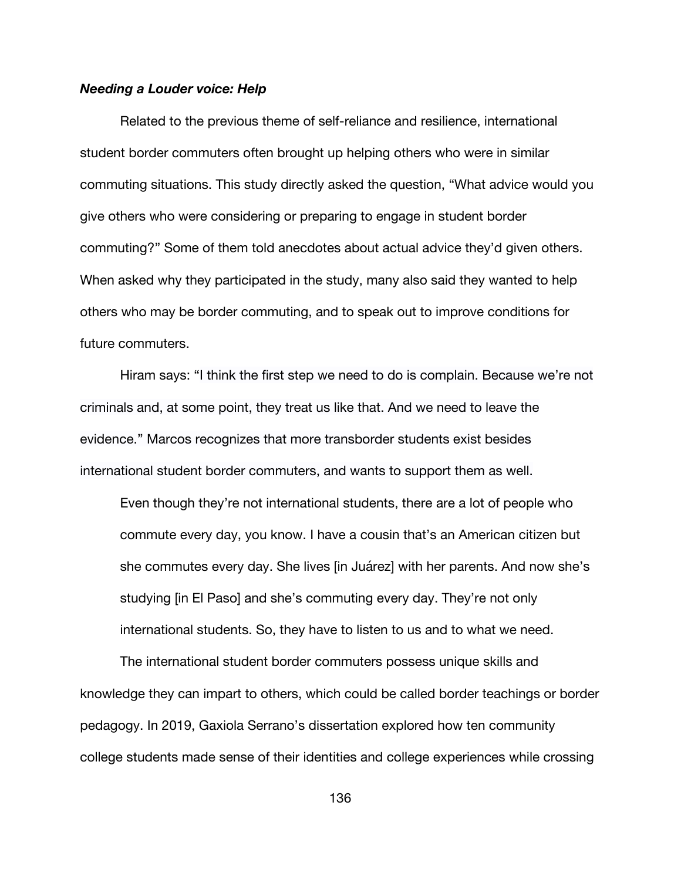***Needing a Louder voice: Help***

Related to the previous theme of self-reliance and resilience, international student border commuters often brought up helping others who were in similar commuting situations. This study directly asked the question, "What advice would you give others who were considering or preparing to engage in student border commuting?" Some of them told anecdotes about actual advice they'd given others. When asked why they participated in the study, many also said they wanted to help others who may be border commuting, and to speak out to improve conditions for future commuters.

Hiram says: "I think the first step we need to do is complain. Because we're not criminals and, at some point, they treat us like that. And we need to leave the evidence." Marcos recognizes that more transborder students exist besides international student border commuters, and wants to support them as well.

> Even though they're not international students, there are a lot of people who commute every day, you know. I have a cousin that's an American citizen but she commutes every day. She lives [in Juárez] with her parents. And now she's studying [in El Paso] and she's commuting every day. They're not only international students. So, they have to listen to us and to what we need.

The international student border commuters possess unique skills and knowledge they can impart to others, which could be called border teachings or border pedagogy. In 2019, Gaxiola Serrano's dissertation explored how ten community college students made sense of their identities and college experiences while crossing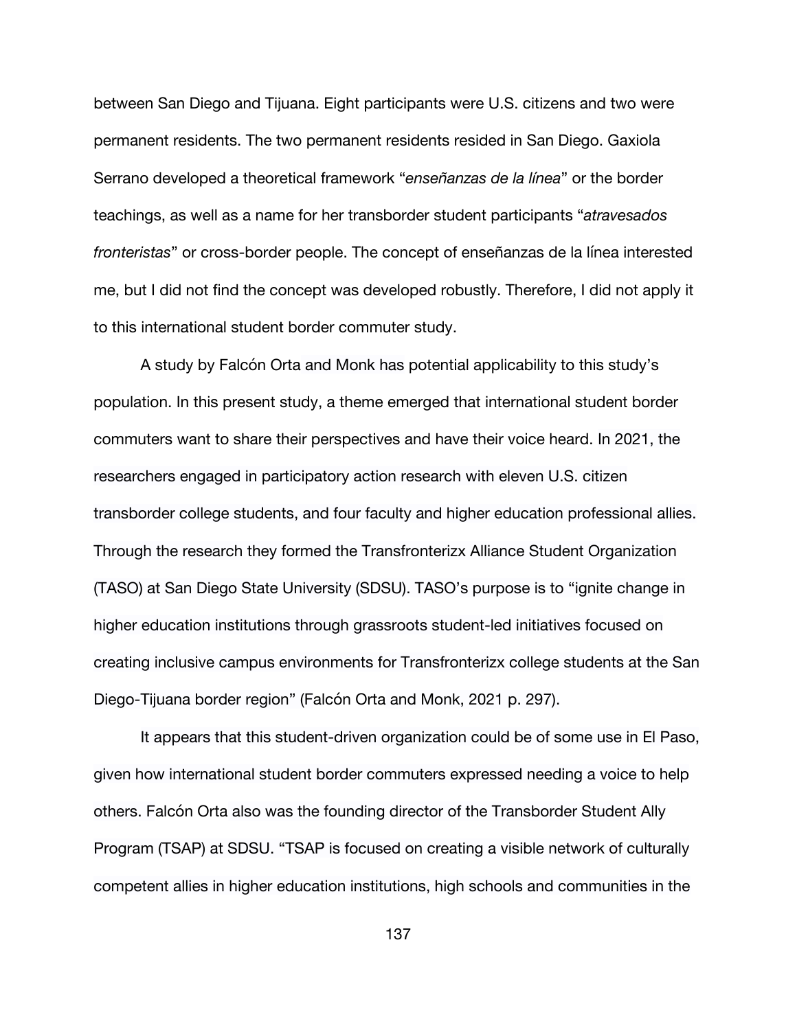between San Diego and Tijuana. Eight participants were U.S. citizens and two were permanent residents. The two permanent residents resided in San Diego. Gaxiola Serrano developed a theoretical framework "*enseñanzas de la línea*" or the border teachings, as well as a name for her transborder student participants "*atravesados fronteristas*" or cross-border people. The concept of enseñanzas de la línea interested me, but I did not find the concept was developed robustly. Therefore, I did not apply it to this international student border commuter study.

A study by Falcón Orta and Monk has potential applicability to this study's population. In this present study, a theme emerged that international student border commuters want to share their perspectives and have their voice heard. In 2021, the researchers engaged in participatory action research with eleven U.S. citizen transborder college students, and four faculty and higher education professional allies. Through the research they formed the Transfronterizx Alliance Student Organization (TASO) at San Diego State University (SDSU). TASO's purpose is to "ignite change in higher education institutions through grassroots student-led initiatives focused on creating inclusive campus environments for Transfronterizx college students at the San Diego-Tijuana border region" (Falcón Orta and Monk, 2021 p. 297).

It appears that this student-driven organization could be of some use in El Paso, given how international student border commuters expressed needing a voice to help others. Falcón Orta also was the founding director of the Transborder Student Ally Program (TSAP) at SDSU. "TSAP is focused on creating a visible network of culturally competent allies in higher education institutions, high schools and communities in the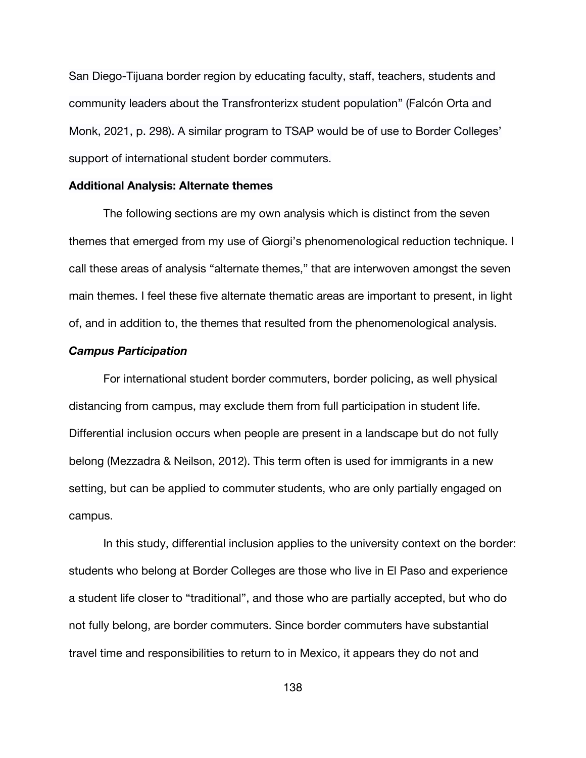San Diego-Tijuana border region by educating faculty, staff, teachers, students and community leaders about the Transfronterizx student population" (Falcón Orta and Monk, 2021, p. 298). A similar program to TSAP would be of use to Border Colleges' support of international student border commuters.

### Additional Analysis: Alternate themes

The following sections are my own analysis which is distinct from the seven themes that emerged from my use of Giorgi's phenomenological reduction technique. I call these areas of analysis "alternate themes," that are interwoven amongst the seven main themes. I feel these five alternate thematic areas are important to present, in light of, and in addition to, the themes that resulted from the phenomenological analysis.

#### *Campus Participation*

For international student border commuters, border policing, as well physical distancing from campus, may exclude them from full participation in student life. Differential inclusion occurs when people are present in a landscape but do not fully belong (Mezzadra & Neilson, 2012). This term often is used for immigrants in a new setting, but can be applied to commuter students, who are only partially engaged on campus.

In this study, differential inclusion applies to the university context on the border: students who belong at Border Colleges are those who live in El Paso and experience a student life closer to "traditional", and those who are partially accepted, but who do not fully belong, are border commuters. Since border commuters have substantial travel time and responsibilities to return to in Mexico, it appears they do not and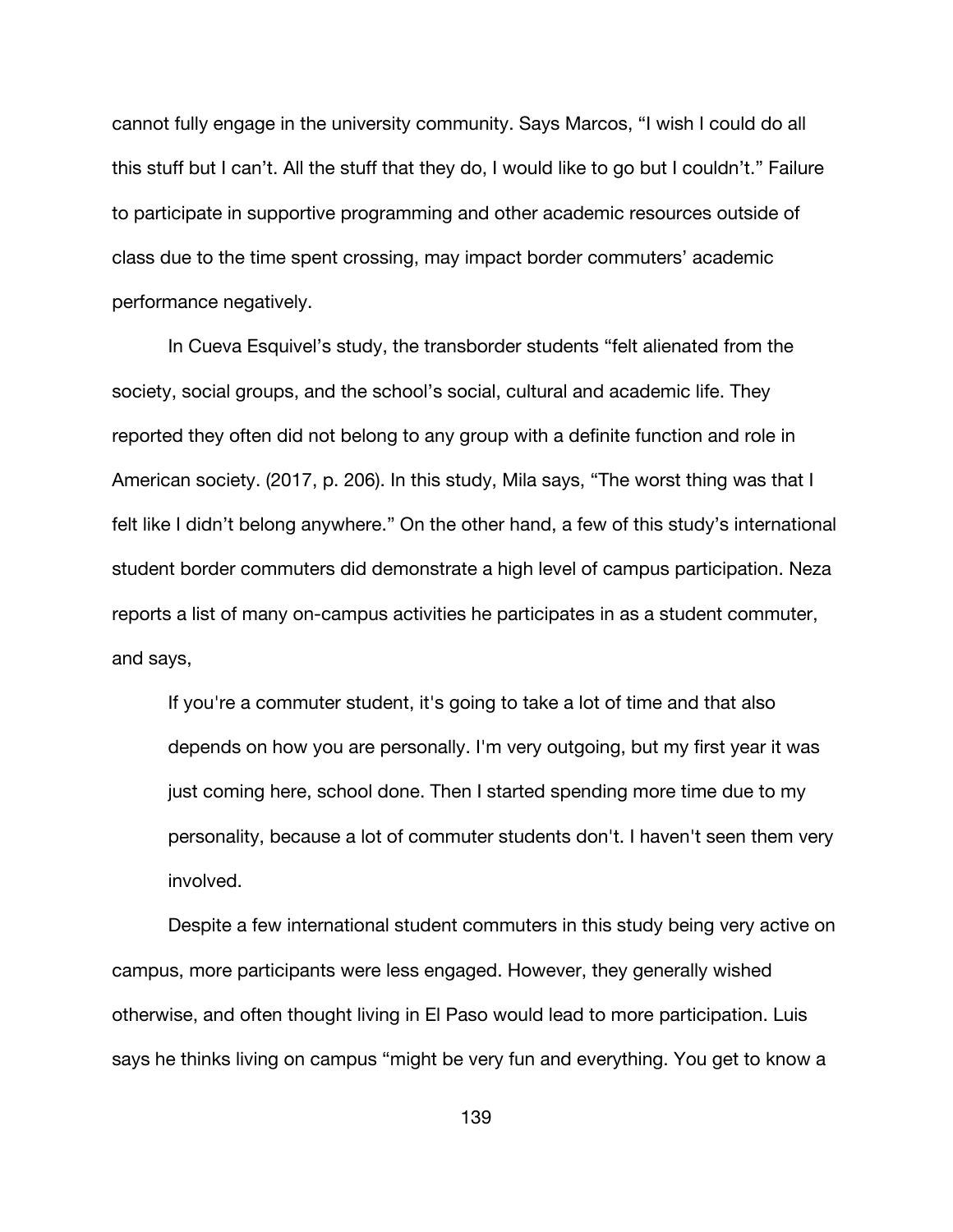cannot fully engage in the university community. Says Marcos, “I wish I could do all this stuff but I can’t. All the stuff that they do, I would like to go but I couldn’t.” Failure to participate in supportive programming and other academic resources outside of class due to the time spent crossing, may impact border commuters’ academic performance negatively.

In Cueva Esquivel’s study, the transborder students “felt alienated from the society, social groups, and the school’s social, cultural and academic life. They reported they often did not belong to any group with a definite function and role in American society. (2017, p. 206). In this study, Mila says, “The worst thing was that I felt like I didn’t belong anywhere.” On the other hand, a few of this study’s international student border commuters did demonstrate a high level of campus participation. Neza reports a list of many on-campus activities he participates in as a student commuter, and says,

> If you're a commuter student, it's going to take a lot of time and that also depends on how you are personally. I'm very outgoing, but my first year it was just coming here, school done. Then I started spending more time due to my personality, because a lot of commuter students don't. I haven't seen them very involved.

Despite a few international student commuters in this study being very active on campus, more participants were less engaged. However, they generally wished otherwise, and often thought living in El Paso would lead to more participation. Luis says he thinks living on campus “might be very fun and everything. You get to know a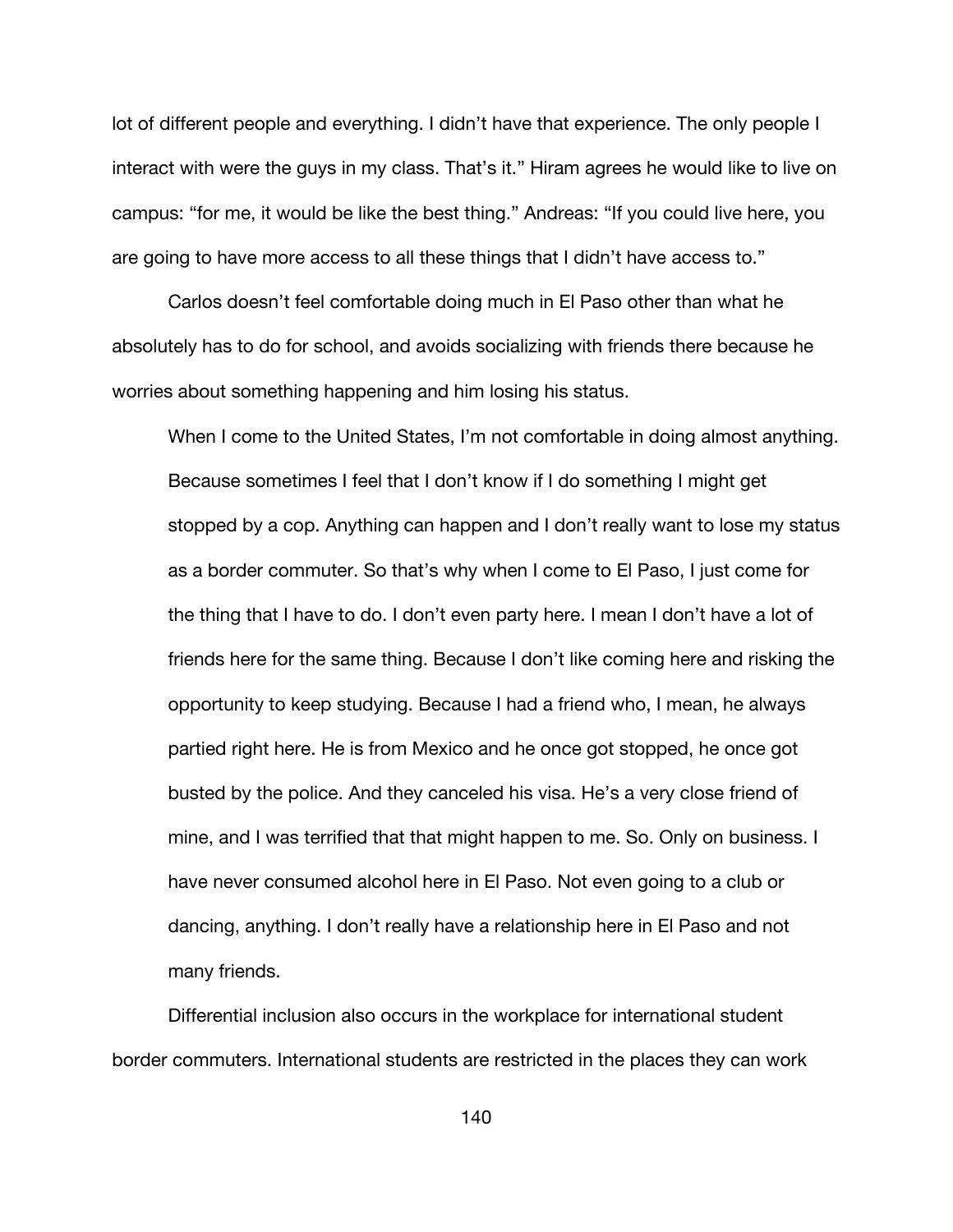lot of different people and everything. I didn't have that experience. The only people I interact with were the guys in my class. That's it." Hiram agrees he would like to live on campus: "for me, it would be like the best thing." Andreas: "If you could live here, you are going to have more access to all these things that I didn't have access to."

Carlos doesn't feel comfortable doing much in El Paso other than what he absolutely has to do for school, and avoids socializing with friends there because he worries about something happening and him losing his status.

> When I come to the United States, I'm not comfortable in doing almost anything. Because sometimes I feel that I don't know if I do something I might get stopped by a cop. Anything can happen and I don't really want to lose my status as a border commuter. So that's why when I come to El Paso, I just come for the thing that I have to do. I don't even party here. I mean I don't have a lot of friends here for the same thing. Because I don't like coming here and risking the opportunity to keep studying. Because I had a friend who, I mean, he always partied right here. He is from Mexico and he once got stopped, he once got busted by the police. And they canceled his visa. He's a very close friend of mine, and I was terrified that that might happen to me. So. Only on business. I have never consumed alcohol here in El Paso. Not even going to a club or dancing, anything. I don't really have a relationship here in El Paso and not many friends.

Differential inclusion also occurs in the workplace for international student border commuters. International students are restricted in the places they can work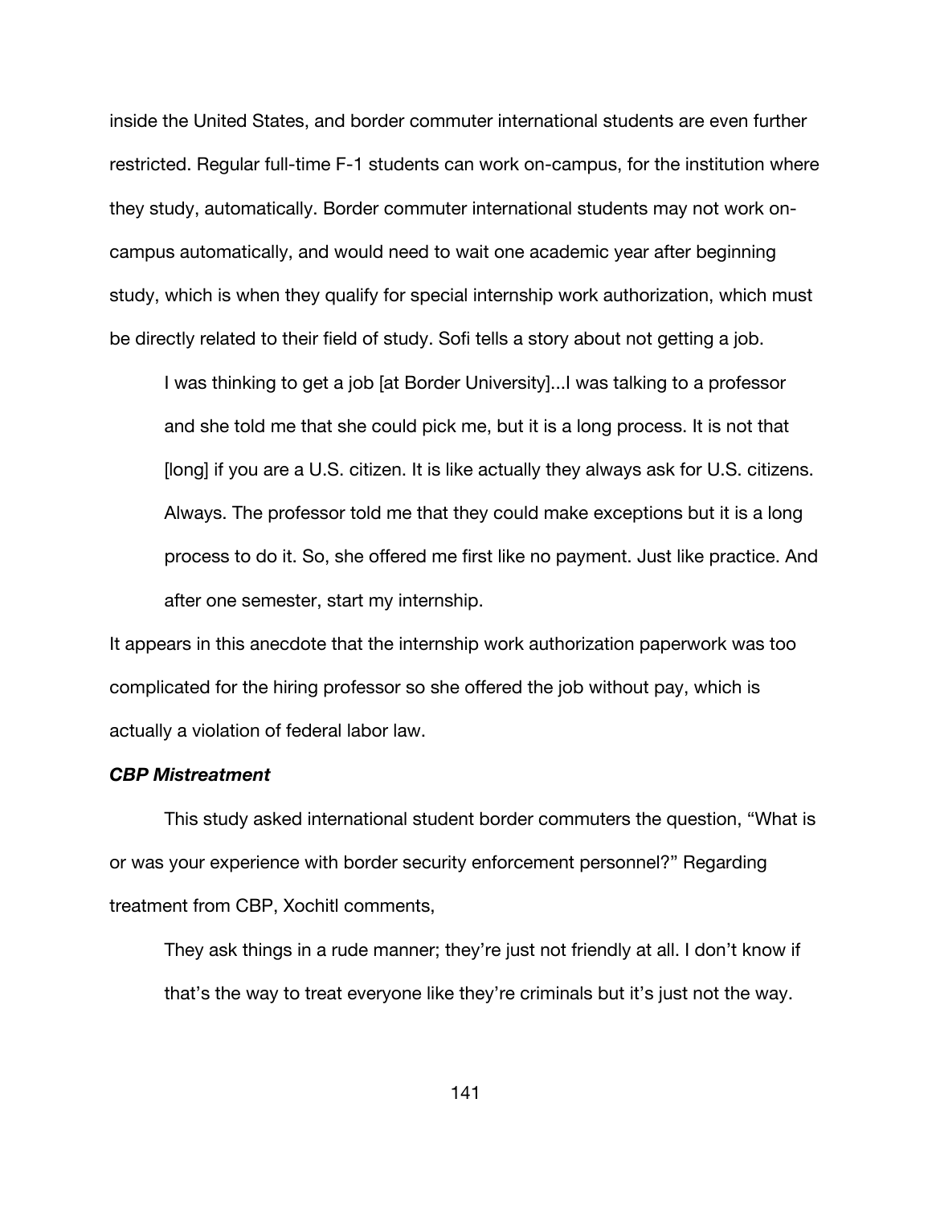inside the United States, and border commuter international students are even further restricted. Regular full-time F-1 students can work on-campus, for the institution where they study, automatically. Border commuter international students may not work on-campus automatically, and would need to wait one academic year after beginning study, which is when they qualify for special internship work authorization, which must be directly related to their field of study. Sofi tells a story about not getting a job.

> I was thinking to get a job [at Border University]...I was talking to a professor and she told me that she could pick me, but it is a long process. It is not that [long] if you are a U.S. citizen. It is like actually they always ask for U.S. citizens. Always. The professor told me that they could make exceptions but it is a long process to do it. So, she offered me first like no payment. Just like practice. And after one semester, start my internship.

It appears in this anecdote that the internship work authorization paperwork was too complicated for the hiring professor so she offered the job without pay, which is actually a violation of federal labor law.

### *CBP Mistreatment*

This study asked international student border commuters the question, "What is or was your experience with border security enforcement personnel?" Regarding treatment from CBP, Xochitl comments,

> They ask things in a rude manner; they're just not friendly at all. I don't know if that's the way to treat everyone like they're criminals but it's just not the way.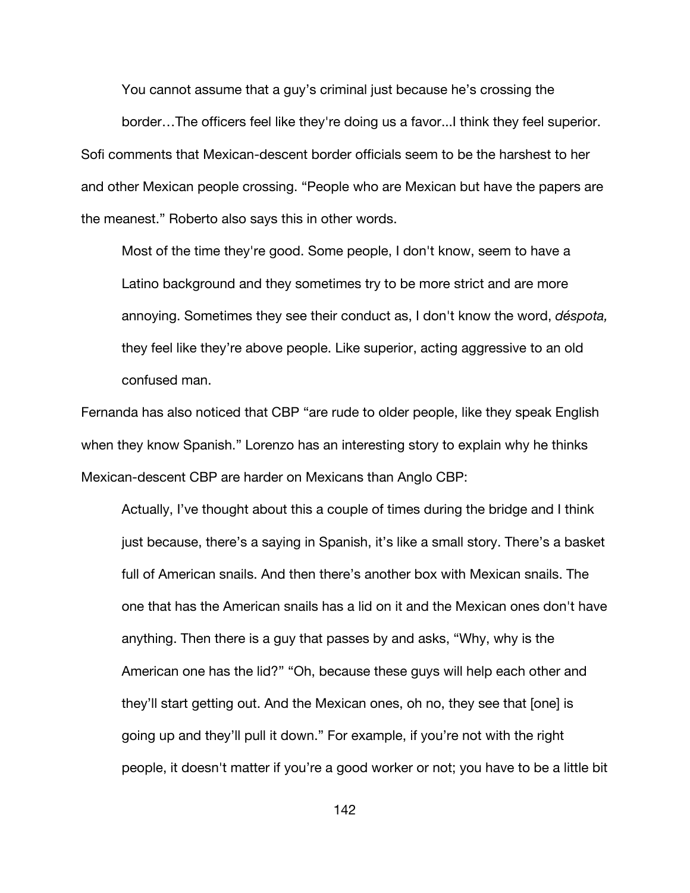> You cannot assume that a guy's criminal just because he's crossing the border…The officers feel like they're doing us a favor...I think they feel superior.

Sofi comments that Mexican-descent border officials seem to be the harshest to her and other Mexican people crossing. "People who are Mexican but have the papers are the meanest." Roberto also says this in other words.

> Most of the time they're good. Some people, I don't know, seem to have a Latino background and they sometimes try to be more strict and are more annoying. Sometimes they see their conduct as, I don't know the word, *déspota,* they feel like they're above people. Like superior, acting aggressive to an old confused man.

Fernanda has also noticed that CBP "are rude to older people, like they speak English when they know Spanish." Lorenzo has an interesting story to explain why he thinks Mexican-descent CBP are harder on Mexicans than Anglo CBP:

> Actually, I've thought about this a couple of times during the bridge and I think just because, there's a saying in Spanish, it's like a small story. There's a basket full of American snails. And then there's another box with Mexican snails. The one that has the American snails has a lid on it and the Mexican ones don't have anything. Then there is a guy that passes by and asks, "Why, why is the American one has the lid?" "Oh, because these guys will help each other and they'll start getting out. And the Mexican ones, oh no, they see that [one] is going up and they'll pull it down." For example, if you're not with the right people, it doesn't matter if you're a good worker or not; you have to be a little bit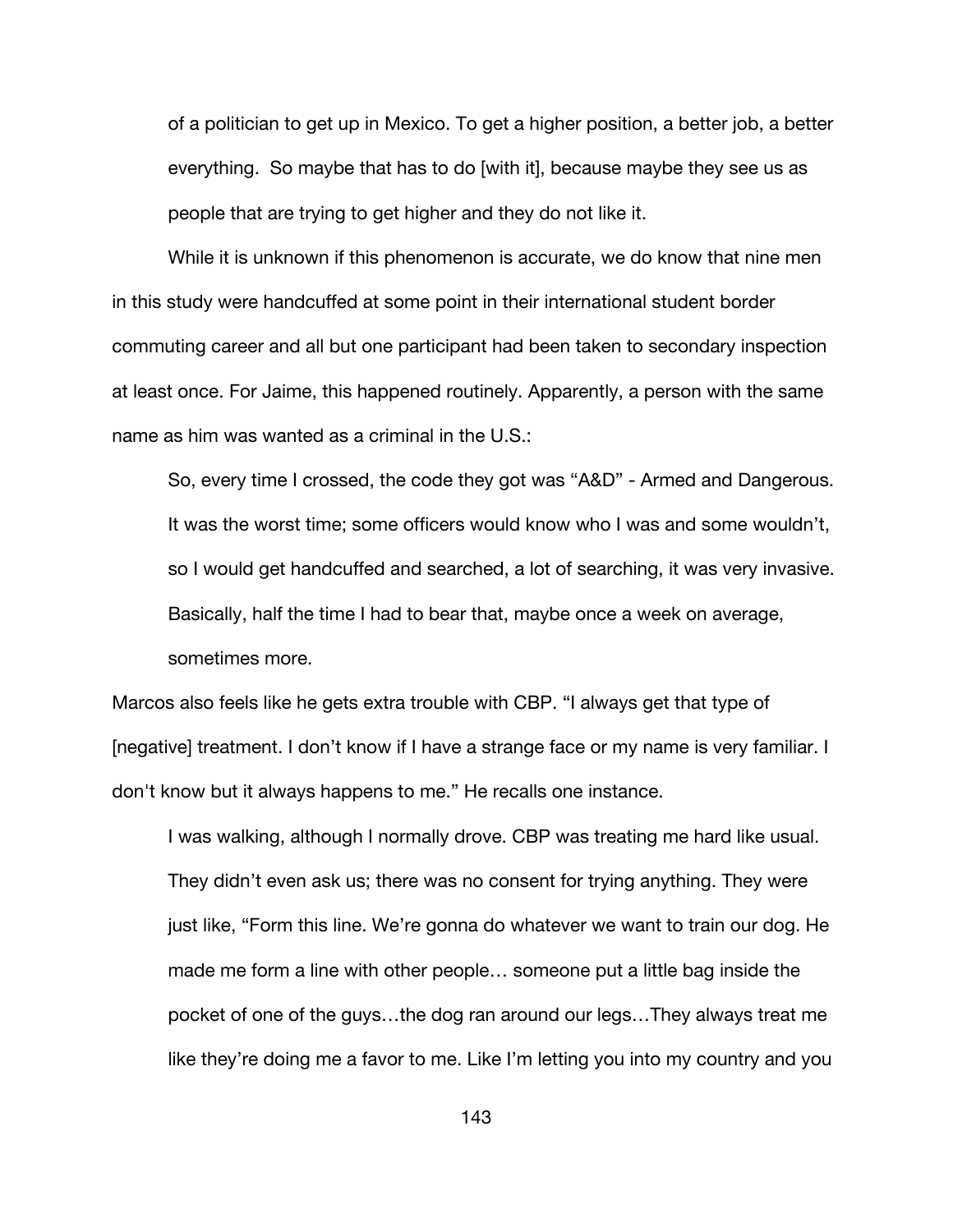> of a politician to get up in Mexico. To get a higher position, a better job, a better everything. So maybe that has to do [with it], because maybe they see us as people that are trying to get higher and they do not like it.

While it is unknown if this phenomenon is accurate, we do know that nine men in this study were handcuffed at some point in their international student border commuting career and all but one participant had been taken to secondary inspection at least once. For Jaime, this happened routinely. Apparently, a person with the same name as him was wanted as a criminal in the U.S.:

> So, every time I crossed, the code they got was "A&D" - Armed and Dangerous. It was the worst time; some officers would know who I was and some wouldn't, so I would get handcuffed and searched, a lot of searching, it was very invasive. Basically, half the time I had to bear that, maybe once a week on average, sometimes more.

Marcos also feels like he gets extra trouble with CBP. "I always get that type of [negative] treatment. I don't know if I have a strange face or my name is very familiar. I don't know but it always happens to me." He recalls one instance.

> I was walking, although I normally drove. CBP was treating me hard like usual. They didn't even ask us; there was no consent for trying anything. They were just like, "Form this line. We're gonna do whatever we want to train our dog. He made me form a line with other people… someone put a little bag inside the pocket of one of the guys…the dog ran around our legs…They always treat me like they're doing me a favor to me. Like I'm letting you into my country and you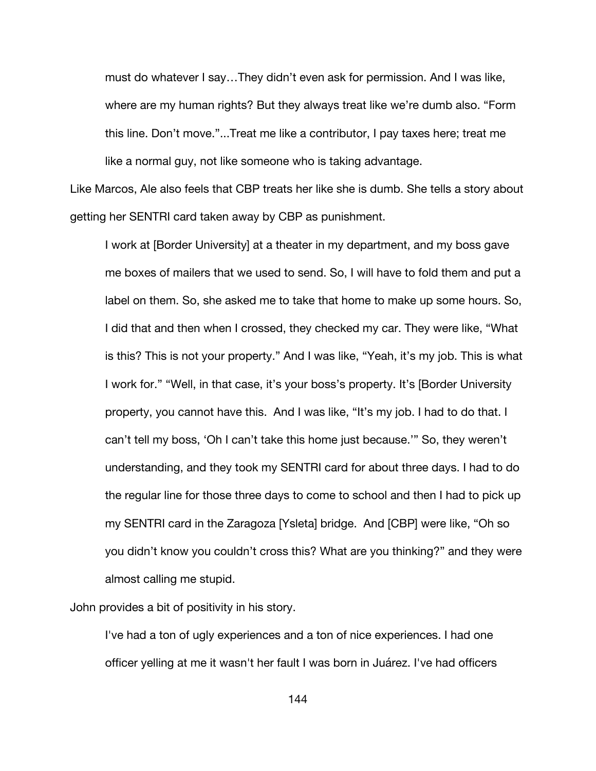> must do whatever I say…They didn't even ask for permission. And I was like, where are my human rights? But they always treat like we're dumb also. "Form this line. Don't move."...Treat me like a contributor, I pay taxes here; treat me like a normal guy, not like someone who is taking advantage.

Like Marcos, Ale also feels that CBP treats her like she is dumb. She tells a story about getting her SENTRI card taken away by CBP as punishment.

> I work at [Border University] at a theater in my department, and my boss gave me boxes of mailers that we used to send. So, I will have to fold them and put a label on them. So, she asked me to take that home to make up some hours. So, I did that and then when I crossed, they checked my car. They were like, "What is this? This is not your property." And I was like, "Yeah, it's my job. This is what I work for." "Well, in that case, it's your boss's property. It's [Border University property, you cannot have this. And I was like, "It's my job. I had to do that. I can't tell my boss, 'Oh I can't take this home just because.'" So, they weren't understanding, and they took my SENTRI card for about three days. I had to do the regular line for those three days to come to school and then I had to pick up my SENTRI card in the Zaragoza [Ysleta] bridge. And [CBP] were like, "Oh so you didn't know you couldn't cross this? What are you thinking?" and they were almost calling me stupid.

John provides a bit of positivity in his story.

> I've had a ton of ugly experiences and a ton of nice experiences. I had one officer yelling at me it wasn't her fault I was born in Juárez. I've had officers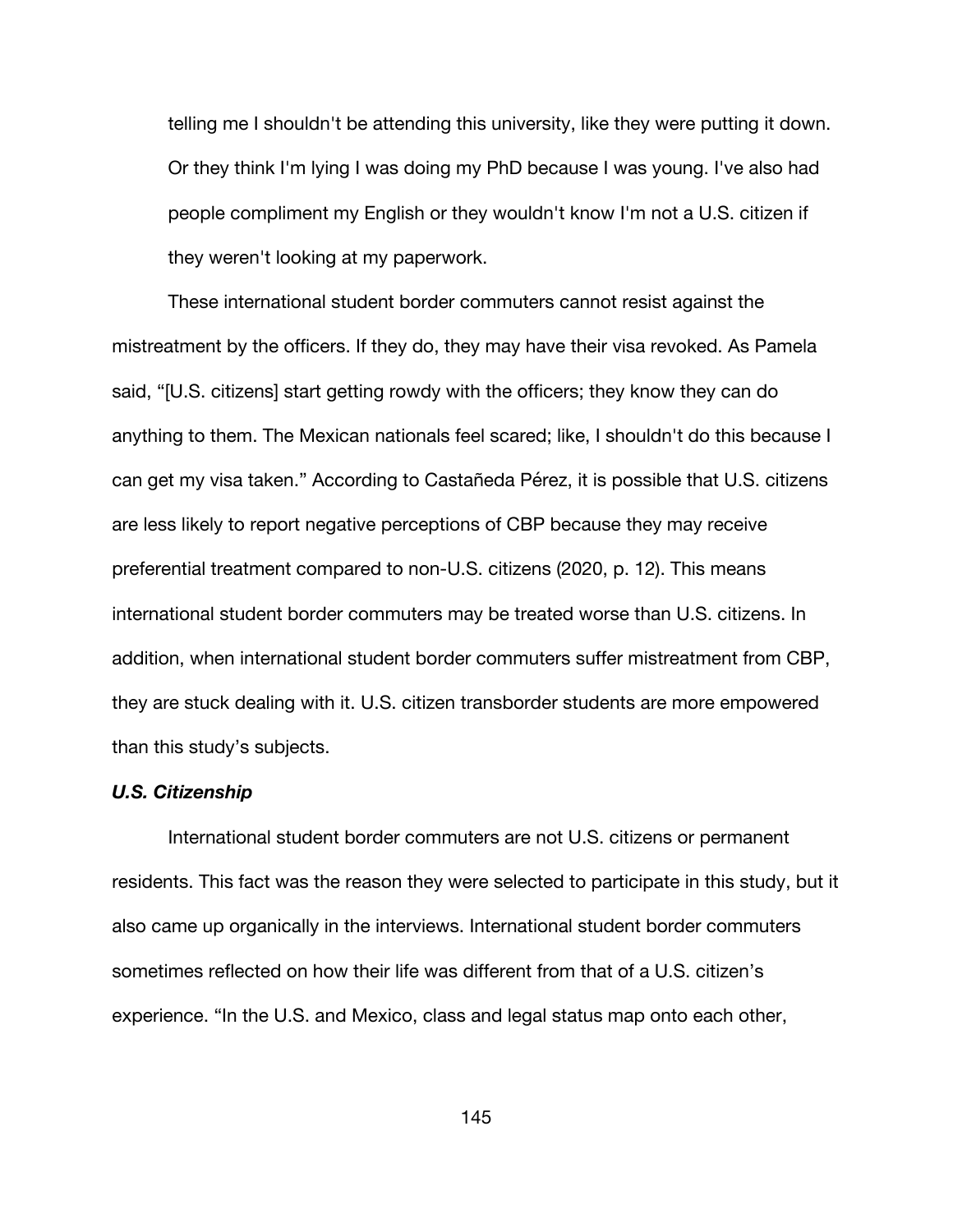telling me I shouldn't be attending this university, like they were putting it down. Or they think I'm lying I was doing my PhD because I was young. I've also had people compliment my English or they wouldn't know I'm not a U.S. citizen if they weren't looking at my paperwork.

These international student border commuters cannot resist against the mistreatment by the officers. If they do, they may have their visa revoked. As Pamela said, "[U.S. citizens] start getting rowdy with the officers; they know they can do anything to them. The Mexican nationals feel scared; like, I shouldn't do this because I can get my visa taken." According to Castañeda Pérez, it is possible that U.S. citizens are less likely to report negative perceptions of CBP because they may receive preferential treatment compared to non-U.S. citizens (2020, p. 12). This means international student border commuters may be treated worse than U.S. citizens. In addition, when international student border commuters suffer mistreatment from CBP, they are stuck dealing with it. U.S. citizen transborder students are more empowered than this study's subjects.

### *U.S. Citizenship*

International student border commuters are not U.S. citizens or permanent residents. This fact was the reason they were selected to participate in this study, but it also came up organically in the interviews. International student border commuters sometimes reflected on how their life was different from that of a U.S. citizen's experience. "In the U.S. and Mexico, class and legal status map onto each other,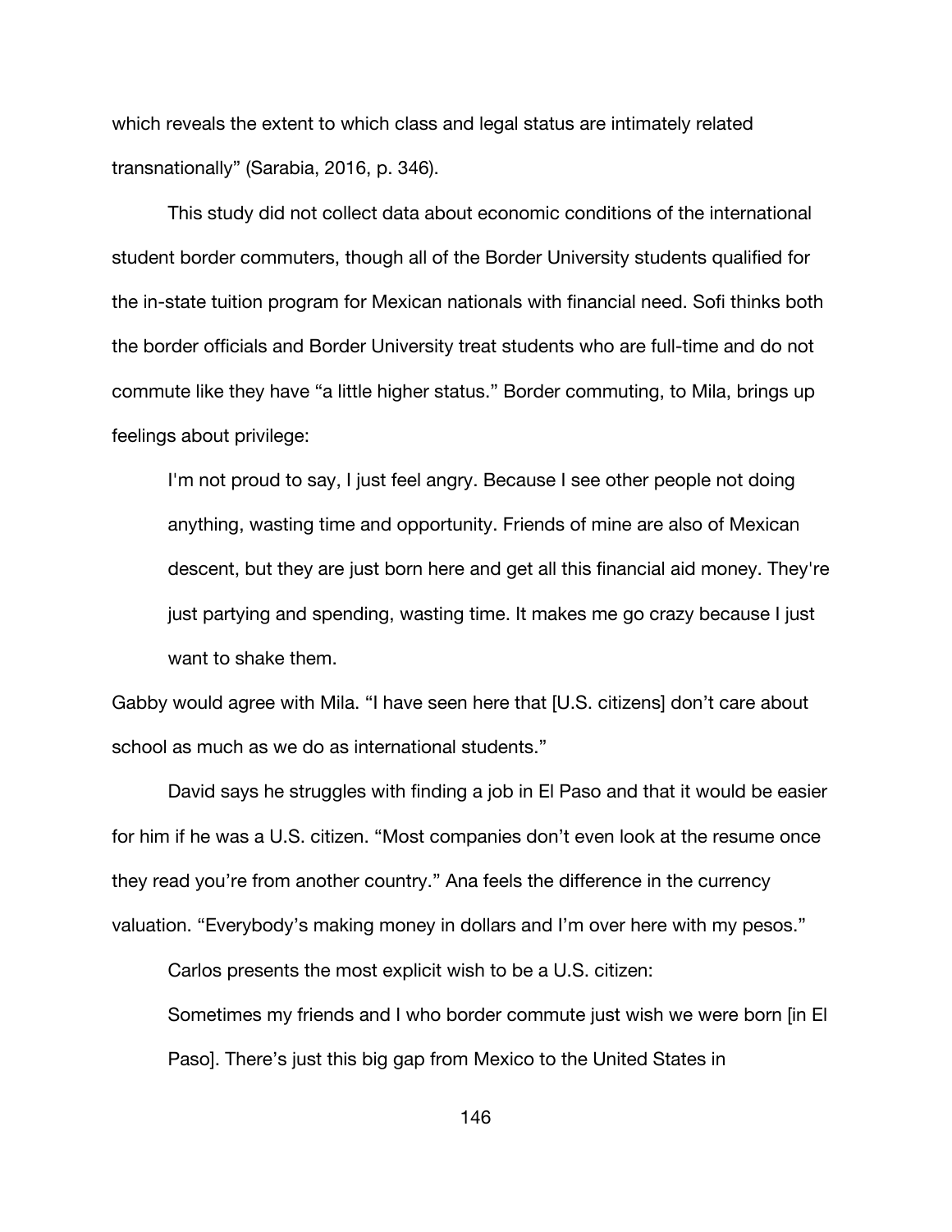which reveals the extent to which class and legal status are intimately related transnationally" (Sarabia, 2016, p. 346).

This study did not collect data about economic conditions of the international student border commuters, though all of the Border University students qualified for the in-state tuition program for Mexican nationals with financial need. Sofi thinks both the border officials and Border University treat students who are full-time and do not commute like they have "a little higher status." Border commuting, to Mila, brings up feelings about privilege:

> I'm not proud to say, I just feel angry. Because I see other people not doing anything, wasting time and opportunity. Friends of mine are also of Mexican descent, but they are just born here and get all this financial aid money. They're just partying and spending, wasting time. It makes me go crazy because I just want to shake them.

Gabby would agree with Mila. "I have seen here that [U.S. citizens] don't care about school as much as we do as international students."

David says he struggles with finding a job in El Paso and that it would be easier for him if he was a U.S. citizen. "Most companies don't even look at the resume once they read you're from another country." Ana feels the difference in the currency valuation. "Everybody's making money in dollars and I'm over here with my pesos."

Carlos presents the most explicit wish to be a U.S. citizen:

> Sometimes my friends and I who border commute just wish we were born [in El Paso]. There's just this big gap from Mexico to the United States in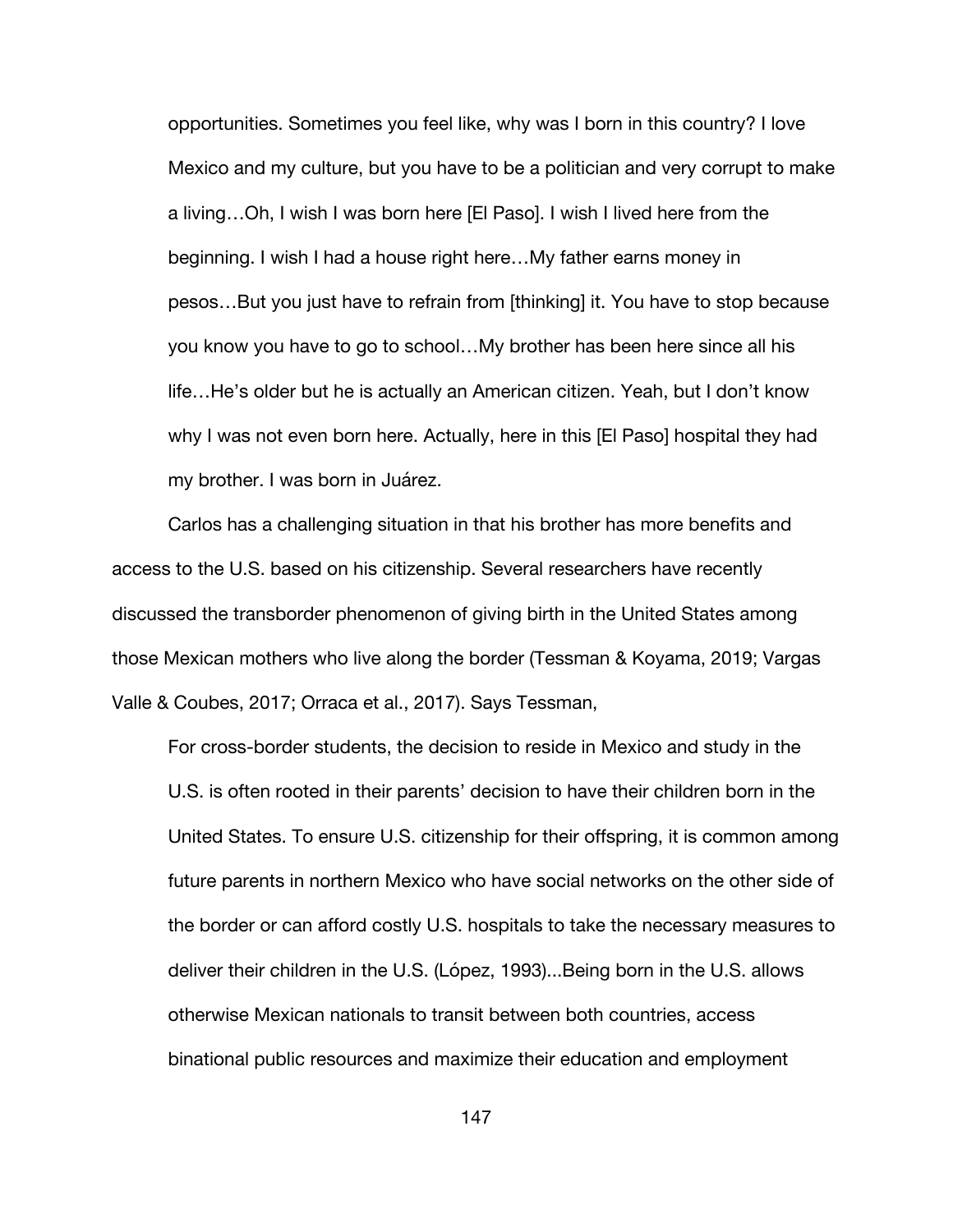> opportunities. Sometimes you feel like, why was I born in this country? I love Mexico and my culture, but you have to be a politician and very corrupt to make a living…Oh, I wish I was born here [El Paso]. I wish I lived here from the beginning. I wish I had a house right here…My father earns money in pesos…But you just have to refrain from [thinking] it. You have to stop because you know you have to go to school…My brother has been here since all his life…He's older but he is actually an American citizen. Yeah, but I don't know why I was not even born here. Actually, here in this [El Paso] hospital they had my brother. I was born in Juárez.

Carlos has a challenging situation in that his brother has more benefits and access to the U.S. based on his citizenship. Several researchers have recently discussed the transborder phenomenon of giving birth in the United States among those Mexican mothers who live along the border (Tessman & Koyama, 2019; Vargas Valle & Coubes, 2017; Orraca et al., 2017). Says Tessman,

> For cross-border students, the decision to reside in Mexico and study in the U.S. is often rooted in their parents' decision to have their children born in the United States. To ensure U.S. citizenship for their offspring, it is common among future parents in northern Mexico who have social networks on the other side of the border or can afford costly U.S. hospitals to take the necessary measures to deliver their children in the U.S. (López, 1993)...Being born in the U.S. allows otherwise Mexican nationals to transit between both countries, access binational public resources and maximize their education and employment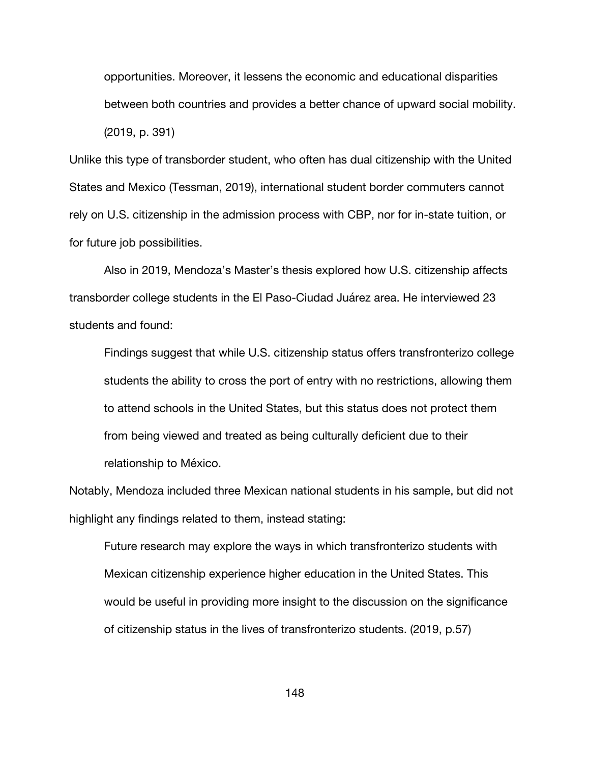> opportunities. Moreover, it lessens the economic and educational disparities between both countries and provides a better chance of upward social mobility. (2019, p. 391)

Unlike this type of transborder student, who often has dual citizenship with the United States and Mexico (Tessman, 2019), international student border commuters cannot rely on U.S. citizenship in the admission process with CBP, nor for in-state tuition, or for future job possibilities.

Also in 2019, Mendoza's Master's thesis explored how U.S. citizenship affects transborder college students in the El Paso-Ciudad Juárez area. He interviewed 23 students and found:

> Findings suggest that while U.S. citizenship status offers transfronterizo college students the ability to cross the port of entry with no restrictions, allowing them to attend schools in the United States, but this status does not protect them from being viewed and treated as being culturally deficient due to their relationship to México.

Notably, Mendoza included three Mexican national students in his sample, but did not highlight any findings related to them, instead stating:

> Future research may explore the ways in which transfronterizo students with Mexican citizenship experience higher education in the United States. This would be useful in providing more insight to the discussion on the significance of citizenship status in the lives of transfronterizo students. (2019, p.57)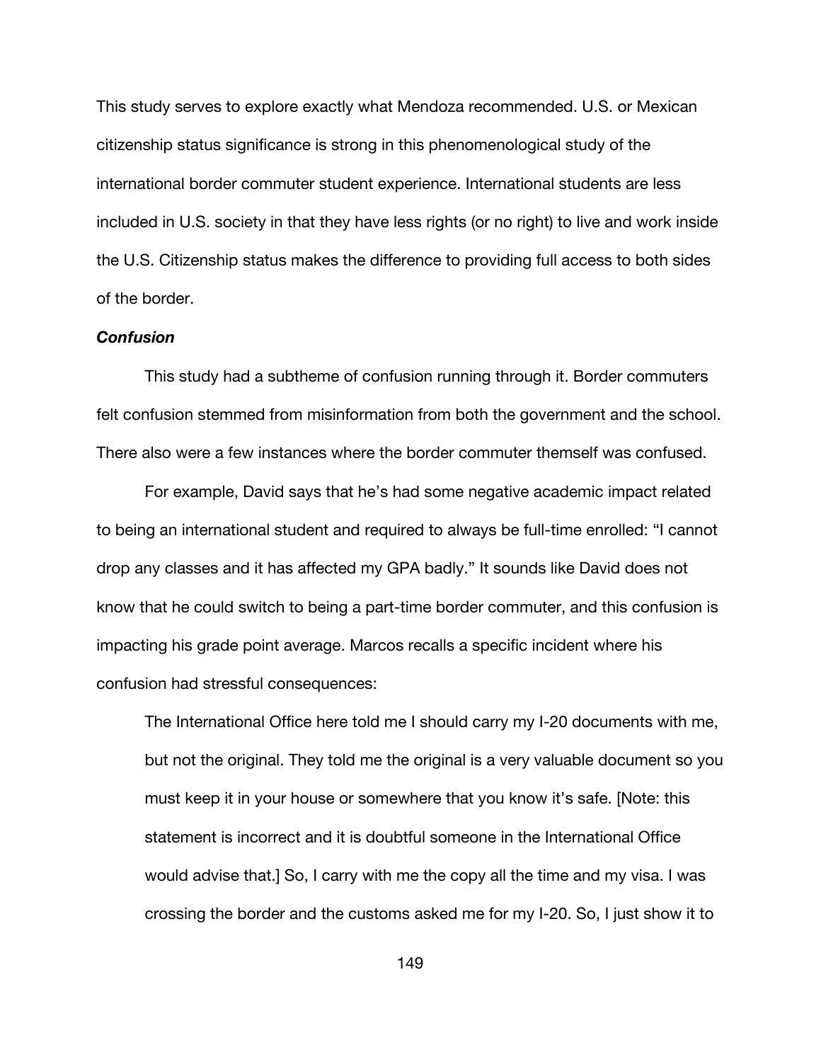This study serves to explore exactly what Mendoza recommended. U.S. or Mexican citizenship status significance is strong in this phenomenological study of the international border commuter student experience. International students are less included in U.S. society in that they have less rights (or no right) to live and work inside the U.S. Citizenship status makes the difference to providing full access to both sides of the border.

### *Confusion*

This study had a subtheme of confusion running through it. Border commuters felt confusion stemmed from misinformation from both the government and the school. There also were a few instances where the border commuter themself was confused.

For example, David says that he's had some negative academic impact related to being an international student and required to always be full-time enrolled: "I cannot drop any classes and it has affected my GPA badly." It sounds like David does not know that he could switch to being a part-time border commuter, and this confusion is impacting his grade point average. Marcos recalls a specific incident where his confusion had stressful consequences:

> The International Office here told me I should carry my I-20 documents with me, but not the original. They told me the original is a very valuable document so you must keep it in your house or somewhere that you know it's safe. [Note: this statement is incorrect and it is doubtful someone in the International Office would advise that.] So, I carry with me the copy all the time and my visa. I was crossing the border and the customs asked me for my I-20. So, I just show it to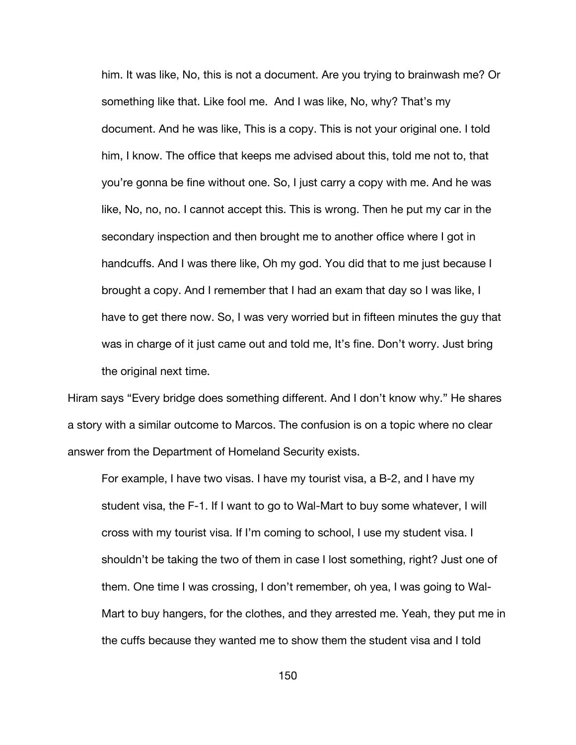> him. It was like, No, this is not a document. Are you trying to brainwash me? Or something like that. Like fool me. And I was like, No, why? That's my document. And he was like, This is a copy. This is not your original one. I told him, I know. The office that keeps me advised about this, told me not to, that you're gonna be fine without one. So, I just carry a copy with me. And he was like, No, no, no. I cannot accept this. This is wrong. Then he put my car in the secondary inspection and then brought me to another office where I got in handcuffs. And I was there like, Oh my god. You did that to me just because I brought a copy. And I remember that I had an exam that day so I was like, I have to get there now. So, I was very worried but in fifteen minutes the guy that was in charge of it just came out and told me, It's fine. Don't worry. Just bring the original next time.

Hiram says "Every bridge does something different. And I don't know why." He shares a story with a similar outcome to Marcos. The confusion is on a topic where no clear answer from the Department of Homeland Security exists.

> For example, I have two visas. I have my tourist visa, a B-2, and I have my student visa, the F-1. If I want to go to Wal-Mart to buy some whatever, I will cross with my tourist visa. If I'm coming to school, I use my student visa. I shouldn't be taking the two of them in case I lost something, right? Just one of them. One time I was crossing, I don't remember, oh yea, I was going to Wal-Mart to buy hangers, for the clothes, and they arrested me. Yeah, they put me in the cuffs because they wanted me to show them the student visa and I told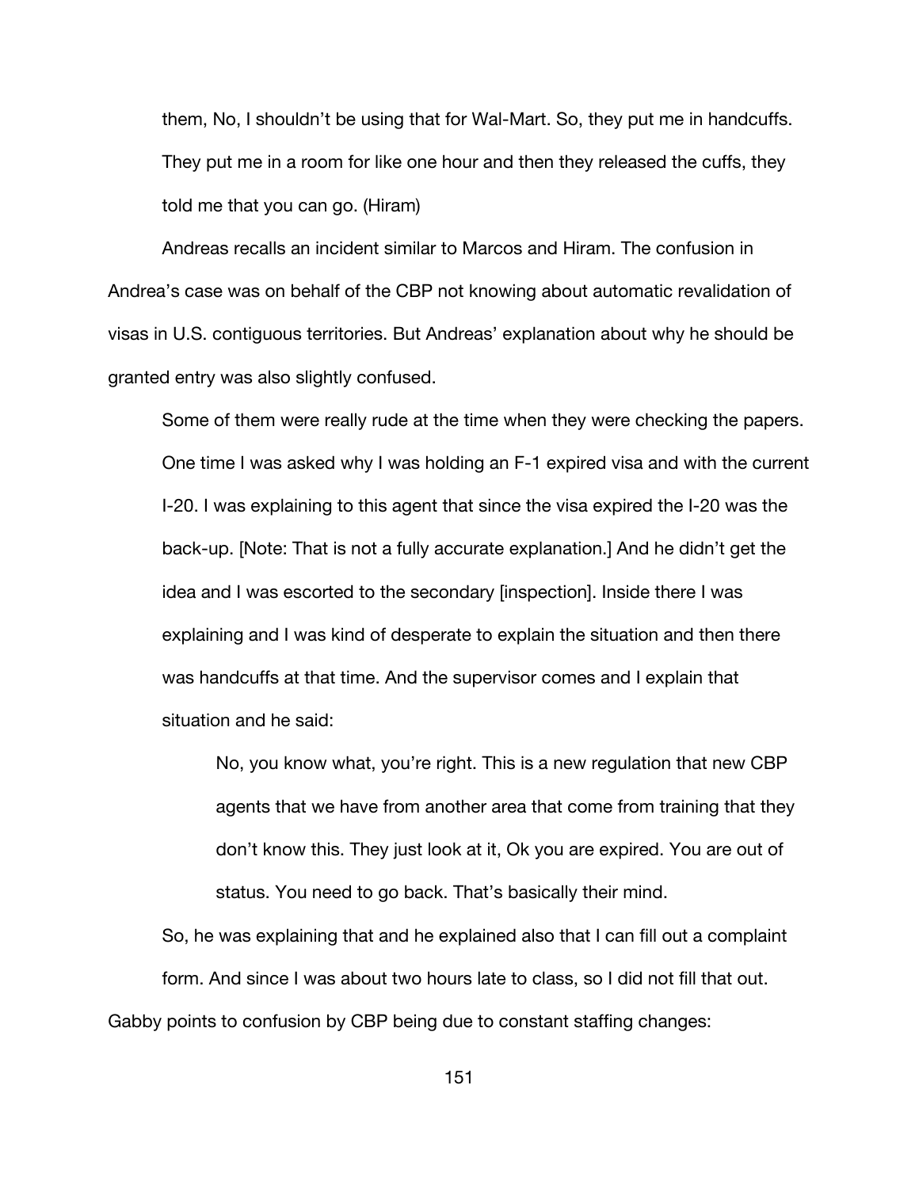> them, No, I shouldn't be using that for Wal-Mart. So, they put me in handcuffs. They put me in a room for like one hour and then they released the cuffs, they told me that you can go. (Hiram)

Andreas recalls an incident similar to Marcos and Hiram. The confusion in Andrea's case was on behalf of the CBP not knowing about automatic revalidation of visas in U.S. contiguous territories. But Andreas' explanation about why he should be granted entry was also slightly confused.

> Some of them were really rude at the time when they were checking the papers. One time I was asked why I was holding an F-1 expired visa and with the current I-20. I was explaining to this agent that since the visa expired the I-20 was the back-up. [Note: That is not a fully accurate explanation.] And he didn't get the idea and I was escorted to the secondary [inspection]. Inside there I was explaining and I was kind of desperate to explain the situation and then there was handcuffs at that time. And the supervisor comes and I explain that situation and he said:
>
> > No, you know what, you're right. This is a new regulation that new CBP agents that we have from another area that come from training that they don't know this. They just look at it, Ok you are expired. You are out of status. You need to go back. That's basically their mind.
>
> So, he was explaining that and he explained also that I can fill out a complaint form. And since I was about two hours late to class, so I did not fill that out.

Gabby points to confusion by CBP being due to constant staffing changes: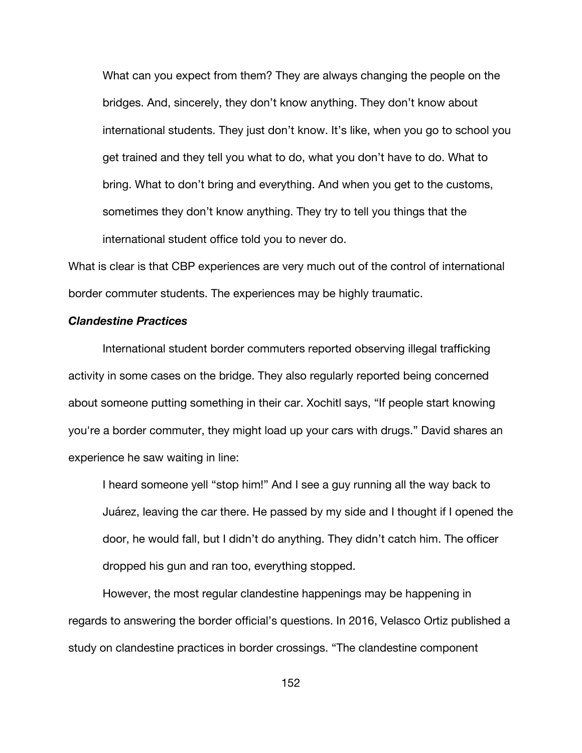> What can you expect from them? They are always changing the people on the bridges. And, sincerely, they don't know anything. They don't know about international students. They just don't know. It's like, when you go to school you get trained and they tell you what to do, what you don't have to do. What to bring. What to don't bring and everything. And when you get to the customs, sometimes they don't know anything. They try to tell you things that the international student office told you to never do.

What is clear is that CBP experiences are very much out of the control of international border commuter students. The experiences may be highly traumatic.

### *Clandestine Practices*

International student border commuters reported observing illegal trafficking activity in some cases on the bridge. They also regularly reported being concerned about someone putting something in their car. Xochitl says, "If people start knowing you're a border commuter, they might load up your cars with drugs." David shares an experience he saw waiting in line:

> I heard someone yell "stop him!" And I see a guy running all the way back to Juárez, leaving the car there. He passed by my side and I thought if I opened the door, he would fall, but I didn't do anything. They didn't catch him. The officer dropped his gun and ran too, everything stopped.

However, the most regular clandestine happenings may be happening in regards to answering the border official's questions. In 2016, Velasco Ortiz published a study on clandestine practices in border crossings. "The clandestine component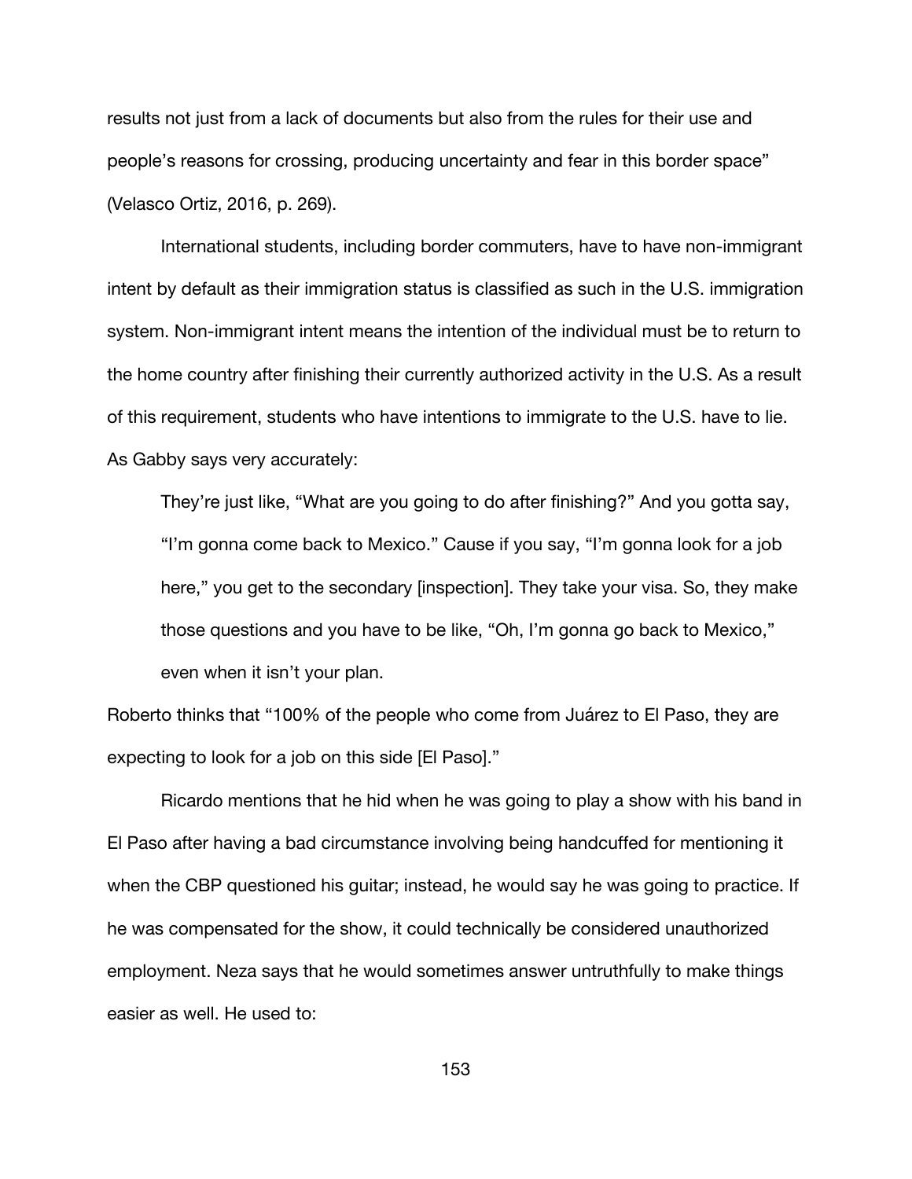results not just from a lack of documents but also from the rules for their use and people's reasons for crossing, producing uncertainty and fear in this border space" (Velasco Ortiz, 2016, p. 269).

International students, including border commuters, have to have non-immigrant intent by default as their immigration status is classified as such in the U.S. immigration system. Non-immigrant intent means the intention of the individual must be to return to the home country after finishing their currently authorized activity in the U.S. As a result of this requirement, students who have intentions to immigrate to the U.S. have to lie. As Gabby says very accurately:

> They're just like, "What are you going to do after finishing?" And you gotta say, "I'm gonna come back to Mexico." Cause if you say, "I'm gonna look for a job here," you get to the secondary [inspection]. They take your visa. So, they make those questions and you have to be like, "Oh, I'm gonna go back to Mexico," even when it isn't your plan.

Roberto thinks that "100% of the people who come from Juárez to El Paso, they are expecting to look for a job on this side [El Paso]."

Ricardo mentions that he hid when he was going to play a show with his band in El Paso after having a bad circumstance involving being handcuffed for mentioning it when the CBP questioned his guitar; instead, he would say he was going to practice. If he was compensated for the show, it could technically be considered unauthorized employment. Neza says that he would sometimes answer untruthfully to make things easier as well. He used to: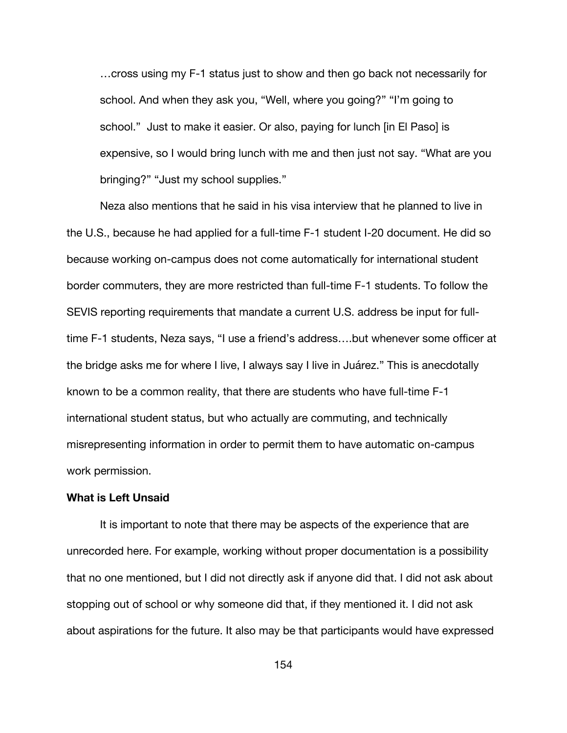…cross using my F-1 status just to show and then go back not necessarily for school. And when they ask you, "Well, where you going?" "I'm going to school." Just to make it easier. Or also, paying for lunch [in El Paso] is expensive, so I would bring lunch with me and then just not say. "What are you bringing?" "Just my school supplies."

Neza also mentions that he said in his visa interview that he planned to live in the U.S., because he had applied for a full-time F-1 student I-20 document. He did so because working on-campus does not come automatically for international student border commuters, they are more restricted than full-time F-1 students. To follow the SEVIS reporting requirements that mandate a current U.S. address be input for full-time F-1 students, Neza says, "I use a friend's address….but whenever some officer at the bridge asks me for where I live, I always say I live in Juárez." This is anecdotally known to be a common reality, that there are students who have full-time F-1 international student status, but who actually are commuting, and technically misrepresenting information in order to permit them to have automatic on-campus work permission.

**What is Left Unsaid**

It is important to note that there may be aspects of the experience that are unrecorded here. For example, working without proper documentation is a possibility that no one mentioned, but I did not directly ask if anyone did that. I did not ask about stopping out of school or why someone did that, if they mentioned it. I did not ask about aspirations for the future. It also may be that participants would have expressed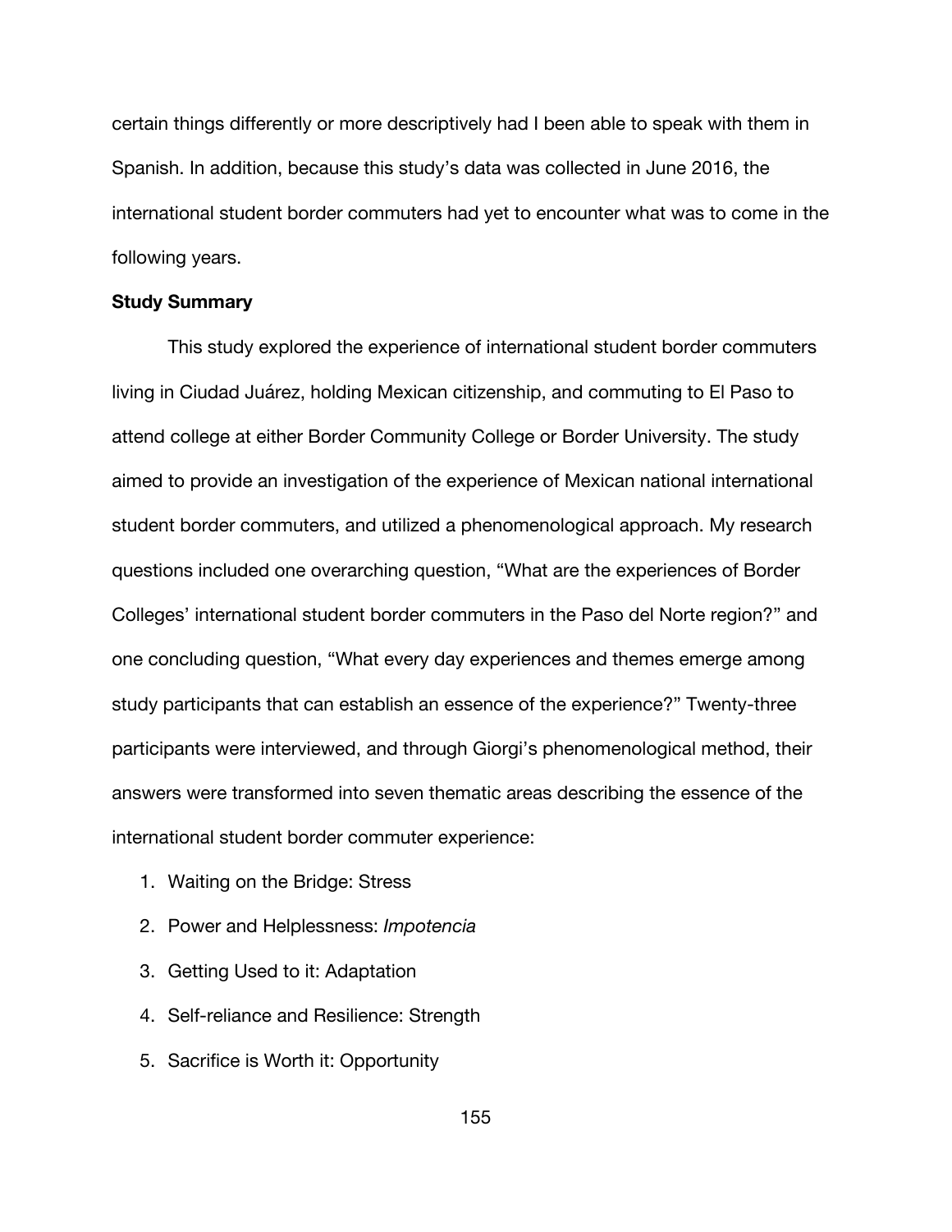certain things differently or more descriptively had I been able to speak with them in Spanish. In addition, because this study's data was collected in June 2016, the international student border commuters had yet to encounter what was to come in the following years.

**Study Summary**

This study explored the experience of international student border commuters living in Ciudad Juárez, holding Mexican citizenship, and commuting to El Paso to attend college at either Border Community College or Border University. The study aimed to provide an investigation of the experience of Mexican national international student border commuters, and utilized a phenomenological approach. My research questions included one overarching question, "What are the experiences of Border Colleges' international student border commuters in the Paso del Norte region?" and one concluding question, "What every day experiences and themes emerge among study participants that can establish an essence of the experience?" Twenty-three participants were interviewed, and through Giorgi's phenomenological method, their answers were transformed into seven thematic areas describing the essence of the international student border commuter experience:

1. Waiting on the Bridge: Stress
2. Power and Helplessness: *Impotencia*
3. Getting Used to it: Adaptation
4. Self-reliance and Resilience: Strength
5. Sacrifice is Worth it: Opportunity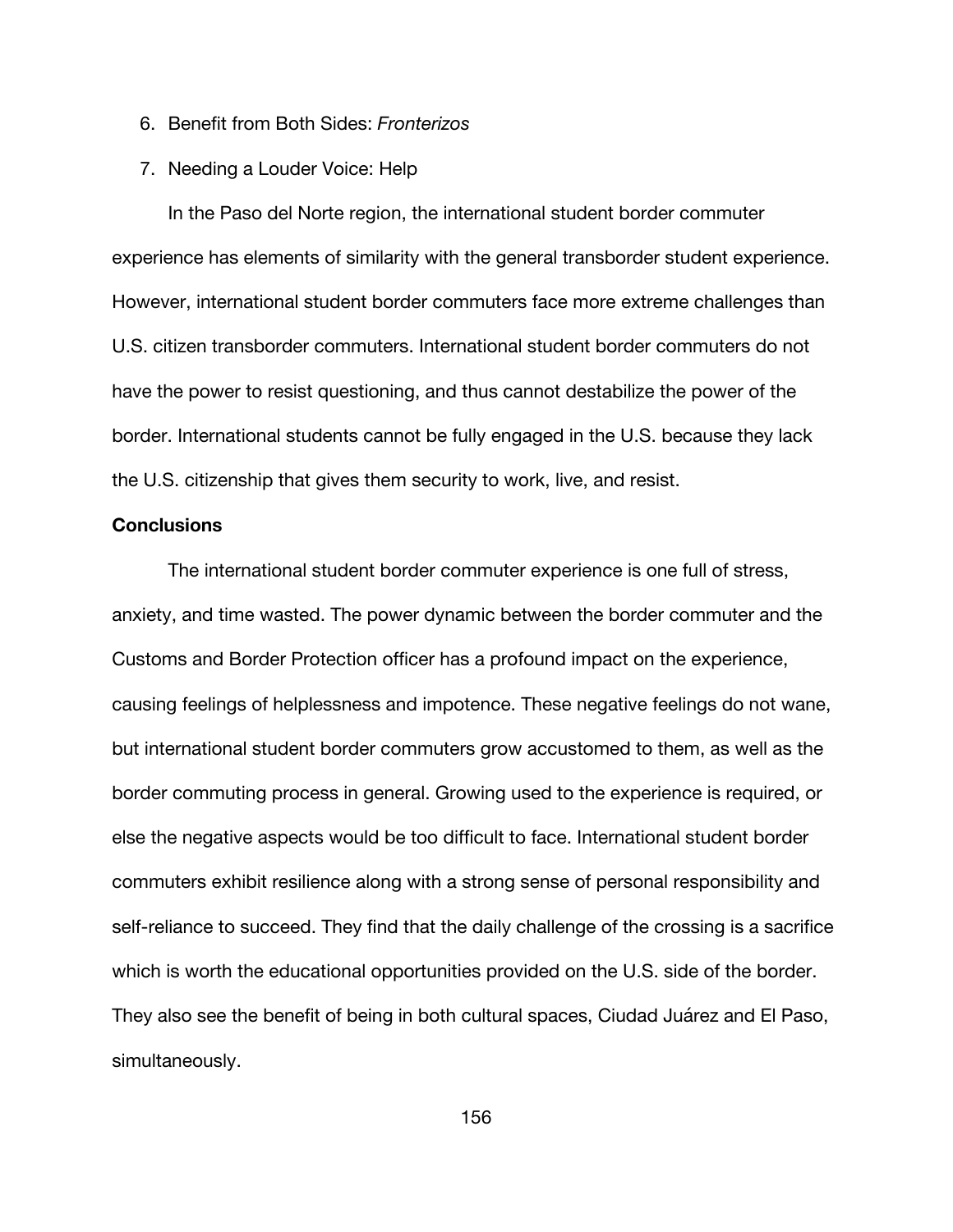6. Benefit from Both Sides: *Fronterizos*
7. Needing a Louder Voice: Help

In the Paso del Norte region, the international student border commuter experience has elements of similarity with the general transborder student experience. However, international student border commuters face more extreme challenges than U.S. citizen transborder commuters. International student border commuters do not have the power to resist questioning, and thus cannot destabilize the power of the border. International students cannot be fully engaged in the U.S. because they lack the U.S. citizenship that gives them security to work, live, and resist.

**Conclusions**

The international student border commuter experience is one full of stress, anxiety, and time wasted. The power dynamic between the border commuter and the Customs and Border Protection officer has a profound impact on the experience, causing feelings of helplessness and impotence. These negative feelings do not wane, but international student border commuters grow accustomed to them, as well as the border commuting process in general. Growing used to the experience is required, or else the negative aspects would be too difficult to face. International student border commuters exhibit resilience along with a strong sense of personal responsibility and self-reliance to succeed. They find that the daily challenge of the crossing is a sacrifice which is worth the educational opportunities provided on the U.S. side of the border. They also see the benefit of being in both cultural spaces, Ciudad Juárez and El Paso, simultaneously.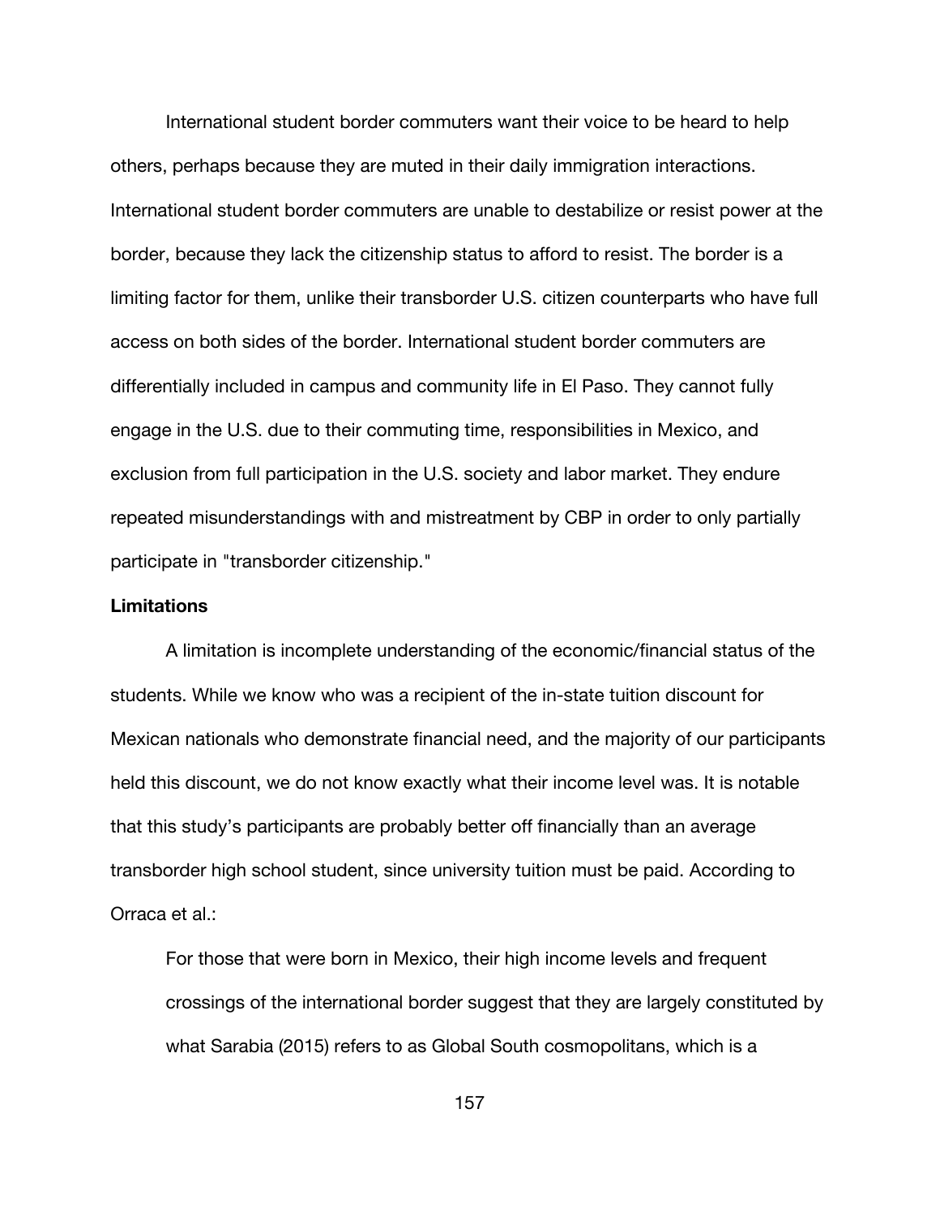International student border commuters want their voice to be heard to help others, perhaps because they are muted in their daily immigration interactions. International student border commuters are unable to destabilize or resist power at the border, because they lack the citizenship status to afford to resist. The border is a limiting factor for them, unlike their transborder U.S. citizen counterparts who have full access on both sides of the border. International student border commuters are differentially included in campus and community life in El Paso. They cannot fully engage in the U.S. due to their commuting time, responsibilities in Mexico, and exclusion from full participation in the U.S. society and labor market. They endure repeated misunderstandings with and mistreatment by CBP in order to only partially participate in "transborder citizenship."

**Limitations**

A limitation is incomplete understanding of the economic/financial status of the students. While we know who was a recipient of the in-state tuition discount for Mexican nationals who demonstrate financial need, and the majority of our participants held this discount, we do not know exactly what their income level was. It is notable that this study's participants are probably better off financially than an average transborder high school student, since university tuition must be paid. According to Orraca et al.:

> For those that were born in Mexico, their high income levels and frequent crossings of the international border suggest that they are largely constituted by what Sarabia (2015) refers to as Global South cosmopolitans, which is a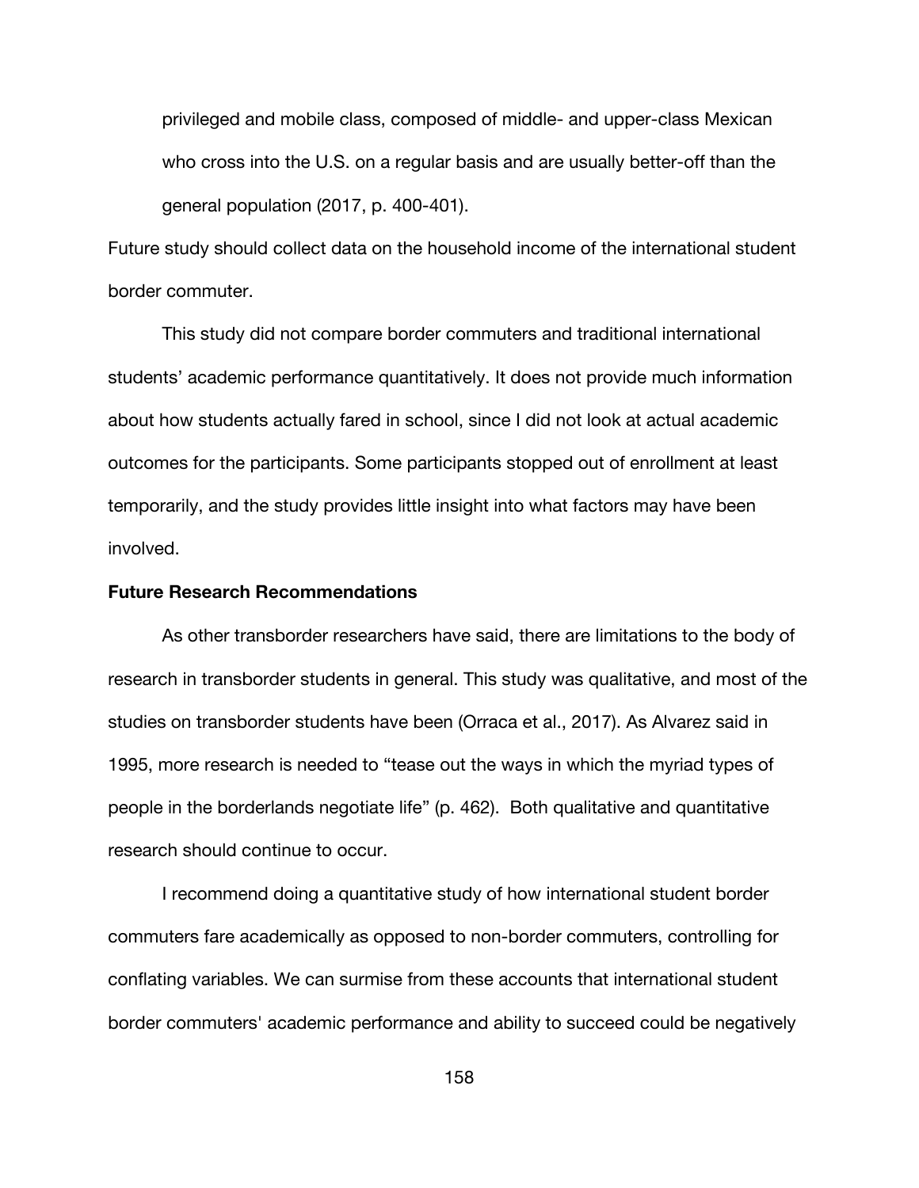> privileged and mobile class, composed of middle- and upper-class Mexican who cross into the U.S. on a regular basis and are usually better-off than the general population (2017, p. 400-401).

Future study should collect data on the household income of the international student border commuter.

This study did not compare border commuters and traditional international students' academic performance quantitatively. It does not provide much information about how students actually fared in school, since I did not look at actual academic outcomes for the participants. Some participants stopped out of enrollment at least temporarily, and the study provides little insight into what factors may have been involved.

**Future Research Recommendations**

As other transborder researchers have said, there are limitations to the body of research in transborder students in general. This study was qualitative, and most of the studies on transborder students have been (Orraca et al., 2017). As Alvarez said in 1995, more research is needed to "tease out the ways in which the myriad types of people in the borderlands negotiate life" (p. 462). Both qualitative and quantitative research should continue to occur.

I recommend doing a quantitative study of how international student border commuters fare academically as opposed to non-border commuters, controlling for conflating variables. We can surmise from these accounts that international student border commuters' academic performance and ability to succeed could be negatively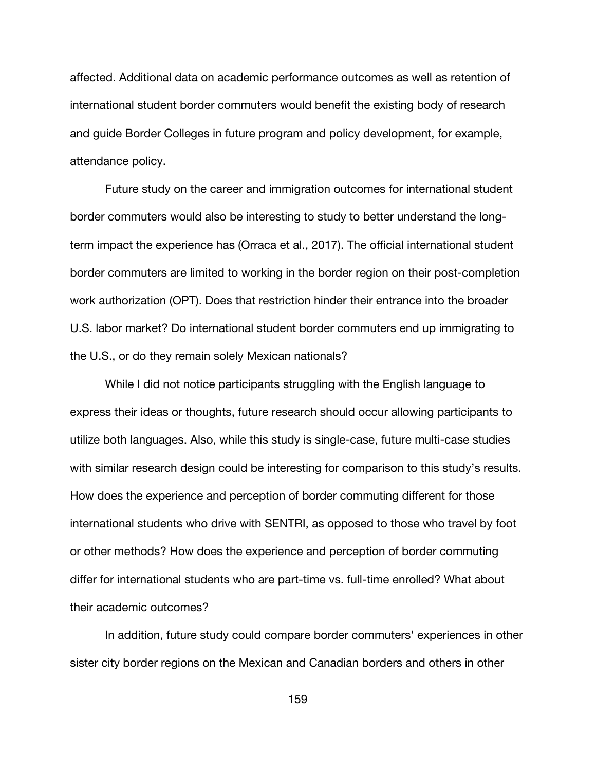affected. Additional data on academic performance outcomes as well as retention of international student border commuters would benefit the existing body of research and guide Border Colleges in future program and policy development, for example, attendance policy.

Future study on the career and immigration outcomes for international student border commuters would also be interesting to study to better understand the long-term impact the experience has (Orraca et al., 2017). The official international student border commuters are limited to working in the border region on their post-completion work authorization (OPT). Does that restriction hinder their entrance into the broader U.S. labor market? Do international student border commuters end up immigrating to the U.S., or do they remain solely Mexican nationals?

While I did not notice participants struggling with the English language to express their ideas or thoughts, future research should occur allowing participants to utilize both languages. Also, while this study is single-case, future multi-case studies with similar research design could be interesting for comparison to this study's results. How does the experience and perception of border commuting different for those international students who drive with SENTRI, as opposed to those who travel by foot or other methods? How does the experience and perception of border commuting differ for international students who are part-time vs. full-time enrolled? What about their academic outcomes?

In addition, future study could compare border commuters' experiences in other sister city border regions on the Mexican and Canadian borders and others in other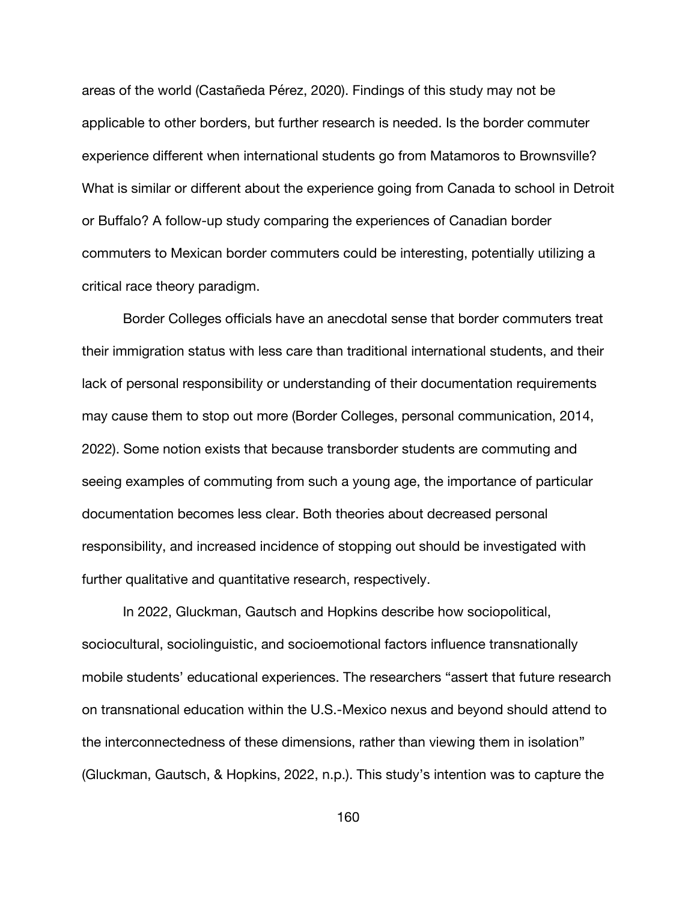areas of the world (Castañeda Pérez, 2020). Findings of this study may not be applicable to other borders, but further research is needed. Is the border commuter experience different when international students go from Matamoros to Brownsville? What is similar or different about the experience going from Canada to school in Detroit or Buffalo? A follow-up study comparing the experiences of Canadian border commuters to Mexican border commuters could be interesting, potentially utilizing a critical race theory paradigm.

Border Colleges officials have an anecdotal sense that border commuters treat their immigration status with less care than traditional international students, and their lack of personal responsibility or understanding of their documentation requirements may cause them to stop out more (Border Colleges, personal communication, 2014, 2022). Some notion exists that because transborder students are commuting and seeing examples of commuting from such a young age, the importance of particular documentation becomes less clear. Both theories about decreased personal responsibility, and increased incidence of stopping out should be investigated with further qualitative and quantitative research, respectively.

In 2022, Gluckman, Gautsch and Hopkins describe how sociopolitical, sociocultural, sociolinguistic, and socioemotional factors influence transnationally mobile students' educational experiences. The researchers "assert that future research on transnational education within the U.S.-Mexico nexus and beyond should attend to the interconnectedness of these dimensions, rather than viewing them in isolation" (Gluckman, Gautsch, & Hopkins, 2022, n.p.). This study's intention was to capture the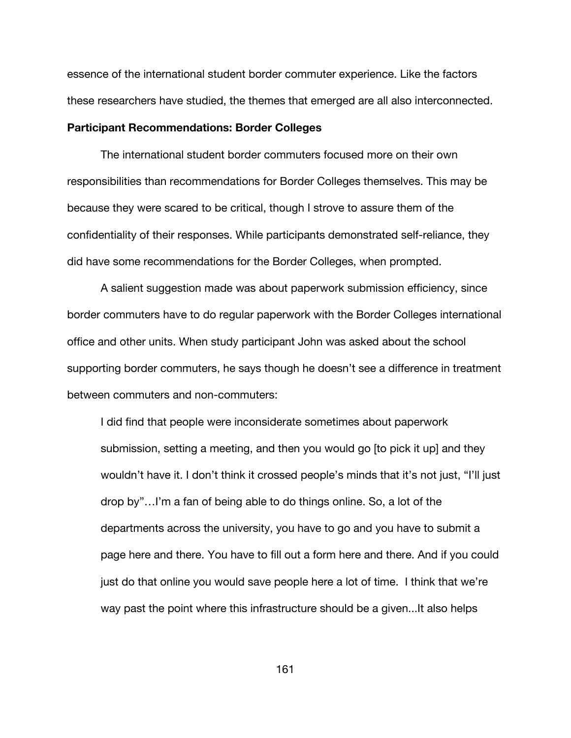essence of the international student border commuter experience. Like the factors these researchers have studied, the themes that emerged are all also interconnected.

**Participant Recommendations: Border Colleges**

The international student border commuters focused more on their own responsibilities than recommendations for Border Colleges themselves. This may be because they were scared to be critical, though I strove to assure them of the confidentiality of their responses. While participants demonstrated self-reliance, they did have some recommendations for the Border Colleges, when prompted.

A salient suggestion made was about paperwork submission efficiency, since border commuters have to do regular paperwork with the Border Colleges international office and other units. When study participant John was asked about the school supporting border commuters, he says though he doesn't see a difference in treatment between commuters and non-commuters:

> I did find that people were inconsiderate sometimes about paperwork submission, setting a meeting, and then you would go [to pick it up] and they wouldn't have it. I don't think it crossed people's minds that it's not just, "I'll just drop by"…I'm a fan of being able to do things online. So, a lot of the departments across the university, you have to go and you have to submit a page here and there. You have to fill out a form here and there. And if you could just do that online you would save people here a lot of time. I think that we're way past the point where this infrastructure should be a given...It also helps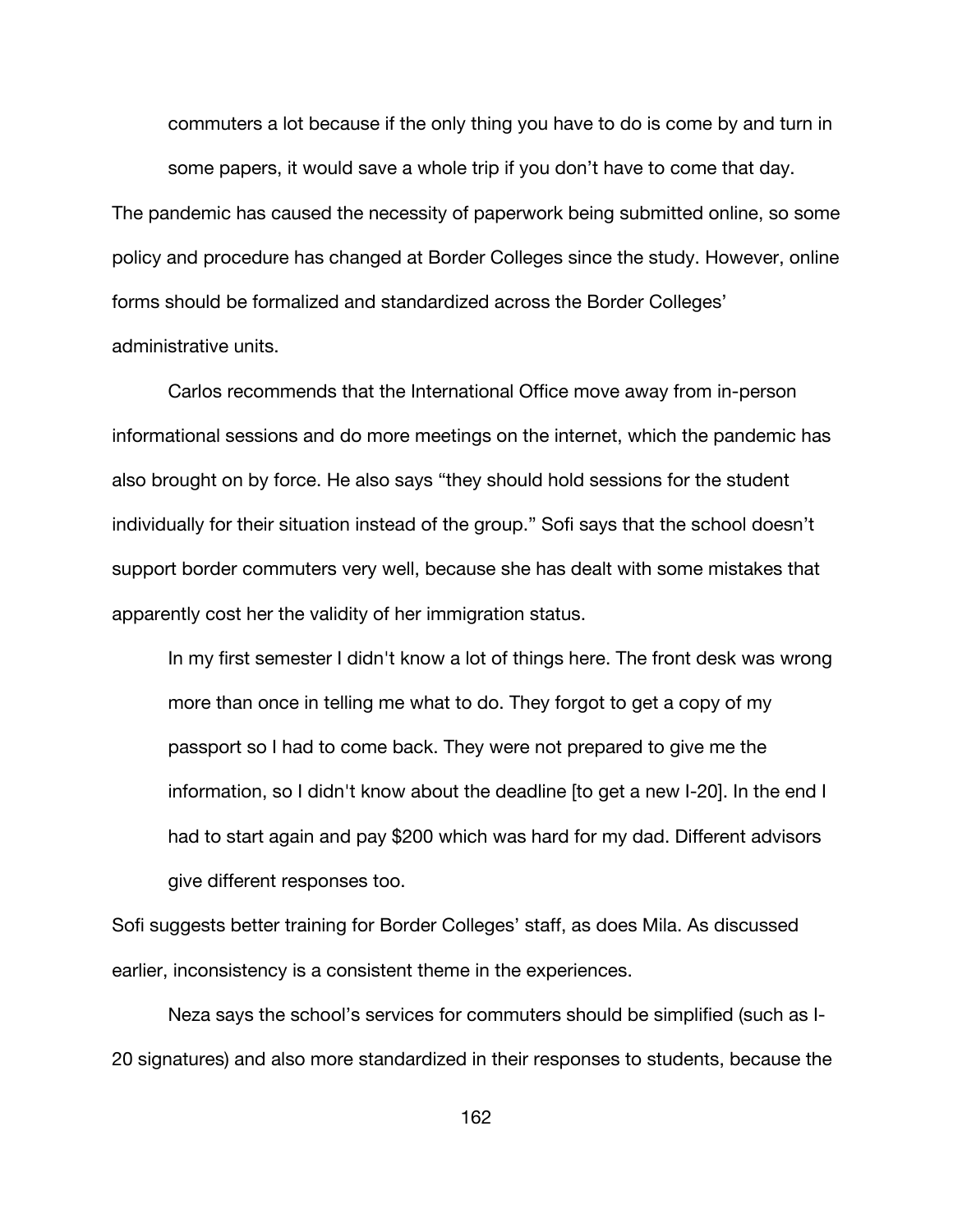> commuters a lot because if the only thing you have to do is come by and turn in some papers, it would save a whole trip if you don't have to come that day.

The pandemic has caused the necessity of paperwork being submitted online, so some policy and procedure has changed at Border Colleges since the study. However, online forms should be formalized and standardized across the Border Colleges' administrative units.

Carlos recommends that the International Office move away from in-person informational sessions and do more meetings on the internet, which the pandemic has also brought on by force. He also says "they should hold sessions for the student individually for their situation instead of the group." Sofi says that the school doesn't support border commuters very well, because she has dealt with some mistakes that apparently cost her the validity of her immigration status.

> In my first semester I didn't know a lot of things here. The front desk was wrong more than once in telling me what to do. They forgot to get a copy of my passport so I had to come back. They were not prepared to give me the information, so I didn't know about the deadline [to get a new I-20]. In the end I had to start again and pay $200 which was hard for my dad. Different advisors give different responses too.

Sofi suggests better training for Border Colleges' staff, as does Mila. As discussed earlier, inconsistency is a consistent theme in the experiences.

Neza says the school's services for commuters should be simplified (such as I-20 signatures) and also more standardized in their responses to students, because the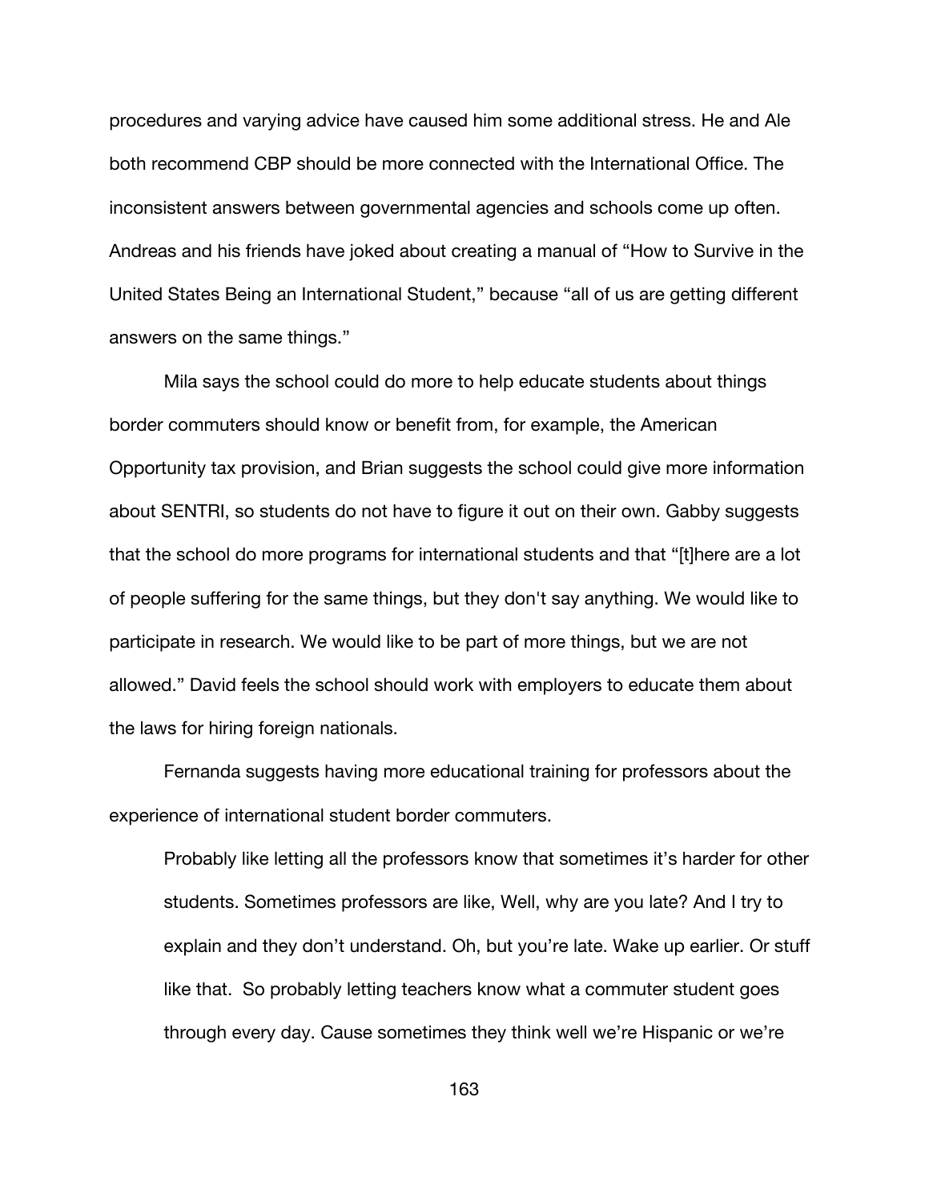procedures and varying advice have caused him some additional stress. He and Ale both recommend CBP should be more connected with the International Office. The inconsistent answers between governmental agencies and schools come up often. Andreas and his friends have joked about creating a manual of "How to Survive in the United States Being an International Student," because "all of us are getting different answers on the same things."

Mila says the school could do more to help educate students about things border commuters should know or benefit from, for example, the American Opportunity tax provision, and Brian suggests the school could give more information about SENTRI, so students do not have to figure it out on their own. Gabby suggests that the school do more programs for international students and that "[t]here are a lot of people suffering for the same things, but they don't say anything. We would like to participate in research. We would like to be part of more things, but we are not allowed." David feels the school should work with employers to educate them about the laws for hiring foreign nationals.

Fernanda suggests having more educational training for professors about the experience of international student border commuters.

> Probably like letting all the professors know that sometimes it's harder for other students. Sometimes professors are like, Well, why are you late? And I try to explain and they don't understand. Oh, but you're late. Wake up earlier. Or stuff like that. So probably letting teachers know what a commuter student goes through every day. Cause sometimes they think well we're Hispanic or we're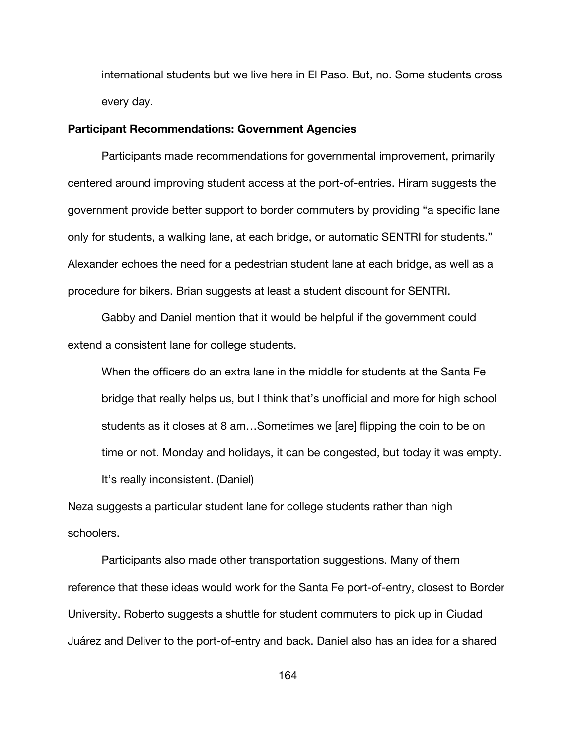international students but we live here in El Paso. But, no. Some students cross every day.

**Participant Recommendations: Government Agencies**

Participants made recommendations for governmental improvement, primarily centered around improving student access at the port-of-entries. Hiram suggests the government provide better support to border commuters by providing "a specific lane only for students, a walking lane, at each bridge, or automatic SENTRI for students." Alexander echoes the need for a pedestrian student lane at each bridge, as well as a procedure for bikers. Brian suggests at least a student discount for SENTRI.

Gabby and Daniel mention that it would be helpful if the government could extend a consistent lane for college students.

> When the officers do an extra lane in the middle for students at the Santa Fe bridge that really helps us, but I think that's unofficial and more for high school students as it closes at 8 am…Sometimes we [are] flipping the coin to be on time or not. Monday and holidays, it can be congested, but today it was empty. It's really inconsistent. (Daniel)

Neza suggests a particular student lane for college students rather than high schoolers.

Participants also made other transportation suggestions. Many of them reference that these ideas would work for the Santa Fe port-of-entry, closest to Border University. Roberto suggests a shuttle for student commuters to pick up in Ciudad Juárez and Deliver to the port-of-entry and back. Daniel also has an idea for a shared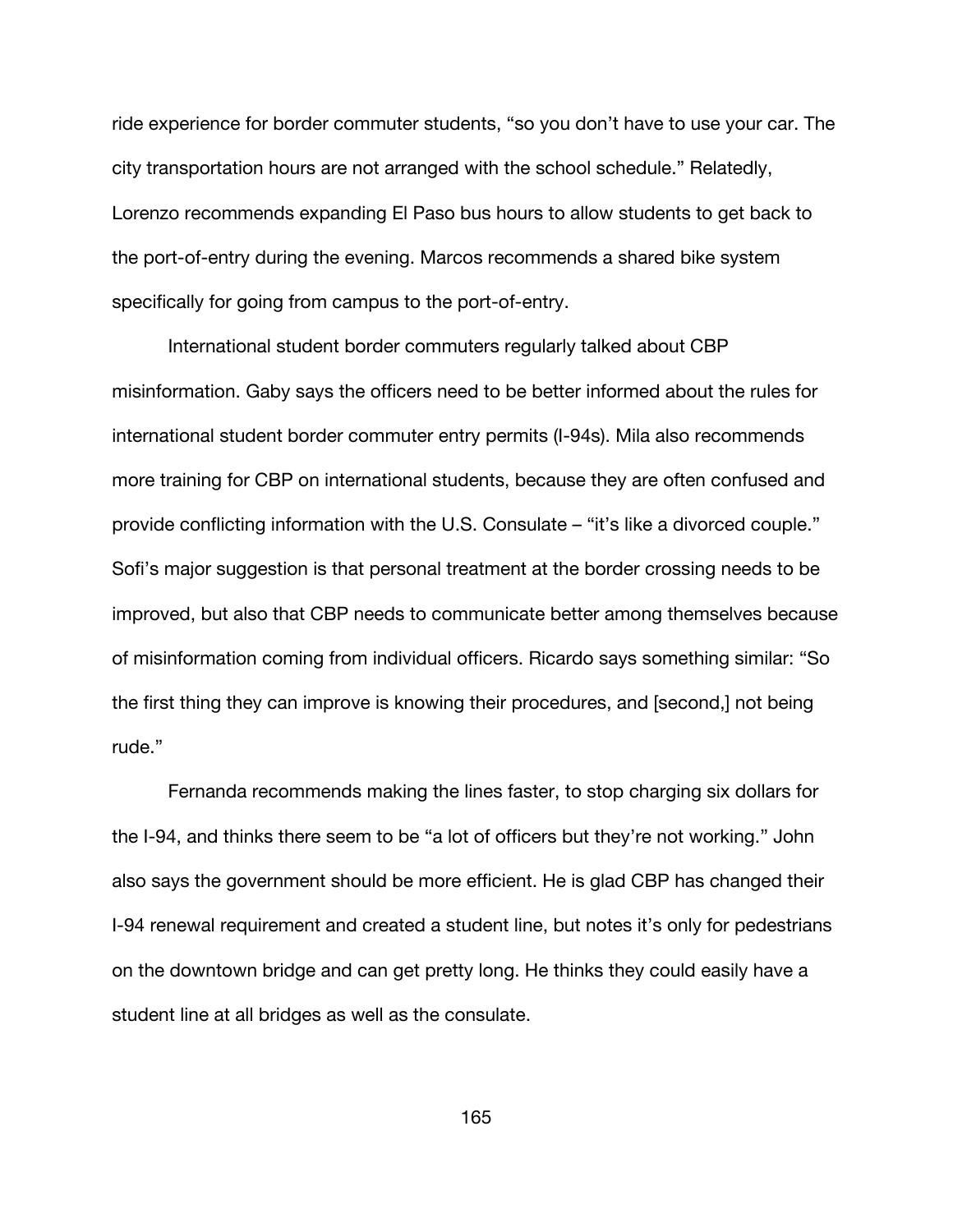ride experience for border commuter students, "so you don't have to use your car. The city transportation hours are not arranged with the school schedule." Relatedly, Lorenzo recommends expanding El Paso bus hours to allow students to get back to the port-of-entry during the evening. Marcos recommends a shared bike system specifically for going from campus to the port-of-entry.

International student border commuters regularly talked about CBP misinformation. Gaby says the officers need to be better informed about the rules for international student border commuter entry permits (I-94s). Mila also recommends more training for CBP on international students, because they are often confused and provide conflicting information with the U.S. Consulate – "it's like a divorced couple." Sofi's major suggestion is that personal treatment at the border crossing needs to be improved, but also that CBP needs to communicate better among themselves because of misinformation coming from individual officers. Ricardo says something similar: "So the first thing they can improve is knowing their procedures, and [second,] not being rude."

Fernanda recommends making the lines faster, to stop charging six dollars for the I-94, and thinks there seem to be "a lot of officers but they're not working." John also says the government should be more efficient. He is glad CBP has changed their I-94 renewal requirement and created a student line, but notes it's only for pedestrians on the downtown bridge and can get pretty long. He thinks they could easily have a student line at all bridges as well as the consulate.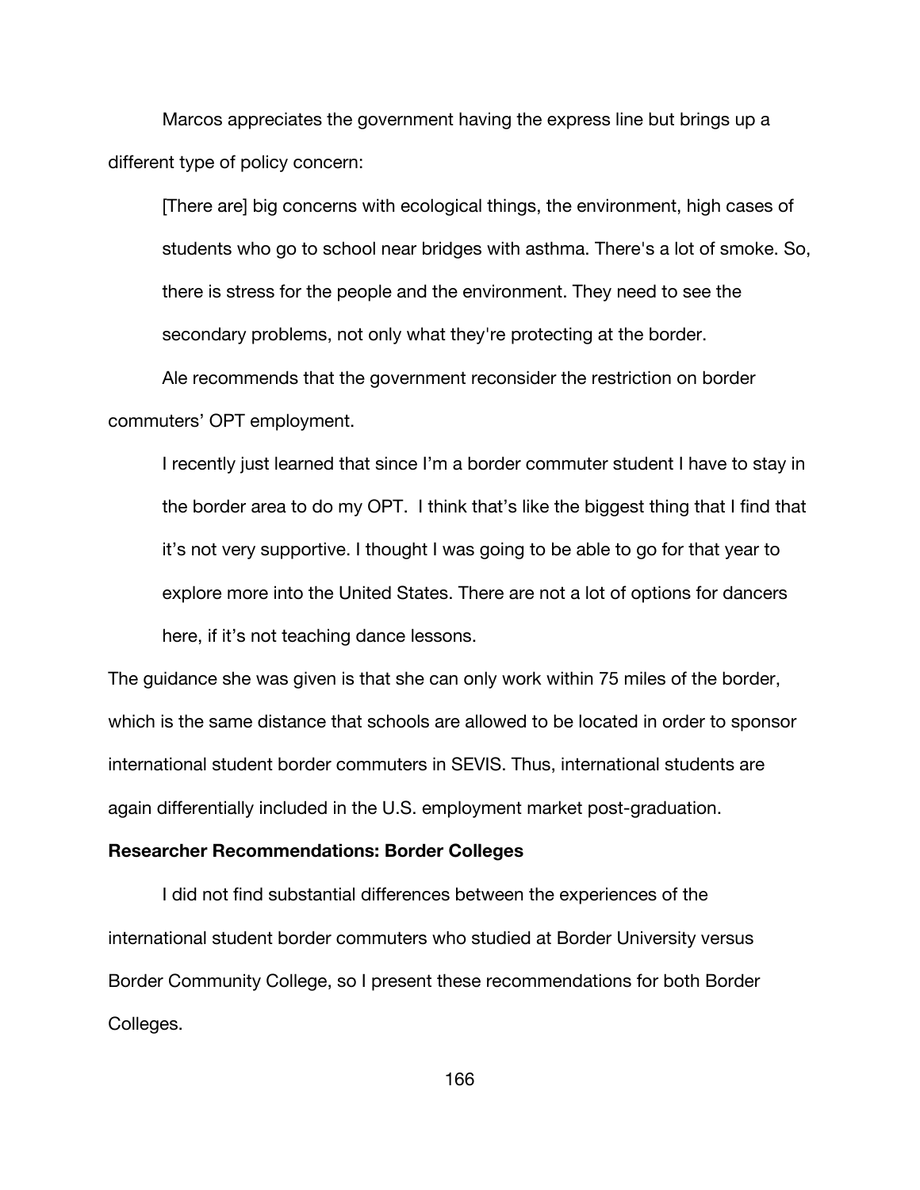Marcos appreciates the government having the express line but brings up a different type of policy concern:

> [There are] big concerns with ecological things, the environment, high cases of students who go to school near bridges with asthma. There's a lot of smoke. So, there is stress for the people and the environment. They need to see the secondary problems, not only what they're protecting at the border.

Ale recommends that the government reconsider the restriction on border commuters' OPT employment.

> I recently just learned that since I'm a border commuter student I have to stay in the border area to do my OPT. I think that's like the biggest thing that I find that it's not very supportive. I thought I was going to be able to go for that year to explore more into the United States. There are not a lot of options for dancers here, if it's not teaching dance lessons.

The guidance she was given is that she can only work within 75 miles of the border, which is the same distance that schools are allowed to be located in order to sponsor international student border commuters in SEVIS. Thus, international students are again differentially included in the U.S. employment market post-graduation.

**Researcher Recommendations: Border Colleges**

I did not find substantial differences between the experiences of the international student border commuters who studied at Border University versus Border Community College, so I present these recommendations for both Border Colleges.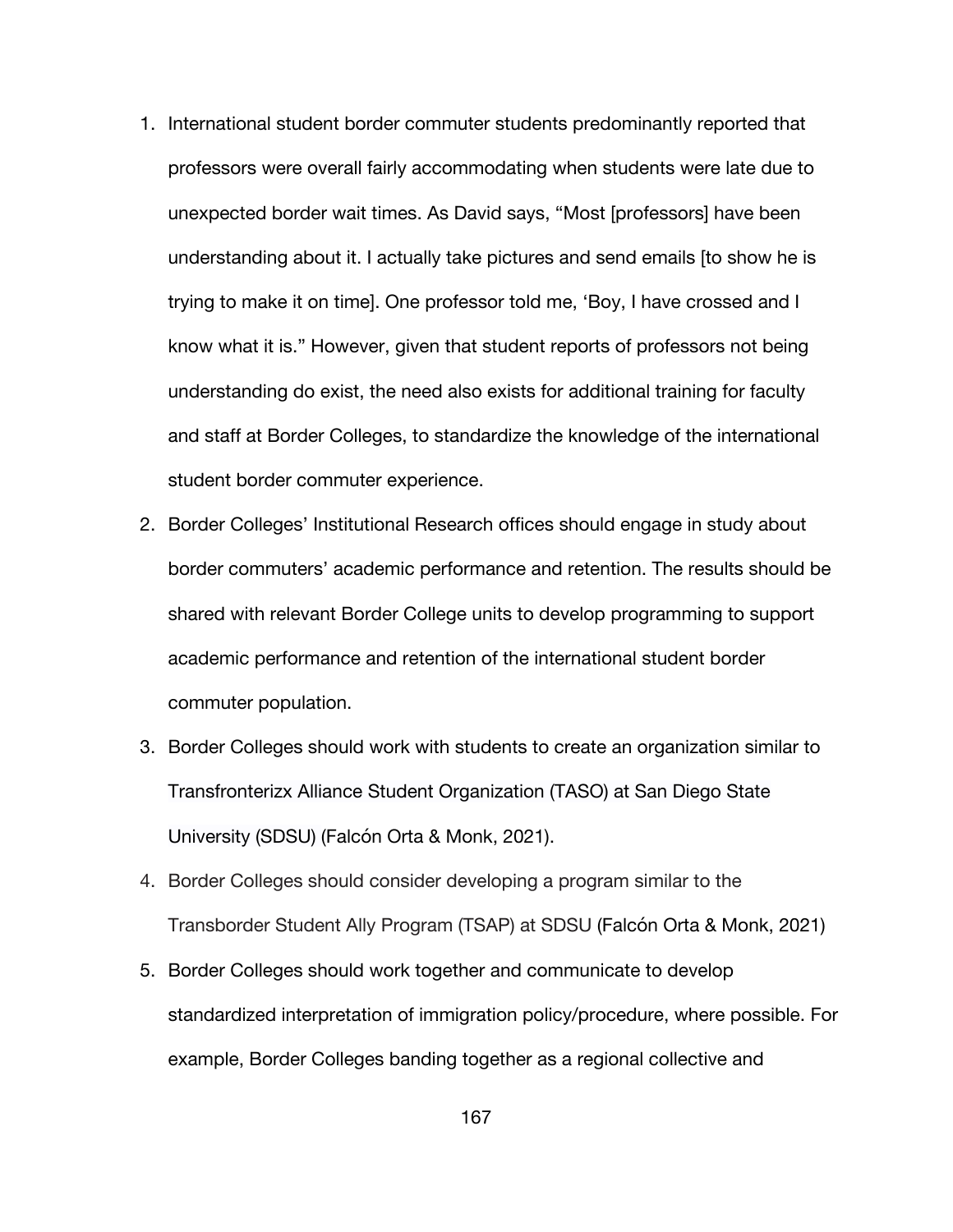1. International student border commuter students predominantly reported that professors were overall fairly accommodating when students were late due to unexpected border wait times. As David says, "Most [professors] have been understanding about it. I actually take pictures and send emails [to show he is trying to make it on time]. One professor told me, 'Boy, I have crossed and I know what it is." However, given that student reports of professors not being understanding do exist, the need also exists for additional training for faculty and staff at Border Colleges, to standardize the knowledge of the international student border commuter experience.
2. Border Colleges' Institutional Research offices should engage in study about border commuters' academic performance and retention. The results should be shared with relevant Border College units to develop programming to support academic performance and retention of the international student border commuter population.
3. Border Colleges should work with students to create an organization similar to Transfronterizx Alliance Student Organization (TASO) at San Diego State University (SDSU) (Falcón Orta & Monk, 2021).
4. Border Colleges should consider developing a program similar to the Transborder Student Ally Program (TSAP) at SDSU (Falcón Orta & Monk, 2021)
5. Border Colleges should work together and communicate to develop standardized interpretation of immigration policy/procedure, where possible. For example, Border Colleges banding together as a regional collective and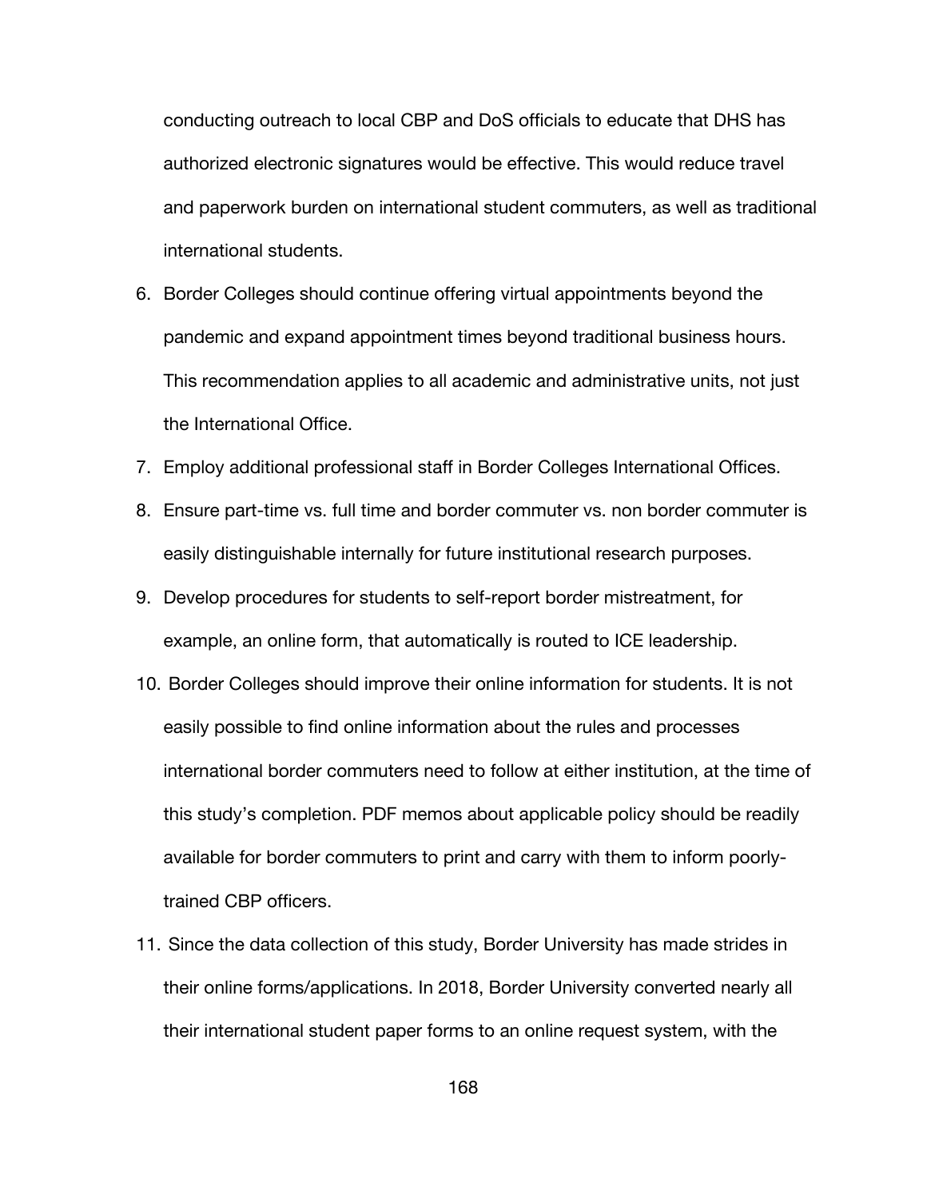conducting outreach to local CBP and DoS officials to educate that DHS has authorized electronic signatures would be effective. This would reduce travel and paperwork burden on international student commuters, as well as traditional international students.

6. Border Colleges should continue offering virtual appointments beyond the pandemic and expand appointment times beyond traditional business hours. This recommendation applies to all academic and administrative units, not just the International Office.
7. Employ additional professional staff in Border Colleges International Offices.
8. Ensure part-time vs. full time and border commuter vs. non border commuter is easily distinguishable internally for future institutional research purposes.
9. Develop procedures for students to self-report border mistreatment, for example, an online form, that automatically is routed to ICE leadership.
10. Border Colleges should improve their online information for students. It is not easily possible to find online information about the rules and processes international border commuters need to follow at either institution, at the time of this study's completion. PDF memos about applicable policy should be readily available for border commuters to print and carry with them to inform poorly-trained CBP officers.
11. Since the data collection of this study, Border University has made strides in their online forms/applications. In 2018, Border University converted nearly all their international student paper forms to an online request system, with the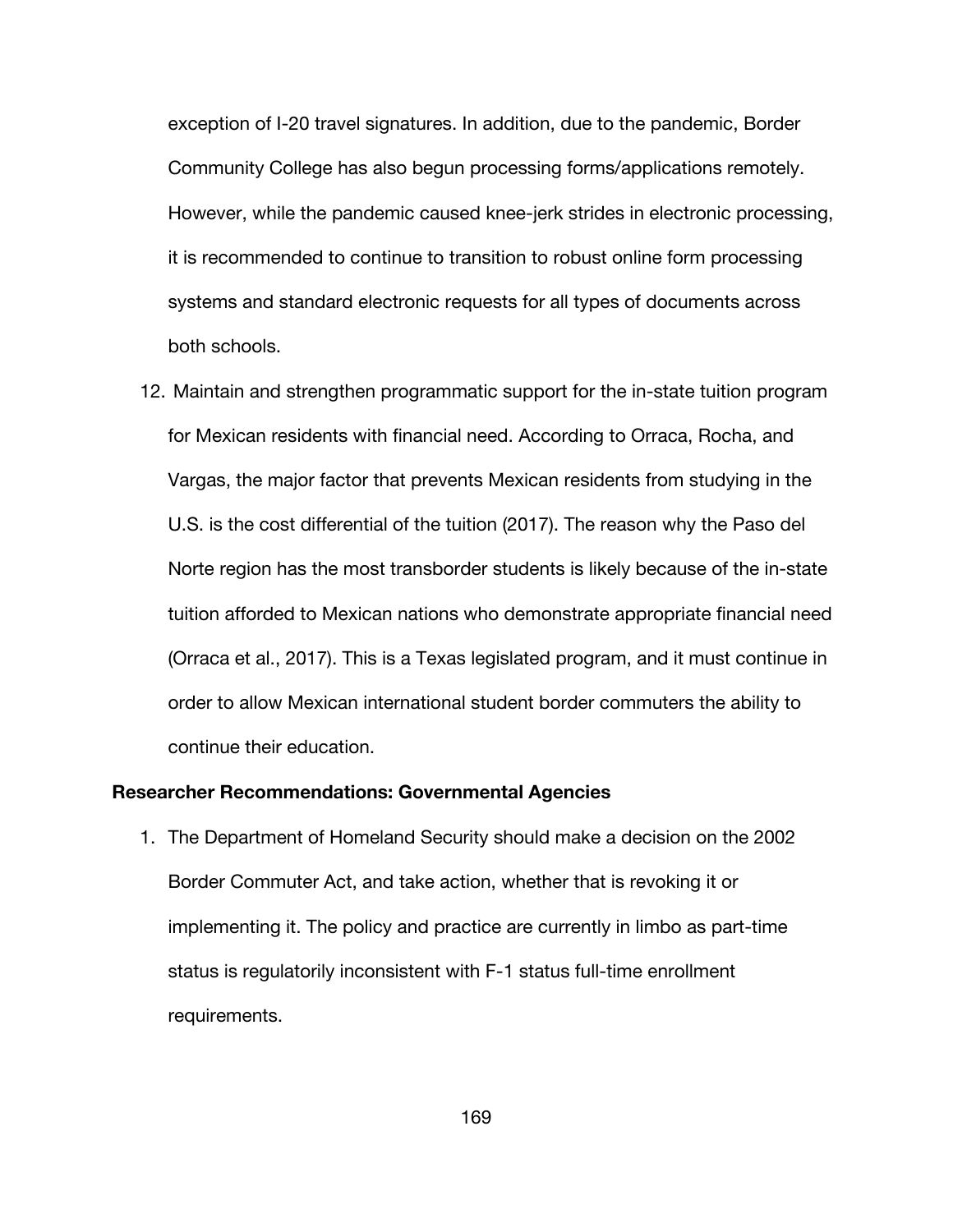exception of I-20 travel signatures. In addition, due to the pandemic, Border Community College has also begun processing forms/applications remotely. However, while the pandemic caused knee-jerk strides in electronic processing, it is recommended to continue to transition to robust online form processing systems and standard electronic requests for all types of documents across both schools.

12. Maintain and strengthen programmatic support for the in-state tuition program for Mexican residents with financial need. According to Orraca, Rocha, and Vargas, the major factor that prevents Mexican residents from studying in the U.S. is the cost differential of the tuition (2017). The reason why the Paso del Norte region has the most transborder students is likely because of the in-state tuition afforded to Mexican nations who demonstrate appropriate financial need (Orraca et al., 2017). This is a Texas legislated program, and it must continue in order to allow Mexican international student border commuters the ability to continue their education.

**Researcher Recommendations: Governmental Agencies**

1. The Department of Homeland Security should make a decision on the 2002 Border Commuter Act, and take action, whether that is revoking it or implementing it. The policy and practice are currently in limbo as part-time status is regulatorily inconsistent with F-1 status full-time enrollment requirements.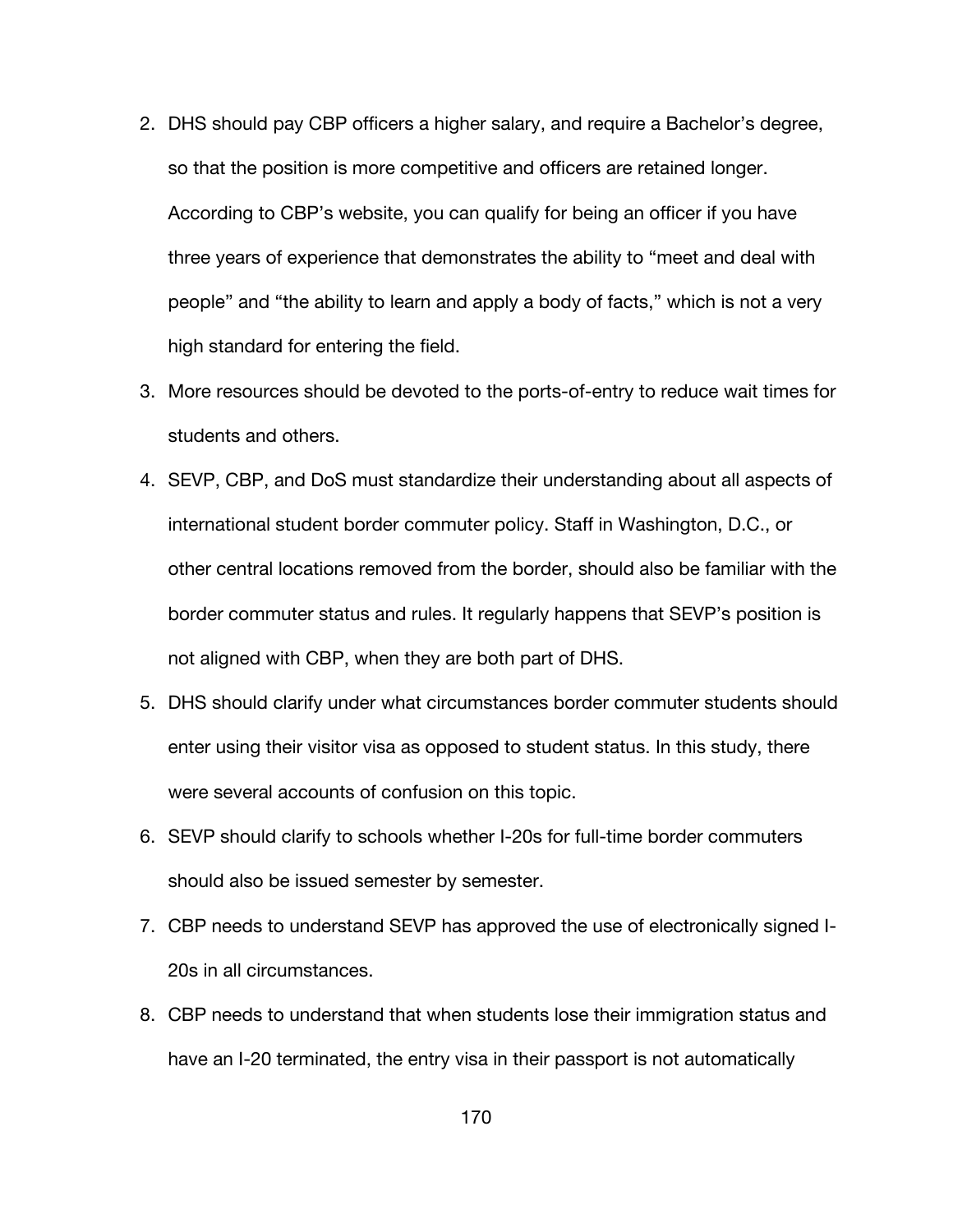2. DHS should pay CBP officers a higher salary, and require a Bachelor's degree, so that the position is more competitive and officers are retained longer. According to CBP's website, you can qualify for being an officer if you have three years of experience that demonstrates the ability to "meet and deal with people" and "the ability to learn and apply a body of facts," which is not a very high standard for entering the field.
3. More resources should be devoted to the ports-of-entry to reduce wait times for students and others.
4. SEVP, CBP, and DoS must standardize their understanding about all aspects of international student border commuter policy. Staff in Washington, D.C., or other central locations removed from the border, should also be familiar with the border commuter status and rules. It regularly happens that SEVP's position is not aligned with CBP, when they are both part of DHS.
5. DHS should clarify under what circumstances border commuter students should enter using their visitor visa as opposed to student status. In this study, there were several accounts of confusion on this topic.
6. SEVP should clarify to schools whether I-20s for full-time border commuters should also be issued semester by semester.
7. CBP needs to understand SEVP has approved the use of electronically signed I-20s in all circumstances.
8. CBP needs to understand that when students lose their immigration status and have an I-20 terminated, the entry visa in their passport is not automatically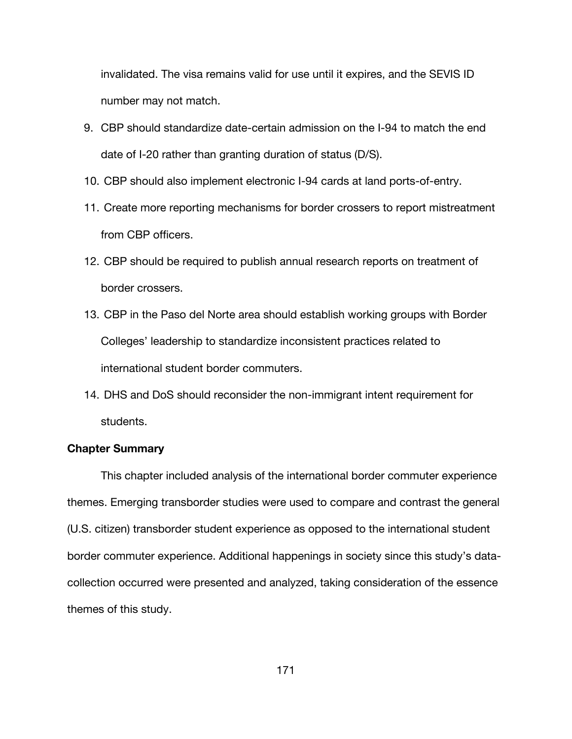invalidated. The visa remains valid for use until it expires, and the SEVIS ID number may not match.

9. CBP should standardize date-certain admission on the I-94 to match the end date of I-20 rather than granting duration of status (D/S).
10. CBP should also implement electronic I-94 cards at land ports-of-entry.
11. Create more reporting mechanisms for border crossers to report mistreatment from CBP officers.
12. CBP should be required to publish annual research reports on treatment of border crossers.
13. CBP in the Paso del Norte area should establish working groups with Border Colleges' leadership to standardize inconsistent practices related to international student border commuters.
14. DHS and DoS should reconsider the non-immigrant intent requirement for students.

**Chapter Summary**

This chapter included analysis of the international border commuter experience themes. Emerging transborder studies were used to compare and contrast the general (U.S. citizen) transborder student experience as opposed to the international student border commuter experience. Additional happenings in society since this study's data-collection occurred were presented and analyzed, taking consideration of the essence themes of this study.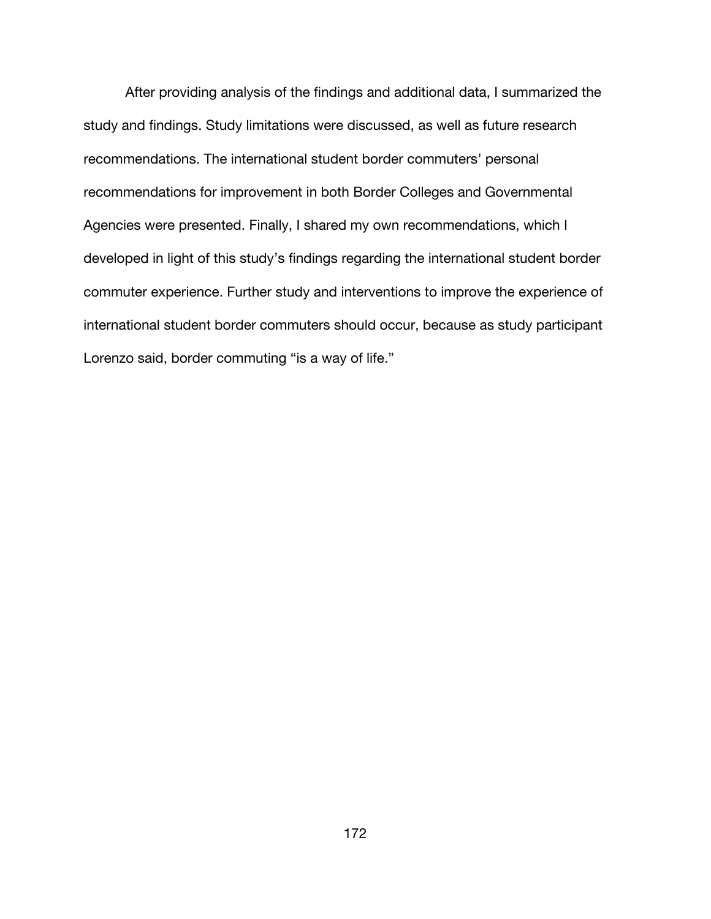After providing analysis of the findings and additional data, I summarized the study and findings. Study limitations were discussed, as well as future research recommendations. The international student border commuters' personal recommendations for improvement in both Border Colleges and Governmental Agencies were presented. Finally, I shared my own recommendations, which I developed in light of this study's findings regarding the international student border commuter experience. Further study and interventions to improve the experience of international student border commuters should occur, because as study participant Lorenzo said, border commuting "is a way of life."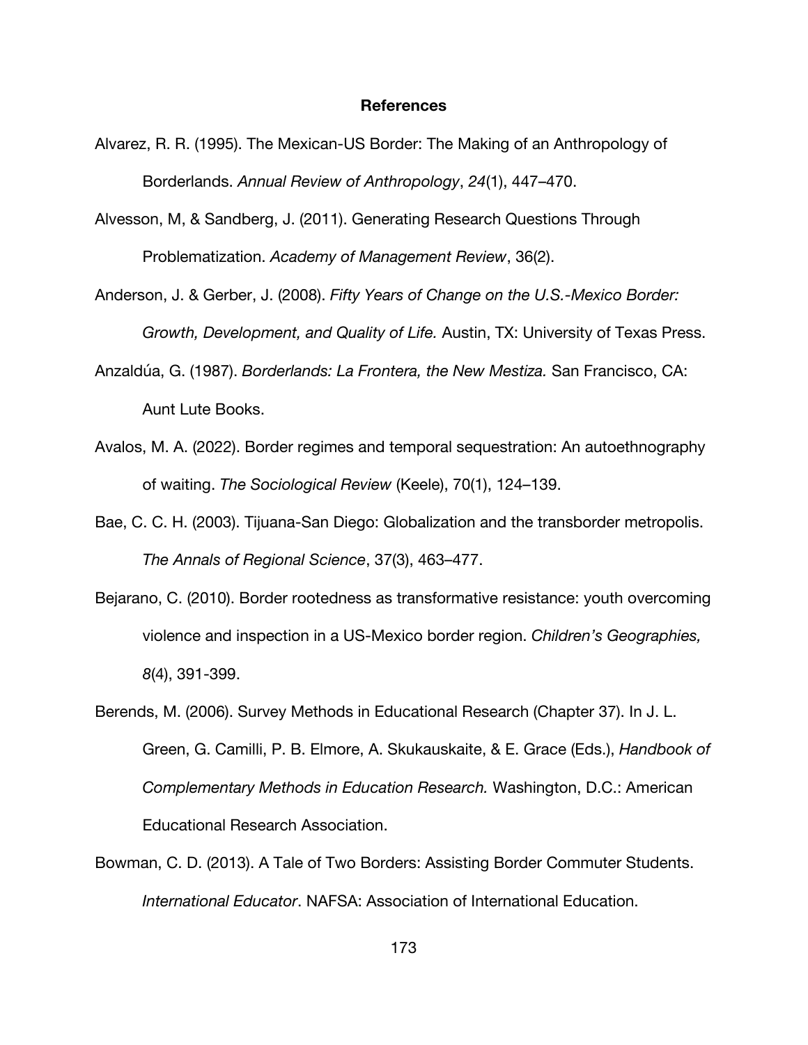**References**

Alvarez, R. R. (1995). The Mexican-US Border: The Making of an Anthropology of Borderlands. *Annual Review of Anthropology*, *24*(1), 447–470.

Alvesson, M, & Sandberg, J. (2011). Generating Research Questions Through Problematization. *Academy of Management Review*, 36(2).

Anderson, J. & Gerber, J. (2008). *Fifty Years of Change on the U.S.-Mexico Border: Growth, Development, and Quality of Life.* Austin, TX: University of Texas Press.

Anzaldúa, G. (1987). *Borderlands: La Frontera, the New Mestiza.* San Francisco, CA: Aunt Lute Books.

Avalos, M. A. (2022). Border regimes and temporal sequestration: An autoethnography of waiting. *The Sociological Review* (Keele), 70(1), 124–139.

Bae, C. C. H. (2003). Tijuana-San Diego: Globalization and the transborder metropolis. *The Annals of Regional Science*, 37(3), 463–477.

Bejarano, C. (2010). Border rootedness as transformative resistance: youth overcoming violence and inspection in a US-Mexico border region. *Children's Geographies, 8*(4), 391-399.

Berends, M. (2006). Survey Methods in Educational Research (Chapter 37). In J. L. Green, G. Camilli, P. B. Elmore, A. Skukauskaite, & E. Grace (Eds.), *Handbook of Complementary Methods in Education Research.* Washington, D.C.: American Educational Research Association.

Bowman, C. D. (2013). A Tale of Two Borders: Assisting Border Commuter Students. *International Educator*. NAFSA: Association of International Education.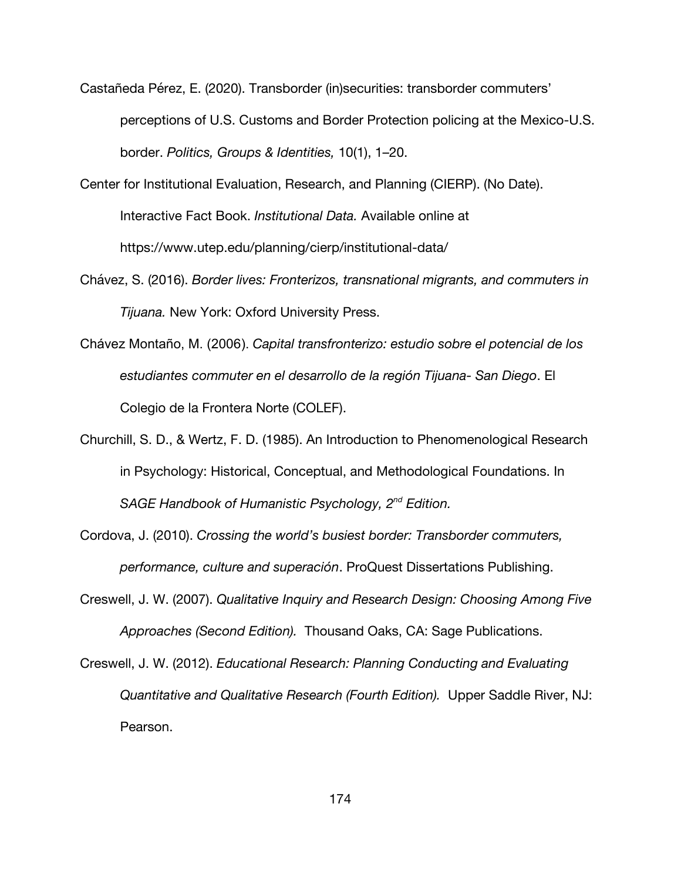Castañeda Pérez, E. (2020). Transborder (in)securities: transborder commuters' perceptions of U.S. Customs and Border Protection policing at the Mexico-U.S. border. *Politics, Groups & Identities,* 10(1), 1–20.

Center for Institutional Evaluation, Research, and Planning (CIERP). (No Date). Interactive Fact Book. *Institutional Data.* Available online at https://www.utep.edu/planning/cierp/institutional-data/

Chávez, S. (2016). *Border lives: Fronterizos, transnational migrants, and commuters in Tijuana.* New York: Oxford University Press.

Chávez Montaño, M. (2006). *Capital transfronterizo: estudio sobre el potencial de los estudiantes commuter en el desarrollo de la región Tijuana- San Diego*. El Colegio de la Frontera Norte (COLEF).

Churchill, S. D., & Wertz, F. D. (1985). An Introduction to Phenomenological Research in Psychology: Historical, Conceptual, and Methodological Foundations. In *SAGE Handbook of Humanistic Psychology, 2nd Edition.*

Cordova, J. (2010). *Crossing the world's busiest border: Transborder commuters, performance, culture and superación*. ProQuest Dissertations Publishing.

Creswell, J. W. (2007). *Qualitative Inquiry and Research Design: Choosing Among Five Approaches (Second Edition).* Thousand Oaks, CA: Sage Publications.

Creswell, J. W. (2012). *Educational Research: Planning Conducting and Evaluating Quantitative and Qualitative Research (Fourth Edition).* Upper Saddle River, NJ: Pearson.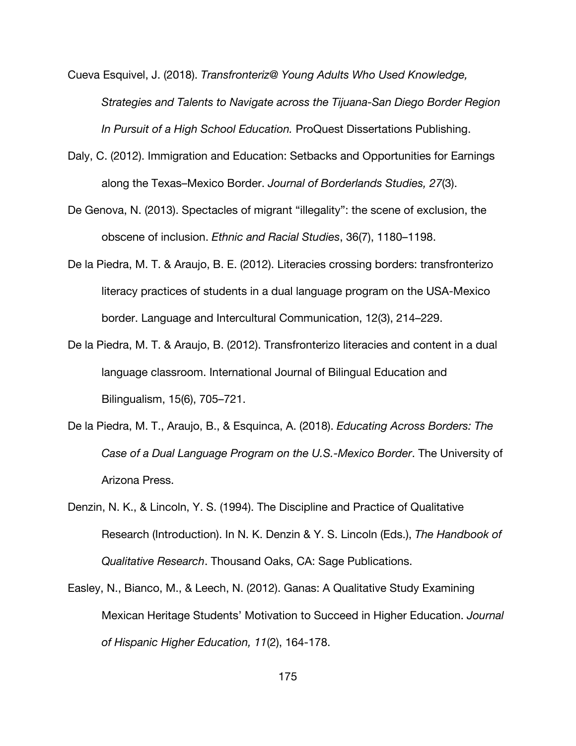Cueva Esquivel, J. (2018). *Transfronteriz@ Young Adults Who Used Knowledge, Strategies and Talents to Navigate across the Tijuana-San Diego Border Region In Pursuit of a High School Education.* ProQuest Dissertations Publishing.

Daly, C. (2012). Immigration and Education: Setbacks and Opportunities for Earnings along the Texas–Mexico Border. *Journal of Borderlands Studies, 27*(3).

De Genova, N. (2013). Spectacles of migrant "illegality": the scene of exclusion, the obscene of inclusion. *Ethnic and Racial Studies*, 36(7), 1180–1198.

De la Piedra, M. T. & Araujo, B. E. (2012). Literacies crossing borders: transfronterizo literacy practices of students in a dual language program on the USA-Mexico border. Language and Intercultural Communication, 12(3), 214–229.

De la Piedra, M. T. & Araujo, B. (2012). Transfronterizo literacies and content in a dual language classroom. International Journal of Bilingual Education and Bilingualism, 15(6), 705–721.

De la Piedra, M. T., Araujo, B., & Esquinca, A. (2018). *Educating Across Borders: The Case of a Dual Language Program on the U.S.-Mexico Border*. The University of Arizona Press.

Denzin, N. K., & Lincoln, Y. S. (1994). The Discipline and Practice of Qualitative Research (Introduction). In N. K. Denzin & Y. S. Lincoln (Eds.), *The Handbook of Qualitative Research*. Thousand Oaks, CA: Sage Publications.

Easley, N., Bianco, M., & Leech, N. (2012). Ganas: A Qualitative Study Examining Mexican Heritage Students' Motivation to Succeed in Higher Education. *Journal of Hispanic Higher Education, 11*(2), 164-178.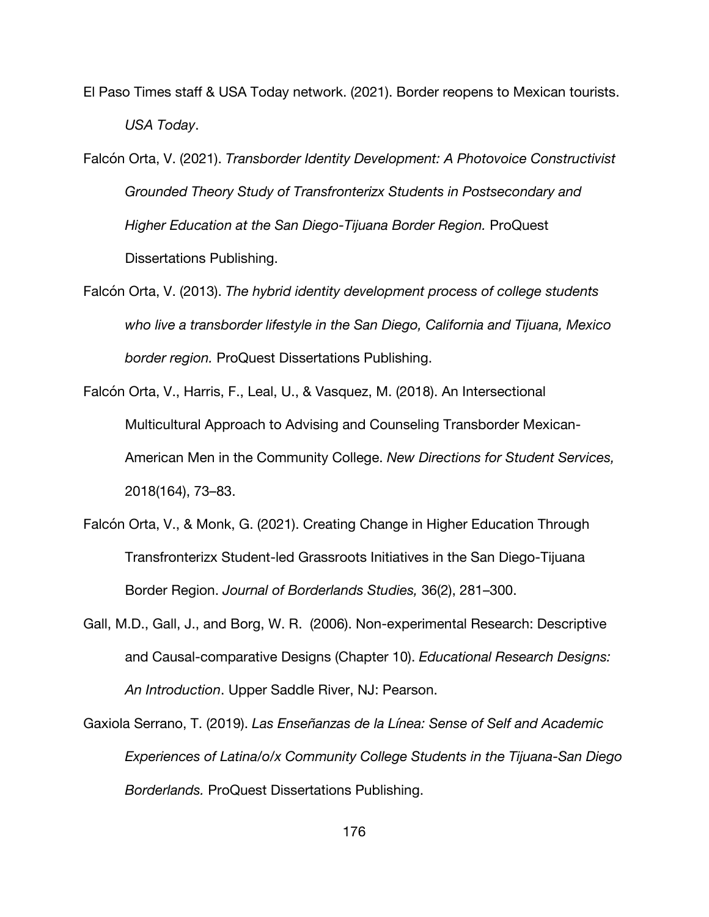El Paso Times staff & USA Today network. (2021). Border reopens to Mexican tourists. *USA Today*.

Falcón Orta, V. (2021). *Transborder Identity Development: A Photovoice Constructivist Grounded Theory Study of Transfronterizx Students in Postsecondary and Higher Education at the San Diego-Tijuana Border Region.* ProQuest Dissertations Publishing.

Falcón Orta, V. (2013). *The hybrid identity development process of college students who live a transborder lifestyle in the San Diego, California and Tijuana, Mexico border region.* ProQuest Dissertations Publishing.

Falcón Orta, V., Harris, F., Leal, U., & Vasquez, M. (2018). An Intersectional Multicultural Approach to Advising and Counseling Transborder Mexican-American Men in the Community College. *New Directions for Student Services,* 2018(164), 73–83.

Falcón Orta, V., & Monk, G. (2021). Creating Change in Higher Education Through Transfronterizx Student-led Grassroots Initiatives in the San Diego-Tijuana Border Region. *Journal of Borderlands Studies,* 36(2), 281–300.

Gall, M.D., Gall, J., and Borg, W. R. (2006). Non-experimental Research: Descriptive and Causal-comparative Designs (Chapter 10). *Educational Research Designs: An Introduction*. Upper Saddle River, NJ: Pearson.

Gaxiola Serrano, T. (2019). *Las Enseñanzas de la Línea: Sense of Self and Academic Experiences of Latina/o/x Community College Students in the Tijuana-San Diego Borderlands.* ProQuest Dissertations Publishing.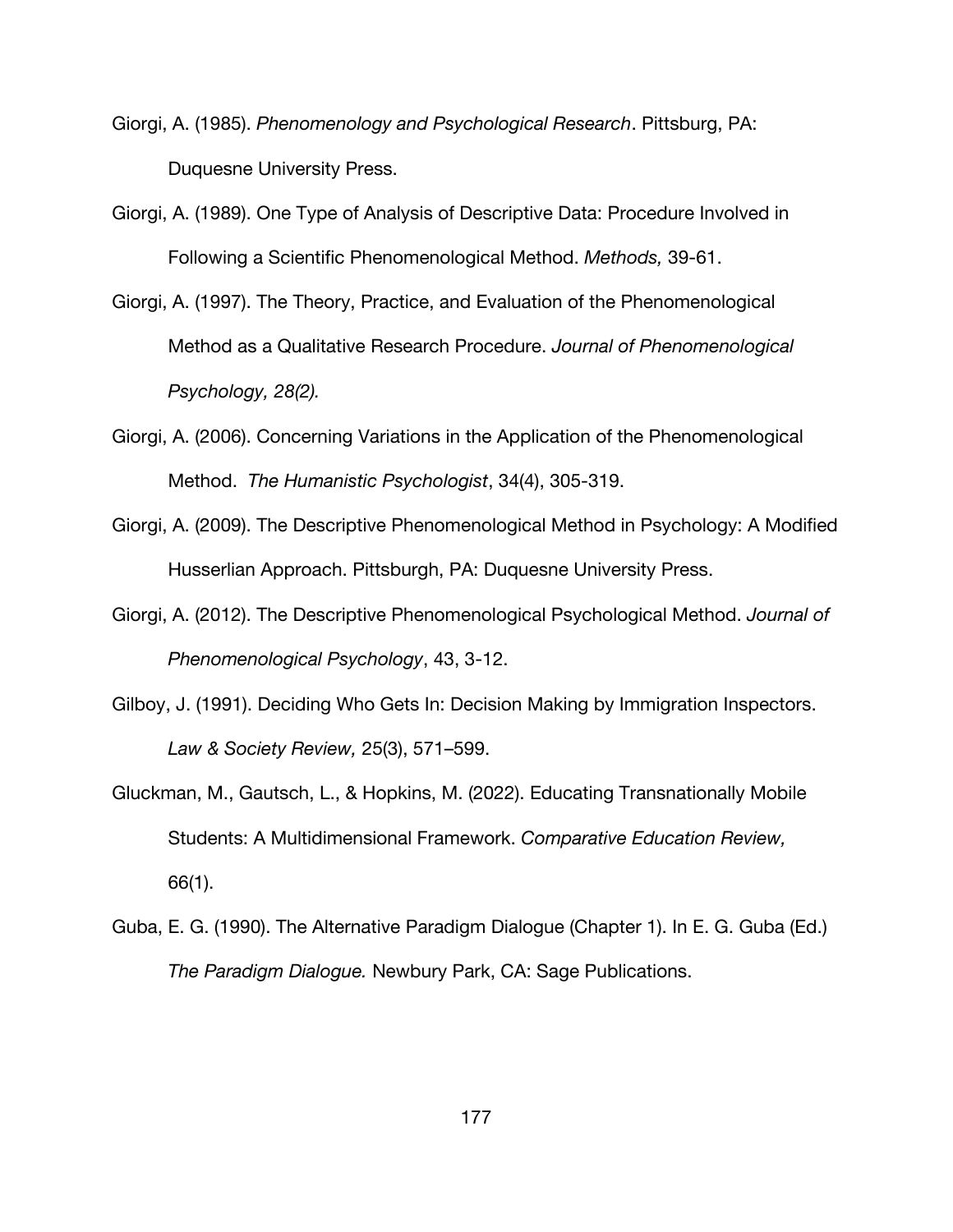Giorgi, A. (1985). *Phenomenology and Psychological Research*. Pittsburg, PA: Duquesne University Press.

Giorgi, A. (1989). One Type of Analysis of Descriptive Data: Procedure Involved in Following a Scientific Phenomenological Method. *Methods,* 39-61.

Giorgi, A. (1997). The Theory, Practice, and Evaluation of the Phenomenological Method as a Qualitative Research Procedure. *Journal of Phenomenological Psychology, 28(2).*

Giorgi, A. (2006). Concerning Variations in the Application of the Phenomenological Method. *The Humanistic Psychologist*, 34(4), 305-319.

Giorgi, A. (2009). The Descriptive Phenomenological Method in Psychology: A Modified Husserlian Approach. Pittsburgh, PA: Duquesne University Press.

Giorgi, A. (2012). The Descriptive Phenomenological Psychological Method. *Journal of Phenomenological Psychology*, 43, 3-12.

Gilboy, J. (1991). Deciding Who Gets In: Decision Making by Immigration Inspectors. *Law & Society Review,* 25(3), 571–599.

Gluckman, M., Gautsch, L., & Hopkins, M. (2022). Educating Transnationally Mobile Students: A Multidimensional Framework. *Comparative Education Review,* 66(1).

Guba, E. G. (1990). The Alternative Paradigm Dialogue (Chapter 1). In E. G. Guba (Ed.) *The Paradigm Dialogue.* Newbury Park, CA: Sage Publications.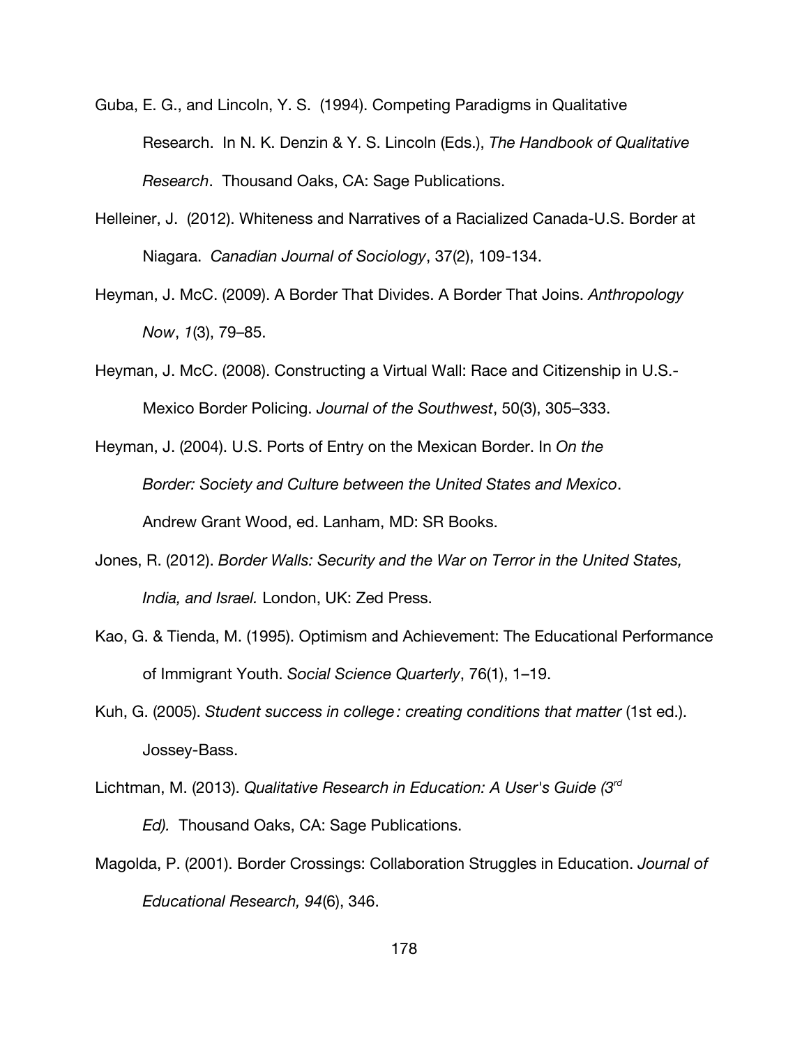Guba, E. G., and Lincoln, Y. S. (1994). Competing Paradigms in Qualitative Research. In N. K. Denzin & Y. S. Lincoln (Eds.), *The Handbook of Qualitative Research*. Thousand Oaks, CA: Sage Publications.

Helleiner, J. (2012). Whiteness and Narratives of a Racialized Canada-U.S. Border at Niagara. *Canadian Journal of Sociology*, 37(2), 109-134.

Heyman, J. McC. (2009). A Border That Divides. A Border That Joins. *Anthropology Now*, *1*(3), 79–85.

Heyman, J. McC. (2008). Constructing a Virtual Wall: Race and Citizenship in U.S.-Mexico Border Policing. *Journal of the Southwest*, 50(3), 305–333.

Heyman, J. (2004). U.S. Ports of Entry on the Mexican Border. In *On the Border: Society and Culture between the United States and Mexico*. Andrew Grant Wood, ed. Lanham, MD: SR Books.

Jones, R. (2012). *Border Walls: Security and the War on Terror in the United States, India, and Israel.* London, UK: Zed Press.

Kao, G. & Tienda, M. (1995). Optimism and Achievement: The Educational Performance of Immigrant Youth. *Social Science Quarterly*, 76(1), 1–19.

Kuh, G. (2005). *Student success in college : creating conditions that matter* (1st ed.). Jossey-Bass.

Lichtman, M. (2013). *Qualitative Research in Education: A User's Guide (3rd Ed).* Thousand Oaks, CA: Sage Publications.

Magolda, P. (2001). Border Crossings: Collaboration Struggles in Education. *Journal of Educational Research, 94*(6), 346.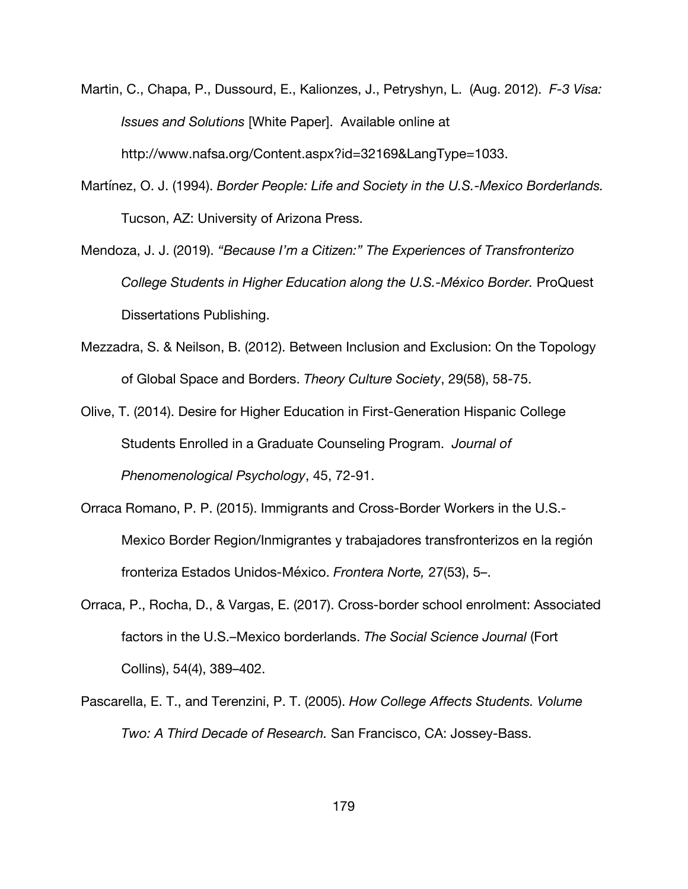Martin, C., Chapa, P., Dussourd, E., Kalionzes, J., Petryshyn, L. (Aug. 2012). *F-3 Visa: Issues and Solutions* [White Paper]. Available online at http://www.nafsa.org/Content.aspx?id=32169&LangType=1033.

Martínez, O. J. (1994). *Border People: Life and Society in the U.S.-Mexico Borderlands.* Tucson, AZ: University of Arizona Press.

Mendoza, J. J. (2019). *"Because I'm a Citizen:" The Experiences of Transfronterizo College Students in Higher Education along the U.S.-México Border.* ProQuest Dissertations Publishing.

Mezzadra, S. & Neilson, B. (2012). Between Inclusion and Exclusion: On the Topology of Global Space and Borders. *Theory Culture Society*, 29(58), 58-75.

Olive, T. (2014). Desire for Higher Education in First-Generation Hispanic College Students Enrolled in a Graduate Counseling Program. *Journal of Phenomenological Psychology*, 45, 72-91.

Orraca Romano, P. P. (2015). Immigrants and Cross-Border Workers in the U.S.-Mexico Border Region/Inmigrantes y trabajadores transfronterizos en la región fronteriza Estados Unidos-México. *Frontera Norte,* 27(53), 5–.

Orraca, P., Rocha, D., & Vargas, E. (2017). Cross-border school enrolment: Associated factors in the U.S.–Mexico borderlands. *The Social Science Journal* (Fort Collins), 54(4), 389–402.

Pascarella, E. T., and Terenzini, P. T. (2005). *How College Affects Students. Volume Two: A Third Decade of Research.* San Francisco, CA: Jossey-Bass.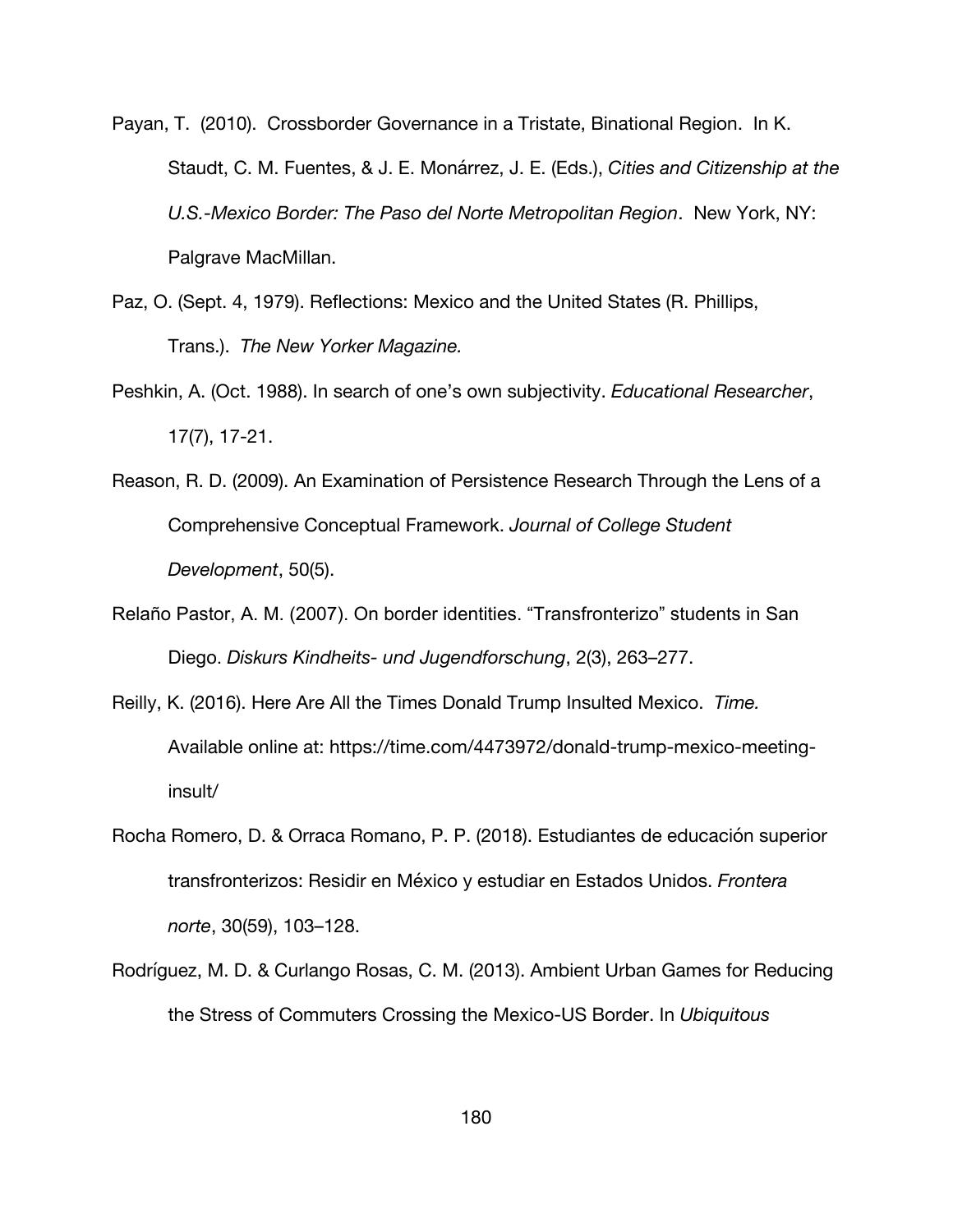Payan, T. (2010). Crossborder Governance in a Tristate, Binational Region. In K. Staudt, C. M. Fuentes, & J. E. Monárrez, J. E. (Eds.), *Cities and Citizenship at the U.S.-Mexico Border: The Paso del Norte Metropolitan Region*. New York, NY: Palgrave MacMillan.

Paz, O. (Sept. 4, 1979). Reflections: Mexico and the United States (R. Phillips, Trans.). *The New Yorker Magazine.*

Peshkin, A. (Oct. 1988). In search of one's own subjectivity. *Educational Researcher*, 17(7), 17-21.

Reason, R. D. (2009). An Examination of Persistence Research Through the Lens of a Comprehensive Conceptual Framework. *Journal of College Student Development*, 50(5).

Relaño Pastor, A. M. (2007). On border identities. "Transfronterizo" students in San Diego. *Diskurs Kindheits- und Jugendforschung*, 2(3), 263–277.

Reilly, K. (2016). Here Are All the Times Donald Trump Insulted Mexico. *Time.* Available online at: https://time.com/4473972/donald-trump-mexico-meeting-insult/

Rocha Romero, D. & Orraca Romano, P. P. (2018). Estudiantes de educación superior transfronterizos: Residir en México y estudiar en Estados Unidos. *Frontera norte*, 30(59), 103–128.

Rodríguez, M. D. & Curlango Rosas, C. M. (2013). Ambient Urban Games for Reducing the Stress of Commuters Crossing the Mexico-US Border. In *Ubiquitous*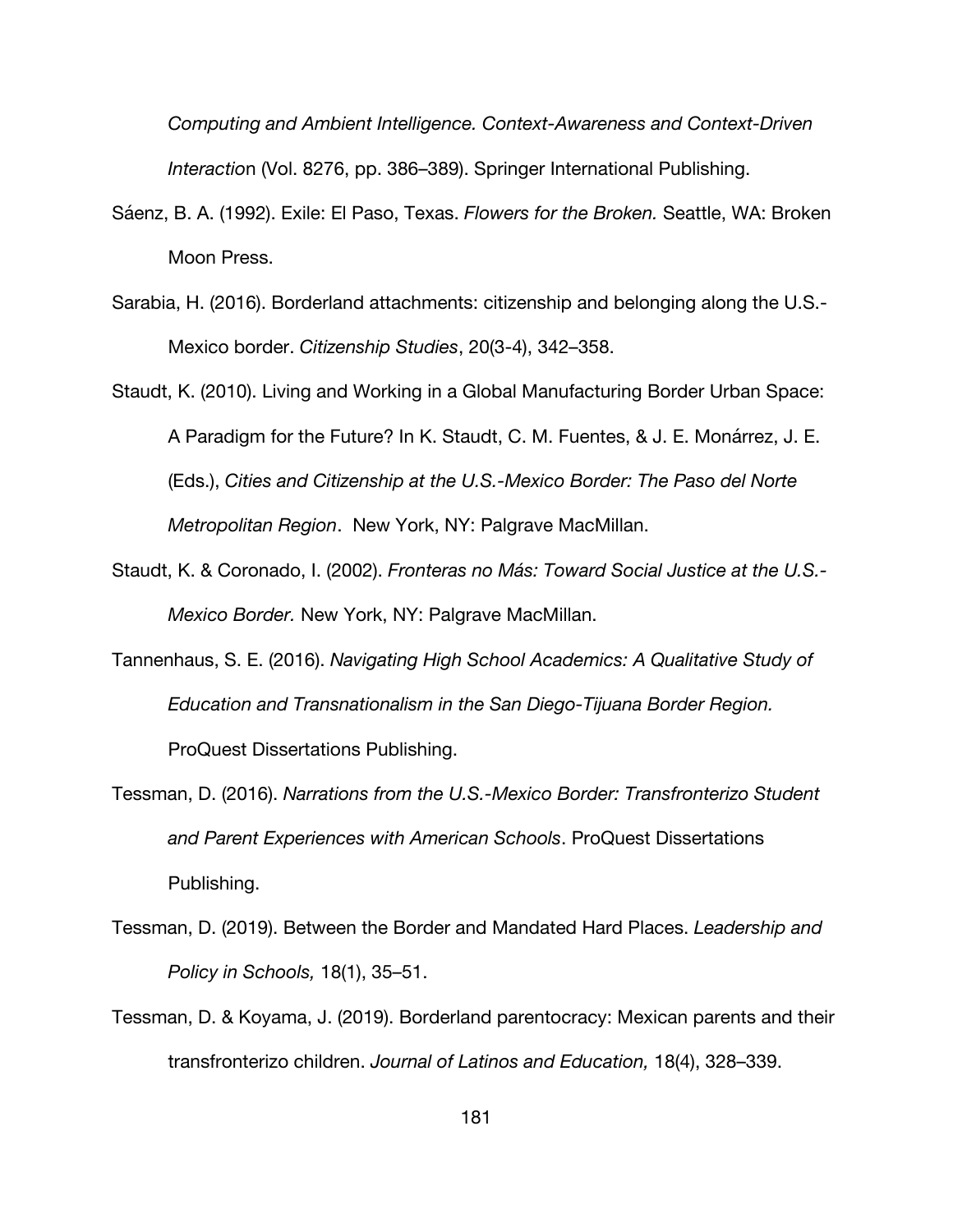*Computing and Ambient Intelligence. Context-Awareness and Context-Driven Interactio*n (Vol. 8276, pp. 386–389). Springer International Publishing.

Sáenz, B. A. (1992). Exile: El Paso, Texas. *Flowers for the Broken.* Seattle, WA: Broken Moon Press.

Sarabia, H. (2016). Borderland attachments: citizenship and belonging along the U.S.-Mexico border. *Citizenship Studies*, 20(3-4), 342–358.

Staudt, K. (2010). Living and Working in a Global Manufacturing Border Urban Space: A Paradigm for the Future? In K. Staudt, C. M. Fuentes, & J. E. Monárrez, J. E. (Eds.), *Cities and Citizenship at the U.S.-Mexico Border: The Paso del Norte Metropolitan Region*. New York, NY: Palgrave MacMillan.

Staudt, K. & Coronado, I. (2002). *Fronteras no Más: Toward Social Justice at the U.S.-Mexico Border.* New York, NY: Palgrave MacMillan.

Tannenhaus, S. E. (2016). *Navigating High School Academics: A Qualitative Study of Education and Transnationalism in the San Diego-Tijuana Border Region.* ProQuest Dissertations Publishing.

Tessman, D. (2016). *Narrations from the U.S.-Mexico Border: Transfronterizo Student and Parent Experiences with American Schools*. ProQuest Dissertations Publishing.

Tessman, D. (2019). Between the Border and Mandated Hard Places. *Leadership and Policy in Schools,* 18(1), 35–51.

Tessman, D. & Koyama, J. (2019). Borderland parentocracy: Mexican parents and their transfronterizo children. *Journal of Latinos and Education,* 18(4), 328–339.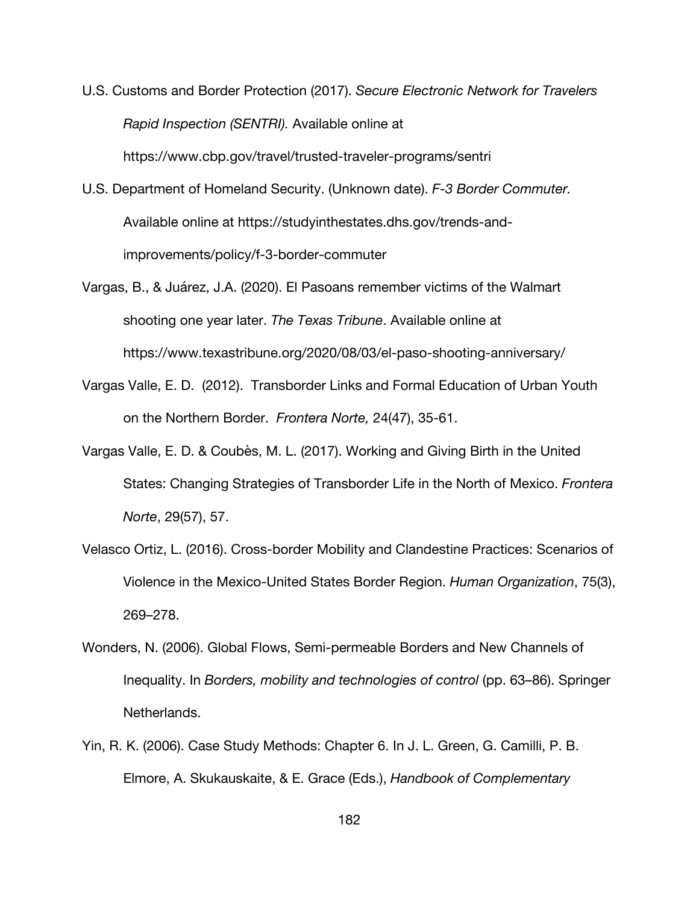U.S. Customs and Border Protection (2017). *Secure Electronic Network for Travelers Rapid Inspection (SENTRI).* Available online at https://www.cbp.gov/travel/trusted-traveler-programs/sentri

U.S. Department of Homeland Security. (Unknown date). *F-3 Border Commuter.* Available online at https://studyinthestates.dhs.gov/trends-and-improvements/policy/f-3-border-commuter

Vargas, B., & Juárez, J.A. (2020). El Pasoans remember victims of the Walmart shooting one year later. *The Texas Tribune*. Available online at https://www.texastribune.org/2020/08/03/el-paso-shooting-anniversary/

Vargas Valle, E. D. (2012). Transborder Links and Formal Education of Urban Youth on the Northern Border. *Frontera Norte,* 24(47), 35-61.

Vargas Valle, E. D. & Coubès, M. L. (2017). Working and Giving Birth in the United States: Changing Strategies of Transborder Life in the North of Mexico. *Frontera Norte*, 29(57), 57.

Velasco Ortiz, L. (2016). Cross-border Mobility and Clandestine Practices: Scenarios of Violence in the Mexico-United States Border Region. *Human Organization*, 75(3), 269–278.

Wonders, N. (2006). Global Flows, Semi-permeable Borders and New Channels of Inequality. In *Borders, mobility and technologies of control* (pp. 63–86). Springer Netherlands.

Yin, R. K. (2006). Case Study Methods: Chapter 6. In J. L. Green, G. Camilli, P. B. Elmore, A. Skukauskaite, & E. Grace (Eds.), *Handbook of Complementary*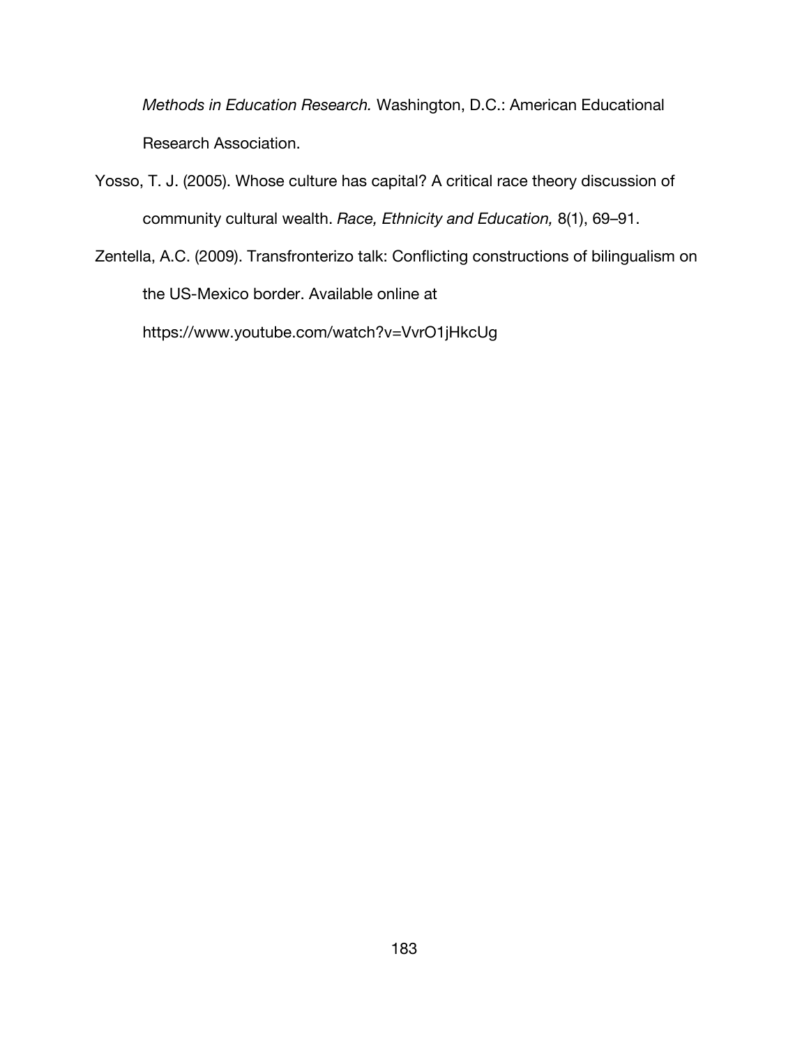*Methods in Education Research.* Washington, D.C.: American Educational Research Association.

Yosso, T. J. (2005). Whose culture has capital? A critical race theory discussion of community cultural wealth. *Race, Ethnicity and Education,* 8(1), 69–91.

Zentella, A.C. (2009). Transfronterizo talk: Conflicting constructions of bilingualism on the US-Mexico border. Available online at https://www.youtube.com/watch?v=VvrO1jHkcUg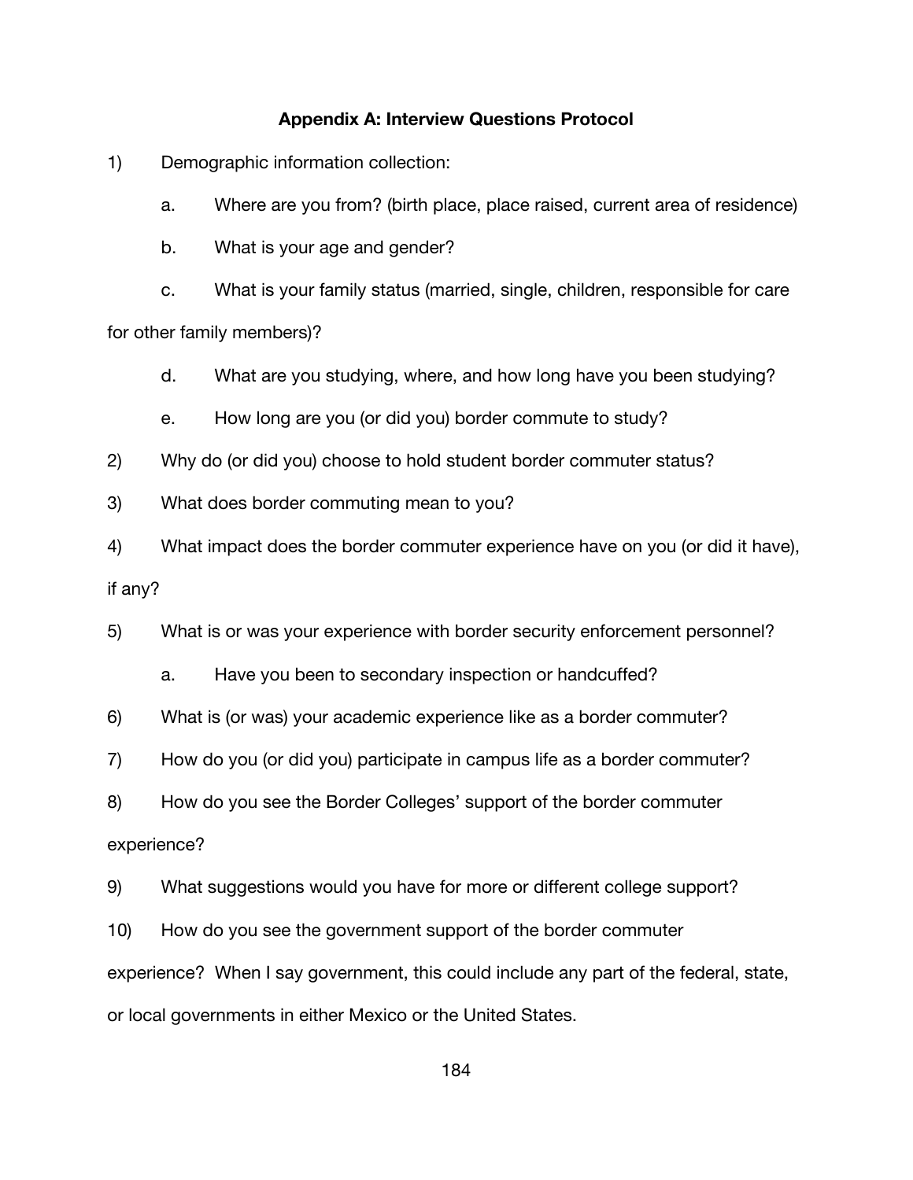## Appendix A: Interview Questions Protocol

1) Demographic information collection:

   a. Where are you from? (birth place, place raised, current area of residence)

   b. What is your age and gender?

   c. What is your family status (married, single, children, responsible for care for other family members)?

   d. What are you studying, where, and how long have you been studying?

   e. How long are you (or did you) border commute to study?

2) Why do (or did you) choose to hold student border commuter status?

3) What does border commuting mean to you?

4) What impact does the border commuter experience have on you (or did it have), if any?

5) What is or was your experience with border security enforcement personnel?

   a. Have you been to secondary inspection or handcuffed?

6) What is (or was) your academic experience like as a border commuter?

7) How do you (or did you) participate in campus life as a border commuter?

8) How do you see the Border Colleges' support of the border commuter experience?

9) What suggestions would you have for more or different college support?

10) How do you see the government support of the border commuter experience? When I say government, this could include any part of the federal, state, or local governments in either Mexico or the United States.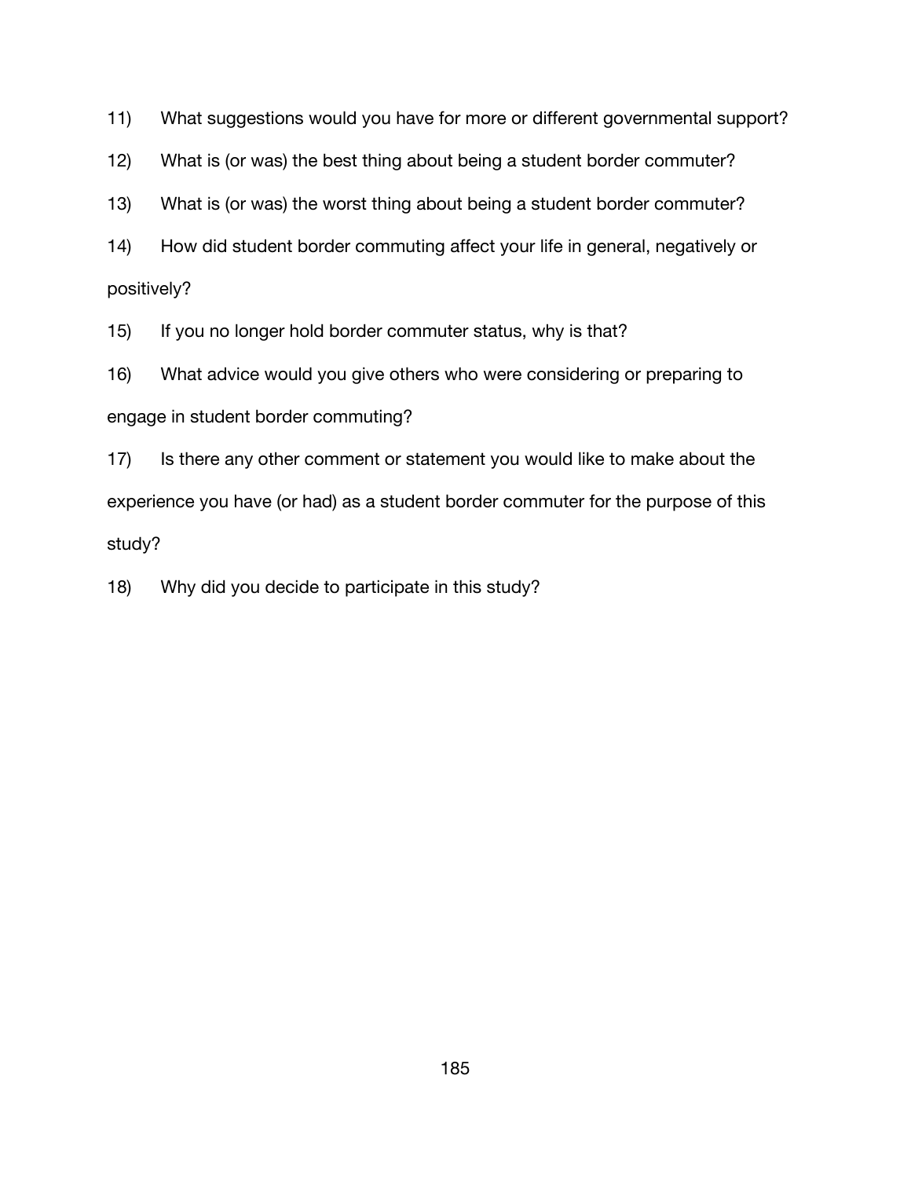11) What suggestions would you have for more or different governmental support?

12) What is (or was) the best thing about being a student border commuter?

13) What is (or was) the worst thing about being a student border commuter?

14) How did student border commuting affect your life in general, negatively or positively?

15) If you no longer hold border commuter status, why is that?

16) What advice would you give others who were considering or preparing to engage in student border commuting?

17) Is there any other comment or statement you would like to make about the experience you have (or had) as a student border commuter for the purpose of this study?

18) Why did you decide to participate in this study?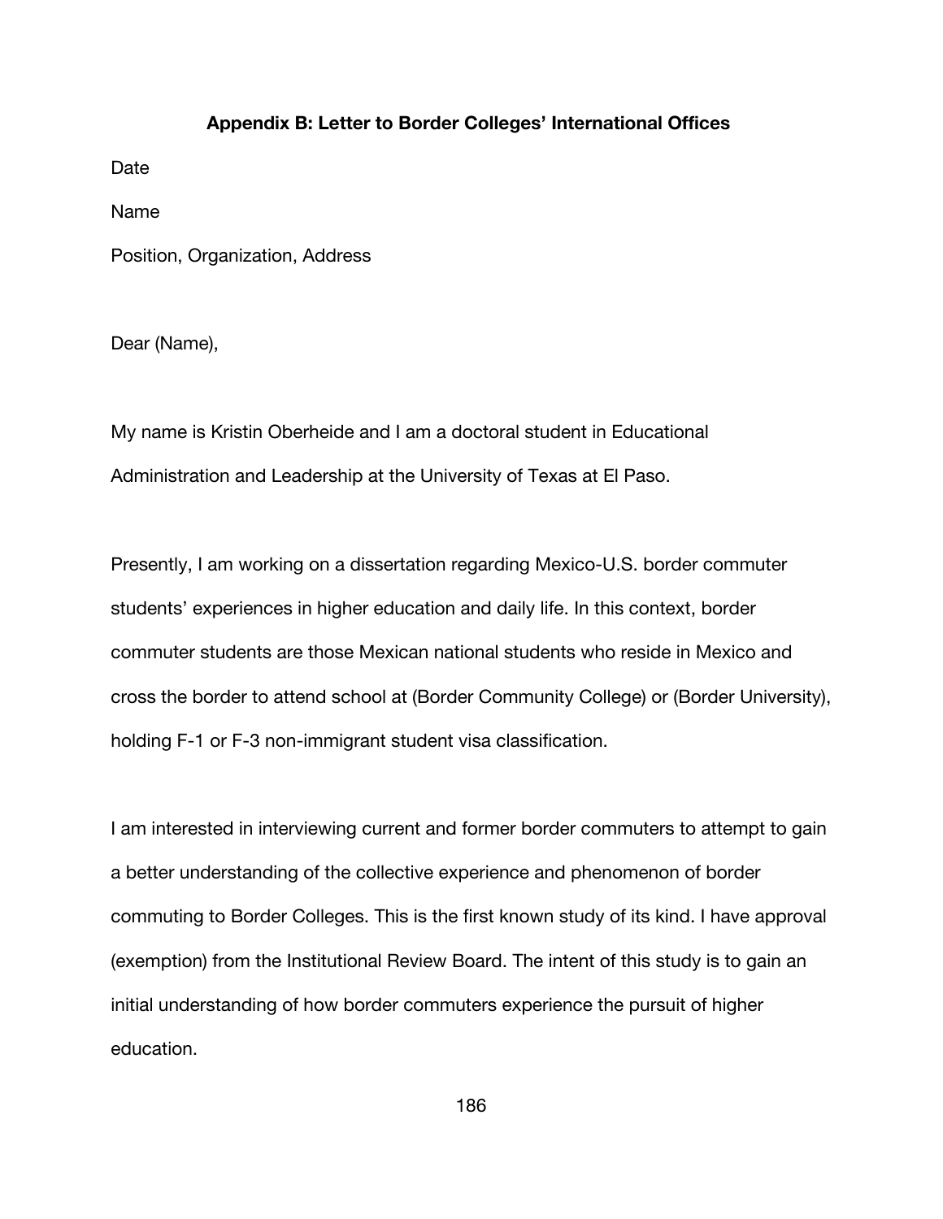## Appendix B: Letter to Border Colleges' International Offices

Date

Name

Position, Organization, Address

Dear (Name),

My name is Kristin Oberheide and I am a doctoral student in Educational Administration and Leadership at the University of Texas at El Paso.

Presently, I am working on a dissertation regarding Mexico-U.S. border commuter students' experiences in higher education and daily life. In this context, border commuter students are those Mexican national students who reside in Mexico and cross the border to attend school at (Border Community College) or (Border University), holding F-1 or F-3 non-immigrant student visa classification.

I am interested in interviewing current and former border commuters to attempt to gain a better understanding of the collective experience and phenomenon of border commuting to Border Colleges. This is the first known study of its kind. I have approval (exemption) from the Institutional Review Board. The intent of this study is to gain an initial understanding of how border commuters experience the pursuit of higher education.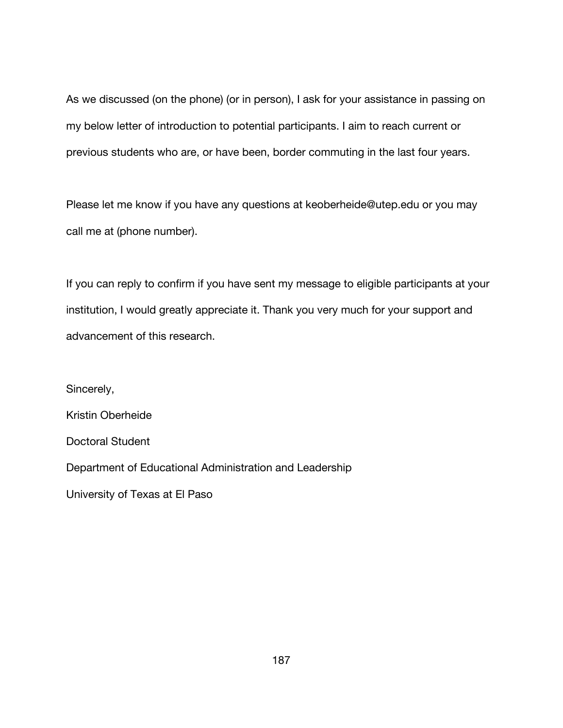As we discussed (on the phone) (or in person), I ask for your assistance in passing on my below letter of introduction to potential participants. I aim to reach current or previous students who are, or have been, border commuting in the last four years.

Please let me know if you have any questions at keoberheide@utep.edu or you may call me at (phone number).

If you can reply to confirm if you have sent my message to eligible participants at your institution, I would greatly appreciate it. Thank you very much for your support and advancement of this research.

Sincerely,

Kristin Oberheide

Doctoral Student

Department of Educational Administration and Leadership

University of Texas at El Paso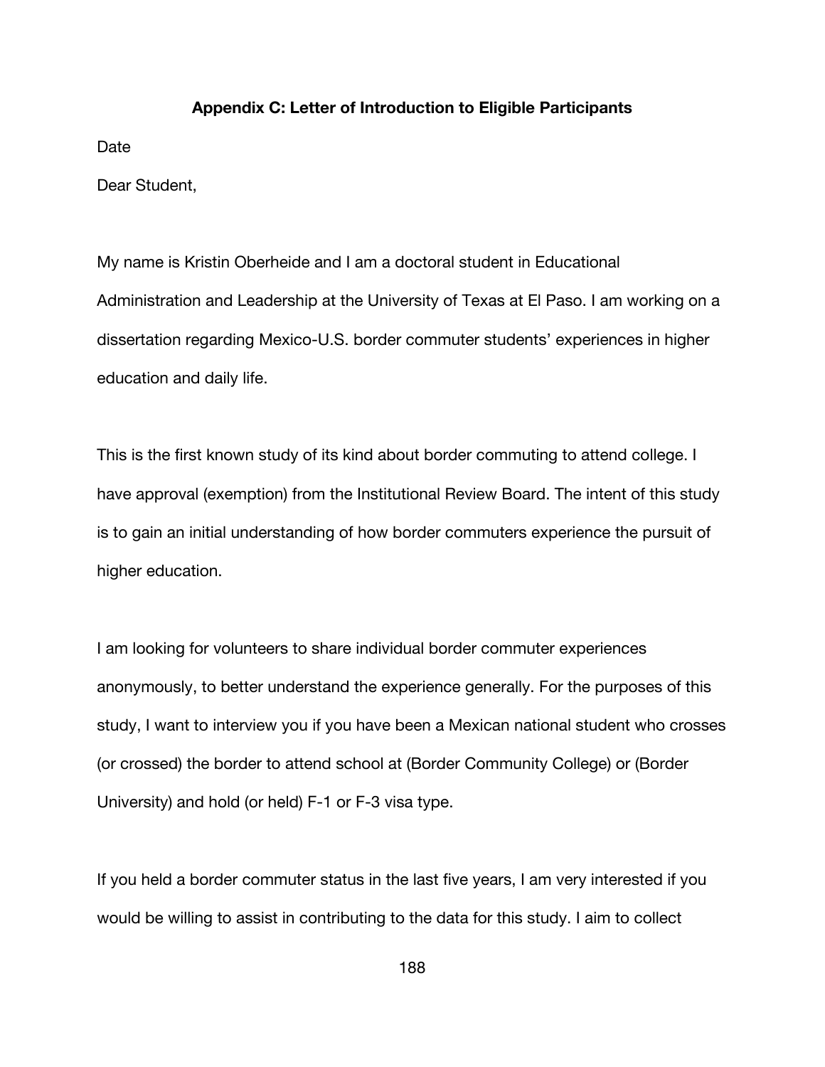## Appendix C: Letter of Introduction to Eligible Participants

Date

Dear Student,

My name is Kristin Oberheide and I am a doctoral student in Educational Administration and Leadership at the University of Texas at El Paso. I am working on a dissertation regarding Mexico-U.S. border commuter students' experiences in higher education and daily life.

This is the first known study of its kind about border commuting to attend college. I have approval (exemption) from the Institutional Review Board. The intent of this study is to gain an initial understanding of how border commuters experience the pursuit of higher education.

I am looking for volunteers to share individual border commuter experiences anonymously, to better understand the experience generally. For the purposes of this study, I want to interview you if you have been a Mexican national student who crosses (or crossed) the border to attend school at (Border Community College) or (Border University) and hold (or held) F-1 or F-3 visa type.

If you held a border commuter status in the last five years, I am very interested if you would be willing to assist in contributing to the data for this study. I aim to collect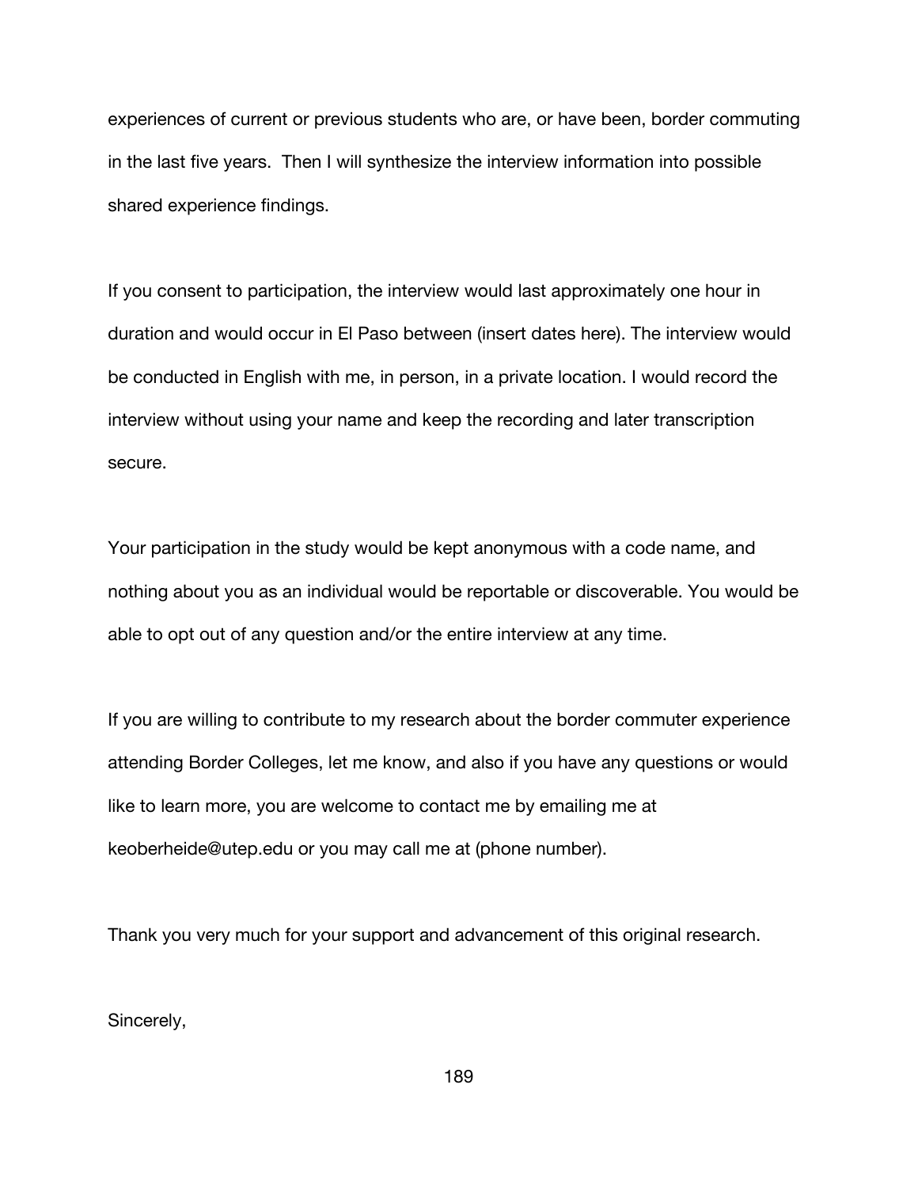experiences of current or previous students who are, or have been, border commuting in the last five years. Then I will synthesize the interview information into possible shared experience findings.

If you consent to participation, the interview would last approximately one hour in duration and would occur in El Paso between (insert dates here). The interview would be conducted in English with me, in person, in a private location. I would record the interview without using your name and keep the recording and later transcription secure.

Your participation in the study would be kept anonymous with a code name, and nothing about you as an individual would be reportable or discoverable. You would be able to opt out of any question and/or the entire interview at any time.

If you are willing to contribute to my research about the border commuter experience attending Border Colleges, let me know, and also if you have any questions or would like to learn more, you are welcome to contact me by emailing me at keoberheide@utep.edu or you may call me at (phone number).

Thank you very much for your support and advancement of this original research.

Sincerely,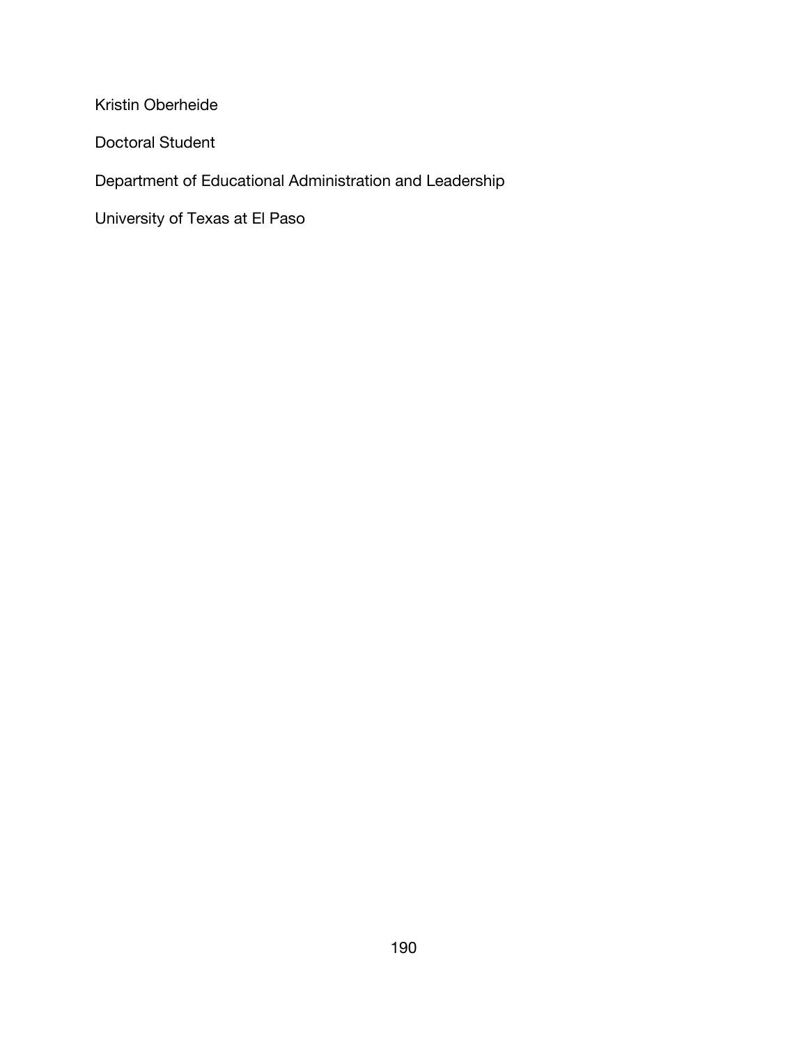Kristin Oberheide

Doctoral Student

Department of Educational Administration and Leadership

University of Texas at El Paso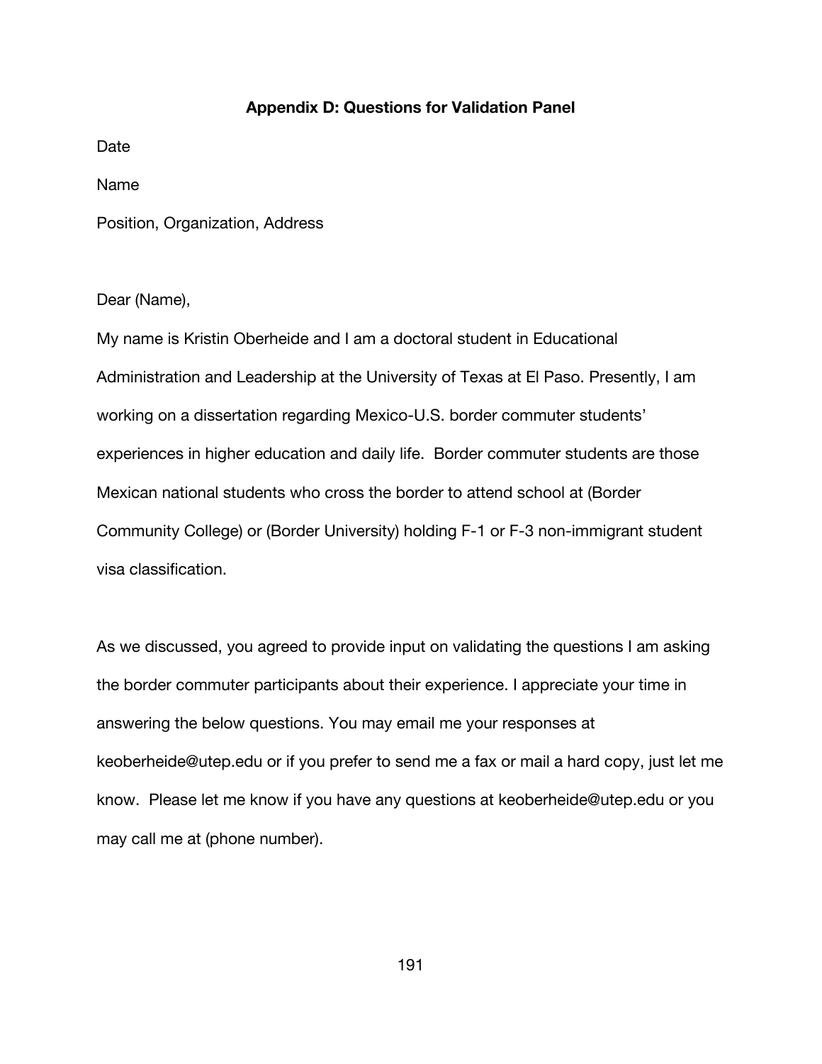## Appendix D: Questions for Validation Panel

Date

Name

Position, Organization, Address

Dear (Name),

My name is Kristin Oberheide and I am a doctoral student in Educational Administration and Leadership at the University of Texas at El Paso. Presently, I am working on a dissertation regarding Mexico-U.S. border commuter students' experiences in higher education and daily life. Border commuter students are those Mexican national students who cross the border to attend school at (Border Community College) or (Border University) holding F-1 or F-3 non-immigrant student visa classification.

As we discussed, you agreed to provide input on validating the questions I am asking the border commuter participants about their experience. I appreciate your time in answering the below questions. You may email me your responses at keoberheide@utep.edu or if you prefer to send me a fax or mail a hard copy, just let me know. Please let me know if you have any questions at keoberheide@utep.edu or you may call me at (phone number).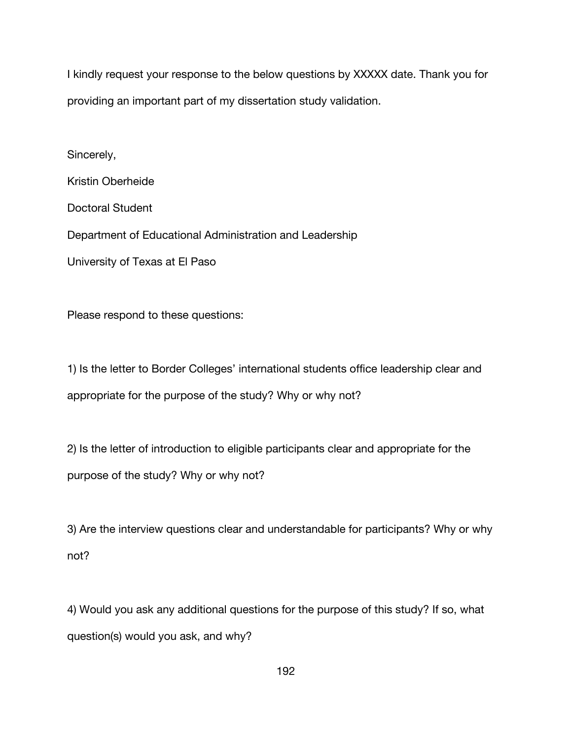I kindly request your response to the below questions by XXXXX date. Thank you for providing an important part of my dissertation study validation.

Sincerely,

Kristin Oberheide

Doctoral Student

Department of Educational Administration and Leadership

University of Texas at El Paso

Please respond to these questions:

1) Is the letter to Border Colleges' international students office leadership clear and appropriate for the purpose of the study? Why or why not?

2) Is the letter of introduction to eligible participants clear and appropriate for the purpose of the study? Why or why not?

3) Are the interview questions clear and understandable for participants? Why or why not?

4) Would you ask any additional questions for the purpose of this study? If so, what question(s) would you ask, and why?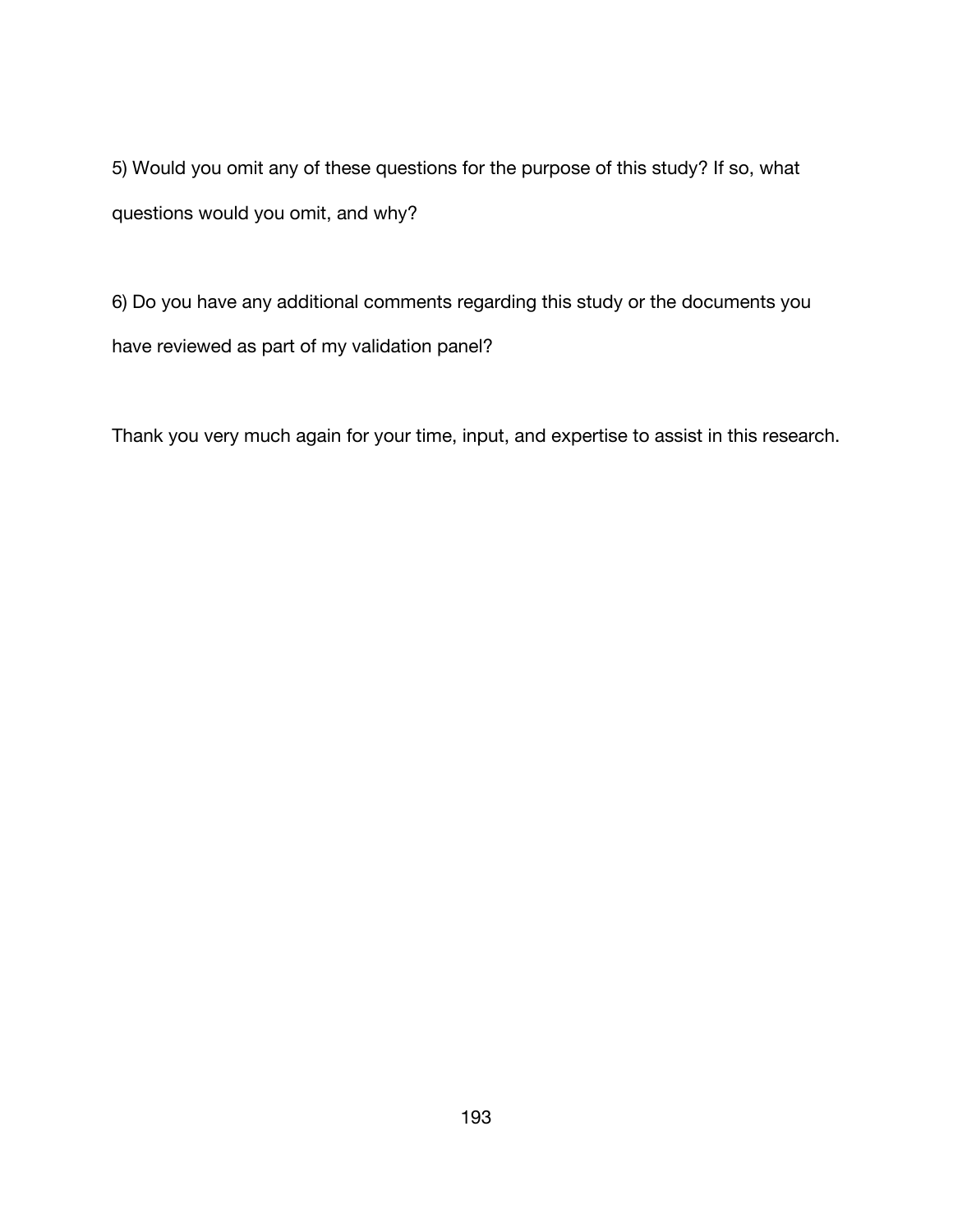5) Would you omit any of these questions for the purpose of this study? If so, what questions would you omit, and why?

6) Do you have any additional comments regarding this study or the documents you have reviewed as part of my validation panel?

Thank you very much again for your time, input, and expertise to assist in this research.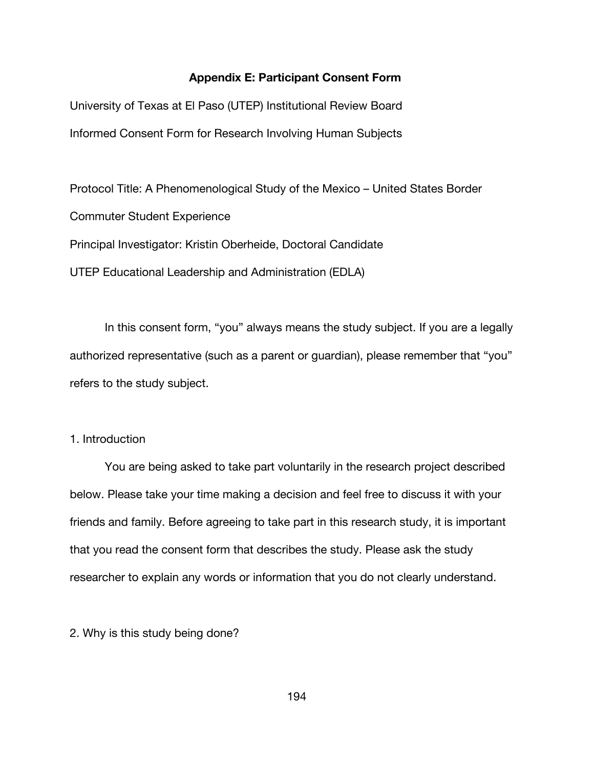# Appendix E: Participant Consent Form

University of Texas at El Paso (UTEP) Institutional Review Board

Informed Consent Form for Research Involving Human Subjects

Protocol Title: A Phenomenological Study of the Mexico – United States Border Commuter Student Experience

Principal Investigator: Kristin Oberheide, Doctoral Candidate

UTEP Educational Leadership and Administration (EDLA)

In this consent form, "you" always means the study subject. If you are a legally authorized representative (such as a parent or guardian), please remember that "you" refers to the study subject.

1. Introduction

You are being asked to take part voluntarily in the research project described below. Please take your time making a decision and feel free to discuss it with your friends and family. Before agreeing to take part in this research study, it is important that you read the consent form that describes the study. Please ask the study researcher to explain any words or information that you do not clearly understand.

2. Why is this study being done?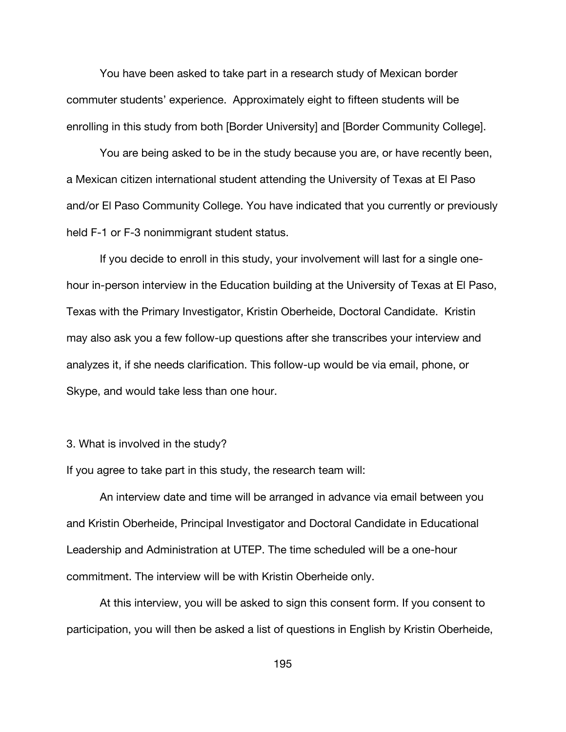You have been asked to take part in a research study of Mexican border commuter students' experience. Approximately eight to fifteen students will be enrolling in this study from both [Border University] and [Border Community College].

You are being asked to be in the study because you are, or have recently been, a Mexican citizen international student attending the University of Texas at El Paso and/or El Paso Community College. You have indicated that you currently or previously held F-1 or F-3 nonimmigrant student status.

If you decide to enroll in this study, your involvement will last for a single one-hour in-person interview in the Education building at the University of Texas at El Paso, Texas with the Primary Investigator, Kristin Oberheide, Doctoral Candidate. Kristin may also ask you a few follow-up questions after she transcribes your interview and analyzes it, if she needs clarification. This follow-up would be via email, phone, or Skype, and would take less than one hour.

3. What is involved in the study?

If you agree to take part in this study, the research team will:

An interview date and time will be arranged in advance via email between you and Kristin Oberheide, Principal Investigator and Doctoral Candidate in Educational Leadership and Administration at UTEP. The time scheduled will be a one-hour commitment. The interview will be with Kristin Oberheide only.

At this interview, you will be asked to sign this consent form. If you consent to participation, you will then be asked a list of questions in English by Kristin Oberheide,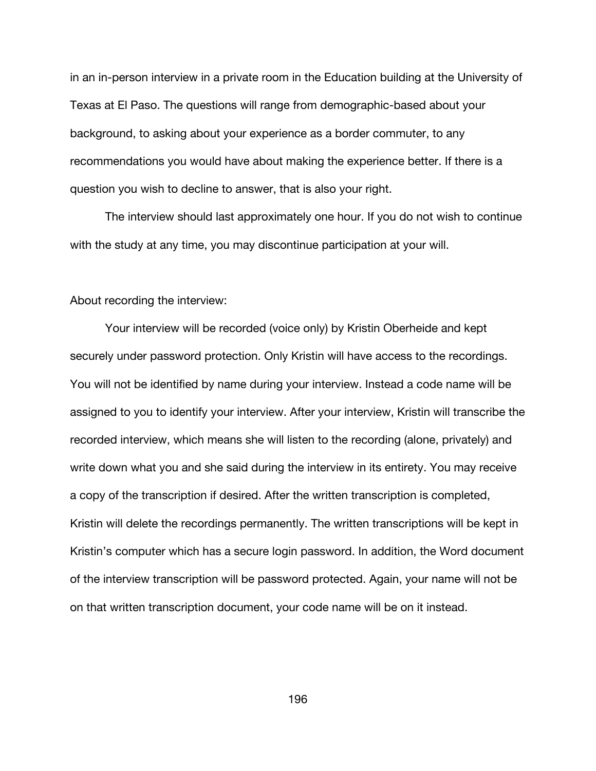in an in-person interview in a private room in the Education building at the University of Texas at El Paso. The questions will range from demographic-based about your background, to asking about your experience as a border commuter, to any recommendations you would have about making the experience better. If there is a question you wish to decline to answer, that is also your right.

The interview should last approximately one hour. If you do not wish to continue with the study at any time, you may discontinue participation at your will.

About recording the interview:

Your interview will be recorded (voice only) by Kristin Oberheide and kept securely under password protection. Only Kristin will have access to the recordings. You will not be identified by name during your interview. Instead a code name will be assigned to you to identify your interview. After your interview, Kristin will transcribe the recorded interview, which means she will listen to the recording (alone, privately) and write down what you and she said during the interview in its entirety. You may receive a copy of the transcription if desired. After the written transcription is completed, Kristin will delete the recordings permanently. The written transcriptions will be kept in Kristin's computer which has a secure login password. In addition, the Word document of the interview transcription will be password protected. Again, your name will not be on that written transcription document, your code name will be on it instead.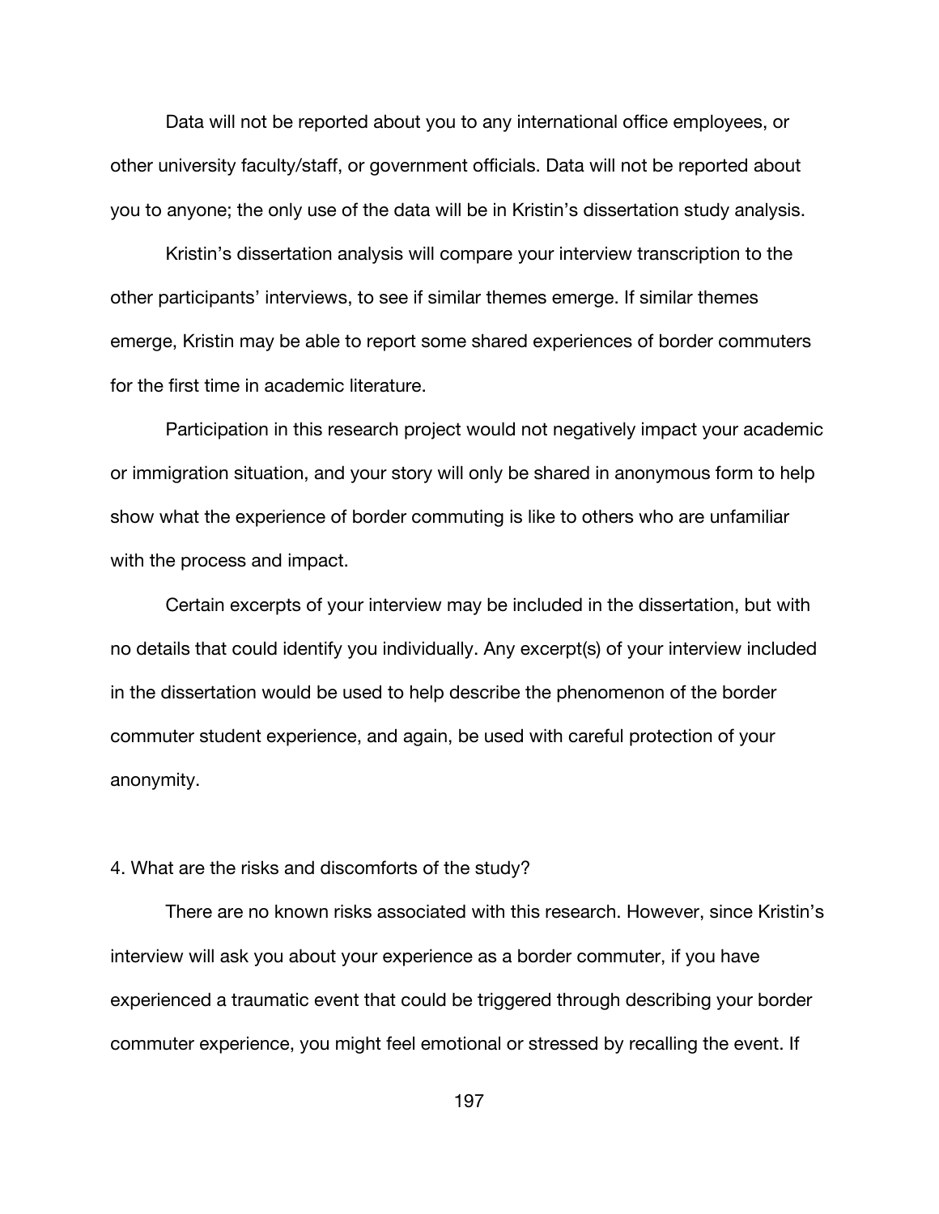Data will not be reported about you to any international office employees, or other university faculty/staff, or government officials. Data will not be reported about you to anyone; the only use of the data will be in Kristin's dissertation study analysis.

Kristin's dissertation analysis will compare your interview transcription to the other participants' interviews, to see if similar themes emerge. If similar themes emerge, Kristin may be able to report some shared experiences of border commuters for the first time in academic literature.

Participation in this research project would not negatively impact your academic or immigration situation, and your story will only be shared in anonymous form to help show what the experience of border commuting is like to others who are unfamiliar with the process and impact.

Certain excerpts of your interview may be included in the dissertation, but with no details that could identify you individually. Any excerpt(s) of your interview included in the dissertation would be used to help describe the phenomenon of the border commuter student experience, and again, be used with careful protection of your anonymity.

4. What are the risks and discomforts of the study?

There are no known risks associated with this research. However, since Kristin's interview will ask you about your experience as a border commuter, if you have experienced a traumatic event that could be triggered through describing your border commuter experience, you might feel emotional or stressed by recalling the event. If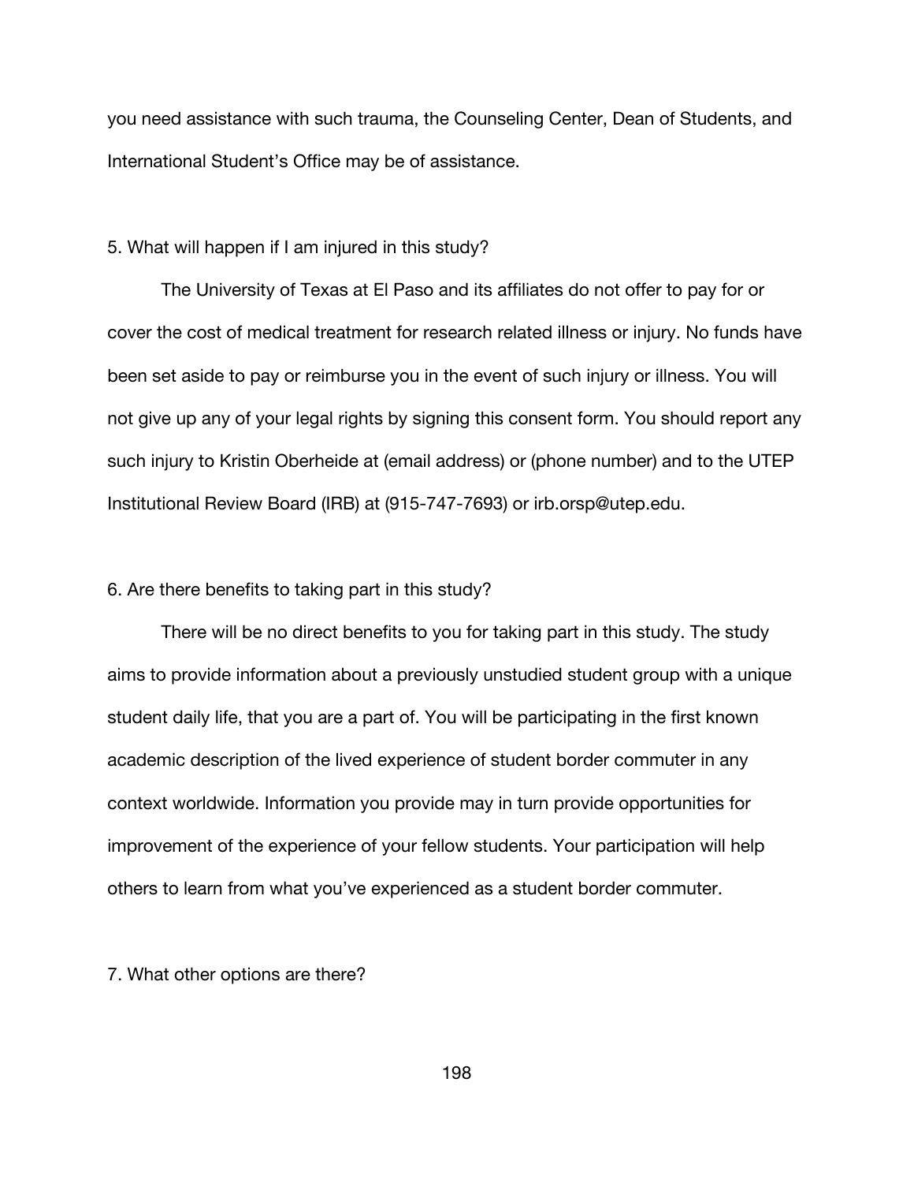you need assistance with such trauma, the Counseling Center, Dean of Students, and International Student's Office may be of assistance.

5. What will happen if I am injured in this study?

The University of Texas at El Paso and its affiliates do not offer to pay for or cover the cost of medical treatment for research related illness or injury. No funds have been set aside to pay or reimburse you in the event of such injury or illness. You will not give up any of your legal rights by signing this consent form. You should report any such injury to Kristin Oberheide at (email address) or (phone number) and to the UTEP Institutional Review Board (IRB) at (915-747-7693) or irb.orsp@utep.edu.

6. Are there benefits to taking part in this study?

There will be no direct benefits to you for taking part in this study. The study aims to provide information about a previously unstudied student group with a unique student daily life, that you are a part of. You will be participating in the first known academic description of the lived experience of student border commuter in any context worldwide. Information you provide may in turn provide opportunities for improvement of the experience of your fellow students. Your participation will help others to learn from what you've experienced as a student border commuter.

7. What other options are there?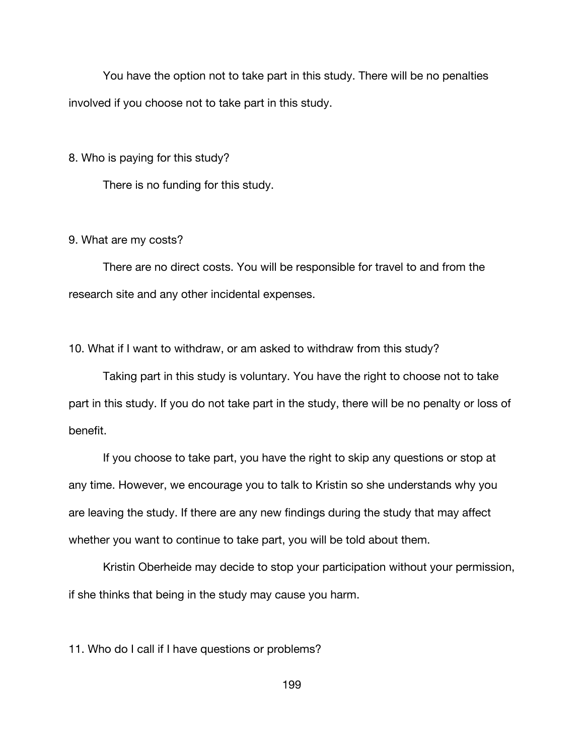You have the option not to take part in this study. There will be no penalties involved if you choose not to take part in this study.

8. Who is paying for this study?

There is no funding for this study.

9. What are my costs?

There are no direct costs. You will be responsible for travel to and from the research site and any other incidental expenses.

10. What if I want to withdraw, or am asked to withdraw from this study?

Taking part in this study is voluntary. You have the right to choose not to take part in this study. If you do not take part in the study, there will be no penalty or loss of benefit.

If you choose to take part, you have the right to skip any questions or stop at any time. However, we encourage you to talk to Kristin so she understands why you are leaving the study. If there are any new findings during the study that may affect whether you want to continue to take part, you will be told about them.

Kristin Oberheide may decide to stop your participation without your permission, if she thinks that being in the study may cause you harm.

11. Who do I call if I have questions or problems?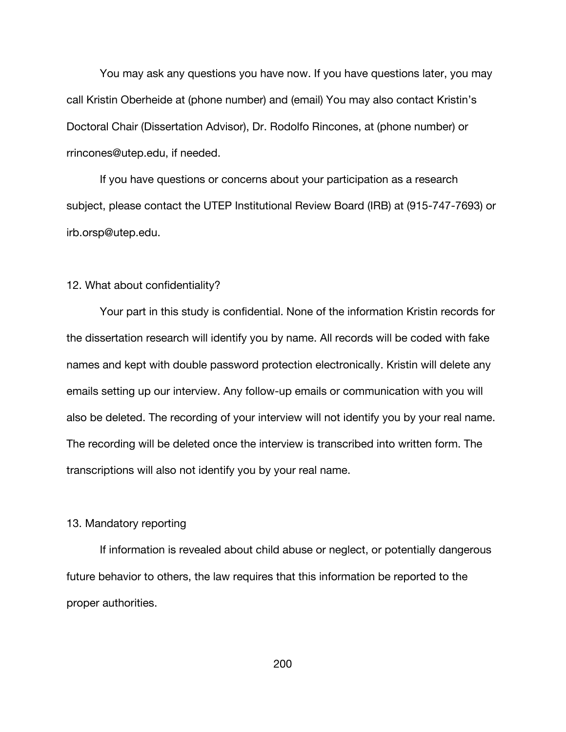You may ask any questions you have now. If you have questions later, you may call Kristin Oberheide at (phone number) and (email) You may also contact Kristin's Doctoral Chair (Dissertation Advisor), Dr. Rodolfo Rincones, at (phone number) or rrincones@utep.edu, if needed.

If you have questions or concerns about your participation as a research subject, please contact the UTEP Institutional Review Board (IRB) at (915-747-7693) or irb.orsp@utep.edu.

12. What about confidentiality?

Your part in this study is confidential. None of the information Kristin records for the dissertation research will identify you by name. All records will be coded with fake names and kept with double password protection electronically. Kristin will delete any emails setting up our interview. Any follow-up emails or communication with you will also be deleted. The recording of your interview will not identify you by your real name. The recording will be deleted once the interview is transcribed into written form. The transcriptions will also not identify you by your real name.

13. Mandatory reporting

If information is revealed about child abuse or neglect, or potentially dangerous future behavior to others, the law requires that this information be reported to the proper authorities.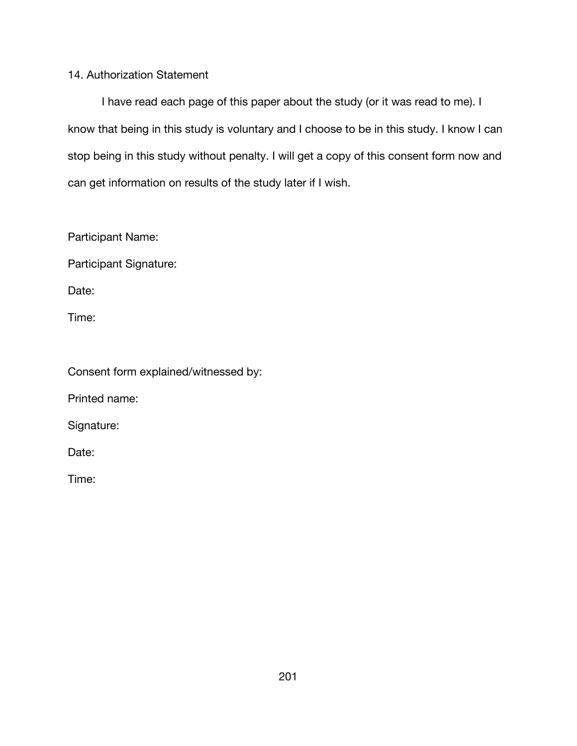14. Authorization Statement

I have read each page of this paper about the study (or it was read to me). I know that being in this study is voluntary and I choose to be in this study. I know I can stop being in this study without penalty. I will get a copy of this consent form now and can get information on results of the study later if I wish.

Participant Name:

Participant Signature:

Date:

Time:

Consent form explained/witnessed by:

Printed name:

Signature:

Date:

Time: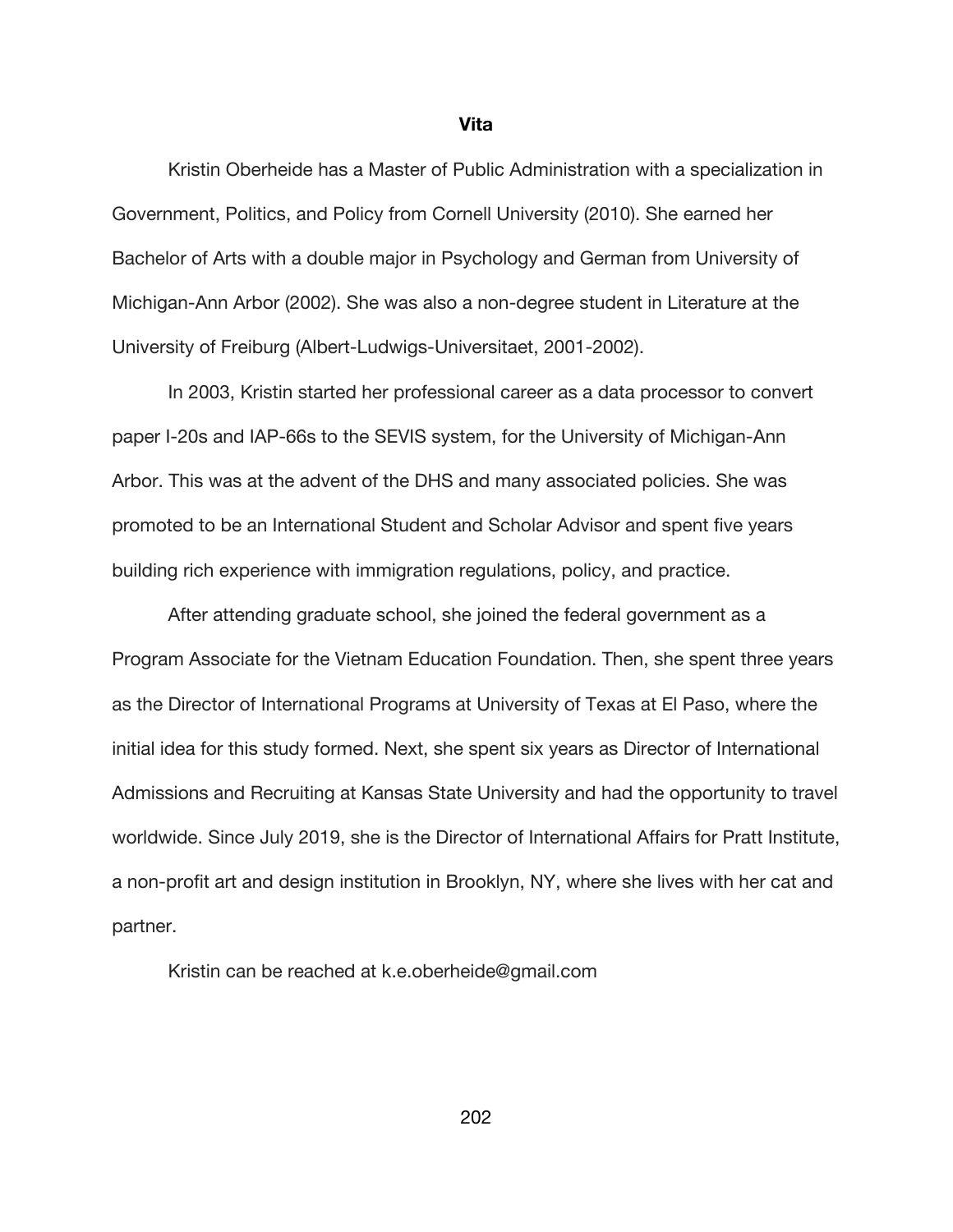# Vita

Kristin Oberheide has a Master of Public Administration with a specialization in Government, Politics, and Policy from Cornell University (2010). She earned her Bachelor of Arts with a double major in Psychology and German from University of Michigan-Ann Arbor (2002). She was also a non-degree student in Literature at the University of Freiburg (Albert-Ludwigs-Universitaet, 2001-2002).

In 2003, Kristin started her professional career as a data processor to convert paper I-20s and IAP-66s to the SEVIS system, for the University of Michigan-Ann Arbor. This was at the advent of the DHS and many associated policies. She was promoted to be an International Student and Scholar Advisor and spent five years building rich experience with immigration regulations, policy, and practice.

After attending graduate school, she joined the federal government as a Program Associate for the Vietnam Education Foundation. Then, she spent three years as the Director of International Programs at University of Texas at El Paso, where the initial idea for this study formed. Next, she spent six years as Director of International Admissions and Recruiting at Kansas State University and had the opportunity to travel worldwide. Since July 2019, she is the Director of International Affairs for Pratt Institute, a non-profit art and design institution in Brooklyn, NY, where she lives with her cat and partner.

Kristin can be reached at k.e.oberheide@gmail.com